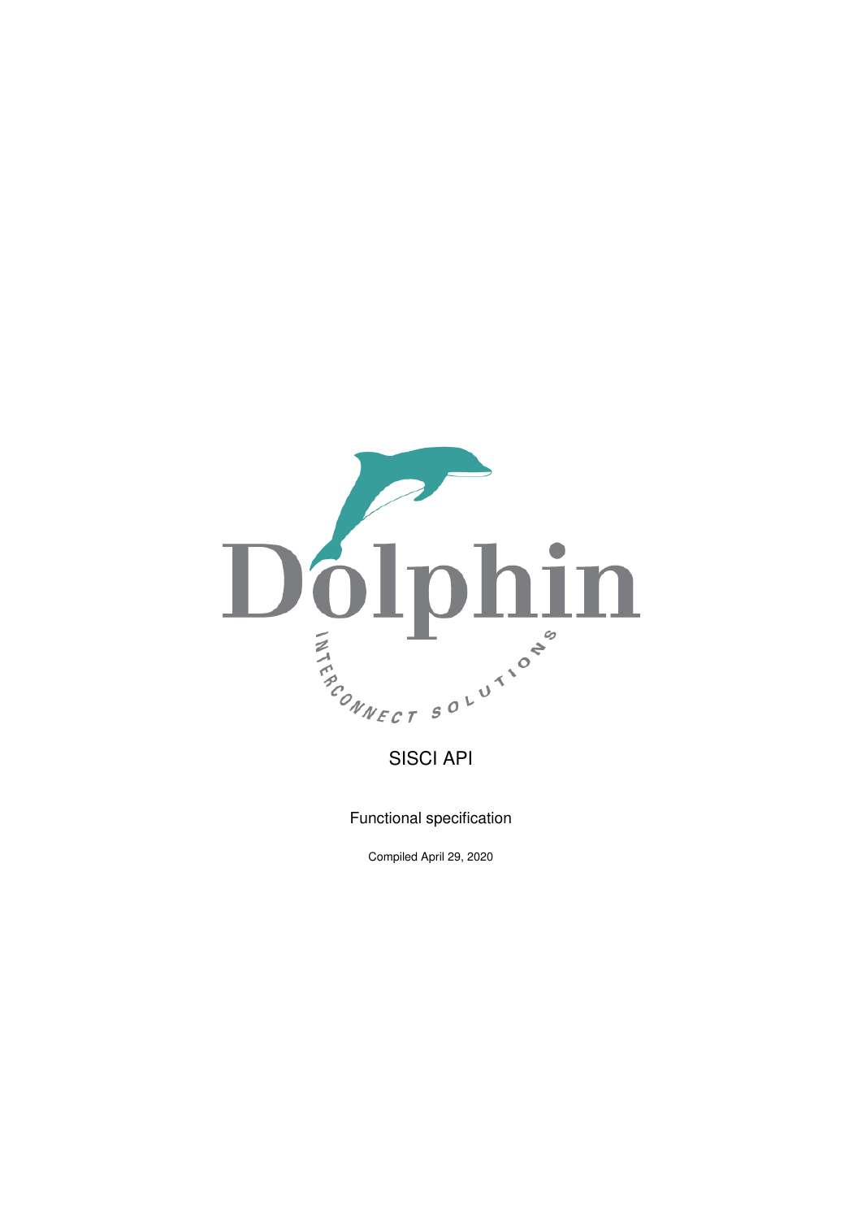Dolphin

INTERCONNECT SOLUTIONS

# SISCI API

Functional specification

Compiled April 29, 2020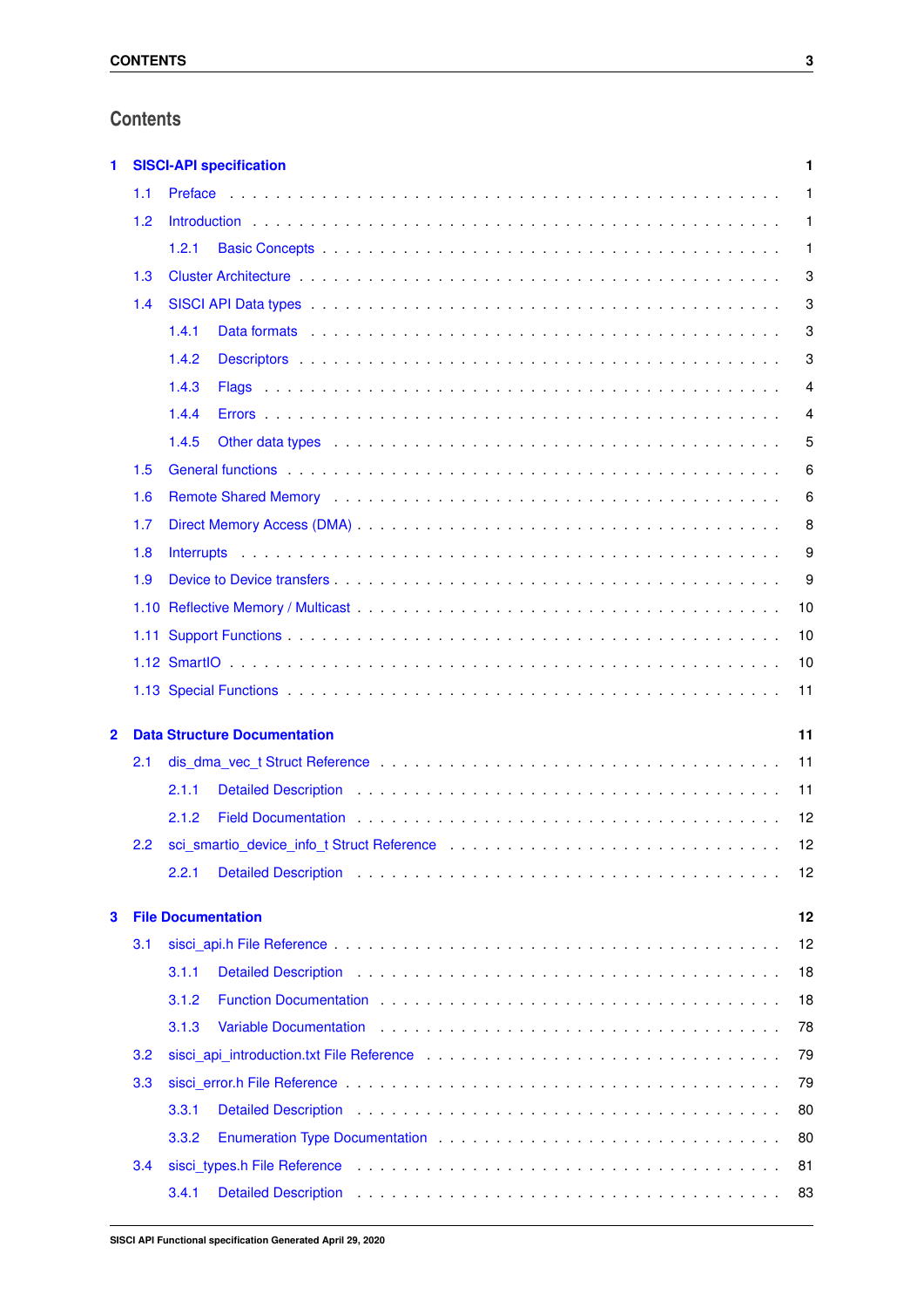# Contents

**1 SISCI-API specification** **1**

- 1.1 Preface . . . 1
- 1.2 Introduction . . . 1
  - 1.2.1 Basic Concepts . . . 1
- 1.3 Cluster Architecture . . . 3
- 1.4 SISCI API Data types . . . 3
  - 1.4.1 Data formats . . . 3
  - 1.4.2 Descriptors . . . 3
  - 1.4.3 Flags . . . 4
  - 1.4.4 Errors . . . 4
  - 1.4.5 Other data types . . . 5
- 1.5 General functions . . . 6
- 1.6 Remote Shared Memory . . . 6
- 1.7 Direct Memory Access (DMA) . . . 8
- 1.8 Interrupts . . . 9
- 1.9 Device to Device transfers . . . 9
- 1.10 Reflective Memory / Multicast . . . 10
- 1.11 Support Functions . . . 10
- 1.12 SmartIO . . . 10
- 1.13 Special Functions . . . 11

**2 Data Structure Documentation** **11**

- 2.1 dis_dma_vec_t Struct Reference . . . 11
  - 2.1.1 Detailed Description . . . 11
  - 2.1.2 Field Documentation . . . 12
- 2.2 sci_smartio_device_info_t Struct Reference . . . 12
  - 2.2.1 Detailed Description . . . 12

**3 File Documentation** **12**

- 3.1 sisci_api.h File Reference . . . 12
  - 3.1.1 Detailed Description . . . 18
  - 3.1.2 Function Documentation . . . 18
  - 3.1.3 Variable Documentation . . . 78
- 3.2 sisci_api_introduction.txt File Reference . . . 79
- 3.3 sisci_error.h File Reference . . . 79
  - 3.3.1 Detailed Description . . . 80
  - 3.3.2 Enumeration Type Documentation . . . 80
- 3.4 sisci_types.h File Reference . . . 81
  - 3.4.1 Detailed Description . . . 83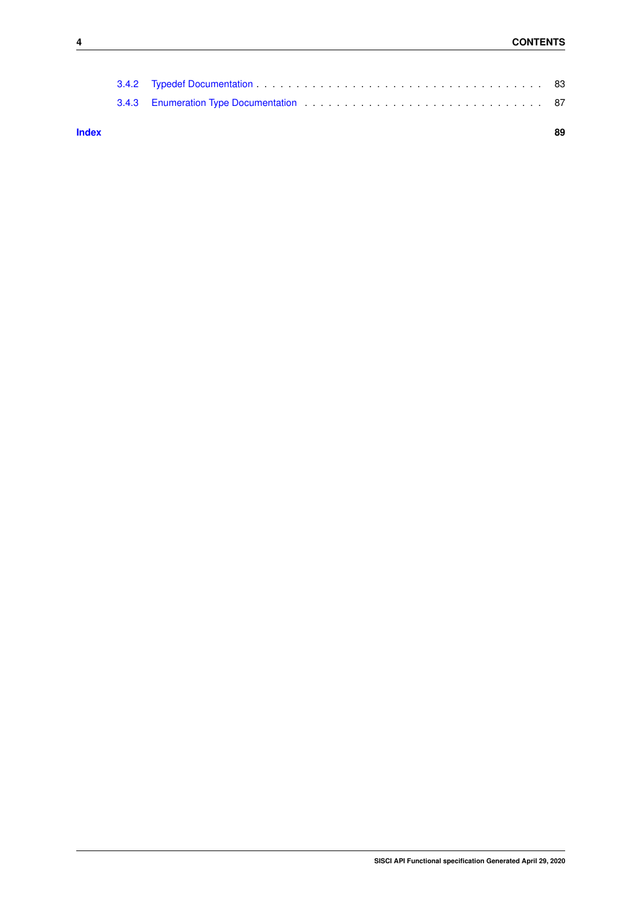3.4.2 Typedef Documentation . . . . . . . . . . . . . . . . . . . . . . . . . . . . . . . . . . . 83

3.4.3 Enumeration Type Documentation . . . . . . . . . . . . . . . . . . . . . . . . . . . 87

**Index** **89**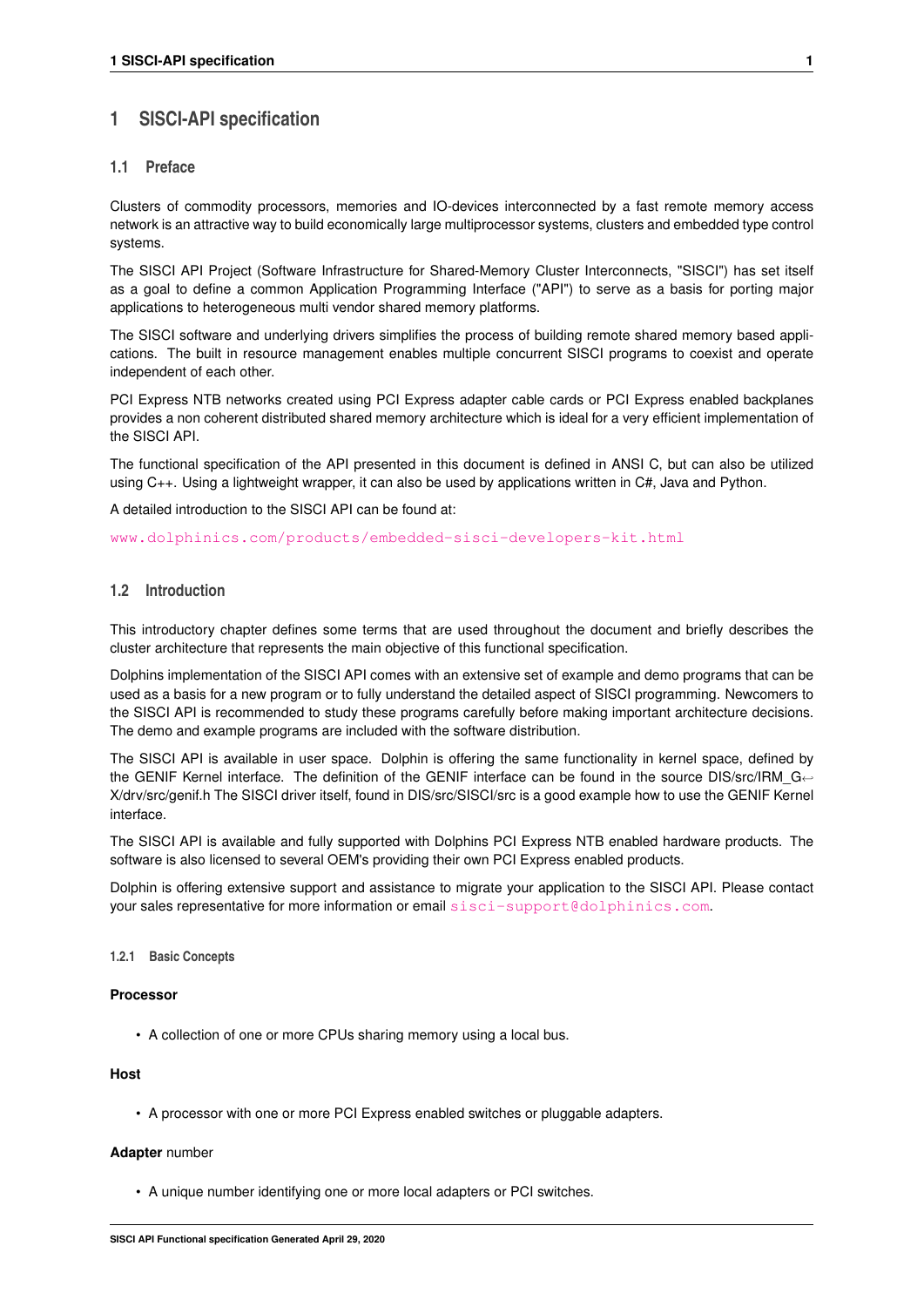# 1 SISCI-API specification

## 1.1 Preface

Clusters of commodity processors, memories and IO-devices interconnected by a fast remote memory access network is an attractive way to build economically large multiprocessor systems, clusters and embedded type control systems.

The SISCI API Project (Software Infrastructure for Shared-Memory Cluster Interconnects, "SISCI") has set itself as a goal to define a common Application Programming Interface ("API") to serve as a basis for porting major applications to heterogeneous multi vendor shared memory platforms.

The SISCI software and underlying drivers simplifies the process of building remote shared memory based applications. The built in resource management enables multiple concurrent SISCI programs to coexist and operate independent of each other.

PCI Express NTB networks created using PCI Express adapter cable cards or PCI Express enabled backplanes provides a non coherent distributed shared memory architecture which is ideal for a very efficient implementation of the SISCI API.

The functional specification of the API presented in this document is defined in ANSI C, but can also be utilized using C++. Using a lightweight wrapper, it can also be used by applications written in C#, Java and Python.

A detailed introduction to the SISCI API can be found at:

www.dolphinics.com/products/embedded-sisci-developers-kit.html

## 1.2 Introduction

This introductory chapter defines some terms that are used throughout the document and briefly describes the cluster architecture that represents the main objective of this functional specification.

Dolphins implementation of the SISCI API comes with an extensive set of example and demo programs that can be used as a basis for a new program or to fully understand the detailed aspect of SISCI programming. Newcomers to the SISCI API is recommended to study these programs carefully before making important architecture decisions. The demo and example programs are included with the software distribution.

The SISCI API is available in user space. Dolphin is offering the same functionality in kernel space, defined by the GENIF Kernel interface. The definition of the GENIF interface can be found in the source DIS/src/IRM_GX/drv/src/genif.h The SISCI driver itself, found in DIS/src/SISCI/src is a good example how to use the GENIF Kernel interface.

The SISCI API is available and fully supported with Dolphins PCI Express NTB enabled hardware products. The software is also licensed to several OEM's providing their own PCI Express enabled products.

Dolphin is offering extensive support and assistance to migrate your application to the SISCI API. Please contact your sales representative for more information or email sisci-support@dolphinics.com.

### 1.2.1 Basic Concepts

**Processor**

- A collection of one or more CPUs sharing memory using a local bus.

**Host**

- A processor with one or more PCI Express enabled switches or pluggable adapters.

**Adapter** number

- A unique number identifying one or more local adapters or PCI switches.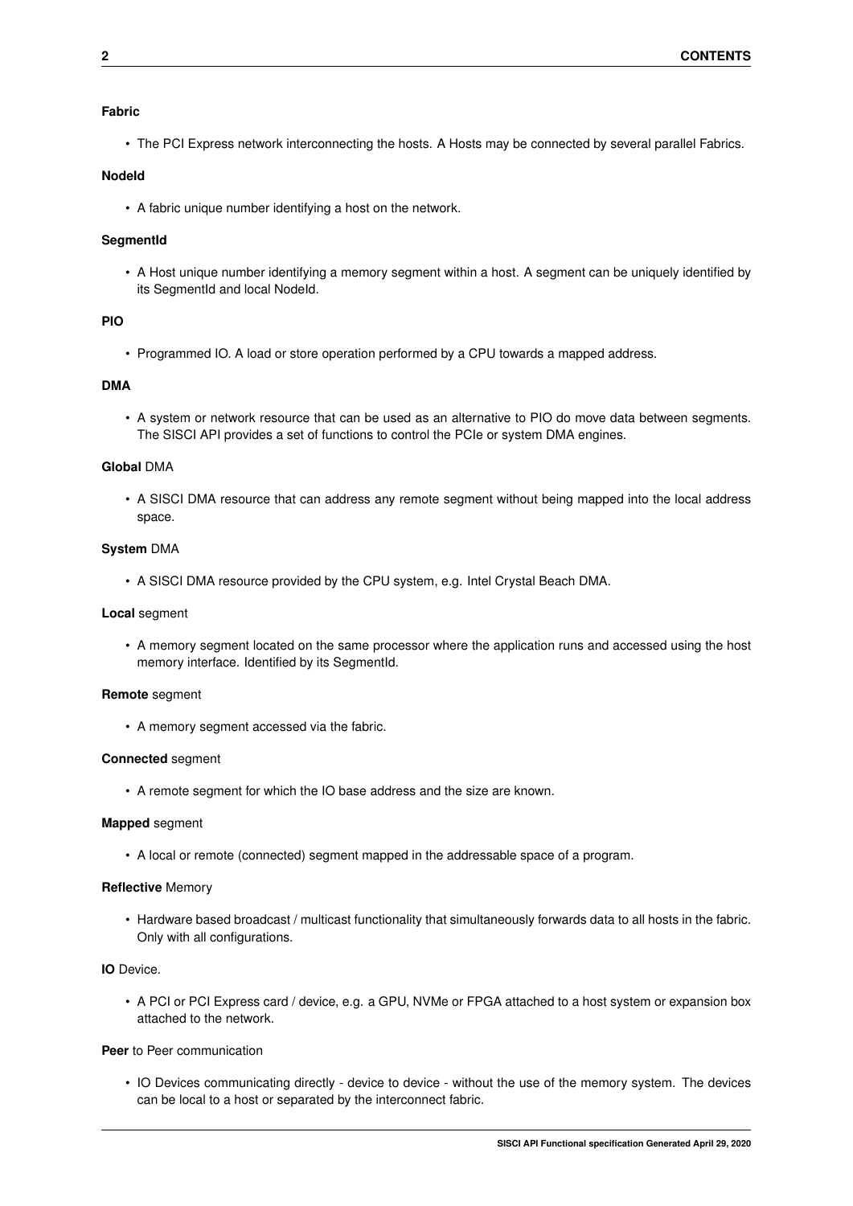**Fabric**

- The PCI Express network interconnecting the hosts. A Hosts may be connected by several parallel Fabrics.

**NodeId**

- A fabric unique number identifying a host on the network.

**SegmentId**

- A Host unique number identifying a memory segment within a host. A segment can be uniquely identified by its SegmentId and local NodeId.

**PIO**

- Programmed IO. A load or store operation performed by a CPU towards a mapped address.

**DMA**

- A system or network resource that can be used as an alternative to PIO do move data between segments. The SISCI API provides a set of functions to control the PCIe or system DMA engines.

**Global** DMA

- A SISCI DMA resource that can address any remote segment without being mapped into the local address space.

**System** DMA

- A SISCI DMA resource provided by the CPU system, e.g. Intel Crystal Beach DMA.

**Local** segment

- A memory segment located on the same processor where the application runs and accessed using the host memory interface. Identified by its SegmentId.

**Remote** segment

- A memory segment accessed via the fabric.

**Connected** segment

- A remote segment for which the IO base address and the size are known.

**Mapped** segment

- A local or remote (connected) segment mapped in the addressable space of a program.

**Reflective** Memory

- Hardware based broadcast / multicast functionality that simultaneously forwards data to all hosts in the fabric. Only with all configurations.

**IO** Device.

- A PCI or PCI Express card / device, e.g. a GPU, NVMe or FPGA attached to a host system or expansion box attached to the network.

**Peer** to Peer communication

- IO Devices communicating directly - device to device - without the use of the memory system. The devices can be local to a host or separated by the interconnect fabric.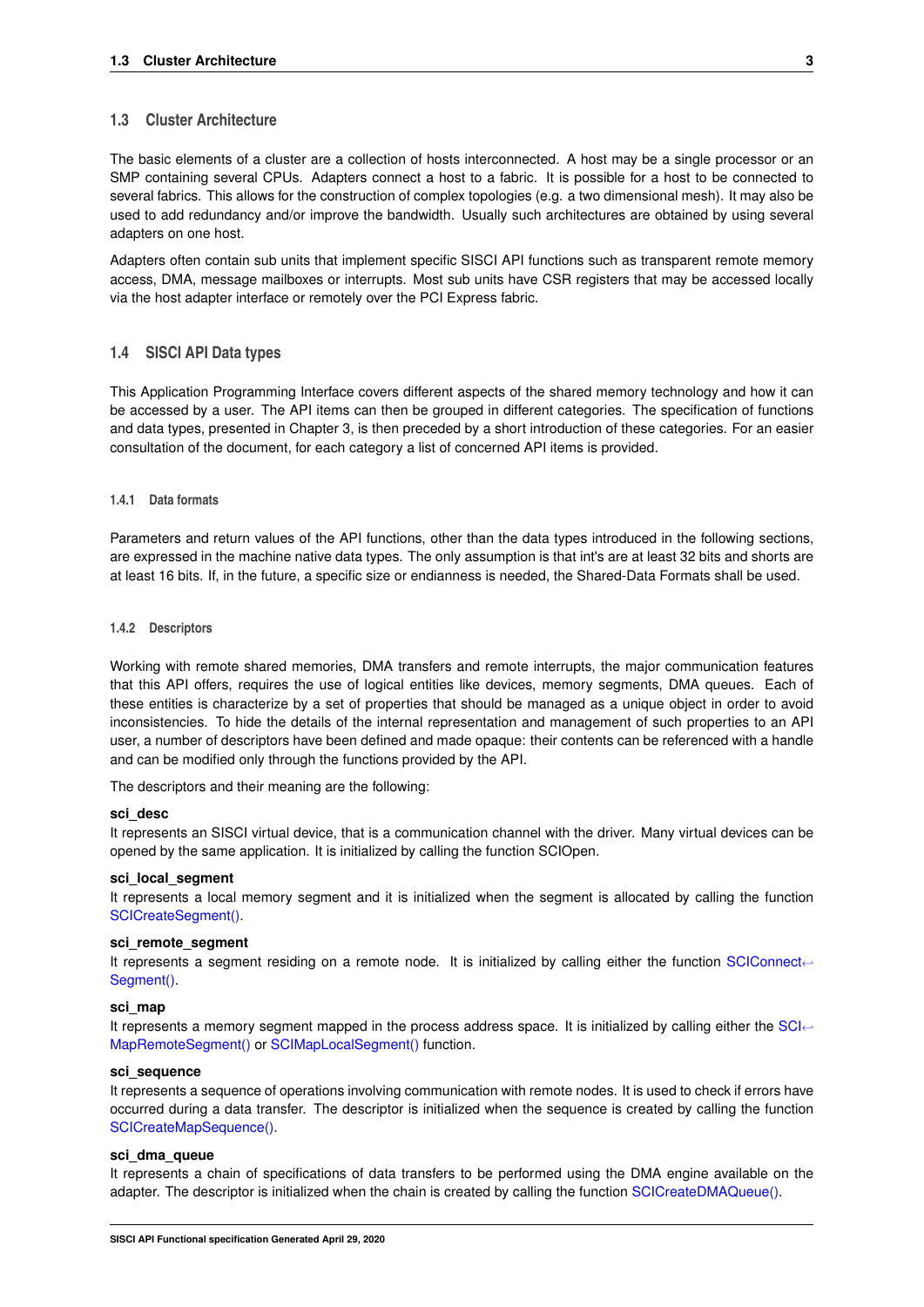## 1.3 Cluster Architecture

The basic elements of a cluster are a collection of hosts interconnected. A host may be a single processor or an SMP containing several CPUs. Adapters connect a host to a fabric. It is possible for a host to be connected to several fabrics. This allows for the construction of complex topologies (e.g. a two dimensional mesh). It may also be used to add redundancy and/or improve the bandwidth. Usually such architectures are obtained by using several adapters on one host.

Adapters often contain sub units that implement specific SISCI API functions such as transparent remote memory access, DMA, message mailboxes or interrupts. Most sub units have CSR registers that may be accessed locally via the host adapter interface or remotely over the PCI Express fabric.

## 1.4 SISCI API Data types

This Application Programming Interface covers different aspects of the shared memory technology and how it can be accessed by a user. The API items can then be grouped in different categories. The specification of functions and data types, presented in Chapter 3, is then preceded by a short introduction of these categories. For an easier consultation of the document, for each category a list of concerned API items is provided.

### 1.4.1 Data formats

Parameters and return values of the API functions, other than the data types introduced in the following sections, are expressed in the machine native data types. The only assumption is that int's are at least 32 bits and shorts are at least 16 bits. If, in the future, a specific size or endianness is needed, the Shared-Data Formats shall be used.

### 1.4.2 Descriptors

Working with remote shared memories, DMA transfers and remote interrupts, the major communication features that this API offers, requires the use of logical entities like devices, memory segments, DMA queues. Each of these entities is characterize by a set of properties that should be managed as a unique object in order to avoid inconsistencies. To hide the details of the internal representation and management of such properties to an API user, a number of descriptors have been defined and made opaque: their contents can be referenced with a handle and can be modified only through the functions provided by the API.

The descriptors and their meaning are the following:

**sci_desc**
It represents an SISCI virtual device, that is a communication channel with the driver. Many virtual devices can be opened by the same application. It is initialized by calling the function SCIOpen.

**sci_local_segment**
It represents a local memory segment and it is initialized when the segment is allocated by calling the function SCICreateSegment().

**sci_remote_segment**
It represents a segment residing on a remote node. It is initialized by calling either the function SCIConnectSegment().

**sci_map**
It represents a memory segment mapped in the process address space. It is initialized by calling either the SCIMapRemoteSegment() or SCIMapLocalSegment() function.

**sci_sequence**
It represents a sequence of operations involving communication with remote nodes. It is used to check if errors have occurred during a data transfer. The descriptor is initialized when the sequence is created by calling the function SCICreateMapSequence().

**sci_dma_queue**
It represents a chain of specifications of data transfers to be performed using the DMA engine available on the adapter. The descriptor is initialized when the chain is created by calling the function SCICreateDMAQueue().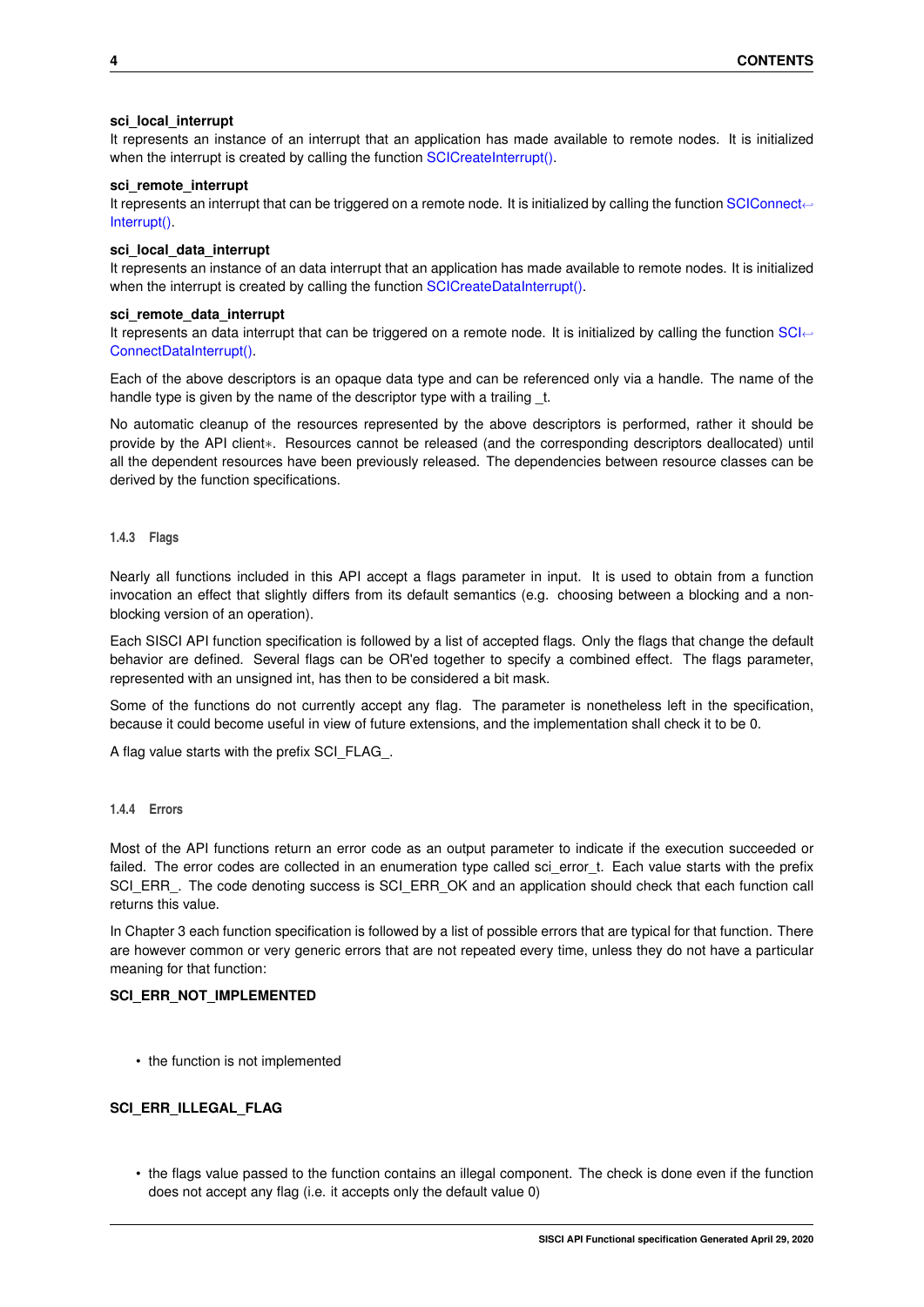**sci_local_interrupt**
It represents an instance of an interrupt that an application has made available to remote nodes. It is initialized when the interrupt is created by calling the function SCICreateInterrupt().

**sci_remote_interrupt**
It represents an interrupt that can be triggered on a remote node. It is initialized by calling the function SCIConnectInterrupt().

**sci_local_data_interrupt**
It represents an instance of an data interrupt that an application has made available to remote nodes. It is initialized when the interrupt is created by calling the function SCICreateDataInterrupt().

**sci_remote_data_interrupt**
It represents an data interrupt that can be triggered on a remote node. It is initialized by calling the function SCIConnectDataInterrupt().

Each of the above descriptors is an opaque data type and can be referenced only via a handle. The name of the handle type is given by the name of the descriptor type with a trailing _t.

No automatic cleanup of the resources represented by the above descriptors is performed, rather it should be provide by the API client∗. Resources cannot be released (and the corresponding descriptors deallocated) until all the dependent resources have been previously released. The dependencies between resource classes can be derived by the function specifications.

#### 1.4.3 Flags

Nearly all functions included in this API accept a flags parameter in input. It is used to obtain from a function invocation an effect that slightly differs from its default semantics (e.g. choosing between a blocking and a non-blocking version of an operation).

Each SISCI API function specification is followed by a list of accepted flags. Only the flags that change the default behavior are defined. Several flags can be OR'ed together to specify a combined effect. The flags parameter, represented with an unsigned int, has then to be considered a bit mask.

Some of the functions do not currently accept any flag. The parameter is nonetheless left in the specification, because it could become useful in view of future extensions, and the implementation shall check it to be 0.

A flag value starts with the prefix SCI_FLAG_.

#### 1.4.4 Errors

Most of the API functions return an error code as an output parameter to indicate if the execution succeeded or failed. The error codes are collected in an enumeration type called sci_error_t. Each value starts with the prefix SCI_ERR_. The code denoting success is SCI_ERR_OK and an application should check that each function call returns this value.

In Chapter 3 each function specification is followed by a list of possible errors that are typical for that function. There are however common or very generic errors that are not repeated every time, unless they do not have a particular meaning for that function:

**SCI_ERR_NOT_IMPLEMENTED**

- the function is not implemented

**SCI_ERR_ILLEGAL_FLAG**

- the flags value passed to the function contains an illegal component. The check is done even if the function does not accept any flag (i.e. it accepts only the default value 0)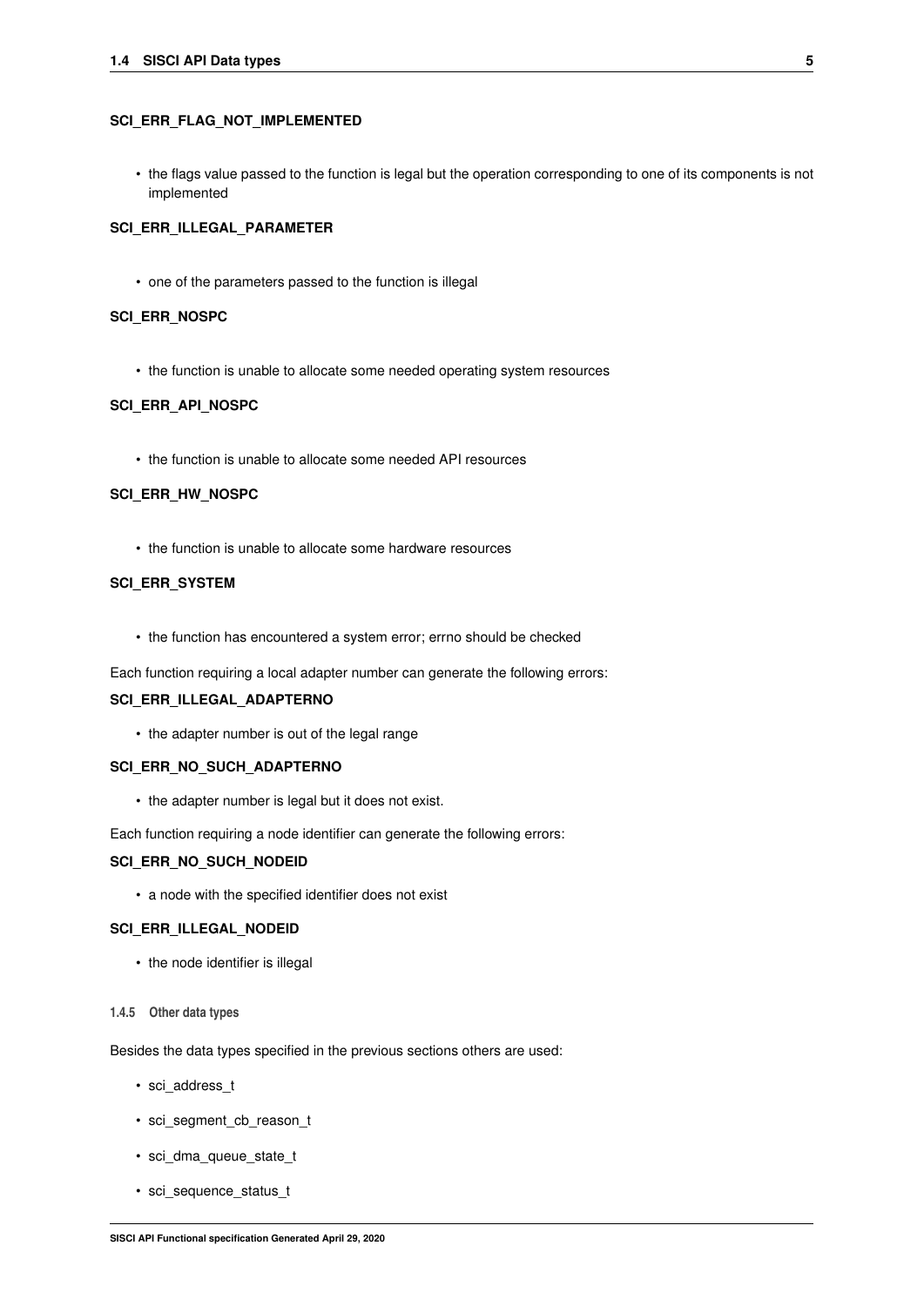**SCI_ERR_FLAG_NOT_IMPLEMENTED**

- the flags value passed to the function is legal but the operation corresponding to one of its components is not implemented

**SCI_ERR_ILLEGAL_PARAMETER**

- one of the parameters passed to the function is illegal

**SCI_ERR_NOSPC**

- the function is unable to allocate some needed operating system resources

**SCI_ERR_API_NOSPC**

- the function is unable to allocate some needed API resources

**SCI_ERR_HW_NOSPC**

- the function is unable to allocate some hardware resources

**SCI_ERR_SYSTEM**

- the function has encountered a system error; errno should be checked

Each function requiring a local adapter number can generate the following errors:

**SCI_ERR_ILLEGAL_ADAPTERNO**

- the adapter number is out of the legal range

**SCI_ERR_NO_SUCH_ADAPTERNO**

- the adapter number is legal but it does not exist.

Each function requiring a node identifier can generate the following errors:

**SCI_ERR_NO_SUCH_NODEID**

- a node with the specified identifier does not exist

**SCI_ERR_ILLEGAL_NODEID**

- the node identifier is illegal

#### 1.4.5 Other data types

Besides the data types specified in the previous sections others are used:

- sci_address_t
- sci_segment_cb_reason_t
- sci_dma_queue_state_t
- sci_sequence_status_t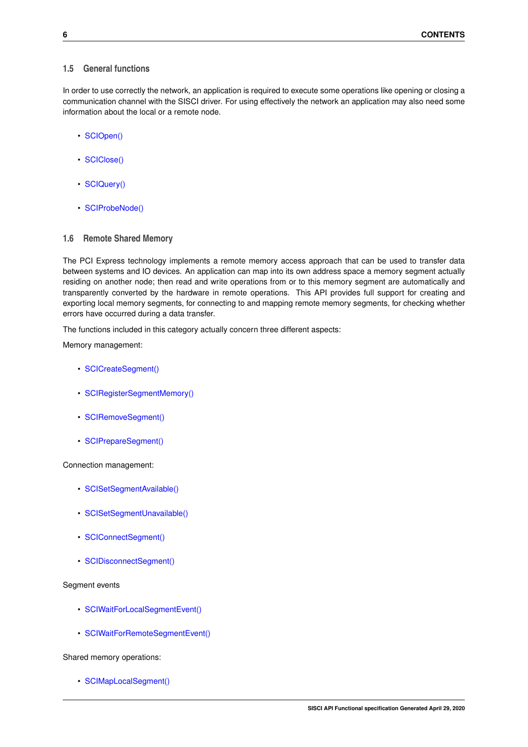### 1.5 General functions

In order to use correctly the network, an application is required to execute some operations like opening or closing a communication channel with the SISCI driver. For using effectively the network an application may also need some information about the local or a remote node.

- SCIOpen()
- SCIClose()
- SCIQuery()
- SCIProbeNode()

### 1.6 Remote Shared Memory

The PCI Express technology implements a remote memory access approach that can be used to transfer data between systems and IO devices. An application can map into its own address space a memory segment actually residing on another node; then read and write operations from or to this memory segment are automatically and transparently converted by the hardware in remote operations. This API provides full support for creating and exporting local memory segments, for connecting to and mapping remote memory segments, for checking whether errors have occurred during a data transfer.

The functions included in this category actually concern three different aspects:

Memory management:

- SCICreateSegment()
- SCIRegisterSegmentMemory()
- SCIRemoveSegment()
- SCIPrepareSegment()

Connection management:

- SCISetSegmentAvailable()
- SCISetSegmentUnavailable()
- SCIConnectSegment()
- SCIDisconnectSegment()

Segment events

- SCIWaitForLocalSegmentEvent()
- SCIWaitForRemoteSegmentEvent()

Shared memory operations:

- SCIMapLocalSegment()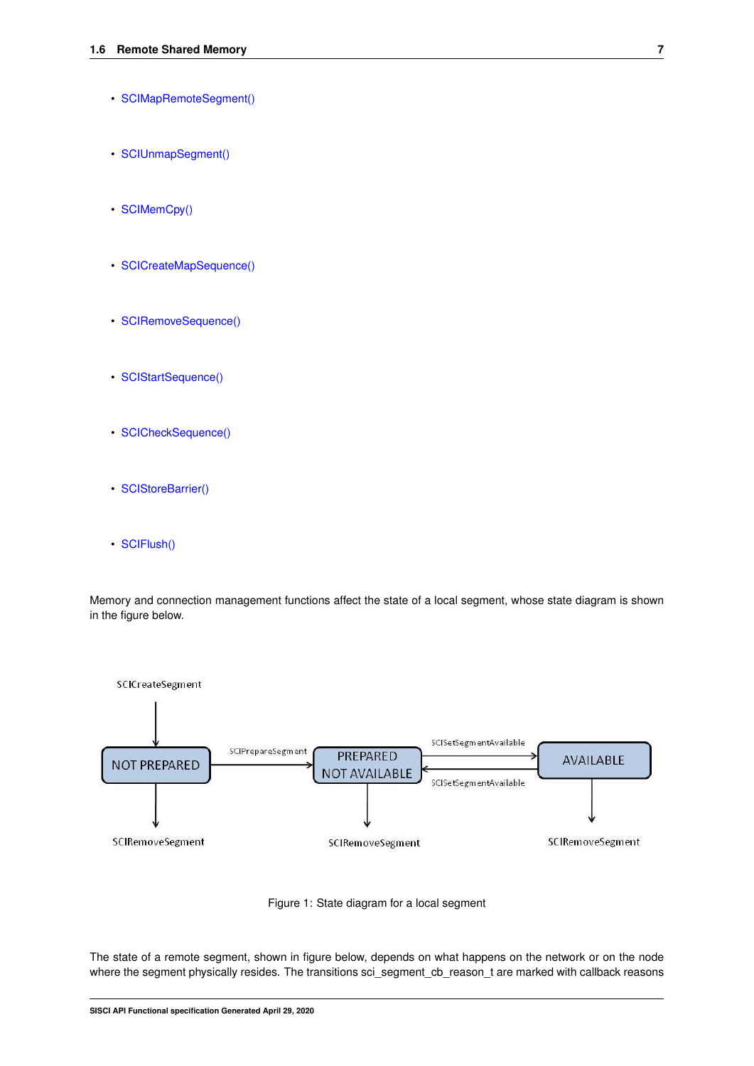- SCIMapRemoteSegment()
- SCIUnmapSegment()
- SCIMemCpy()
- SCICreateMapSequence()
- SCIRemoveSequence()
- SCIStartSequence()
- SCICheckSequence()
- SCIStoreBarrier()
- SCIFlush()

Memory and connection management functions affect the state of a local segment, whose state diagram is shown in the figure below.

Figure 1: State diagram for a local segment

The state of a remote segment, shown in figure below, depends on what happens on the network or on the node where the segment physically resides. The transitions sci_segment_cb_reason_t are marked with callback reasons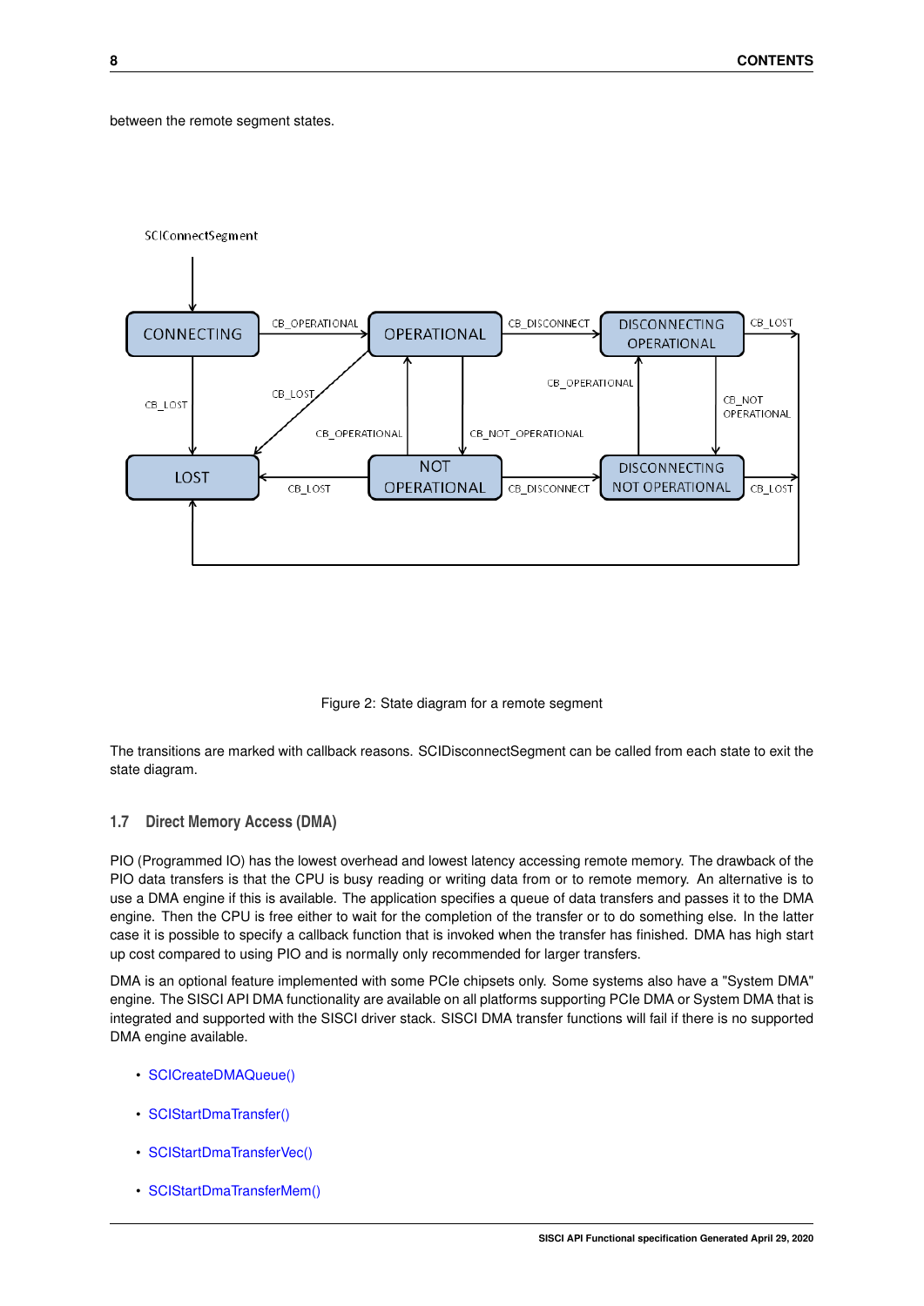between the remote segment states.

Figure 2: State diagram for a remote segment

The transitions are marked with callback reasons. SCIDisconnectSegment can be called from each state to exit the state diagram.

### 1.7 Direct Memory Access (DMA)

PIO (Programmed IO) has the lowest overhead and lowest latency accessing remote memory. The drawback of the PIO data transfers is that the CPU is busy reading or writing data from or to remote memory. An alternative is to use a DMA engine if this is available. The application specifies a queue of data transfers and passes it to the DMA engine. Then the CPU is free either to wait for the completion of the transfer or to do something else. In the latter case it is possible to specify a callback function that is invoked when the transfer has finished. DMA has high start up cost compared to using PIO and is normally only recommended for larger transfers.

DMA is an optional feature implemented with some PCIe chipsets only. Some systems also have a "System DMA" engine. The SISCI API DMA functionality are available on all platforms supporting PCIe DMA or System DMA that is integrated and supported with the SISCI driver stack. SISCI DMA transfer functions will fail if there is no supported DMA engine available.

- SCICreateDMAQueue()
- SCIStartDmaTransfer()
- SCIStartDmaTransferVec()
- SCIStartDmaTransferMem()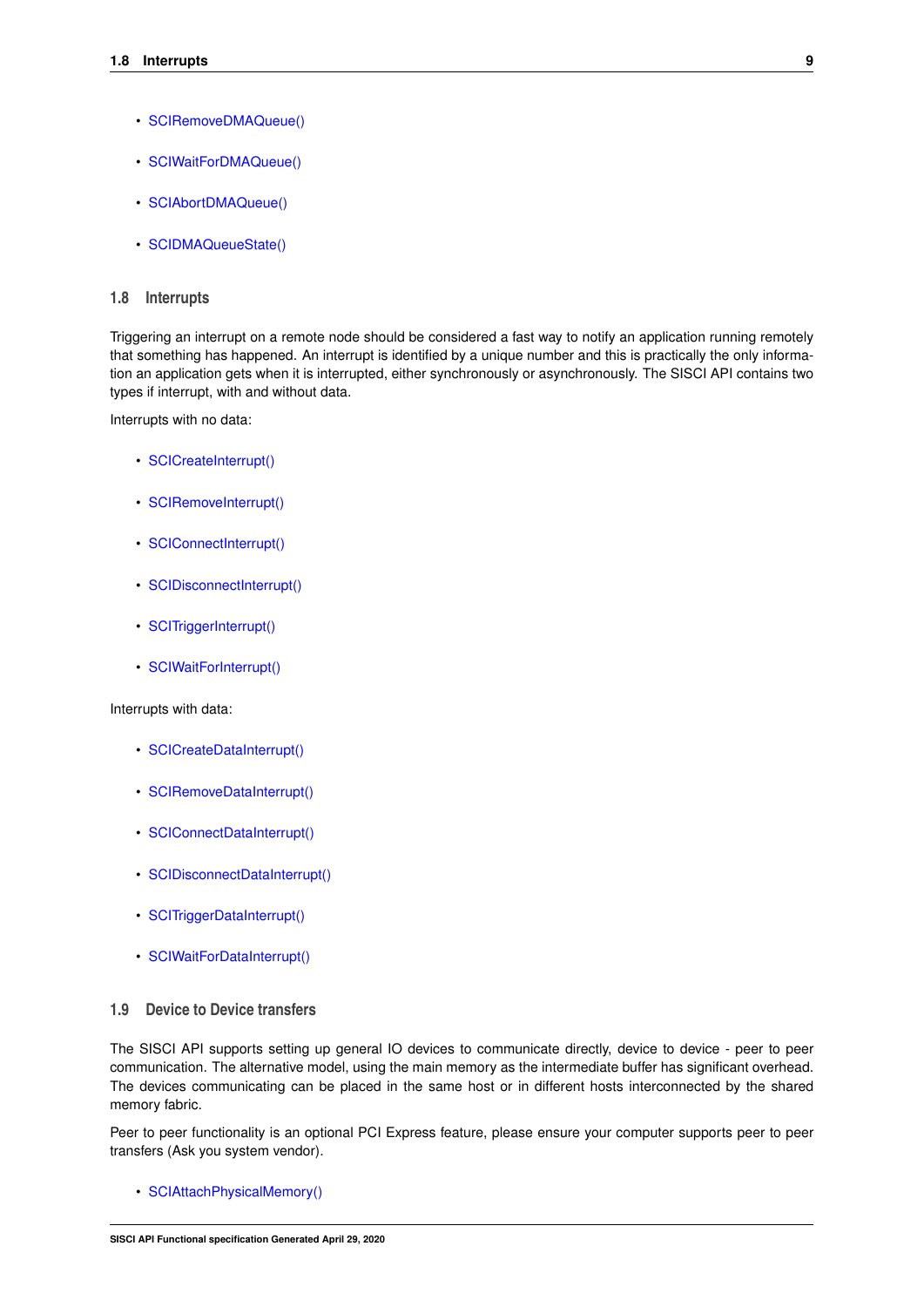- SCIRemoveDMAQueue()
- SCIWaitForDMAQueue()
- SCIAbortDMAQueue()
- SCIDMAQueueState()

## 1.8 Interrupts

Triggering an interrupt on a remote node should be considered a fast way to notify an application running remotely that something has happened. An interrupt is identified by a unique number and this is practically the only information an application gets when it is interrupted, either synchronously or asynchronously. The SISCI API contains two types if interrupt, with and without data.

Interrupts with no data:

- SCICreateInterrupt()
- SCIRemoveInterrupt()
- SCIConnectInterrupt()
- SCIDisconnectInterrupt()
- SCITriggerInterrupt()
- SCIWaitForInterrupt()

Interrupts with data:

- SCICreateDataInterrupt()
- SCIRemoveDataInterrupt()
- SCIConnectDataInterrupt()
- SCIDisconnectDataInterrupt()
- SCITriggerDataInterrupt()
- SCIWaitForDataInterrupt()

## 1.9 Device to Device transfers

The SISCI API supports setting up general IO devices to communicate directly, device to device - peer to peer communication. The alternative model, using the main memory as the intermediate buffer has significant overhead. The devices communicating can be placed in the same host or in different hosts interconnected by the shared memory fabric.

Peer to peer functionality is an optional PCI Express feature, please ensure your computer supports peer to peer transfers (Ask you system vendor).

- SCIAttachPhysicalMemory()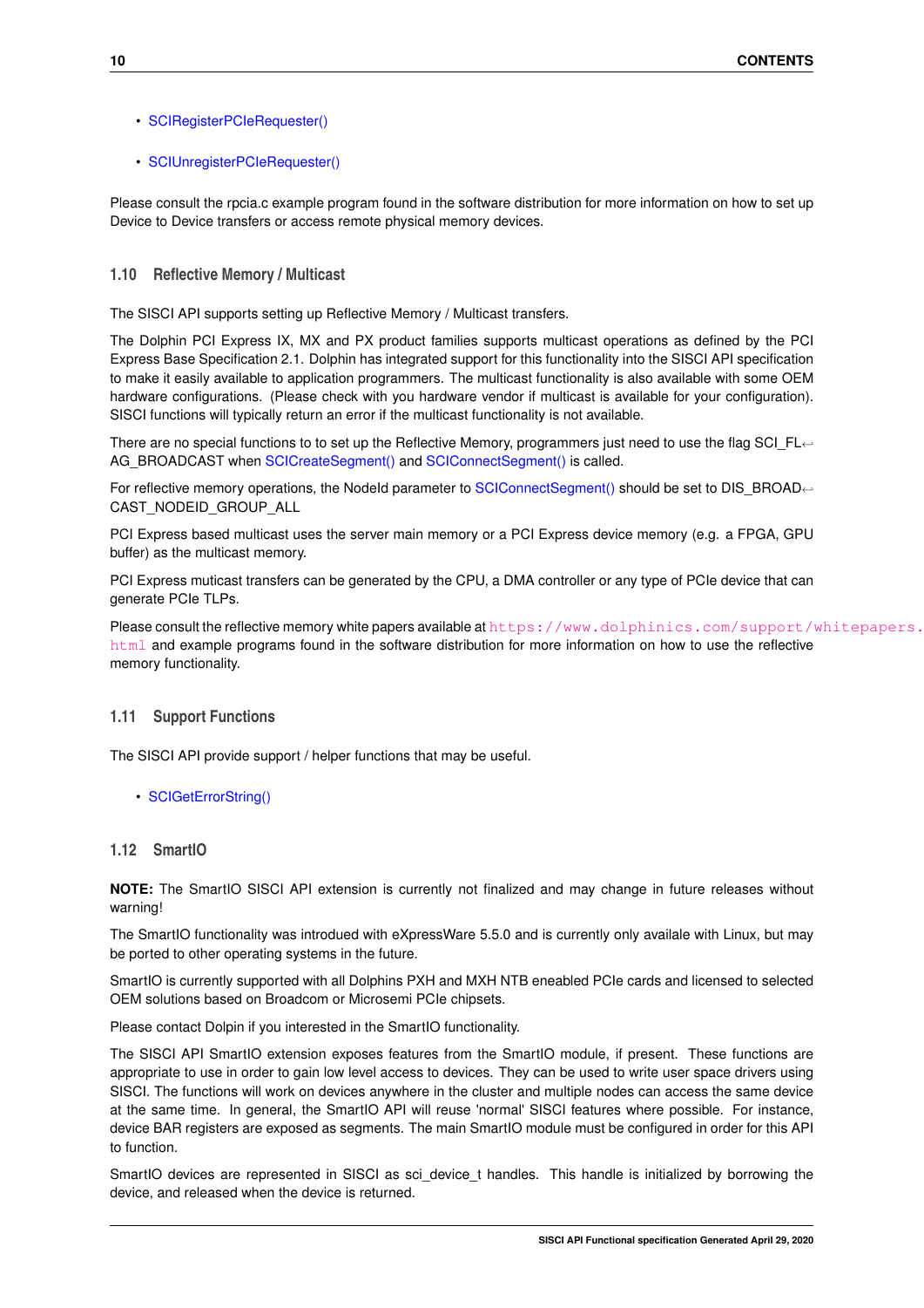- SCIRegisterPCIeRequester()
- SCIUnregisterPCIeRequester()

Please consult the rpcia.c example program found in the software distribution for more information on how to set up Device to Device transfers or access remote physical memory devices.

## 1.10 Reflective Memory / Multicast

The SISCI API supports setting up Reflective Memory / Multicast transfers.

The Dolphin PCI Express IX, MX and PX product families supports multicast operations as defined by the PCI Express Base Specification 2.1. Dolphin has integrated support for this functionality into the SISCI API specification to make it easily available to application programmers. The multicast functionality is also available with some OEM hardware configurations. (Please check with you hardware vendor if multicast is available for your configuration). SISCI functions will typically return an error if the multicast functionality is not available.

There are no special functions to to set up the Reflective Memory, programmers just need to use the flag SCI_FLAG_BROADCAST when SCICreateSegment() and SCIConnectSegment() is called.

For reflective memory operations, the NodeId parameter to SCIConnectSegment() should be set to DIS_BROADCAST_NODEID_GROUP_ALL

PCI Express based multicast uses the server main memory or a PCI Express device memory (e.g. a FPGA, GPU buffer) as the multicast memory.

PCI Express muticast transfers can be generated by the CPU, a DMA controller or any type of PCIe device that can generate PCIe TLPs.

Please consult the reflective memory white papers available at https://www.dolphinics.com/support/whitepapers.html and example programs found in the software distribution for more information on how to use the reflective memory functionality.

## 1.11 Support Functions

The SISCI API provide support / helper functions that may be useful.

- SCIGetErrorString()

## 1.12 SmartIO

**NOTE:** The SmartIO SISCI API extension is currently not finalized and may change in future releases without warning!

The SmartIO functionality was introdued with eXpressWare 5.5.0 and is currently only availale with Linux, but may be ported to other operating systems in the future.

SmartIO is currently supported with all Dolphins PXH and MXH NTB eneabled PCIe cards and licensed to selected OEM solutions based on Broadcom or Microsemi PCIe chipsets.

Please contact Dolpin if you interested in the SmartIO functionality.

The SISCI API SmartIO extension exposes features from the SmartIO module, if present. These functions are appropriate to use in order to gain low level access to devices. They can be used to write user space drivers using SISCI. The functions will work on devices anywhere in the cluster and multiple nodes can access the same device at the same time. In general, the SmartIO API will reuse 'normal' SISCI features where possible. For instance, device BAR registers are exposed as segments. The main SmartIO module must be configured in order for this API to function.

SmartIO devices are represented in SISCI as sci_device_t handles. This handle is initialized by borrowing the device, and released when the device is returned.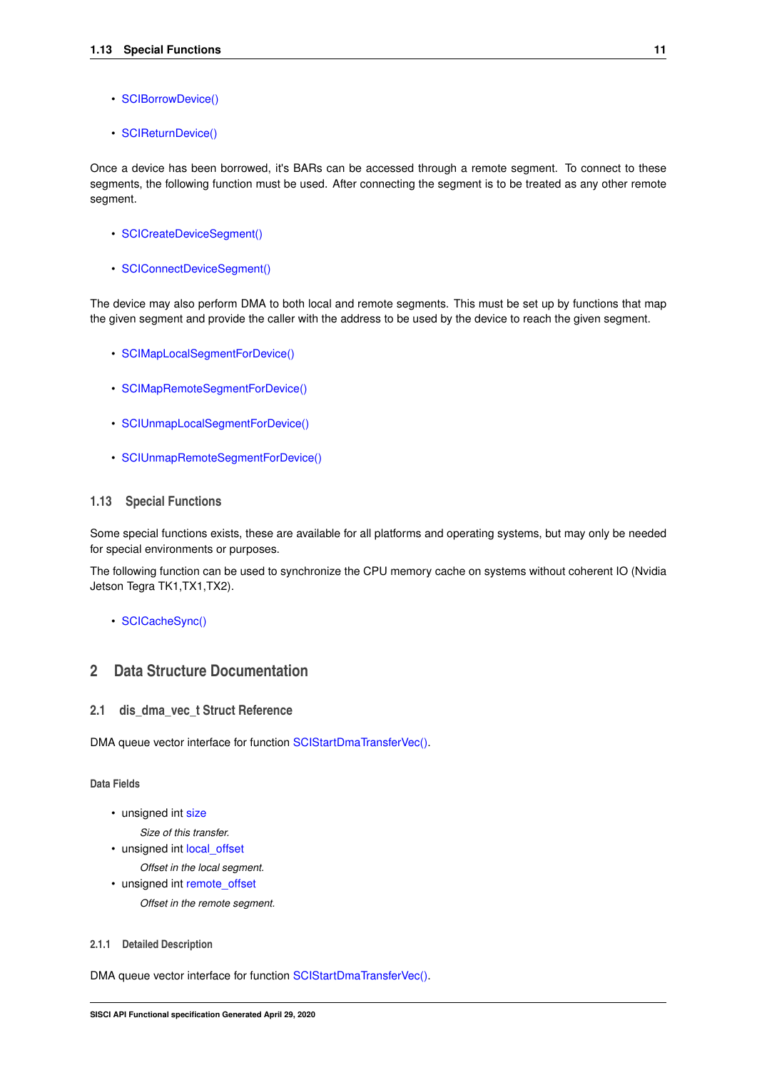- SCIBorrowDevice()
- SCIReturnDevice()

Once a device has been borrowed, it's BARs can be accessed through a remote segment. To connect to these segments, the following function must be used. After connecting the segment is to be treated as any other remote segment.

- SCICreateDeviceSegment()
- SCIConnectDeviceSegment()

The device may also perform DMA to both local and remote segments. This must be set up by functions that map the given segment and provide the caller with the address to be used by the device to reach the given segment.

- SCIMapLocalSegmentForDevice()
- SCIMapRemoteSegmentForDevice()
- SCIUnmapLocalSegmentForDevice()
- SCIUnmapRemoteSegmentForDevice()

### 1.13 Special Functions

Some special functions exists, these are available for all platforms and operating systems, but may only be needed for special environments or purposes.

The following function can be used to synchronize the CPU memory cache on systems without coherent IO (Nvidia Jetson Tegra TK1,TX1,TX2).

- SCICacheSync()

# 2 Data Structure Documentation

## 2.1 dis_dma_vec_t Struct Reference

DMA queue vector interface for function SCIStartDmaTransferVec().

#### Data Fields

- unsigned int size

  *Size of this transfer.*
- unsigned int local_offset

  *Offset in the local segment.*
- unsigned int remote_offset

  *Offset in the remote segment.*

#### 2.1.1 Detailed Description

DMA queue vector interface for function SCIStartDmaTransferVec().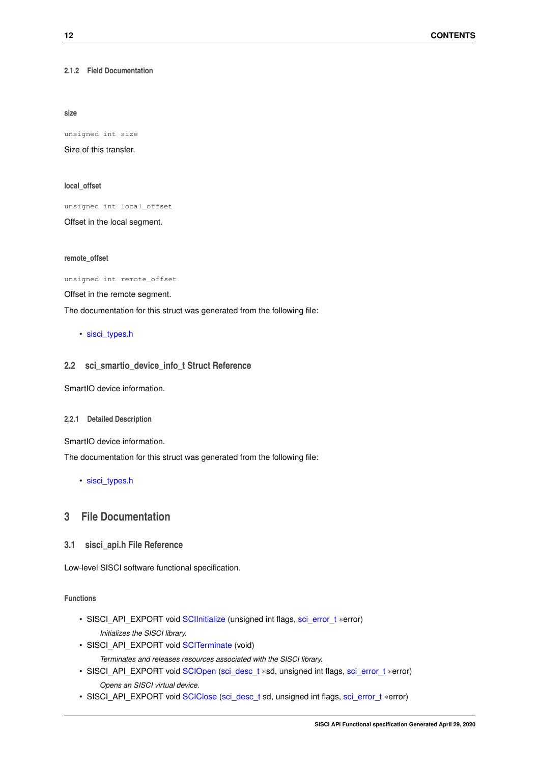#### 2.1.2 Field Documentation

##### size

```
unsigned int size
```

Size of this transfer.

##### local_offset

```
unsigned int local_offset
```

Offset in the local segment.

##### remote_offset

```
unsigned int remote_offset
```

Offset in the remote segment.

The documentation for this struct was generated from the following file:

- sisci_types.h

### 2.2 sci_smartio_device_info_t Struct Reference

SmartIO device information.

#### 2.2.1 Detailed Description

SmartIO device information.

The documentation for this struct was generated from the following file:

- sisci_types.h

## 3 File Documentation

### 3.1 sisci_api.h File Reference

Low-level SISCI software functional specification.

#### Functions

- SISCI_API_EXPORT void SCIInitialize (unsigned int flags, sci_error_t *error)
  *Initializes the SISCI library.*
- SISCI_API_EXPORT void SCITerminate (void)
  *Terminates and releases resources associated with the SISCI library.*
- SISCI_API_EXPORT void SCIOpen (sci_desc_t *sd, unsigned int flags, sci_error_t *error)
  *Opens an SISCI virtual device.*
- SISCI_API_EXPORT void SCIClose (sci_desc_t sd, unsigned int flags, sci_error_t *error)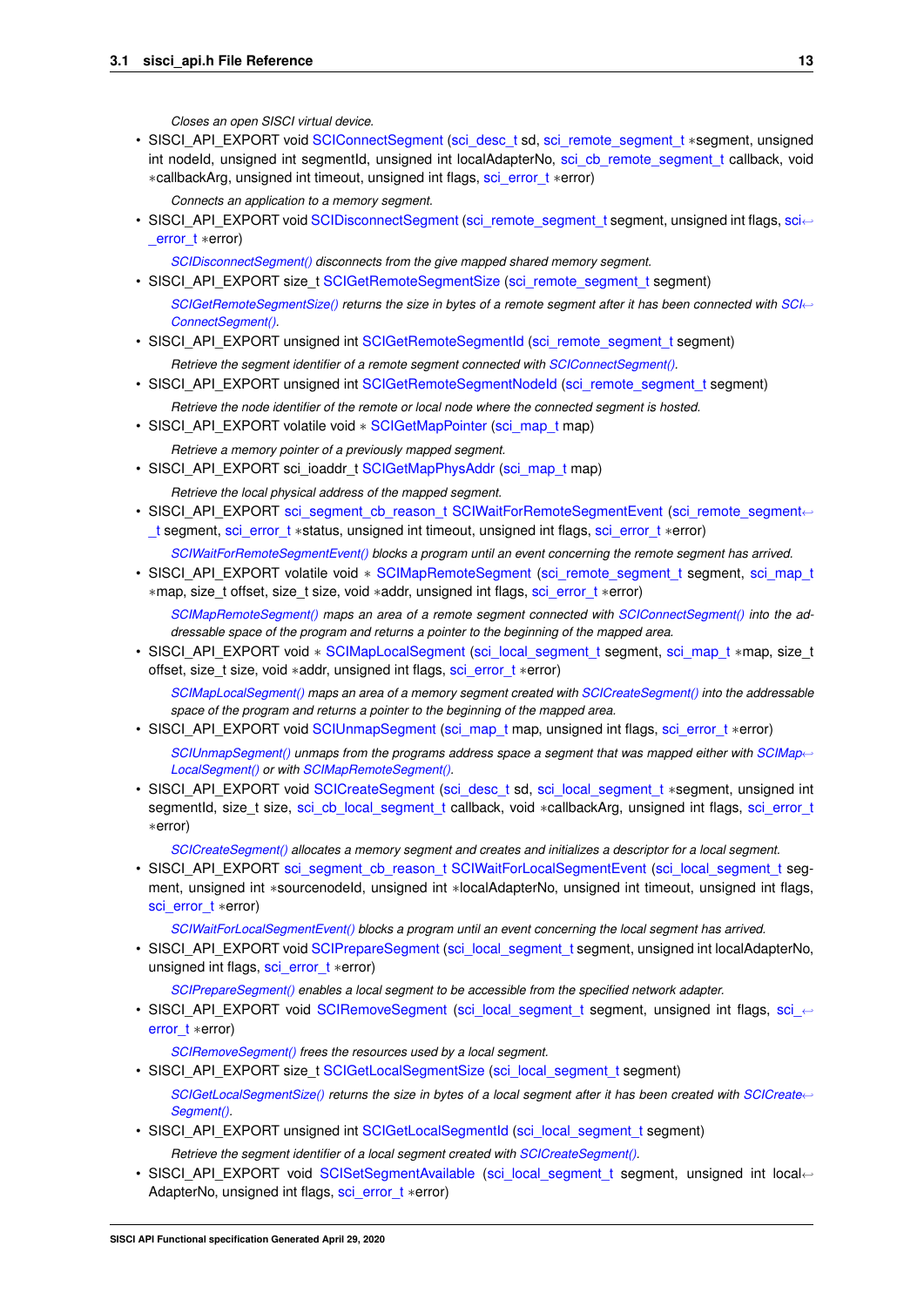*Closes an open SISCI virtual device.*

- SISCI_API_EXPORT void SCIConnectSegment (sci_desc_t sd, sci_remote_segment_t *segment, unsigned int nodeId, unsigned int segmentId, unsigned int localAdapterNo, sci_cb_remote_segment_t callback, void *callbackArg, unsigned int timeout, unsigned int flags, sci_error_t *error)

  *Connects an application to a memory segment.*

- SISCI_API_EXPORT void SCIDisconnectSegment (sci_remote_segment_t segment, unsigned int flags, sci_error_t *error)

  *SCIDisconnectSegment() disconnects from the give mapped shared memory segment.*

- SISCI_API_EXPORT size_t SCIGetRemoteSegmentSize (sci_remote_segment_t segment)

  *SCIGetRemoteSegmentSize() returns the size in bytes of a remote segment after it has been connected with SCIConnectSegment().*

- SISCI_API_EXPORT unsigned int SCIGetRemoteSegmentId (sci_remote_segment_t segment)

  *Retrieve the segment identifier of a remote segment connected with SCIConnectSegment().*

- SISCI_API_EXPORT unsigned int SCIGetRemoteSegmentNodeId (sci_remote_segment_t segment)

  *Retrieve the node identifier of the remote or local node where the connected segment is hosted.*

- SISCI_API_EXPORT volatile void * SCIGetMapPointer (sci_map_t map)

  *Retrieve a memory pointer of a previously mapped segment.*

- SISCI_API_EXPORT sci_ioaddr_t SCIGetMapPhysAddr (sci_map_t map)

  *Retrieve the local physical address of the mapped segment.*

- SISCI_API_EXPORT sci_segment_cb_reason_t SCIWaitForRemoteSegmentEvent (sci_remote_segment_t segment, sci_error_t *status, unsigned int timeout, unsigned int flags, sci_error_t *error)

  *SCIWaitForRemoteSegmentEvent() blocks a program until an event concerning the remote segment has arrived.*

- SISCI_API_EXPORT volatile void * SCIMapRemoteSegment (sci_remote_segment_t segment, sci_map_t *map, size_t offset, size_t size, void *addr, unsigned int flags, sci_error_t *error)

  *SCIMapRemoteSegment() maps an area of a remote segment connected with SCIConnectSegment() into the addressable space of the program and returns a pointer to the beginning of the mapped area.*

- SISCI_API_EXPORT void * SCIMapLocalSegment (sci_local_segment_t segment, sci_map_t *map, size_t offset, size_t size, void *addr, unsigned int flags, sci_error_t *error)

  *SCIMapLocalSegment() maps an area of a memory segment created with SCICreateSegment() into the addressable space of the program and returns a pointer to the beginning of the mapped area.*

- SISCI_API_EXPORT void SCIUnmapSegment (sci_map_t map, unsigned int flags, sci_error_t *error)

  *SCIUnmapSegment() unmaps from the programs address space a segment that was mapped either with SCIMapLocalSegment() or with SCIMapRemoteSegment().*

- SISCI_API_EXPORT void SCICreateSegment (sci_desc_t sd, sci_local_segment_t *segment, unsigned int segmentId, size_t size, sci_cb_local_segment_t callback, void *callbackArg, unsigned int flags, sci_error_t *error)

  *SCICreateSegment() allocates a memory segment and creates and initializes a descriptor for a local segment.*

- SISCI_API_EXPORT sci_segment_cb_reason_t SCIWaitForLocalSegmentEvent (sci_local_segment_t segment, unsigned int *sourcenodeId, unsigned int *localAdapterNo, unsigned int timeout, unsigned int flags, sci_error_t *error)

  *SCIWaitForLocalSegmentEvent() blocks a program until an event concerning the local segment has arrived.*

- SISCI_API_EXPORT void SCIPrepareSegment (sci_local_segment_t segment, unsigned int localAdapterNo, unsigned int flags, sci_error_t *error)

  *SCIPrepareSegment() enables a local segment to be accessible from the specified network adapter.*

- SISCI_API_EXPORT void SCIRemoveSegment (sci_local_segment_t segment, unsigned int flags, sci_error_t *error)

  *SCIRemoveSegment() frees the resources used by a local segment.*

- SISCI_API_EXPORT size_t SCIGetLocalSegmentSize (sci_local_segment_t segment)

  *SCIGetLocalSegmentSize() returns the size in bytes of a local segment after it has been created with SCICreateSegment().*

- SISCI_API_EXPORT unsigned int SCIGetLocalSegmentId (sci_local_segment_t segment)

  *Retrieve the segment identifier of a local segment created with SCICreateSegment().*

- SISCI_API_EXPORT void SCISetSegmentAvailable (sci_local_segment_t segment, unsigned int localAdapterNo, unsigned int flags, sci_error_t *error)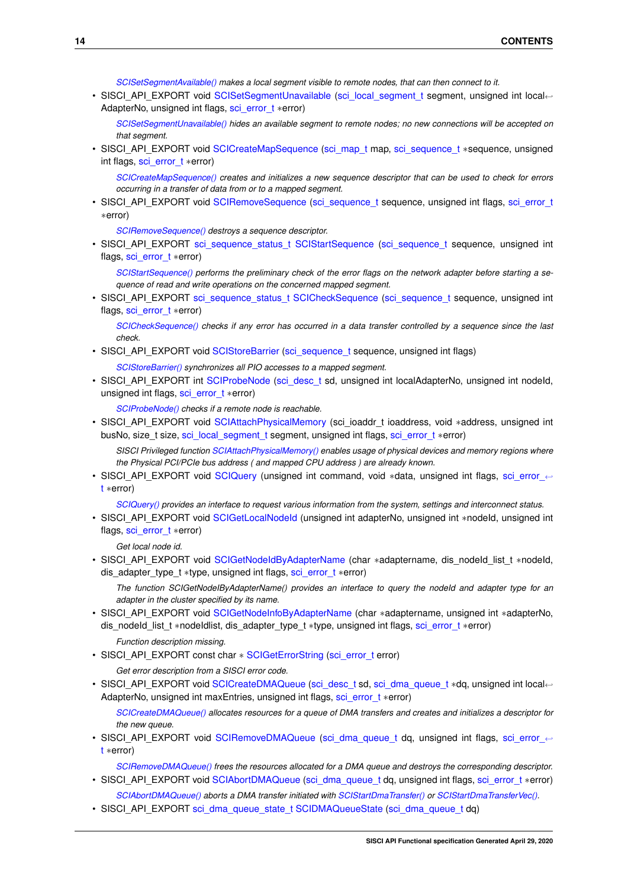*SCISetSegmentAvailable() makes a local segment visible to remote nodes, that can then connect to it.*

- SISCI_API_EXPORT void SCISetSegmentUnavailable (sci_local_segment_t segment, unsigned int localAdapterNo, unsigned int flags, sci_error_t *error)

  *SCISetSegmentUnavailable() hides an available segment to remote nodes; no new connections will be accepted on that segment.*

- SISCI_API_EXPORT void SCICreateMapSequence (sci_map_t map, sci_sequence_t *sequence, unsigned int flags, sci_error_t *error)

  *SCICreateMapSequence() creates and initializes a new sequence descriptor that can be used to check for errors occurring in a transfer of data from or to a mapped segment.*

- SISCI_API_EXPORT void SCIRemoveSequence (sci_sequence_t sequence, unsigned int flags, sci_error_t *error)

  *SCIRemoveSequence() destroys a sequence descriptor.*

- SISCI_API_EXPORT sci_sequence_status_t SCIStartSequence (sci_sequence_t sequence, unsigned int flags, sci_error_t *error)

  *SCIStartSequence() performs the preliminary check of the error flags on the network adapter before starting a sequence of read and write operations on the concerned mapped segment.*

- SISCI_API_EXPORT sci_sequence_status_t SCICheckSequence (sci_sequence_t sequence, unsigned int flags, sci_error_t *error)

  *SCICheckSequence() checks if any error has occurred in a data transfer controlled by a sequence since the last check.*

- SISCI_API_EXPORT void SCIStoreBarrier (sci_sequence_t sequence, unsigned int flags)

  *SCIStoreBarrier() synchronizes all PIO accesses to a mapped segment.*

- SISCI_API_EXPORT int SCIProbeNode (sci_desc_t sd, unsigned int localAdapterNo, unsigned int nodeId, unsigned int flags, sci_error_t *error)

  *SCIProbeNode() checks if a remote node is reachable.*

- SISCI_API_EXPORT void SCIAttachPhysicalMemory (sci_ioaddr_t ioaddress, void *address, unsigned int busNo, size_t size, sci_local_segment_t segment, unsigned int flags, sci_error_t *error)

  *SISCI Privileged function SCIAttachPhysicalMemory() enables usage of physical devices and memory regions where the Physical PCI/PCIe bus address ( and mapped CPU address ) are already known.*

- SISCI_API_EXPORT void SCIQuery (unsigned int command, void *data, unsigned int flags, sci_error_t *error)

  *SCIQuery() provides an interface to request various information from the system, settings and interconnect status.*

- SISCI_API_EXPORT void SCIGetLocalNodeId (unsigned int adapterNo, unsigned int *nodeId, unsigned int flags, sci_error_t *error)

  *Get local node id.*

- SISCI_API_EXPORT void SCIGetNodeIdByAdapterName (char *adaptername, dis_nodeId_list_t *nodeId, dis_adapter_type_t *type, unsigned int flags, sci_error_t *error)

  *The function SCIGetNodeIByAdapterName() provides an interface to query the nodeId and adapter type for an adapter in the cluster specified by its name.*

- SISCI_API_EXPORT void SCIGetNodeInfoByAdapterName (char *adaptername, unsigned int *adapterNo, dis_nodeId_list_t *nodeIdlist, dis_adapter_type_t *type, unsigned int flags, sci_error_t *error)

  *Function description missing.*

- SISCI_API_EXPORT const char * SCIGetErrorString (sci_error_t error)

  *Get error description from a SISCI error code.*

- SISCI_API_EXPORT void SCICreateDMAQueue (sci_desc_t sd, sci_dma_queue_t *dq, unsigned int localAdapterNo, unsigned int maxEntries, unsigned int flags, sci_error_t *error)

  *SCICreateDMAQueue() allocates resources for a queue of DMA transfers and creates and initializes a descriptor for the new queue.*

- SISCI_API_EXPORT void SCIRemoveDMAQueue (sci_dma_queue_t dq, unsigned int flags, sci_error_t *error)

  *SCIRemoveDMAQueue() frees the resources allocated for a DMA queue and destroys the corresponding descriptor.*

- SISCI_API_EXPORT void SCIAbortDMAQueue (sci_dma_queue_t dq, unsigned int flags, sci_error_t *error)

  *SCIAbortDMAQueue() aborts a DMA transfer initiated with SCIStartDmaTransfer() or SCIStartDmaTransferVec().*

- SISCI_API_EXPORT sci_dma_queue_state_t SCIDMAQueueState (sci_dma_queue_t dq)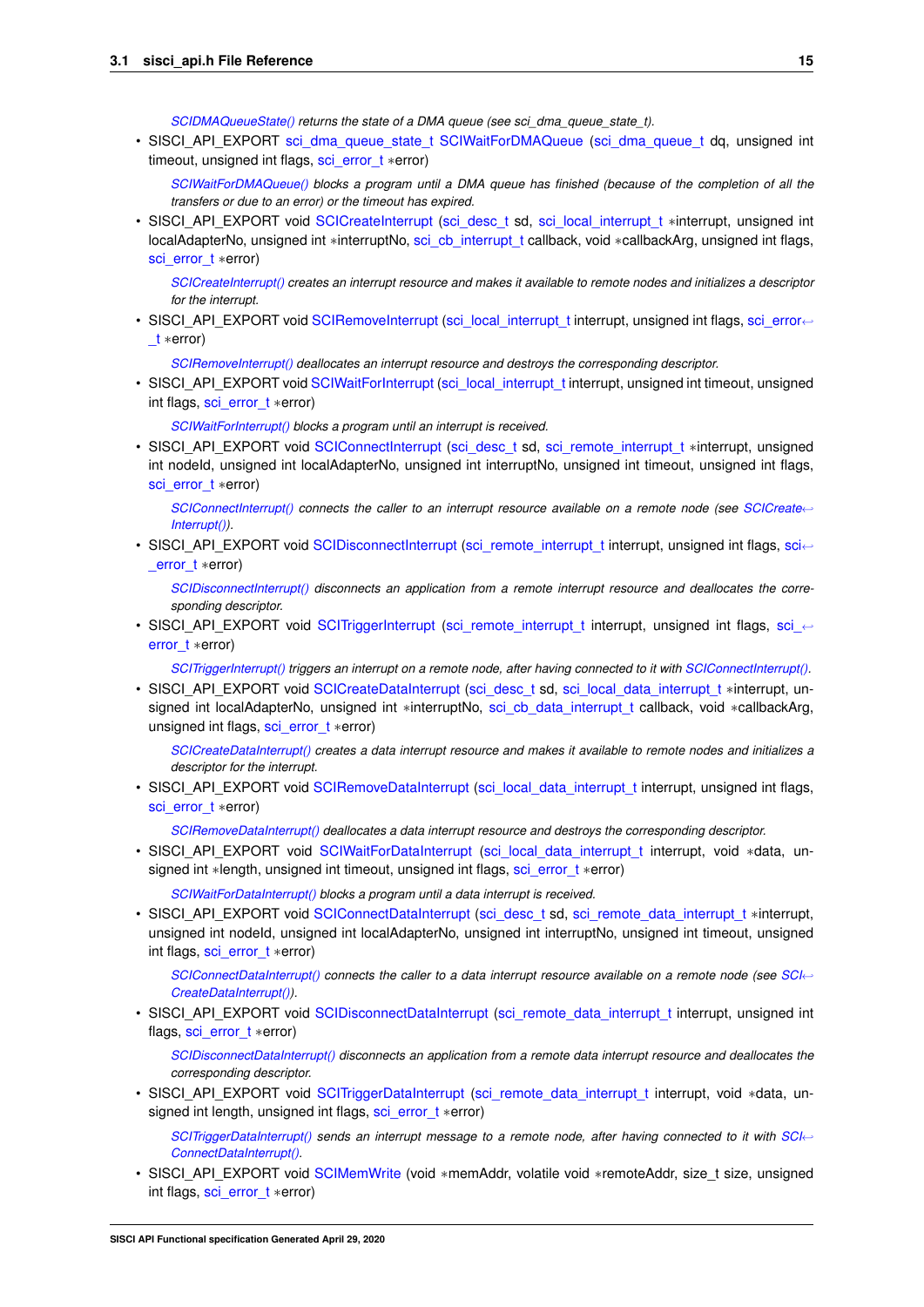*SCIDMAQueueState() returns the state of a DMA queue (see sci_dma_queue_state_t).*

- SISCI_API_EXPORT sci_dma_queue_state_t SCIWaitForDMAQueue (sci_dma_queue_t dq, unsigned int timeout, unsigned int flags, sci_error_t *error)

  *SCIWaitForDMAQueue() blocks a program until a DMA queue has finished (because of the completion of all the transfers or due to an error) or the timeout has expired.*

- SISCI_API_EXPORT void SCICreateInterrupt (sci_desc_t sd, sci_local_interrupt_t *interrupt, unsigned int localAdapterNo, unsigned int *interruptNo, sci_cb_interrupt_t callback, void *callbackArg, unsigned int flags, sci_error_t *error)

  *SCICreateInterrupt() creates an interrupt resource and makes it available to remote nodes and initializes a descriptor for the interrupt.*

- SISCI_API_EXPORT void SCIRemoveInterrupt (sci_local_interrupt_t interrupt, unsigned int flags, sci_error_t *error)

  *SCIRemoveInterrupt() deallocates an interrupt resource and destroys the corresponding descriptor.*

- SISCI_API_EXPORT void SCIWaitForInterrupt (sci_local_interrupt_t interrupt, unsigned int timeout, unsigned int flags, sci_error_t *error)

  *SCIWaitForInterrupt() blocks a program until an interrupt is received.*

- SISCI_API_EXPORT void SCIConnectInterrupt (sci_desc_t sd, sci_remote_interrupt_t *interrupt, unsigned int nodeId, unsigned int localAdapterNo, unsigned int interruptNo, unsigned int timeout, unsigned int flags, sci_error_t *error)

  *SCIConnectInterrupt() connects the caller to an interrupt resource available on a remote node (see SCICreateInterrupt()).*

- SISCI_API_EXPORT void SCIDisconnectInterrupt (sci_remote_interrupt_t interrupt, unsigned int flags, sci_error_t *error)

  *SCIDisconnectInterrupt() disconnects an application from a remote interrupt resource and deallocates the corresponding descriptor.*

- SISCI_API_EXPORT void SCITriggerInterrupt (sci_remote_interrupt_t interrupt, unsigned int flags, sci_error_t *error)

  *SCITriggerInterrupt() triggers an interrupt on a remote node, after having connected to it with SCIConnectInterrupt().*

- SISCI_API_EXPORT void SCICreateDataInterrupt (sci_desc_t sd, sci_local_data_interrupt_t *interrupt, unsigned int localAdapterNo, unsigned int *interruptNo, sci_cb_data_interrupt_t callback, void *callbackArg, unsigned int flags, sci_error_t *error)

  *SCICreateDataInterrupt() creates a data interrupt resource and makes it available to remote nodes and initializes a descriptor for the interrupt.*

- SISCI_API_EXPORT void SCIRemoveDataInterrupt (sci_local_data_interrupt_t interrupt, unsigned int flags, sci_error_t *error)

  *SCIRemoveDataInterrupt() deallocates a data interrupt resource and destroys the corresponding descriptor.*

- SISCI_API_EXPORT void SCIWaitForDataInterrupt (sci_local_data_interrupt_t interrupt, void *data, unsigned int *length, unsigned int timeout, unsigned int flags, sci_error_t *error)

  *SCIWaitForDataInterrupt() blocks a program until a data interrupt is received.*

- SISCI_API_EXPORT void SCIConnectDataInterrupt (sci_desc_t sd, sci_remote_data_interrupt_t *interrupt, unsigned int nodeId, unsigned int localAdapterNo, unsigned int interruptNo, unsigned int timeout, unsigned int flags, sci_error_t *error)

  *SCIConnectDataInterrupt() connects the caller to a data interrupt resource available on a remote node (see SCICreateDataInterrupt()).*

- SISCI_API_EXPORT void SCIDisconnectDataInterrupt (sci_remote_data_interrupt_t interrupt, unsigned int flags, sci_error_t *error)

  *SCIDisconnectDataInterrupt() disconnects an application from a remote data interrupt resource and deallocates the corresponding descriptor.*

- SISCI_API_EXPORT void SCITriggerDataInterrupt (sci_remote_data_interrupt_t interrupt, void *data, unsigned int length, unsigned int flags, sci_error_t *error)

  *SCITriggerDataInterrupt() sends an interrupt message to a remote node, after having connected to it with SCIConnectDataInterrupt().*

- SISCI_API_EXPORT void SCIMemWrite (void *memAddr, volatile void *remoteAddr, size_t size, unsigned int flags, sci_error_t *error)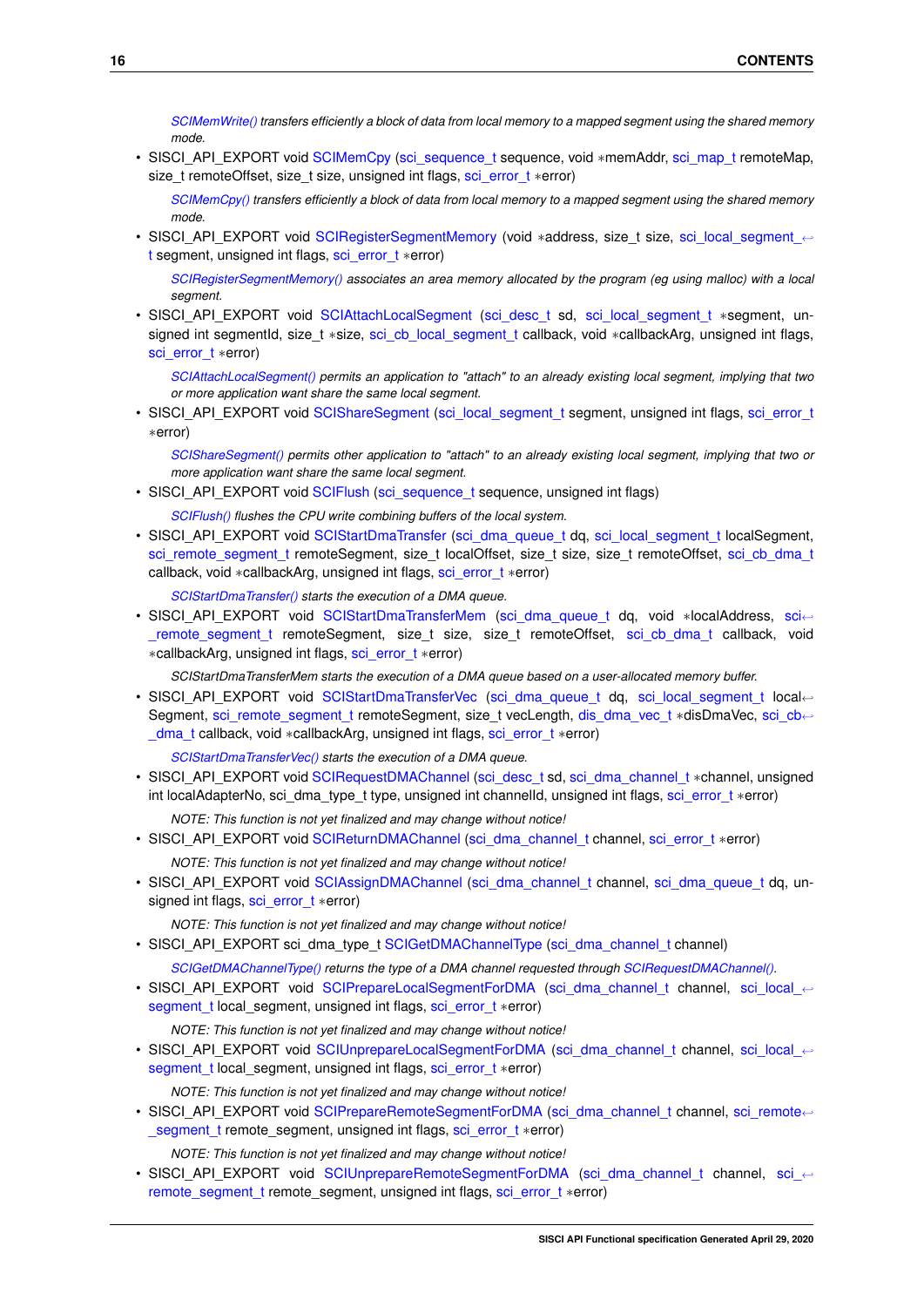*SCIMemWrite() transfers efficiently a block of data from local memory to a mapped segment using the shared memory mode.*

- SISCI_API_EXPORT void SCIMemCpy (sci_sequence_t sequence, void ∗memAddr, sci_map_t remoteMap, size_t remoteOffset, size_t size, unsigned int flags, sci_error_t ∗error)

  *SCIMemCpy() transfers efficiently a block of data from local memory to a mapped segment using the shared memory mode.*

- SISCI_API_EXPORT void SCIRegisterSegmentMemory (void ∗address, size_t size, sci_local_segment_t segment, unsigned int flags, sci_error_t ∗error)

  *SCIRegisterSegmentMemory() associates an area memory allocated by the program (eg using malloc) with a local segment.*

- SISCI_API_EXPORT void SCIAttachLocalSegment (sci_desc_t sd, sci_local_segment_t ∗segment, unsigned int segmentId, size_t ∗size, sci_cb_local_segment_t callback, void ∗callbackArg, unsigned int flags, sci_error_t ∗error)

  *SCIAttachLocalSegment() permits an application to "attach" to an already existing local segment, implying that two or more application want share the same local segment.*

- SISCI_API_EXPORT void SCIShareSegment (sci_local_segment_t segment, unsigned int flags, sci_error_t ∗error)

  *SCIShareSegment() permits other application to "attach" to an already existing local segment, implying that two or more application want share the same local segment.*

- SISCI_API_EXPORT void SCIFlush (sci_sequence_t sequence, unsigned int flags)

  *SCIFlush() flushes the CPU write combining buffers of the local system.*

- SISCI_API_EXPORT void SCIStartDmaTransfer (sci_dma_queue_t dq, sci_local_segment_t localSegment, sci_remote_segment_t remoteSegment, size_t localOffset, size_t size, size_t remoteOffset, sci_cb_dma_t callback, void ∗callbackArg, unsigned int flags, sci_error_t ∗error)

  *SCIStartDmaTransfer() starts the execution of a DMA queue.*

- SISCI_API_EXPORT void SCIStartDmaTransferMem (sci_dma_queue_t dq, void ∗localAddress, sci_remote_segment_t remoteSegment, size_t size, size_t remoteOffset, sci_cb_dma_t callback, void ∗callbackArg, unsigned int flags, sci_error_t ∗error)

  *SCIStartDmaTransferMem starts the execution of a DMA queue based on a user-allocated memory buffer.*

- SISCI_API_EXPORT void SCIStartDmaTransferVec (sci_dma_queue_t dq, sci_local_segment_t localSegment, sci_remote_segment_t remoteSegment, size_t vecLength, dis_dma_vec_t ∗disDmaVec, sci_cb_dma_t callback, void ∗callbackArg, unsigned int flags, sci_error_t ∗error)

  *SCIStartDmaTransferVec() starts the execution of a DMA queue.*

- SISCI_API_EXPORT void SCIRequestDMAChannel (sci_desc_t sd, sci_dma_channel_t ∗channel, unsigned int localAdapterNo, sci_dma_type_t type, unsigned int channelId, unsigned int flags, sci_error_t ∗error)

  *NOTE: This function is not yet finalized and may change without notice!*

- SISCI_API_EXPORT void SCIReturnDMAChannel (sci_dma_channel_t channel, sci_error_t ∗error)

  *NOTE: This function is not yet finalized and may change without notice!*

- SISCI_API_EXPORT void SCIAssignDMAChannel (sci_dma_channel_t channel, sci_dma_queue_t dq, unsigned int flags, sci_error_t ∗error)

  *NOTE: This function is not yet finalized and may change without notice!*

- SISCI_API_EXPORT sci_dma_type_t SCIGetDMAChannelType (sci_dma_channel_t channel)

  *SCIGetDMAChannelType() returns the type of a DMA channel requested through SCIRequestDMAChannel().*

- SISCI_API_EXPORT void SCIPrepareLocalSegmentForDMA (sci_dma_channel_t channel, sci_local_segment_t local_segment, unsigned int flags, sci_error_t ∗error)

  *NOTE: This function is not yet finalized and may change without notice!*

- SISCI_API_EXPORT void SCIUnprepareLocalSegmentForDMA (sci_dma_channel_t channel, sci_local_segment_t local_segment, unsigned int flags, sci_error_t ∗error)

  *NOTE: This function is not yet finalized and may change without notice!*

- SISCI_API_EXPORT void SCIPrepareRemoteSegmentForDMA (sci_dma_channel_t channel, sci_remote_segment_t remote_segment, unsigned int flags, sci_error_t ∗error)

  *NOTE: This function is not yet finalized and may change without notice!*

- SISCI_API_EXPORT void SCIUnprepareRemoteSegmentForDMA (sci_dma_channel_t channel, sci_remote_segment_t remote_segment, unsigned int flags, sci_error_t ∗error)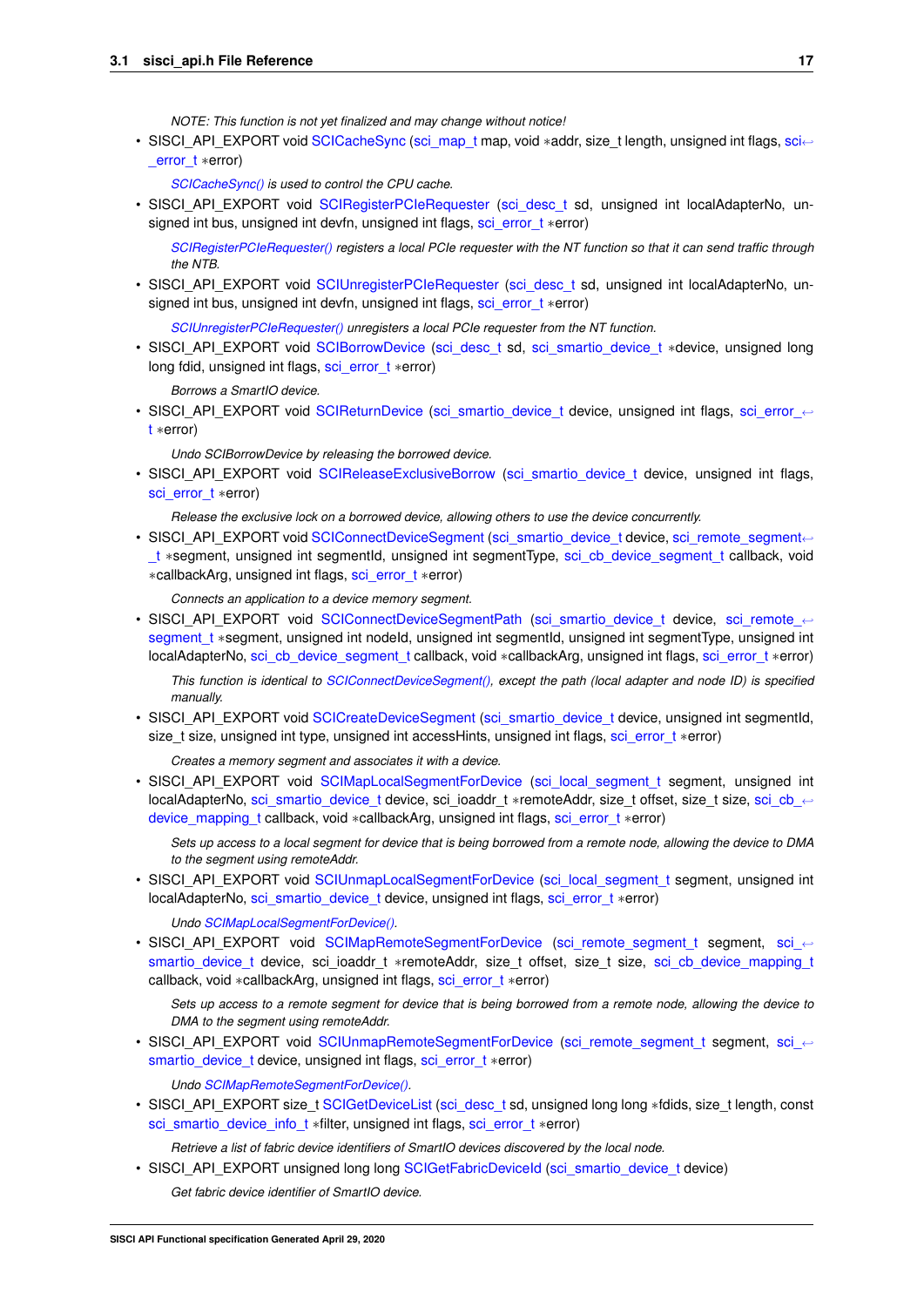*NOTE: This function is not yet finalized and may change without notice!*

- SISCI_API_EXPORT void SCICacheSync (sci_map_t map, void *addr, size_t length, unsigned int flags, sci_error_t *error)

  *SCICacheSync() is used to control the CPU cache.*

- SISCI_API_EXPORT void SCIRegisterPCIeRequester (sci_desc_t sd, unsigned int localAdapterNo, unsigned int bus, unsigned int devfn, unsigned int flags, sci_error_t *error)

  *SCIRegisterPCIeRequester() registers a local PCIe requester with the NT function so that it can send traffic through the NTB.*

- SISCI_API_EXPORT void SCIUnregisterPCIeRequester (sci_desc_t sd, unsigned int localAdapterNo, unsigned int bus, unsigned int devfn, unsigned int flags, sci_error_t *error)

  *SCIUnregisterPCIeRequester() unregisters a local PCIe requester from the NT function.*

- SISCI_API_EXPORT void SCIBorrowDevice (sci_desc_t sd, sci_smartio_device_t *device, unsigned long long fdid, unsigned int flags, sci_error_t *error)

  *Borrows a SmartIO device.*

- SISCI_API_EXPORT void SCIReturnDevice (sci_smartio_device_t device, unsigned int flags, sci_error_t *error)

  *Undo SCIBorrowDevice by releasing the borrowed device.*

- SISCI_API_EXPORT void SCIReleaseExclusiveBorrow (sci_smartio_device_t device, unsigned int flags, sci_error_t *error)

  *Release the exclusive lock on a borrowed device, allowing others to use the device concurrently.*

- SISCI_API_EXPORT void SCIConnectDeviceSegment (sci_smartio_device_t device, sci_remote_segment_t *segment, unsigned int segmentId, unsigned int segmentType, sci_cb_device_segment_t callback, void *callbackArg, unsigned int flags, sci_error_t *error)

  *Connects an application to a device memory segment.*

- SISCI_API_EXPORT void SCIConnectDeviceSegmentPath (sci_smartio_device_t device, sci_remote_segment_t *segment, unsigned int nodeId, unsigned int segmentId, unsigned int segmentType, unsigned int localAdapterNo, sci_cb_device_segment_t callback, void *callbackArg, unsigned int flags, sci_error_t *error)

  *This function is identical to SCIConnectDeviceSegment(), except the path (local adapter and node ID) is specified manually.*

- SISCI_API_EXPORT void SCICreateDeviceSegment (sci_smartio_device_t device, unsigned int segmentId, size_t size, unsigned int type, unsigned int accessHints, unsigned int flags, sci_error_t *error)

  *Creates a memory segment and associates it with a device.*

- SISCI_API_EXPORT void SCIMapLocalSegmentForDevice (sci_local_segment_t segment, unsigned int localAdapterNo, sci_smartio_device_t device, sci_ioaddr_t *remoteAddr, size_t offset, size_t size, sci_cb_device_mapping_t callback, void *callbackArg, unsigned int flags, sci_error_t *error)

  *Sets up access to a local segment for device that is being borrowed from a remote node, allowing the device to DMA to the segment using remoteAddr.*

- SISCI_API_EXPORT void SCIUnmapLocalSegmentForDevice (sci_local_segment_t segment, unsigned int localAdapterNo, sci_smartio_device_t device, unsigned int flags, sci_error_t *error)

  *Undo SCIMapLocalSegmentForDevice().*

- SISCI_API_EXPORT void SCIMapRemoteSegmentForDevice (sci_remote_segment_t segment, sci_smartio_device_t device, sci_ioaddr_t *remoteAddr, size_t offset, size_t size, sci_cb_device_mapping_t callback, void *callbackArg, unsigned int flags, sci_error_t *error)

  *Sets up access to a remote segment for device that is being borrowed from a remote node, allowing the device to DMA to the segment using remoteAddr.*

- SISCI_API_EXPORT void SCIUnmapRemoteSegmentForDevice (sci_remote_segment_t segment, sci_smartio_device_t device, unsigned int flags, sci_error_t *error)

  *Undo SCIMapRemoteSegmentForDevice().*

- SISCI_API_EXPORT size_t SCIGetDeviceList (sci_desc_t sd, unsigned long long *fdids, size_t length, const sci_smartio_device_info_t *filter, unsigned int flags, sci_error_t *error)

  *Retrieve a list of fabric device identifiers of SmartIO devices discovered by the local node.*

- SISCI_API_EXPORT unsigned long long SCIGetFabricDeviceId (sci_smartio_device_t device)

  *Get fabric device identifier of SmartIO device.*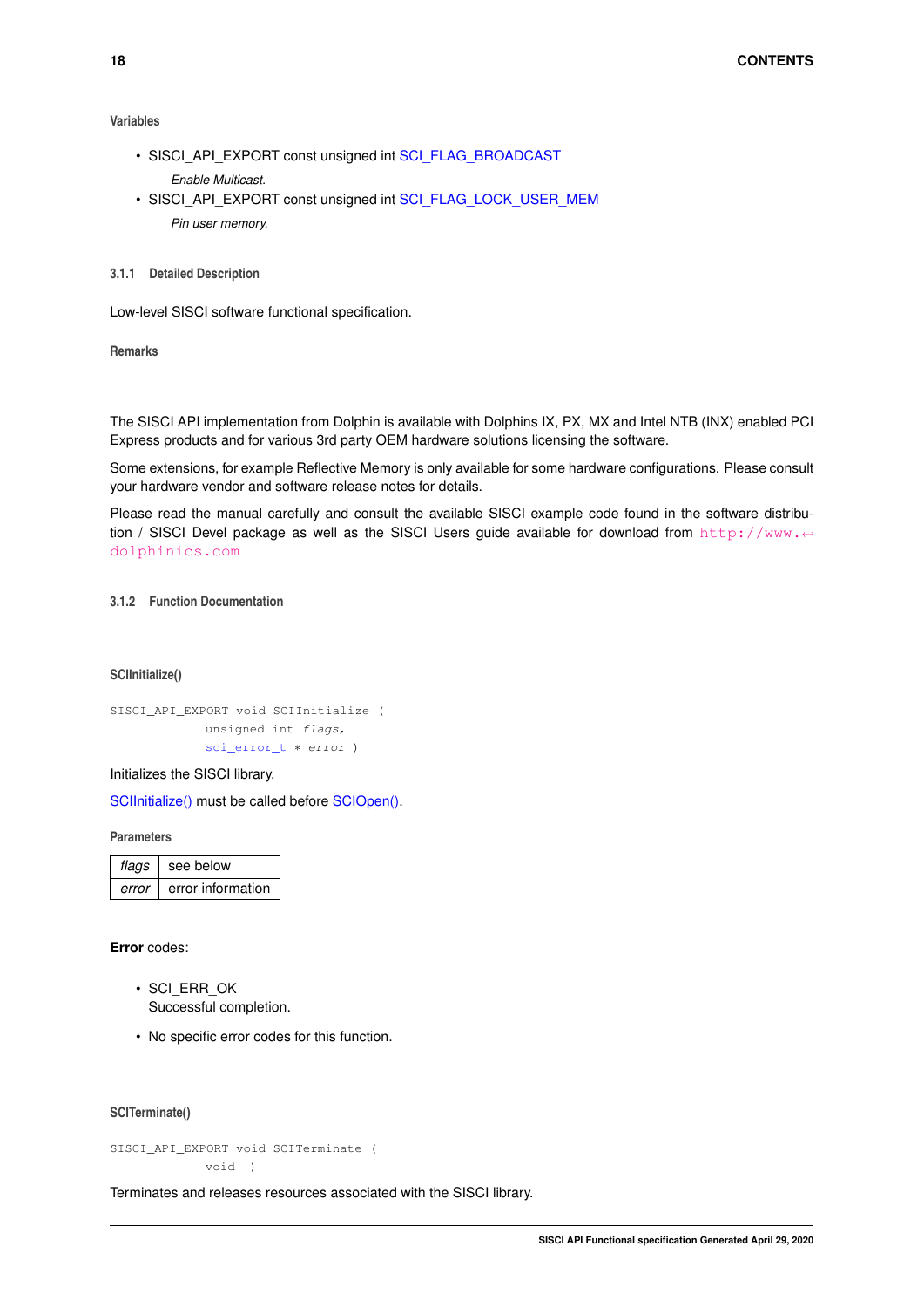#### Variables

- SISCI_API_EXPORT const unsigned int SCI_FLAG_BROADCAST

  *Enable Multicast.*

- SISCI_API_EXPORT const unsigned int SCI_FLAG_LOCK_USER_MEM

  *Pin user memory.*

### 3.1.1 Detailed Description

Low-level SISCI software functional specification.

#### Remarks

The SISCI API implementation from Dolphin is available with Dolphins IX, PX, MX and Intel NTB (INX) enabled PCI Express products and for various 3rd party OEM hardware solutions licensing the software.

Some extensions, for example Reflective Memory is only available for some hardware configurations. Please consult your hardware vendor and software release notes for details.

Please read the manual carefully and consult the available SISCI example code found in the software distribution / SISCI Devel package as well as the SISCI Users guide available for download from http://www.dolphinics.com

### 3.1.2 Function Documentation

#### SCIInitialize()

```
SISCI_API_EXPORT void SCIInitialize (
            unsigned int flags,
            sci_error_t * error )
```

Initializes the SISCI library.

SCIInitialize() must be called before SCIOpen().

#### Parameters

| | |
|---|---|
| *flags* | see below |
| *error* | error information |

**Error** codes:

- SCI_ERR_OK
  Successful completion.
- No specific error codes for this function.

#### SCITerminate()

```
SISCI_API_EXPORT void SCITerminate (
            void )
```

Terminates and releases resources associated with the SISCI library.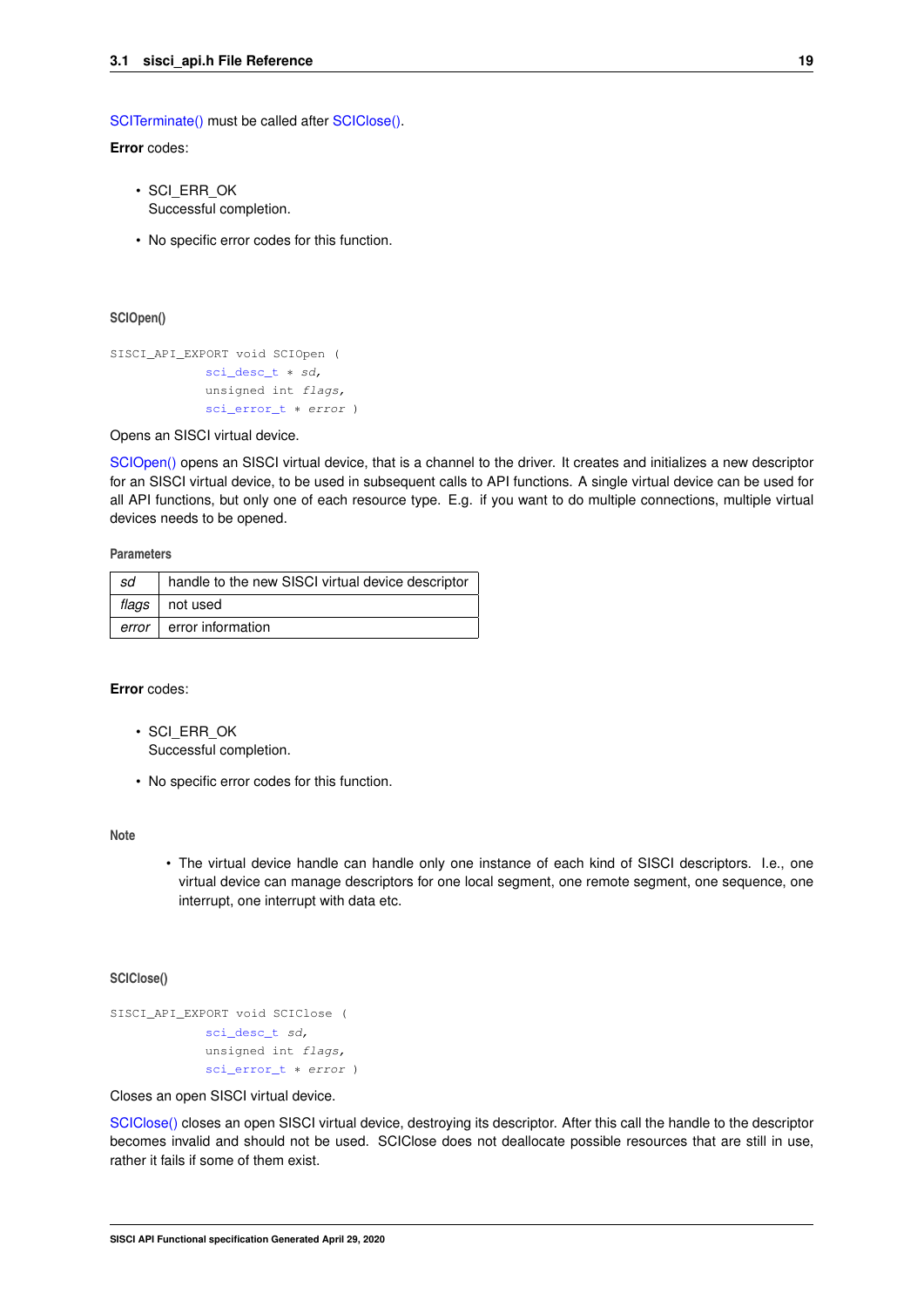SCITerminate() must be called after SCIClose().

**Error** codes:

- SCI_ERR_OK
  Successful completion.
- No specific error codes for this function.

#### SCIOpen()

```
SISCI_API_EXPORT void SCIOpen (
            sci_desc_t * sd,
            unsigned int flags,
            sci_error_t * error )
```

Opens an SISCI virtual device.

SCIOpen() opens an SISCI virtual device, that is a channel to the driver. It creates and initializes a new descriptor for an SISCI virtual device, to be used in subsequent calls to API functions. A single virtual device can be used for all API functions, but only one of each resource type. E.g. if you want to do multiple connections, multiple virtual devices needs to be opened.

**Parameters**

| | |
|---|---|
| *sd* | handle to the new SISCI virtual device descriptor |
| *flags* | not used |
| *error* | error information |

**Error** codes:

- SCI_ERR_OK
  Successful completion.
- No specific error codes for this function.

**Note**

- The virtual device handle can handle only one instance of each kind of SISCI descriptors. I.e., one virtual device can manage descriptors for one local segment, one remote segment, one sequence, one interrupt, one interrupt with data etc.

#### SCIClose()

```
SISCI_API_EXPORT void SCIClose (
            sci_desc_t sd,
            unsigned int flags,
            sci_error_t * error )
```

Closes an open SISCI virtual device.

SCIClose() closes an open SISCI virtual device, destroying its descriptor. After this call the handle to the descriptor becomes invalid and should not be used. SCIClose does not deallocate possible resources that are still in use, rather it fails if some of them exist.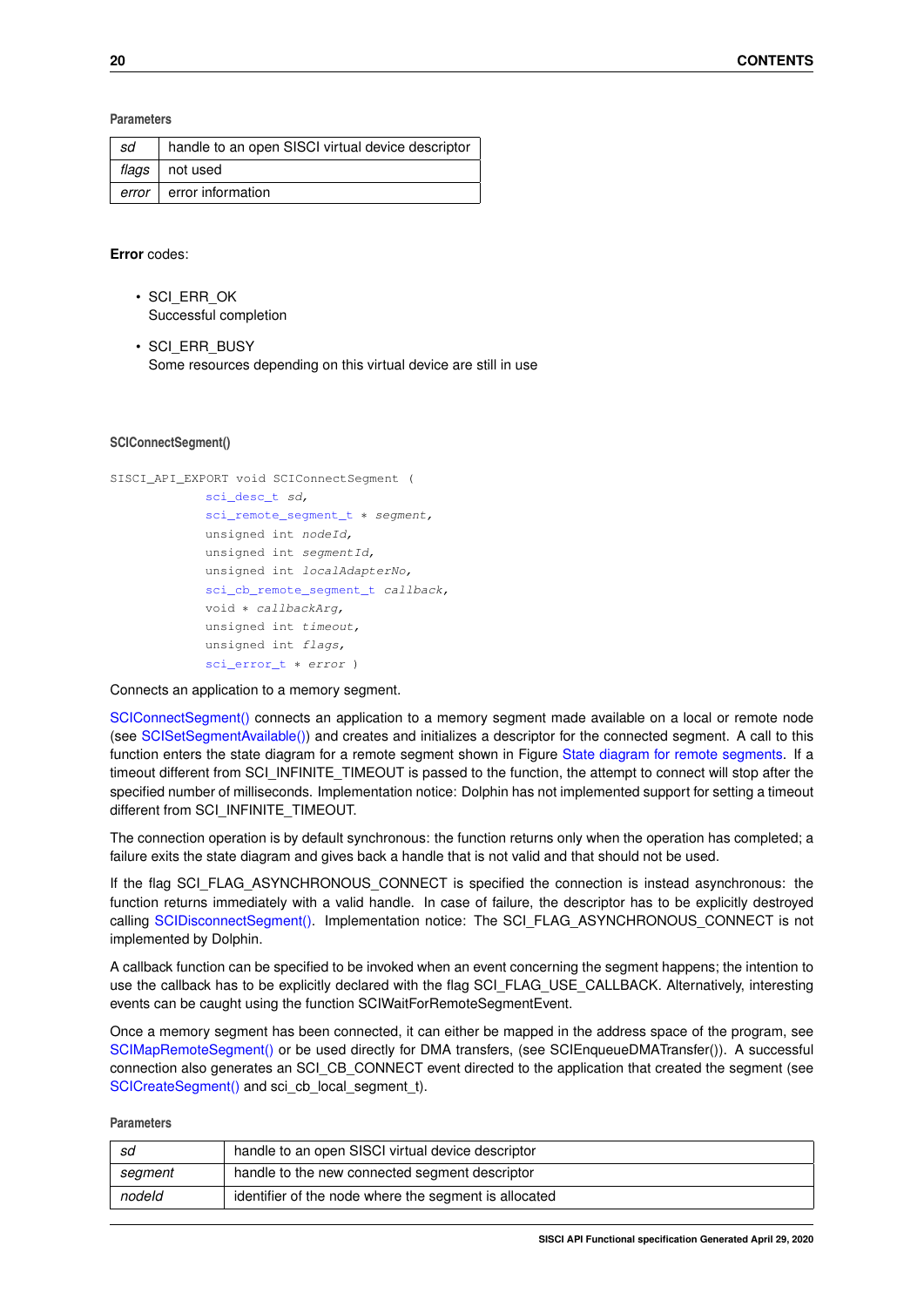**Parameters**

| | |
|---|---|
| *sd* | handle to an open SISCI virtual device descriptor |
| *flags* | not used |
| *error* | error information |

**Error** codes:

- SCI_ERR_OK
  Successful completion
- SCI_ERR_BUSY
  Some resources depending on this virtual device are still in use

#### SCIConnectSegment()

```
SISCI_API_EXPORT void SCIConnectSegment (
            sci_desc_t sd,
            sci_remote_segment_t * segment,
            unsigned int nodeId,
            unsigned int segmentId,
            unsigned int localAdapterNo,
            sci_cb_remote_segment_t callback,
            void * callbackArg,
            unsigned int timeout,
            unsigned int flags,
            sci_error_t * error )
```

Connects an application to a memory segment.

SCIConnectSegment() connects an application to a memory segment made available on a local or remote node (see SCISetSegmentAvailable()) and creates and initializes a descriptor for the connected segment. A call to this function enters the state diagram for a remote segment shown in Figure State diagram for remote segments. If a timeout different from SCI_INFINITE_TIMEOUT is passed to the function, the attempt to connect will stop after the specified number of milliseconds. Implementation notice: Dolphin has not implemented support for setting a timeout different from SCI_INFINITE_TIMEOUT.

The connection operation is by default synchronous: the function returns only when the operation has completed; a failure exits the state diagram and gives back a handle that is not valid and that should not be used.

If the flag SCI_FLAG_ASYNCHRONOUS_CONNECT is specified the connection is instead asynchronous: the function returns immediately with a valid handle. In case of failure, the descriptor has to be explicitly destroyed calling SCIDisconnectSegment(). Implementation notice: The SCI_FLAG_ASYNCHRONOUS_CONNECT is not implemented by Dolphin.

A callback function can be specified to be invoked when an event concerning the segment happens; the intention to use the callback has to be explicitly declared with the flag SCI_FLAG_USE_CALLBACK. Alternatively, interesting events can be caught using the function SCIWaitForRemoteSegmentEvent.

Once a memory segment has been connected, it can either be mapped in the address space of the program, see SCIMapRemoteSegment() or be used directly for DMA transfers, (see SCIEnqueueDMATransfer()). A successful connection also generates an SCI_CB_CONNECT event directed to the application that created the segment (see SCICreateSegment() and sci_cb_local_segment_t).

**Parameters**

| | |
|---|---|
| *sd* | handle to an open SISCI virtual device descriptor |
| *segment* | handle to the new connected segment descriptor |
| *nodeId* | identifier of the node where the segment is allocated |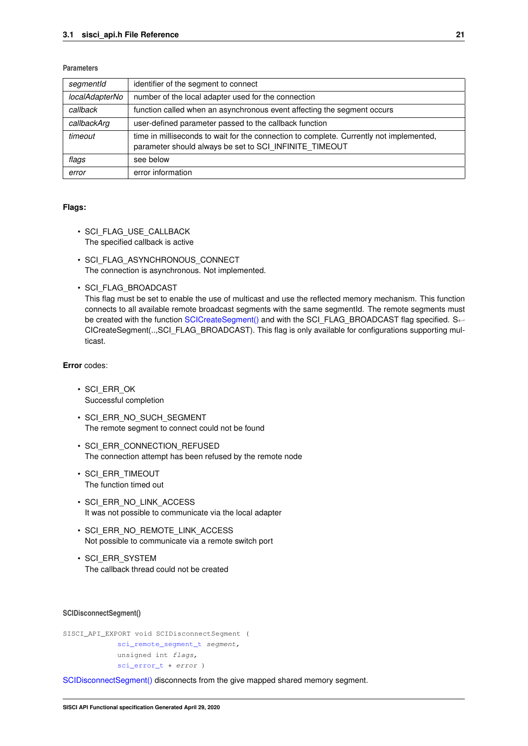**Parameters**

| | |
|---|---|
| *segmentId* | identifier of the segment to connect |
| *localAdapterNo* | number of the local adapter used for the connection |
| *callback* | function called when an asynchronous event affecting the segment occurs |
| *callbackArg* | user-defined parameter passed to the callback function |
| *timeout* | time in milliseconds to wait for the connection to complete. Currently not implemented, parameter should always be set to SCI_INFINITE_TIMEOUT |
| *flags* | see below |
| *error* | error information |

**Flags:**

- SCI_FLAG_USE_CALLBACK
  The specified callback is active
- SCI_FLAG_ASYNCHRONOUS_CONNECT
  The connection is asynchronous. Not implemented.
- SCI_FLAG_BROADCAST
  This flag must be set to enable the use of multicast and use the reflected memory mechanism. This function connects to all available remote broadcast segments with the same segmentId. The remote segments must be created with the function SCICreateSegment() and with the SCI_FLAG_BROADCAST flag specified. SCICreateSegment(..,SCI_FLAG_BROADCAST). This flag is only available for configurations supporting multicast.

**Error** codes:

- SCI_ERR_OK
  Successful completion
- SCI_ERR_NO_SUCH_SEGMENT
  The remote segment to connect could not be found
- SCI_ERR_CONNECTION_REFUSED
  The connection attempt has been refused by the remote node
- SCI_ERR_TIMEOUT
  The function timed out
- SCI_ERR_NO_LINK_ACCESS
  It was not possible to communicate via the local adapter
- SCI_ERR_NO_REMOTE_LINK_ACCESS
  Not possible to communicate via a remote switch port
- SCI_ERR_SYSTEM
  The callback thread could not be created

#### SCIDisconnectSegment()

```
SISCI_API_EXPORT void SCIDisconnectSegment (
            sci_remote_segment_t segment,
            unsigned int flags,
            sci_error_t * error )
```

SCIDisconnectSegment() disconnects from the give mapped shared memory segment.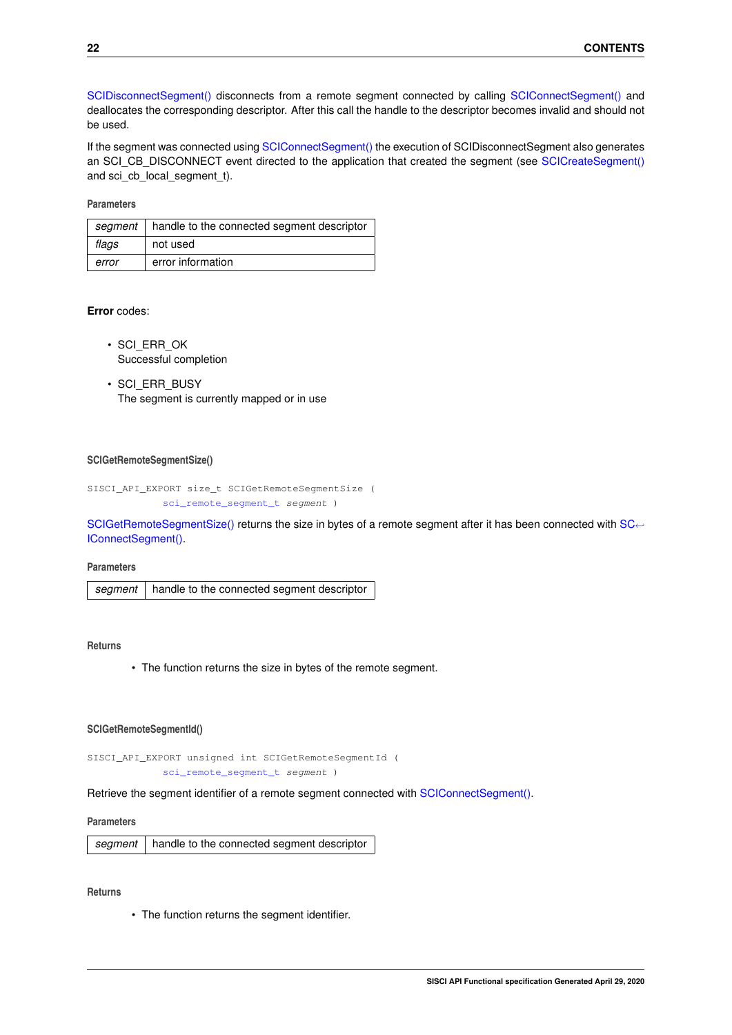SCIDisconnectSegment() disconnects from a remote segment connected by calling SCIConnectSegment() and deallocates the corresponding descriptor. After this call the handle to the descriptor becomes invalid and should not be used.

If the segment was connected using SCIConnectSegment() the execution of SCIDisconnectSegment also generates an SCI_CB_DISCONNECT event directed to the application that created the segment (see SCICreateSegment() and sci_cb_local_segment_t).

**Parameters**

| | |
|---|---|
| *segment* | handle to the connected segment descriptor |
| *flags* | not used |
| *error* | error information |

**Error** codes:

- SCI_ERR_OK
  Successful completion
- SCI_ERR_BUSY
  The segment is currently mapped or in use

#### SCIGetRemoteSegmentSize()

```
SISCI_API_EXPORT size_t SCIGetRemoteSegmentSize (
            sci_remote_segment_t segment )
```

SCIGetRemoteSegmentSize() returns the size in bytes of a remote segment after it has been connected with SCIConnectSegment().

**Parameters**

| | |
|---|---|
| *segment* | handle to the connected segment descriptor |

**Returns**

- The function returns the size in bytes of the remote segment.

#### SCIGetRemoteSegmentId()

```
SISCI_API_EXPORT unsigned int SCIGetRemoteSegmentId (
            sci_remote_segment_t segment )
```

Retrieve the segment identifier of a remote segment connected with SCIConnectSegment().

**Parameters**

| | |
|---|---|
| *segment* | handle to the connected segment descriptor |

**Returns**

- The function returns the segment identifier.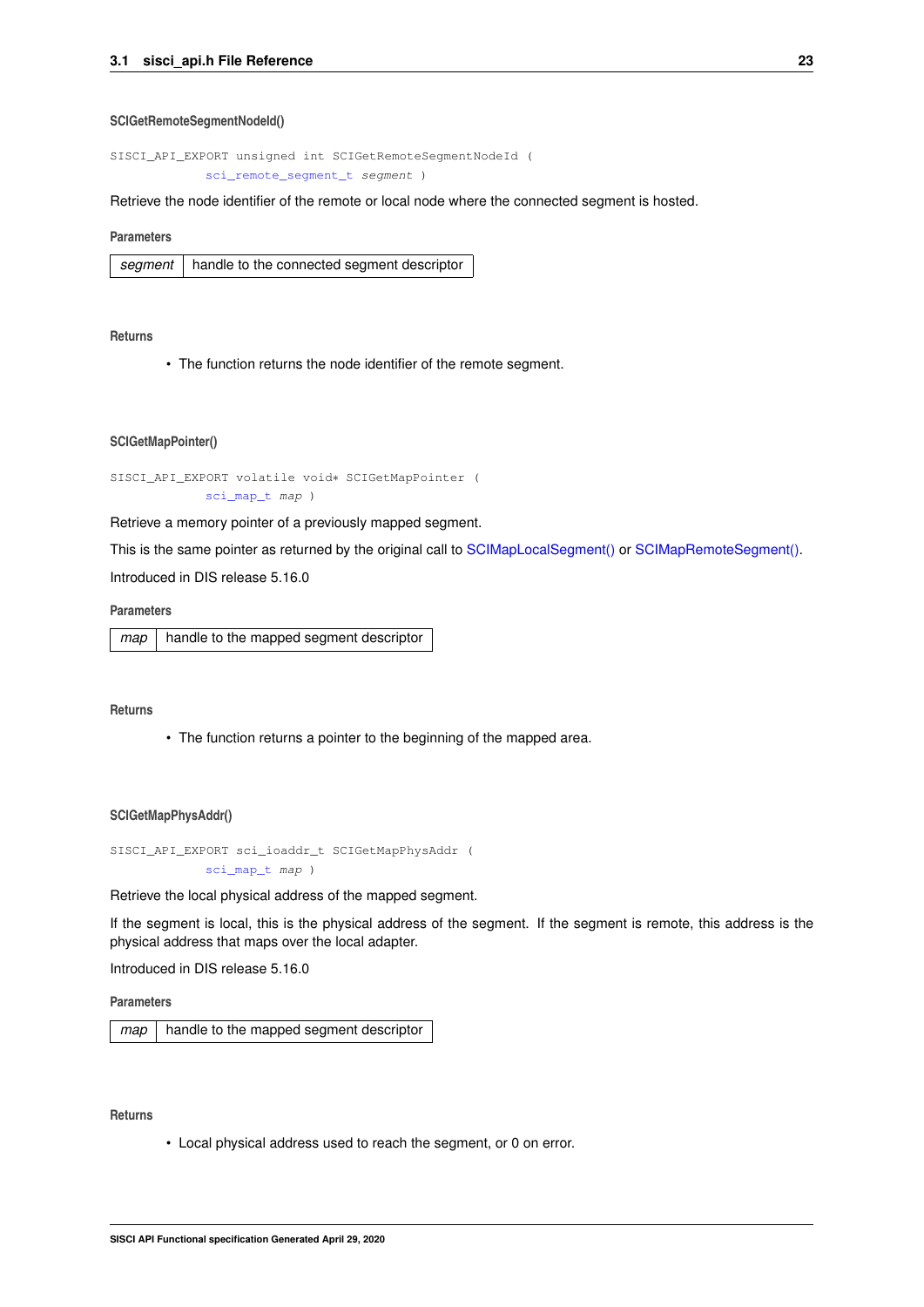#### SCIGetRemoteSegmentNodeId()

```
SISCI_API_EXPORT unsigned int SCIGetRemoteSegmentNodeId (
            sci_remote_segment_t segment )
```

Retrieve the node identifier of the remote or local node where the connected segment is hosted.

**Parameters**

| segment | handle to the connected segment descriptor |
|---|---|

**Returns**

- The function returns the node identifier of the remote segment.

#### SCIGetMapPointer()

```
SISCI_API_EXPORT volatile void* SCIGetMapPointer (
            sci_map_t map )
```

Retrieve a memory pointer of a previously mapped segment.

This is the same pointer as returned by the original call to SCIMapLocalSegment() or SCIMapRemoteSegment().

Introduced in DIS release 5.16.0

**Parameters**

| map | handle to the mapped segment descriptor |
|---|---|

**Returns**

- The function returns a pointer to the beginning of the mapped area.

#### SCIGetMapPhysAddr()

```
SISCI_API_EXPORT sci_ioaddr_t SCIGetMapPhysAddr (
            sci_map_t map )
```

Retrieve the local physical address of the mapped segment.

If the segment is local, this is the physical address of the segment. If the segment is remote, this address is the physical address that maps over the local adapter.

Introduced in DIS release 5.16.0

**Parameters**

| map | handle to the mapped segment descriptor |
|---|---|

**Returns**

- Local physical address used to reach the segment, or 0 on error.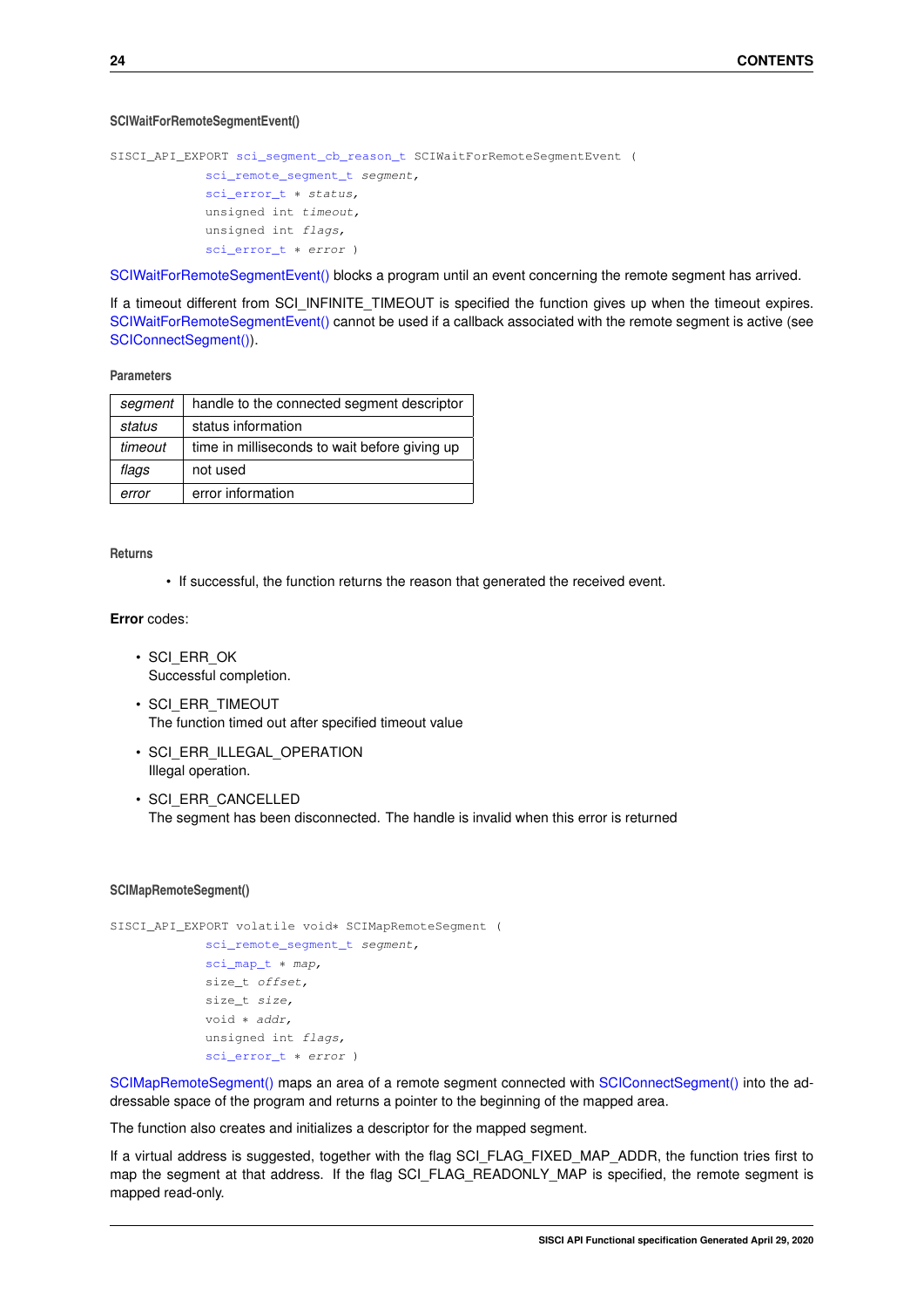#### SCIWaitForRemoteSegmentEvent()

```
SISCI_API_EXPORT sci_segment_cb_reason_t SCIWaitForRemoteSegmentEvent (
            sci_remote_segment_t segment,
            sci_error_t * status,
            unsigned int timeout,
            unsigned int flags,
            sci_error_t * error )
```

SCIWaitForRemoteSegmentEvent() blocks a program until an event concerning the remote segment has arrived.

If a timeout different from SCI_INFINITE_TIMEOUT is specified the function gives up when the timeout expires. SCIWaitForRemoteSegmentEvent() cannot be used if a callback associated with the remote segment is active (see SCIConnectSegment()).

**Parameters**

| | |
|---|---|
| *segment* | handle to the connected segment descriptor |
| *status* | status information |
| *timeout* | time in milliseconds to wait before giving up |
| *flags* | not used |
| *error* | error information |

**Returns**

- If successful, the function returns the reason that generated the received event.

**Error** codes:

- SCI_ERR_OK
  Successful completion.
- SCI_ERR_TIMEOUT
  The function timed out after specified timeout value
- SCI_ERR_ILLEGAL_OPERATION
  Illegal operation.
- SCI_ERR_CANCELLED
  The segment has been disconnected. The handle is invalid when this error is returned

#### SCIMapRemoteSegment()

```
SISCI_API_EXPORT volatile void* SCIMapRemoteSegment (
            sci_remote_segment_t segment,
            sci_map_t * map,
            size_t offset,
            size_t size,
            void * addr,
            unsigned int flags,
            sci_error_t * error )
```

SCIMapRemoteSegment() maps an area of a remote segment connected with SCIConnectSegment() into the addressable space of the program and returns a pointer to the beginning of the mapped area.

The function also creates and initializes a descriptor for the mapped segment.

If a virtual address is suggested, together with the flag SCI_FLAG_FIXED_MAP_ADDR, the function tries first to map the segment at that address. If the flag SCI_FLAG_READONLY_MAP is specified, the remote segment is mapped read-only.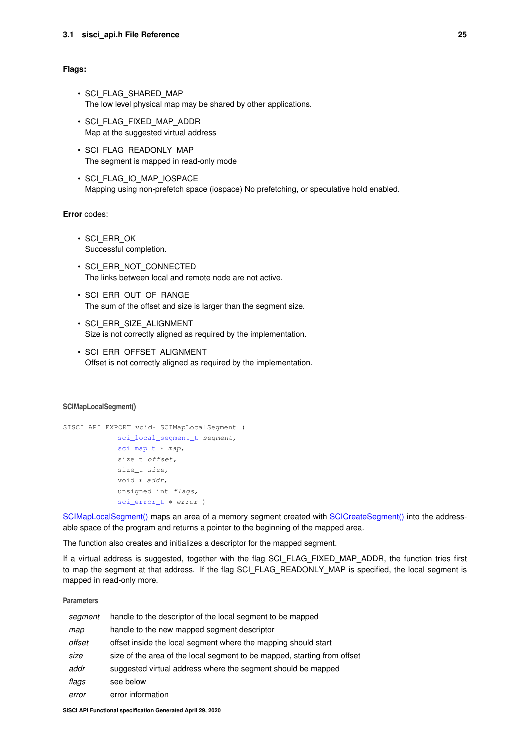**Flags:**

- SCI_FLAG_SHARED_MAP
  The low level physical map may be shared by other applications.
- SCI_FLAG_FIXED_MAP_ADDR
  Map at the suggested virtual address
- SCI_FLAG_READONLY_MAP
  The segment is mapped in read-only mode
- SCI_FLAG_IO_MAP_IOSPACE
  Mapping using non-prefetch space (iospace) No prefetching, or speculative hold enabled.

**Error** codes:

- SCI_ERR_OK
  Successful completion.
- SCI_ERR_NOT_CONNECTED
  The links between local and remote node are not active.
- SCI_ERR_OUT_OF_RANGE
  The sum of the offset and size is larger than the segment size.
- SCI_ERR_SIZE_ALIGNMENT
  Size is not correctly aligned as required by the implementation.
- SCI_ERR_OFFSET_ALIGNMENT
  Offset is not correctly aligned as required by the implementation.

#### SCIMapLocalSegment()

```
SISCI_API_EXPORT void* SCIMapLocalSegment (
            sci_local_segment_t segment,
            sci_map_t * map,
            size_t offset,
            size_t size,
            void * addr,
            unsigned int flags,
            sci_error_t * error )
```

SCIMapLocalSegment() maps an area of a memory segment created with SCICreateSegment() into the addressable space of the program and returns a pointer to the beginning of the mapped area.

The function also creates and initializes a descriptor for the mapped segment.

If a virtual address is suggested, together with the flag SCI_FLAG_FIXED_MAP_ADDR, the function tries first to map the segment at that address. If the flag SCI_FLAG_READONLY_MAP is specified, the local segment is mapped in read-only more.

**Parameters**

| | |
|---|---|
| *segment* | handle to the descriptor of the local segment to be mapped |
| *map* | handle to the new mapped segment descriptor |
| *offset* | offset inside the local segment where the mapping should start |
| *size* | size of the area of the local segment to be mapped, starting from offset |
| *addr* | suggested virtual address where the segment should be mapped |
| *flags* | see below |
| *error* | error information |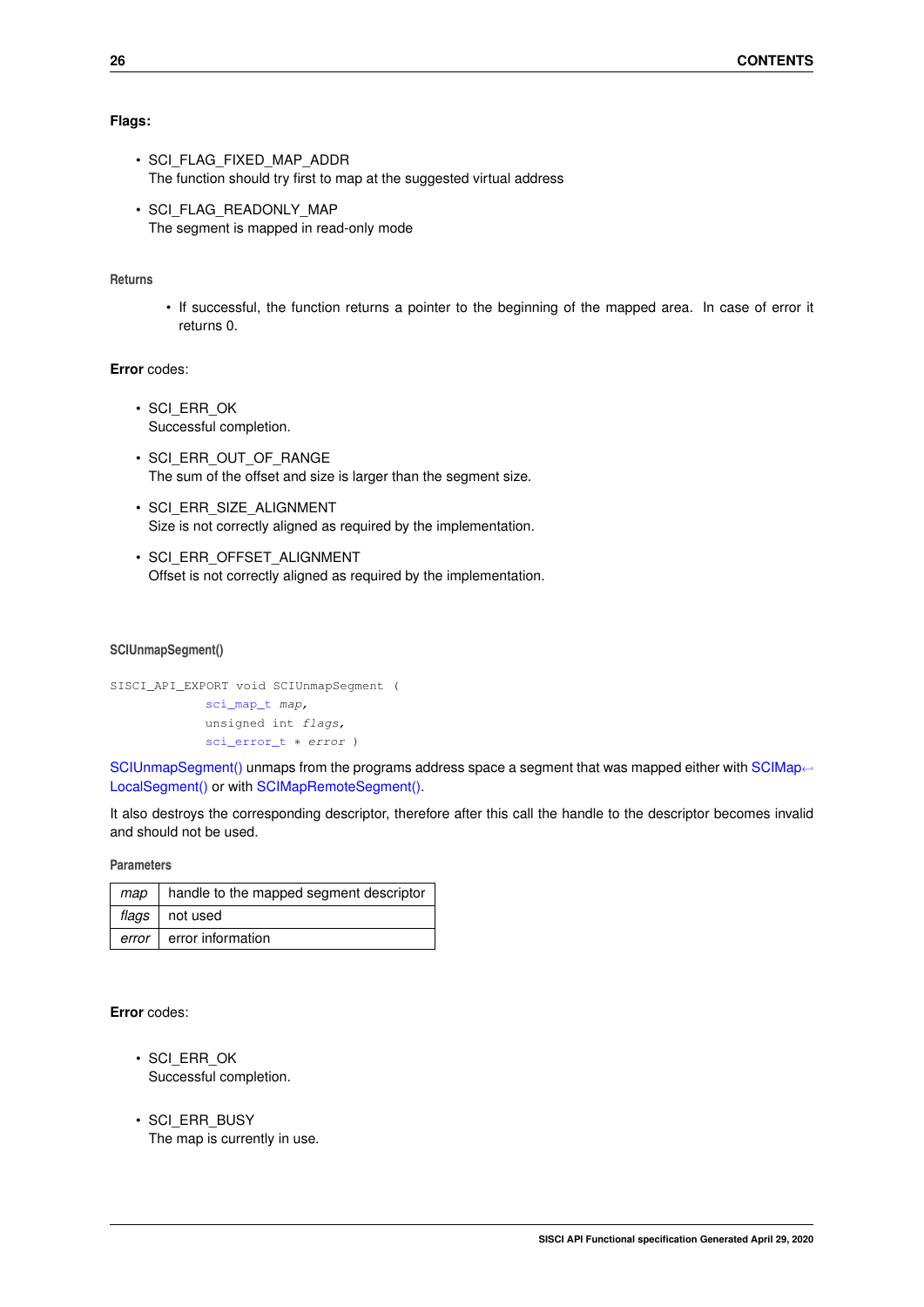**Flags:**

- SCI_FLAG_FIXED_MAP_ADDR
  The function should try first to map at the suggested virtual address
- SCI_FLAG_READONLY_MAP
  The segment is mapped in read-only mode

#### Returns

- If successful, the function returns a pointer to the beginning of the mapped area. In case of error it returns 0.

**Error** codes:

- SCI_ERR_OK
  Successful completion.
- SCI_ERR_OUT_OF_RANGE
  The sum of the offset and size is larger than the segment size.
- SCI_ERR_SIZE_ALIGNMENT
  Size is not correctly aligned as required by the implementation.
- SCI_ERR_OFFSET_ALIGNMENT
  Offset is not correctly aligned as required by the implementation.

#### SCIUnmapSegment()

```
SISCI_API_EXPORT void SCIUnmapSegment (
            sci_map_t map,
            unsigned int flags,
            sci_error_t * error )
```

SCIUnmapSegment() unmaps from the programs address space a segment that was mapped either with SCIMapLocalSegment() or with SCIMapRemoteSegment().

It also destroys the corresponding descriptor, therefore after this call the handle to the descriptor becomes invalid and should not be used.

#### Parameters

| | |
|---|---|
| *map* | handle to the mapped segment descriptor |
| *flags* | not used |
| *error* | error information |

**Error** codes:

- SCI_ERR_OK
  Successful completion.
- SCI_ERR_BUSY
  The map is currently in use.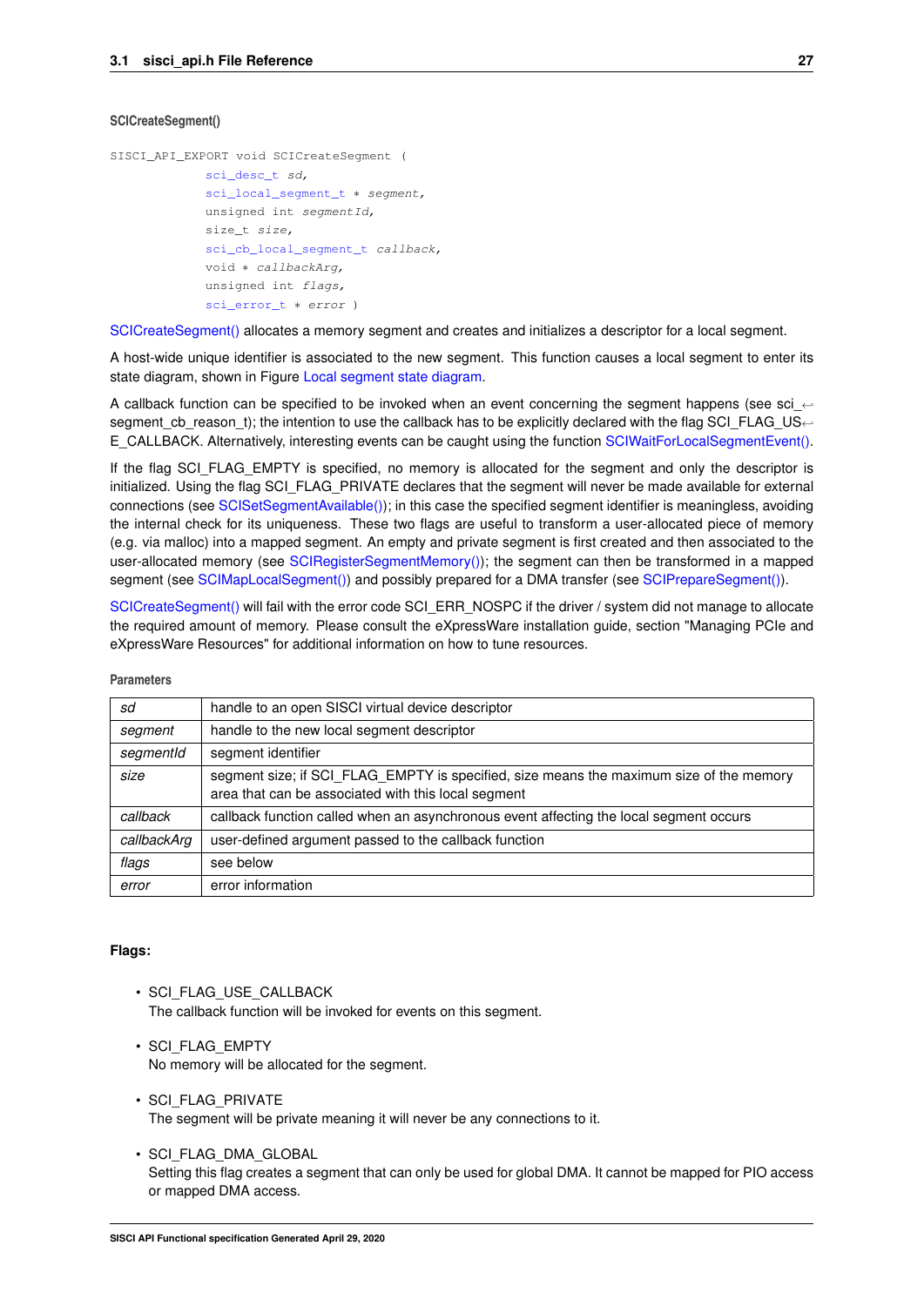#### SCICreateSegment()

```
SISCI_API_EXPORT void SCICreateSegment (
            sci_desc_t sd,
            sci_local_segment_t * segment,
            unsigned int segmentId,
            size_t size,
            sci_cb_local_segment_t callback,
            void * callbackArg,
            unsigned int flags,
            sci_error_t * error )
```

SCICreateSegment() allocates a memory segment and creates and initializes a descriptor for a local segment.

A host-wide unique identifier is associated to the new segment. This function causes a local segment to enter its state diagram, shown in Figure Local segment state diagram.

A callback function can be specified to be invoked when an event concerning the segment happens (see sci_segment_cb_reason_t); the intention to use the callback has to be explicitly declared with the flag SCI_FLAG_USE_CALLBACK. Alternatively, interesting events can be caught using the function SCIWaitForLocalSegmentEvent().

If the flag SCI_FLAG_EMPTY is specified, no memory is allocated for the segment and only the descriptor is initialized. Using the flag SCI_FLAG_PRIVATE declares that the segment will never be made available for external connections (see SCISetSegmentAvailable()); in this case the specified segment identifier is meaningless, avoiding the internal check for its uniqueness. These two flags are useful to transform a user-allocated piece of memory (e.g. via malloc) into a mapped segment. An empty and private segment is first created and then associated to the user-allocated memory (see SCIRegisterSegmentMemory()); the segment can then be transformed in a mapped segment (see SCIMapLocalSegment()) and possibly prepared for a DMA transfer (see SCIPrepareSegment()).

SCICreateSegment() will fail with the error code SCI_ERR_NOSPC if the driver / system did not manage to allocate the required amount of memory. Please consult the eXpressWare installation guide, section "Managing PCIe and eXpressWare Resources" for additional information on how to tune resources.

**Parameters**

| | |
|---|---|
| *sd* | handle to an open SISCI virtual device descriptor |
| *segment* | handle to the new local segment descriptor |
| *segmentId* | segment identifier |
| *size* | segment size; if SCI_FLAG_EMPTY is specified, size means the maximum size of the memory area that can be associated with this local segment |
| *callback* | callback function called when an asynchronous event affecting the local segment occurs |
| *callbackArg* | user-defined argument passed to the callback function |
| *flags* | see below |
| *error* | error information |

**Flags:**

- SCI_FLAG_USE_CALLBACK
  The callback function will be invoked for events on this segment.
- SCI_FLAG_EMPTY
  No memory will be allocated for the segment.
- SCI_FLAG_PRIVATE
  The segment will be private meaning it will never be any connections to it.
- SCI_FLAG_DMA_GLOBAL
  Setting this flag creates a segment that can only be used for global DMA. It cannot be mapped for PIO access or mapped DMA access.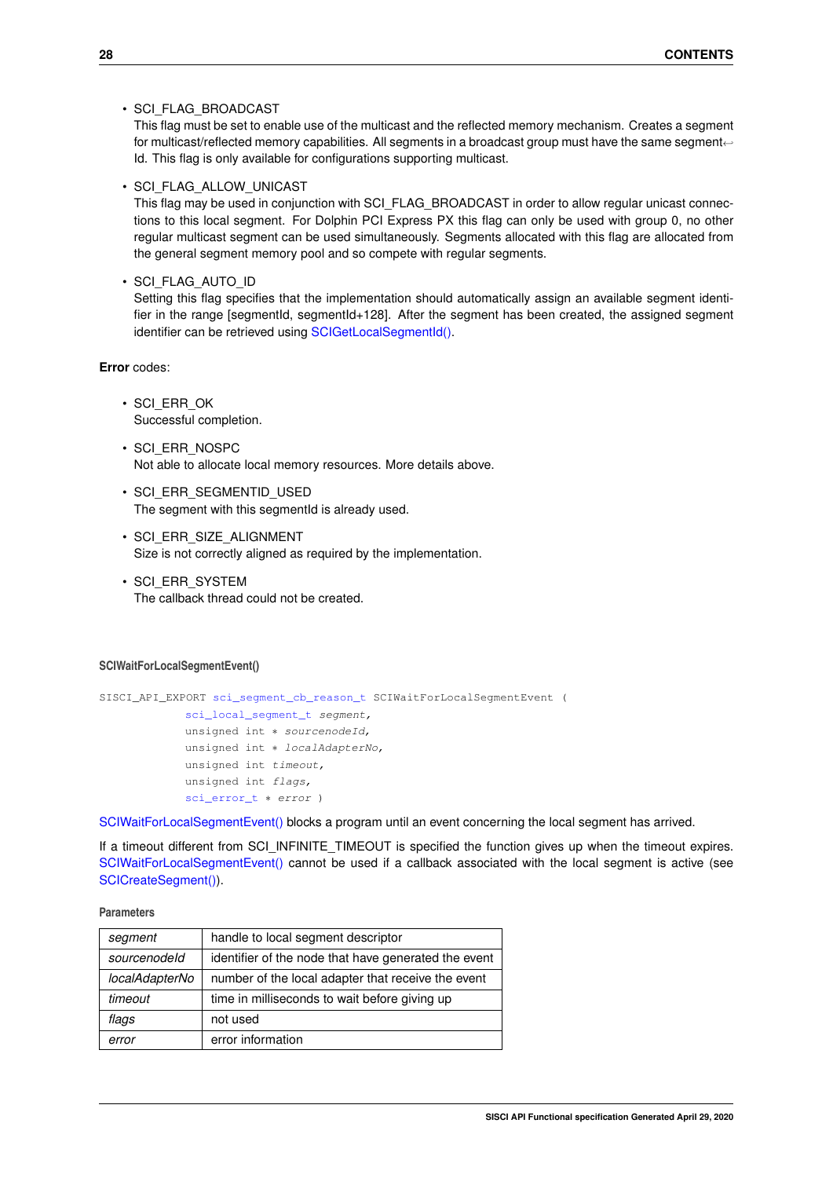- SCI_FLAG_BROADCAST
  This flag must be set to enable use of the multicast and the reflected memory mechanism. Creates a segment for multicast/reflected memory capabilities. All segments in a broadcast group must have the same segmentId. This flag is only available for configurations supporting multicast.

- SCI_FLAG_ALLOW_UNICAST
  This flag may be used in conjunction with SCI_FLAG_BROADCAST in order to allow regular unicast connections to this local segment. For Dolphin PCI Express PX this flag can only be used with group 0, no other regular multicast segment can be used simultaneously. Segments allocated with this flag are allocated from the general segment memory pool and so compete with regular segments.

- SCI_FLAG_AUTO_ID
  Setting this flag specifies that the implementation should automatically assign an available segment identifier in the range [segmentId, segmentId+128]. After the segment has been created, the assigned segment identifier can be retrieved using SCIGetLocalSegmentId().

**Error** codes:

- SCI_ERR_OK
  Successful completion.

- SCI_ERR_NOSPC
  Not able to allocate local memory resources. More details above.

- SCI_ERR_SEGMENTID_USED
  The segment with this segmentId is already used.

- SCI_ERR_SIZE_ALIGNMENT
  Size is not correctly aligned as required by the implementation.

- SCI_ERR_SYSTEM
  The callback thread could not be created.

#### SCIWaitForLocalSegmentEvent()

```
SISCI_API_EXPORT sci_segment_cb_reason_t SCIWaitForLocalSegmentEvent (
            sci_local_segment_t segment,
            unsigned int * sourcenodeId,
            unsigned int * localAdapterNo,
            unsigned int timeout,
            unsigned int flags,
            sci_error_t * error )
```

SCIWaitForLocalSegmentEvent() blocks a program until an event concerning the local segment has arrived.

If a timeout different from SCI_INFINITE_TIMEOUT is specified the function gives up when the timeout expires. SCIWaitForLocalSegmentEvent() cannot be used if a callback associated with the local segment is active (see SCICreateSegment()).

**Parameters**

| | |
|---|---|
| *segment* | handle to local segment descriptor |
| *sourcenodeId* | identifier of the node that have generated the event |
| *localAdapterNo* | number of the local adapter that receive the event |
| *timeout* | time in milliseconds to wait before giving up |
| *flags* | not used |
| *error* | error information |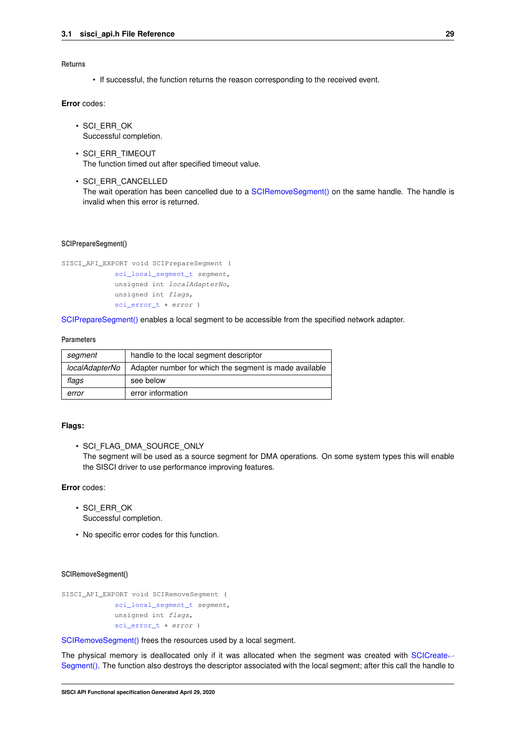**Returns**

- If successful, the function returns the reason corresponding to the received event.

**Error** codes:

- SCI_ERR_OK
  Successful completion.
- SCI_ERR_TIMEOUT
  The function timed out after specified timeout value.
- SCI_ERR_CANCELLED
  The wait operation has been cancelled due to a SCIRemoveSegment() on the same handle. The handle is invalid when this error is returned.

#### SCIPrepareSegment()

```
SISCI_API_EXPORT void SCIPrepareSegment (
            sci_local_segment_t segment,
            unsigned int localAdapterNo,
            unsigned int flags,
            sci_error_t * error )
```

SCIPrepareSegment() enables a local segment to be accessible from the specified network adapter.

**Parameters**

| segment | handle to the local segment descriptor |
|---|---|
| localAdapterNo | Adapter number for which the segment is made available |
| flags | see below |
| error | error information |

**Flags:**

- SCI_FLAG_DMA_SOURCE_ONLY
  The segment will be used as a source segment for DMA operations. On some system types this will enable the SISCI driver to use performance improving features.

**Error** codes:

- SCI_ERR_OK
  Successful completion.
- No specific error codes for this function.

#### SCIRemoveSegment()

```
SISCI_API_EXPORT void SCIRemoveSegment (
            sci_local_segment_t segment,
            unsigned int flags,
            sci_error_t * error )
```

SCIRemoveSegment() frees the resources used by a local segment.

The physical memory is deallocated only if it was allocated when the segment was created with SCICreateSegment(). The function also destroys the descriptor associated with the local segment; after this call the handle to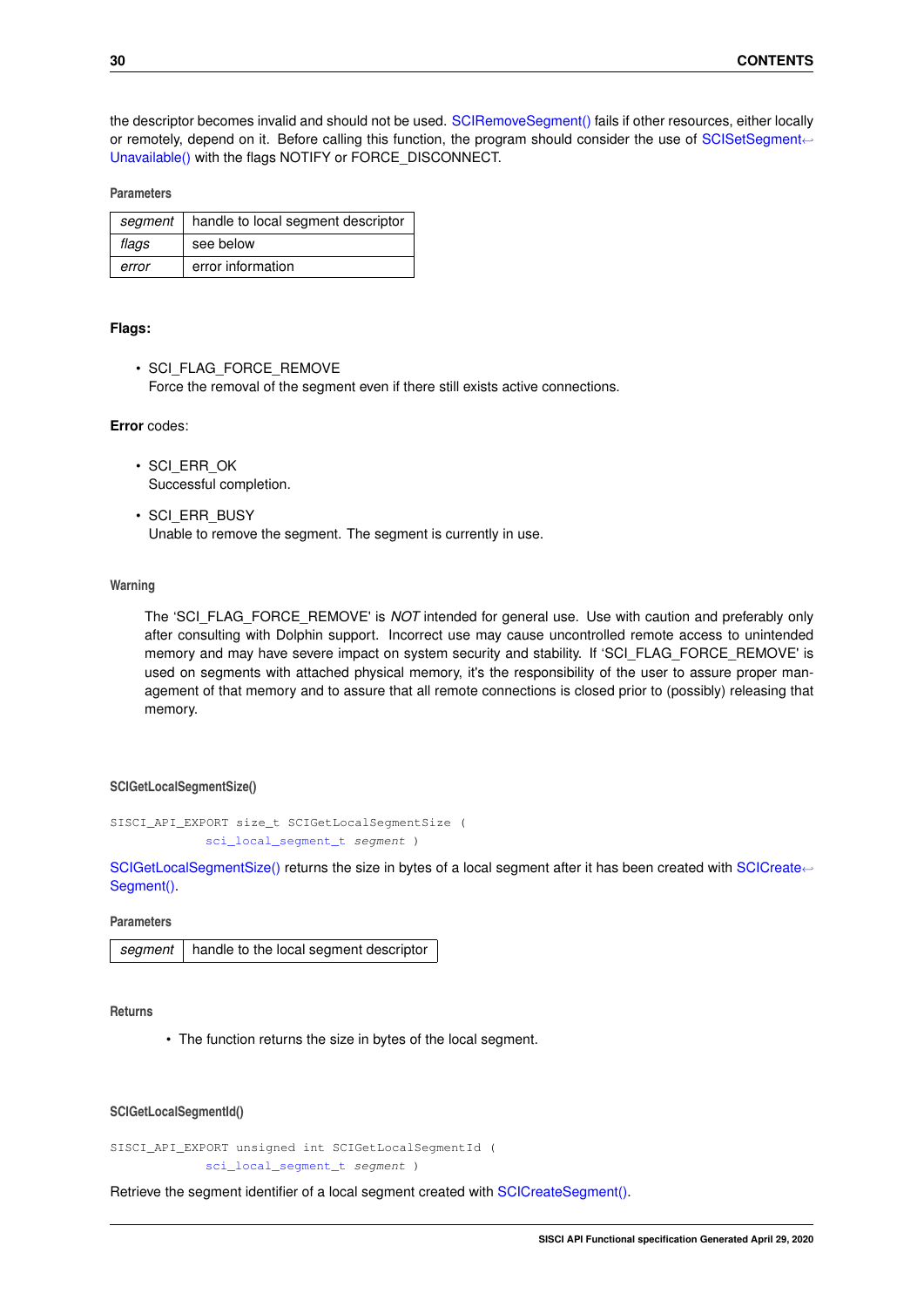the descriptor becomes invalid and should not be used. SCIRemoveSegment() fails if other resources, either locally or remotely, depend on it. Before calling this function, the program should consider the use of SCISetSegmentUnavailable() with the flags NOTIFY or FORCE_DISCONNECT.

**Parameters**

| | |
|---|---|
| *segment* | handle to local segment descriptor |
| *flags* | see below |
| *error* | error information |

**Flags:**

- SCI_FLAG_FORCE_REMOVE
  Force the removal of the segment even if there still exists active connections.

**Error** codes:

- SCI_ERR_OK
  Successful completion.
- SCI_ERR_BUSY
  Unable to remove the segment. The segment is currently in use.

**Warning**

The 'SCI_FLAG_FORCE_REMOVE' is *NOT* intended for general use. Use with caution and preferably only after consulting with Dolphin support. Incorrect use may cause uncontrolled remote access to unintended memory and may have severe impact on system security and stability. If 'SCI_FLAG_FORCE_REMOVE' is used on segments with attached physical memory, it's the responsibility of the user to assure proper management of that memory and to assure that all remote connections is closed prior to (possibly) releasing that memory.

#### SCIGetLocalSegmentSize()

```
SISCI_API_EXPORT size_t SCIGetLocalSegmentSize (
            sci_local_segment_t segment )
```

SCIGetLocalSegmentSize() returns the size in bytes of a local segment after it has been created with SCICreateSegment().

**Parameters**

| | |
|---|---|
| *segment* | handle to the local segment descriptor |

**Returns**

- The function returns the size in bytes of the local segment.

#### SCIGetLocalSegmentId()

```
SISCI_API_EXPORT unsigned int SCIGetLocalSegmentId (
            sci_local_segment_t segment )
```

Retrieve the segment identifier of a local segment created with SCICreateSegment().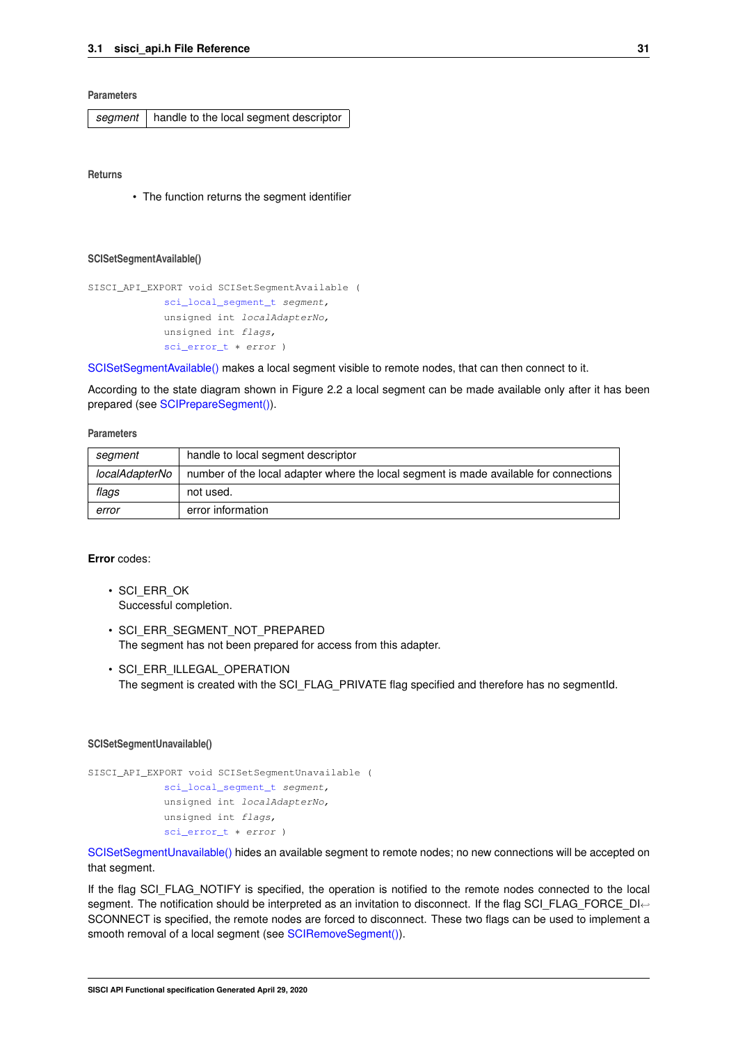**Parameters**

| segment | handle to the local segment descriptor |
|---|---|

**Returns**

- The function returns the segment identifier

### SCISetSegmentAvailable()

```
SISCI_API_EXPORT void SCISetSegmentAvailable (
            sci_local_segment_t segment,
            unsigned int localAdapterNo,
            unsigned int flags,
            sci_error_t * error )
```

SCISetSegmentAvailable() makes a local segment visible to remote nodes, that can then connect to it.

According to the state diagram shown in Figure 2.2 a local segment can be made available only after it has been prepared (see SCIPrepareSegment()).

**Parameters**

| segment | handle to local segment descriptor |
|---|---|
| localAdapterNo | number of the local adapter where the local segment is made available for connections |
| flags | not used. |
| error | error information |

**Error** codes:

- SCI_ERR_OK
  Successful completion.
- SCI_ERR_SEGMENT_NOT_PREPARED
  The segment has not been prepared for access from this adapter.
- SCI_ERR_ILLEGAL_OPERATION
  The segment is created with the SCI_FLAG_PRIVATE flag specified and therefore has no segmentId.

### SCISetSegmentUnavailable()

```
SISCI_API_EXPORT void SCISetSegmentUnavailable (
            sci_local_segment_t segment,
            unsigned int localAdapterNo,
            unsigned int flags,
            sci_error_t * error )
```

SCISetSegmentUnavailable() hides an available segment to remote nodes; no new connections will be accepted on that segment.

If the flag SCI_FLAG_NOTIFY is specified, the operation is notified to the remote nodes connected to the local segment. The notification should be interpreted as an invitation to disconnect. If the flag SCI_FLAG_FORCE_DISCONNECT is specified, the remote nodes are forced to disconnect. These two flags can be used to implement a smooth removal of a local segment (see SCIRemoveSegment()).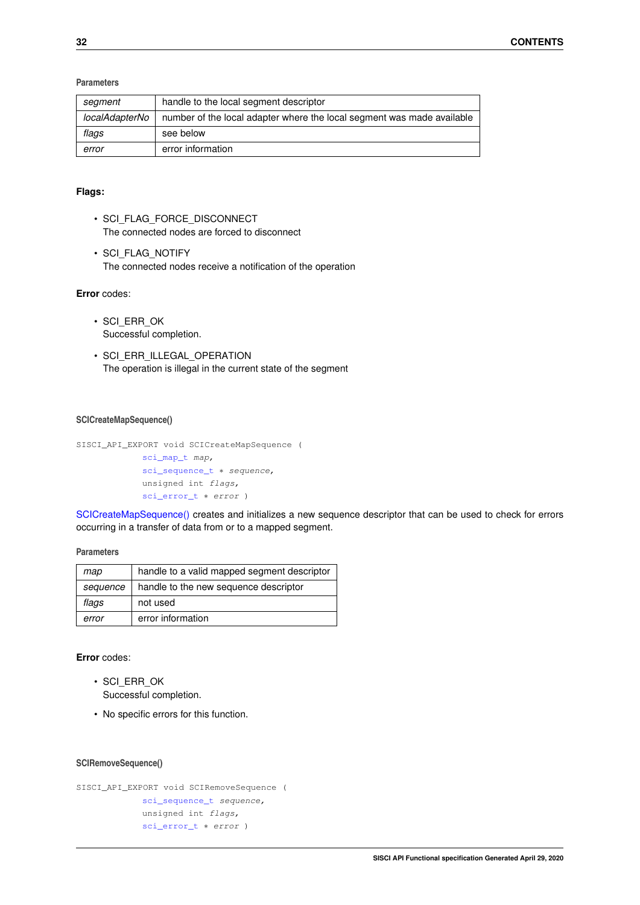**Parameters**

| | |
|---|---|
| *segment* | handle to the local segment descriptor |
| *localAdapterNo* | number of the local adapter where the local segment was made available |
| *flags* | see below |
| *error* | error information |

**Flags:**

- SCI_FLAG_FORCE_DISCONNECT
  The connected nodes are forced to disconnect
- SCI_FLAG_NOTIFY
  The connected nodes receive a notification of the operation

**Error** codes:

- SCI_ERR_OK
  Successful completion.
- SCI_ERR_ILLEGAL_OPERATION
  The operation is illegal in the current state of the segment

#### SCICreateMapSequence()

```
SISCI_API_EXPORT void SCICreateMapSequence (
            sci_map_t map,
            sci_sequence_t * sequence,
            unsigned int flags,
            sci_error_t * error )
```

SCICreateMapSequence() creates and initializes a new sequence descriptor that can be used to check for errors occurring in a transfer of data from or to a mapped segment.

**Parameters**

| | |
|---|---|
| *map* | handle to a valid mapped segment descriptor |
| *sequence* | handle to the new sequence descriptor |
| *flags* | not used |
| *error* | error information |

**Error** codes:

- SCI_ERR_OK
  Successful completion.
- No specific errors for this function.

#### SCIRemoveSequence()

```
SISCI_API_EXPORT void SCIRemoveSequence (
            sci_sequence_t sequence,
            unsigned int flags,
            sci_error_t * error )
```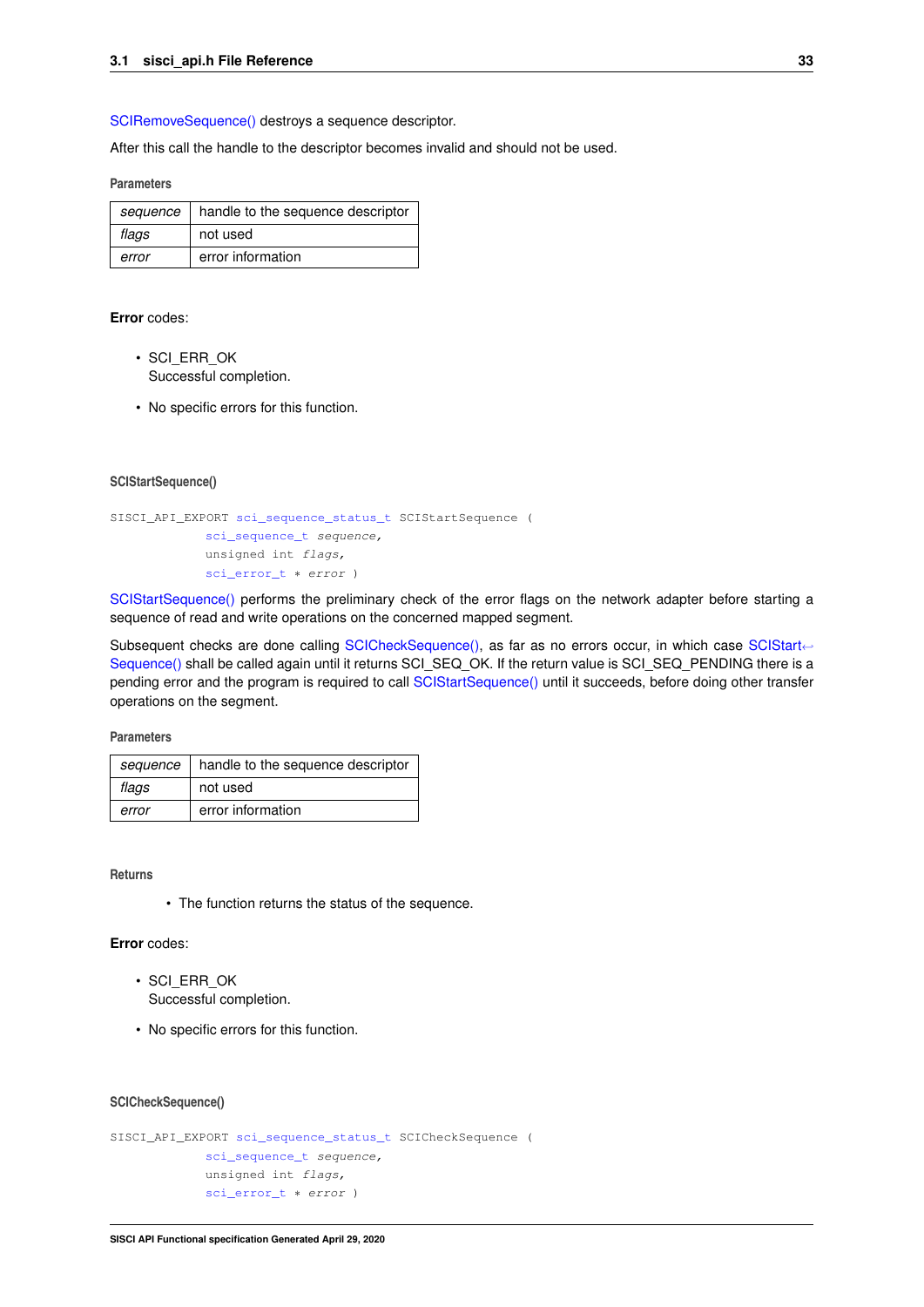SCIRemoveSequence() destroys a sequence descriptor.

After this call the handle to the descriptor becomes invalid and should not be used.

**Parameters**

| | |
|---|---|
| *sequence* | handle to the sequence descriptor |
| *flags* | not used |
| *error* | error information |

**Error** codes:

- SCI_ERR_OK
  Successful completion.
- No specific errors for this function.

#### SCIStartSequence()

```
SISCI_API_EXPORT sci_sequence_status_t SCIStartSequence (
            sci_sequence_t sequence,
            unsigned int flags,
            sci_error_t * error )
```

SCIStartSequence() performs the preliminary check of the error flags on the network adapter before starting a sequence of read and write operations on the concerned mapped segment.

Subsequent checks are done calling SCICheckSequence(), as far as no errors occur, in which case SCIStartSequence() shall be called again until it returns SCI_SEQ_OK. If the return value is SCI_SEQ_PENDING there is a pending error and the program is required to call SCIStartSequence() until it succeeds, before doing other transfer operations on the segment.

**Parameters**

| | |
|---|---|
| *sequence* | handle to the sequence descriptor |
| *flags* | not used |
| *error* | error information |

**Returns**

- The function returns the status of the sequence.

**Error** codes:

- SCI_ERR_OK
  Successful completion.
- No specific errors for this function.

#### SCICheckSequence()

```
SISCI_API_EXPORT sci_sequence_status_t SCICheckSequence (
            sci_sequence_t sequence,
            unsigned int flags,
            sci_error_t * error )
```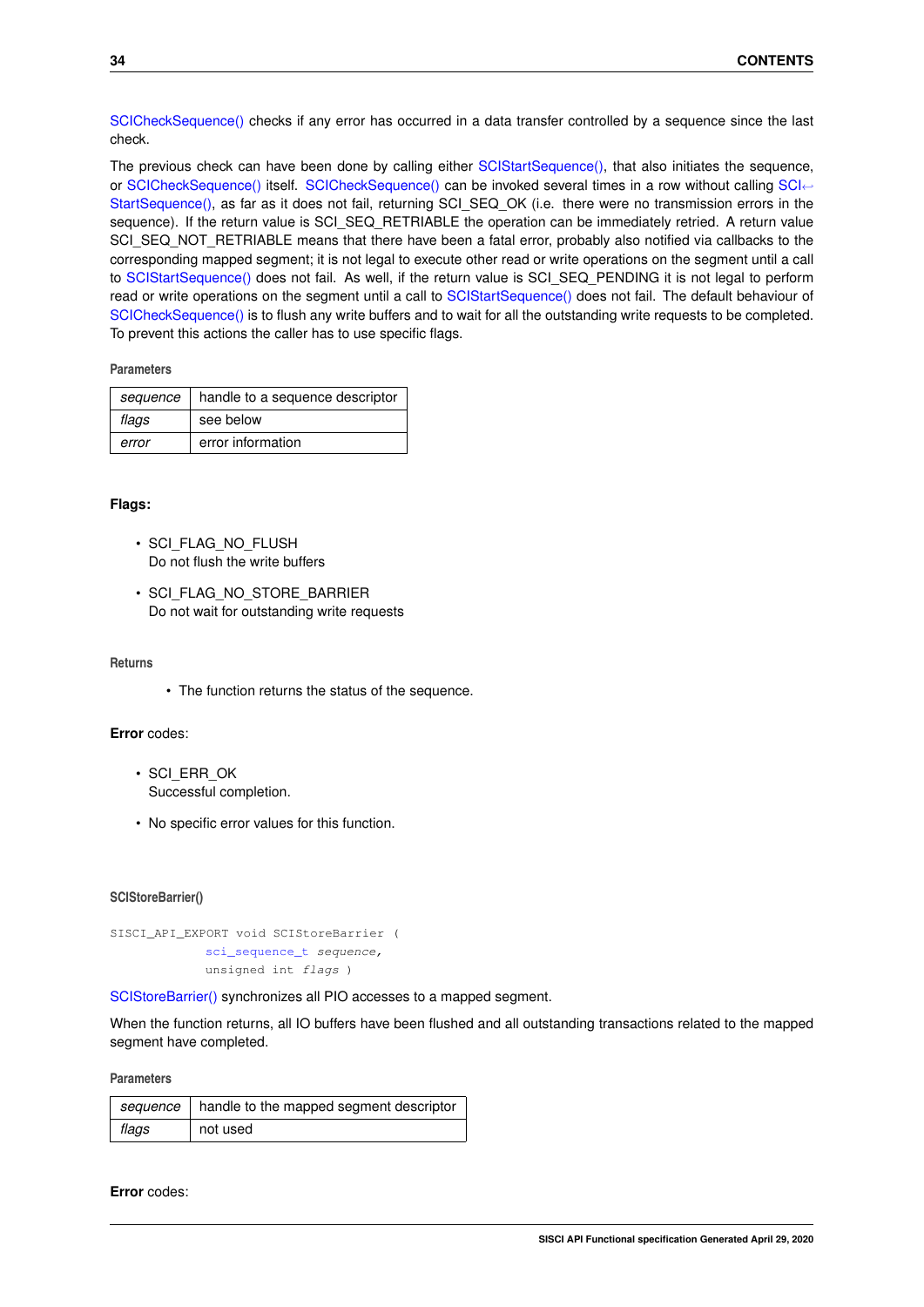SCICheckSequence() checks if any error has occurred in a data transfer controlled by a sequence since the last check.

The previous check can have been done by calling either SCIStartSequence(), that also initiates the sequence, or SCICheckSequence() itself. SCICheckSequence() can be invoked several times in a row without calling SCIStartSequence(), as far as it does not fail, returning SCI_SEQ_OK (i.e. there were no transmission errors in the sequence). If the return value is SCI_SEQ_RETRIABLE the operation can be immediately retried. A return value SCI_SEQ_NOT_RETRIABLE means that there have been a fatal error, probably also notified via callbacks to the corresponding mapped segment; it is not legal to execute other read or write operations on the segment until a call to SCIStartSequence() does not fail. As well, if the return value is SCI_SEQ_PENDING it is not legal to perform read or write operations on the segment until a call to SCIStartSequence() does not fail. The default behaviour of SCICheckSequence() is to flush any write buffers and to wait for all the outstanding write requests to be completed. To prevent this actions the caller has to use specific flags.

**Parameters**

| | |
|---|---|
| *sequence* | handle to a sequence descriptor |
| *flags* | see below |
| *error* | error information |

**Flags:**

- SCI_FLAG_NO_FLUSH
  Do not flush the write buffers
- SCI_FLAG_NO_STORE_BARRIER
  Do not wait for outstanding write requests

**Returns**

- The function returns the status of the sequence.

**Error** codes:

- SCI_ERR_OK
  Successful completion.
- No specific error values for this function.

#### SCIStoreBarrier()

```
SISCI_API_EXPORT void SCIStoreBarrier (
            sci_sequence_t sequence,
            unsigned int flags )
```

SCIStoreBarrier() synchronizes all PIO accesses to a mapped segment.

When the function returns, all IO buffers have been flushed and all outstanding transactions related to the mapped segment have completed.

**Parameters**

| | |
|---|---|
| *sequence* | handle to the mapped segment descriptor |
| *flags* | not used |

**Error** codes: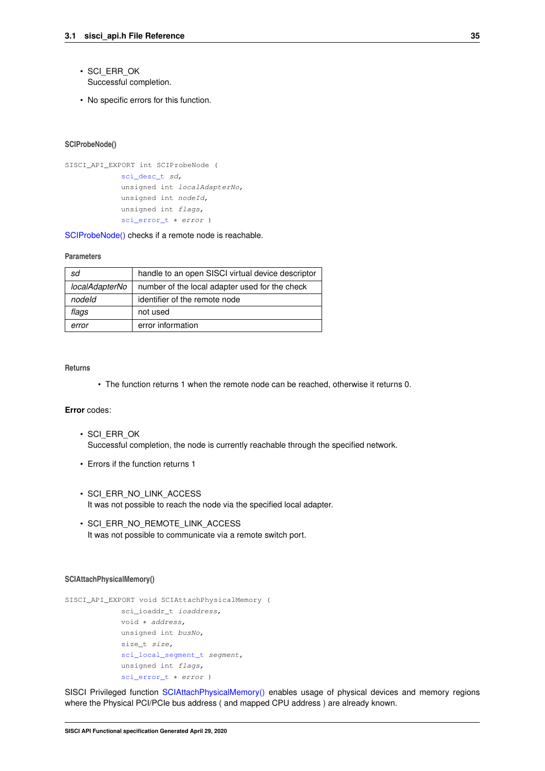- SCI_ERR_OK
  Successful completion.
- No specific errors for this function.

#### SCIProbeNode()

```
SISCI_API_EXPORT int SCIProbeNode (
            sci_desc_t sd,
            unsigned int localAdapterNo,
            unsigned int nodeId,
            unsigned int flags,
            sci_error_t * error )
```

SCIProbeNode() checks if a remote node is reachable.

**Parameters**

| | |
|---|---|
| *sd* | handle to an open SISCI virtual device descriptor |
| *localAdapterNo* | number of the local adapter used for the check |
| *nodeId* | identifier of the remote node |
| *flags* | not used |
| *error* | error information |

**Returns**

- The function returns 1 when the remote node can be reached, otherwise it returns 0.

**Error** codes:

- SCI_ERR_OK
  Successful completion, the node is currently reachable through the specified network.
- Errors if the function returns 1

- SCI_ERR_NO_LINK_ACCESS
  It was not possible to reach the node via the specified local adapter.
- SCI_ERR_NO_REMOTE_LINK_ACCESS
  It was not possible to communicate via a remote switch port.

#### SCIAttachPhysicalMemory()

```
SISCI_API_EXPORT void SCIAttachPhysicalMemory (
            sci_ioaddr_t ioaddress,
            void * address,
            unsigned int busNo,
            size_t size,
            sci_local_segment_t segment,
            unsigned int flags,
            sci_error_t * error )
```

SISCI Privileged function SCIAttachPhysicalMemory() enables usage of physical devices and memory regions where the Physical PCI/PCIe bus address ( and mapped CPU address ) are already known.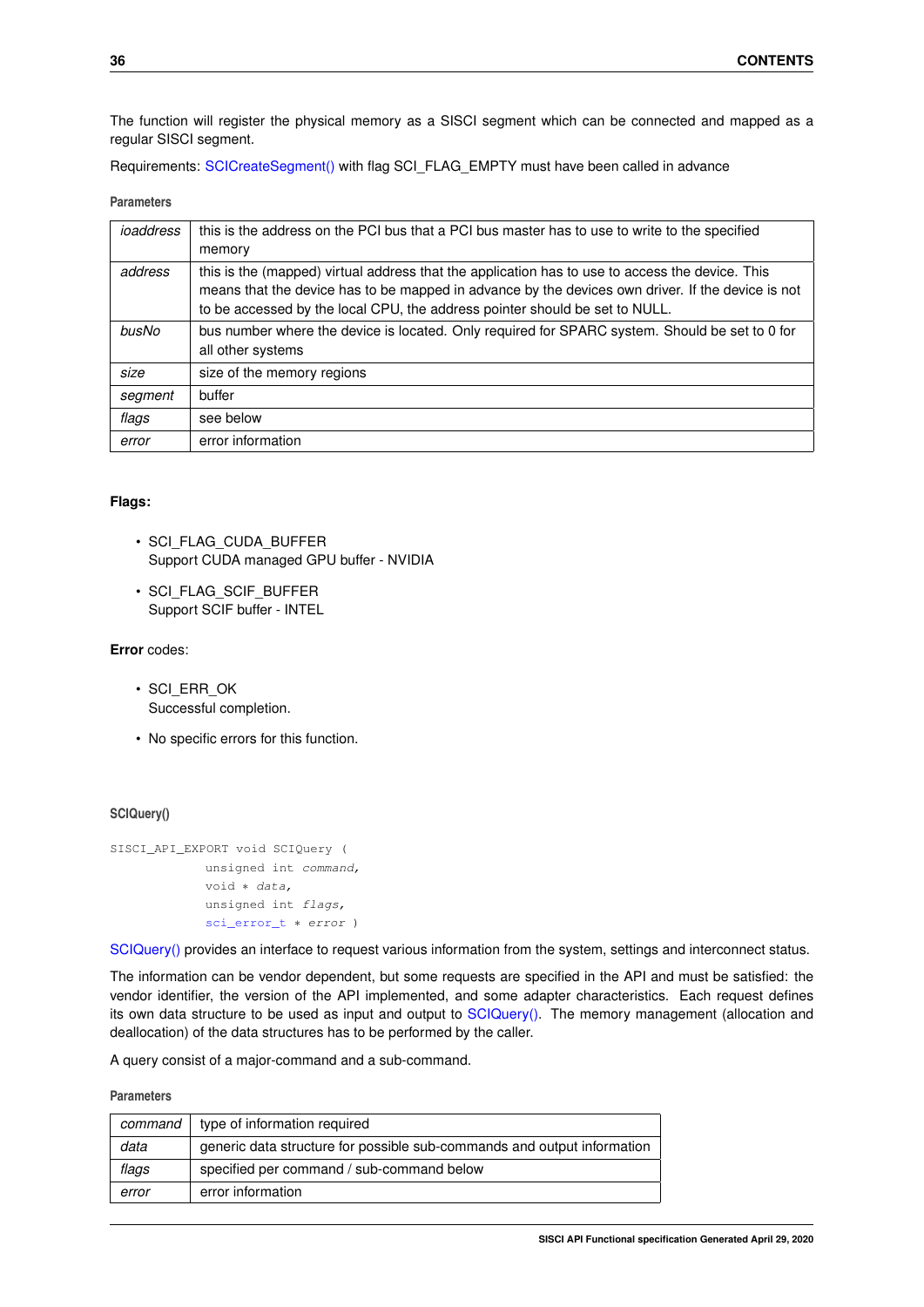The function will register the physical memory as a SISCI segment which can be connected and mapped as a regular SISCI segment.

Requirements: SCICreateSegment() with flag SCI_FLAG_EMPTY must have been called in advance

**Parameters**

| | |
|---|---|
| *ioaddress* | this is the address on the PCI bus that a PCI bus master has to use to write to the specified memory |
| *address* | this is the (mapped) virtual address that the application has to use to access the device. This means that the device has to be mapped in advance by the devices own driver. If the device is not to be accessed by the local CPU, the address pointer should be set to NULL. |
| *busNo* | bus number where the device is located. Only required for SPARC system. Should be set to 0 for all other systems |
| *size* | size of the memory regions |
| *segment* | buffer |
| *flags* | see below |
| *error* | error information |

**Flags:**

- SCI_FLAG_CUDA_BUFFER
  Support CUDA managed GPU buffer - NVIDIA
- SCI_FLAG_SCIF_BUFFER
  Support SCIF buffer - INTEL

**Error** codes:

- SCI_ERR_OK
  Successful completion.
- No specific errors for this function.

#### SCIQuery()

```
SISCI_API_EXPORT void SCIQuery (
            unsigned int command,
            void * data,
            unsigned int flags,
            sci_error_t * error )
```

SCIQuery() provides an interface to request various information from the system, settings and interconnect status.

The information can be vendor dependent, but some requests are specified in the API and must be satisfied: the vendor identifier, the version of the API implemented, and some adapter characteristics. Each request defines its own data structure to be used as input and output to SCIQuery(). The memory management (allocation and deallocation) of the data structures has to be performed by the caller.

A query consist of a major-command and a sub-command.

**Parameters**

| | |
|---|---|
| *command* | type of information required |
| *data* | generic data structure for possible sub-commands and output information |
| *flags* | specified per command / sub-command below |
| *error* | error information |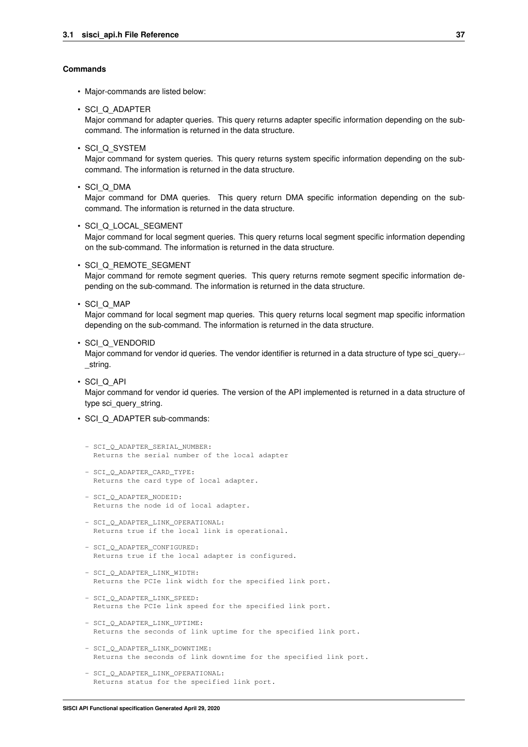#### Commands

- Major-commands are listed below:
- SCI_Q_ADAPTER
  Major command for adapter queries. This query returns adapter specific information depending on the sub-command. The information is returned in the data structure.
- SCI_Q_SYSTEM
  Major command for system queries. This query returns system specific information depending on the sub-command. The information is returned in the data structure.
- SCI_Q_DMA
  Major command for DMA queries. This query return DMA specific information depending on the sub-command. The information is returned in the data structure.
- SCI_Q_LOCAL_SEGMENT
  Major command for local segment queries. This query returns local segment specific information depending on the sub-command. The information is returned in the data structure.
- SCI_Q_REMOTE_SEGMENT
  Major command for remote segment queries. This query returns remote segment specific information depending on the sub-command. The information is returned in the data structure.
- SCI_Q_MAP
  Major command for local segment map queries. This query returns local segment map specific information depending on the sub-command. The information is returned in the data structure.
- SCI_Q_VENDORID
  Major command for vendor id queries. The vendor identifier is returned in a data structure of type sci_query_string.
- SCI_Q_API
  Major command for vendor id queries. The version of the API implemented is returned in a data structure of type sci_query_string.
- SCI_Q_ADAPTER sub-commands:

```
- SCI_Q_ADAPTER_SERIAL_NUMBER:
  Returns the serial number of the local adapter

- SCI_Q_ADAPTER_CARD_TYPE:
  Returns the card type of local adapter.

- SCI_Q_ADAPTER_NODEID:
  Returns the node id of local adapter.

- SCI_Q_ADAPTER_LINK_OPERATIONAL:
  Returns true if the local link is operational.

- SCI_Q_ADAPTER_CONFIGURED:
  Returns true if the local adapter is configured.

- SCI_Q_ADAPTER_LINK_WIDTH:
  Returns the PCIe link width for the specified link port.

- SCI_Q_ADAPTER_LINK_SPEED:
  Returns the PCIe link speed for the specified link port.

- SCI_Q_ADAPTER_LINK_UPTIME:
  Returns the seconds of link uptime for the specified link port.

- SCI_Q_ADAPTER_LINK_DOWNTIME:
  Returns the seconds of link downtime for the specified link port.

- SCI_Q_ADAPTER_LINK_OPERATIONAL:
  Returns status for the specified link port.
```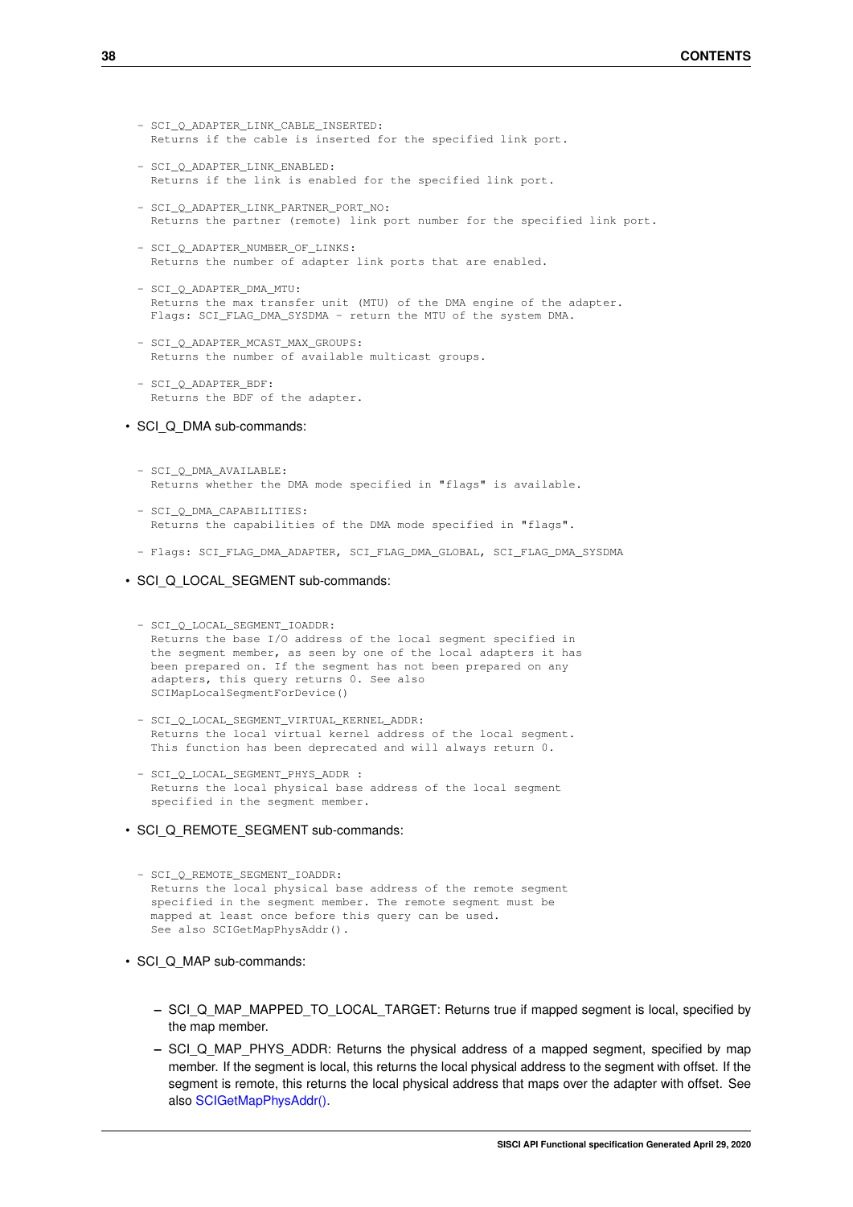```
- SCI_Q_ADAPTER_LINK_CABLE_INSERTED:
  Returns if the cable is inserted for the specified link port.

- SCI_Q_ADAPTER_LINK_ENABLED:
  Returns if the link is enabled for the specified link port.

- SCI_Q_ADAPTER_LINK_PARTNER_PORT_NO:
  Returns the partner (remote) link port number for the specified link port.

- SCI_Q_ADAPTER_NUMBER_OF_LINKS:
  Returns the number of adapter link ports that are enabled.

- SCI_Q_ADAPTER_DMA_MTU:
  Returns the max transfer unit (MTU) of the DMA engine of the adapter.
  Flags: SCI_FLAG_DMA_SYSDMA - return the MTU of the system DMA.

- SCI_Q_ADAPTER_MCAST_MAX_GROUPS:
  Returns the number of available multicast groups.

- SCI_Q_ADAPTER_BDF:
  Returns the BDF of the adapter.
```

- SCI_Q_DMA sub-commands:

```
- SCI_Q_DMA_AVAILABLE:
  Returns whether the DMA mode specified in "flags" is available.

- SCI_Q_DMA_CAPABILITIES:
  Returns the capabilities of the DMA mode specified in "flags".

- Flags: SCI_FLAG_DMA_ADAPTER, SCI_FLAG_DMA_GLOBAL, SCI_FLAG_DMA_SYSDMA
```

- SCI_Q_LOCAL_SEGMENT sub-commands:

```
- SCI_Q_LOCAL_SEGMENT_IOADDR:
  Returns the base I/O address of the local segment specified in
  the segment member, as seen by one of the local adapters it has
  been prepared on. If the segment has not been prepared on any
  adapters, this query returns 0. See also
  SCIMapLocalSegmentForDevice()

- SCI_Q_LOCAL_SEGMENT_VIRTUAL_KERNEL_ADDR:
  Returns the local virtual kernel address of the local segment.
  This function has been deprecated and will always return 0.

- SCI_Q_LOCAL_SEGMENT_PHYS_ADDR :
  Returns the local physical base address of the local segment
  specified in the segment member.
```

- SCI_Q_REMOTE_SEGMENT sub-commands:

```
- SCI_Q_REMOTE_SEGMENT_IOADDR:
  Returns the local physical base address of the remote segment
  specified in the segment member. The remote segment must be
  mapped at least once before this query can be used.
  See also SCIGetMapPhysAddr().
```

- SCI_Q_MAP sub-commands:
  - SCI_Q_MAP_MAPPED_TO_LOCAL_TARGET: Returns true if mapped segment is local, specified by the map member.
  - SCI_Q_MAP_PHYS_ADDR: Returns the physical address of a mapped segment, specified by map member. If the segment is local, this returns the local physical address to the segment with offset. If the segment is remote, this returns the local physical address that maps over the adapter with offset. See also SCIGetMapPhysAddr().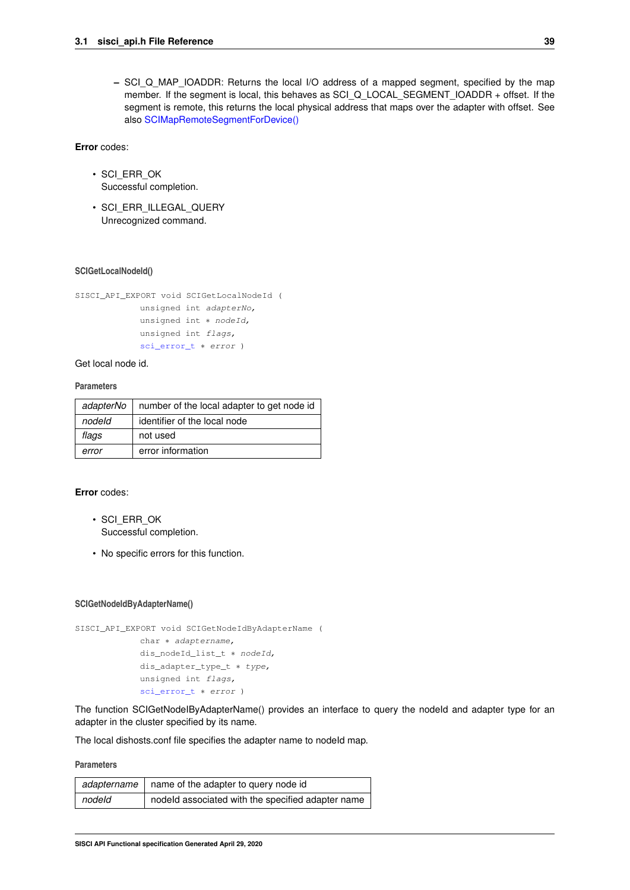- SCI_Q_MAP_IOADDR: Returns the local I/O address of a mapped segment, specified by the map member. If the segment is local, this behaves as SCI_Q_LOCAL_SEGMENT_IOADDR + offset. If the segment is remote, this returns the local physical address that maps over the adapter with offset. See also SCIMapRemoteSegmentForDevice()

**Error** codes:

- SCI_ERR_OK
  Successful completion.
- SCI_ERR_ILLEGAL_QUERY
  Unrecognized command.

#### SCIGetLocalNodeId()

```
SISCI_API_EXPORT void SCIGetLocalNodeId (
            unsigned int adapterNo,
            unsigned int * nodeId,
            unsigned int flags,
            sci_error_t * error )
```

Get local node id.

**Parameters**

| | |
|---|---|
| *adapterNo* | number of the local adapter to get node id |
| *nodeId* | identifier of the local node |
| *flags* | not used |
| *error* | error information |

**Error** codes:

- SCI_ERR_OK
  Successful completion.
- No specific errors for this function.

#### SCIGetNodeIdByAdapterName()

```
SISCI_API_EXPORT void SCIGetNodeIdByAdapterName (
            char * adaptername,
            dis_nodeId_list_t * nodeId,
            dis_adapter_type_t * type,
            unsigned int flags,
            sci_error_t * error )
```

The function SCIGetNodeIByAdapterName() provides an interface to query the nodeId and adapter type for an adapter in the cluster specified by its name.

The local dishosts.conf file specifies the adapter name to nodeId map.

**Parameters**

| | |
|---|---|
| *adaptername* | name of the adapter to query node id |
| *nodeId* | nodeId associated with the specified adapter name |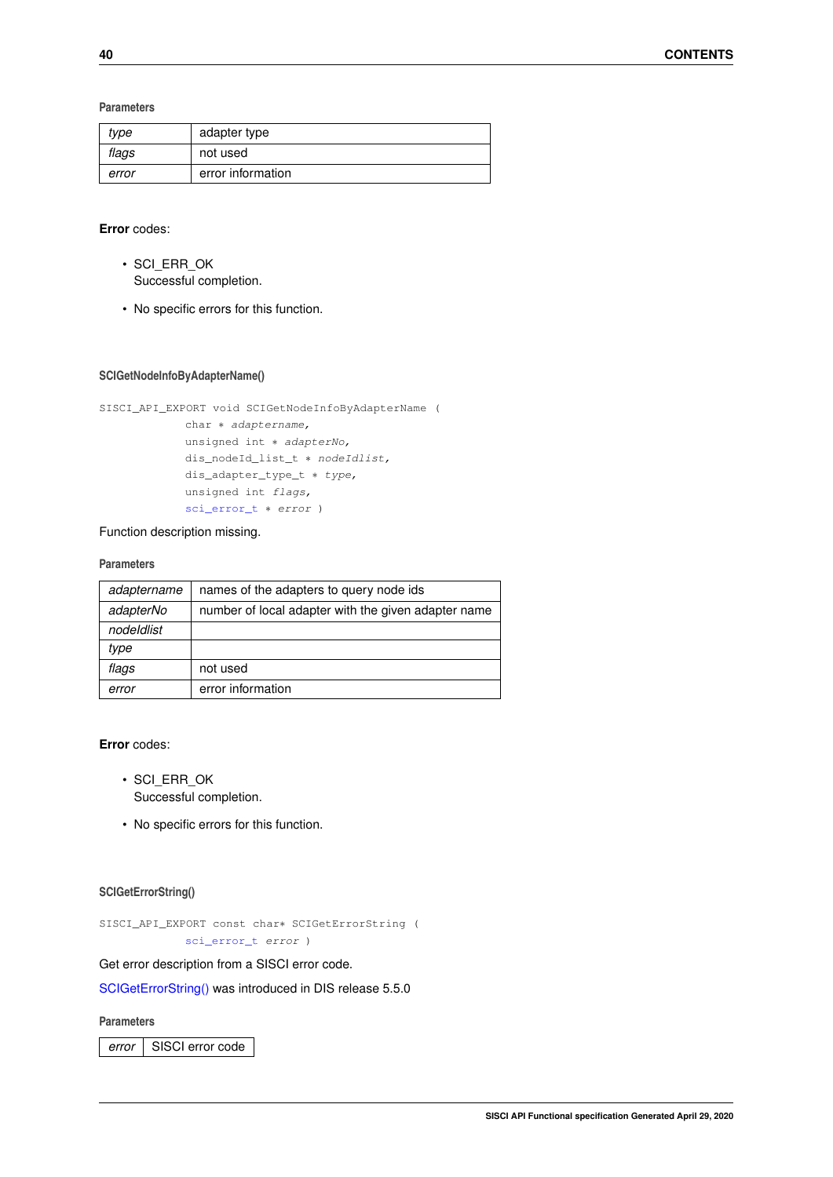**Parameters**

| | |
|---|---|
| *type* | adapter type |
| *flags* | not used |
| *error* | error information |

**Error** codes:

- SCI_ERR_OK
  Successful completion.
- No specific errors for this function.

#### SCIGetNodeInfoByAdapterName()

```
SISCI_API_EXPORT void SCIGetNodeInfoByAdapterName (
            char * adaptername,
            unsigned int * adapterNo,
            dis_nodeId_list_t * nodeIdlist,
            dis_adapter_type_t * type,
            unsigned int flags,
            sci_error_t * error )
```

Function description missing.

**Parameters**

| | |
|---|---|
| *adaptername* | names of the adapters to query node ids |
| *adapterNo* | number of local adapter with the given adapter name |
| *nodeIdlist* | |
| *type* | |
| *flags* | not used |
| *error* | error information |

**Error** codes:

- SCI_ERR_OK
  Successful completion.
- No specific errors for this function.

#### SCIGetErrorString()

```
SISCI_API_EXPORT const char* SCIGetErrorString (
            sci_error_t error )
```

Get error description from a SISCI error code.

SCIGetErrorString() was introduced in DIS release 5.5.0

**Parameters**

| | |
|---|---|
| *error* | SISCI error code |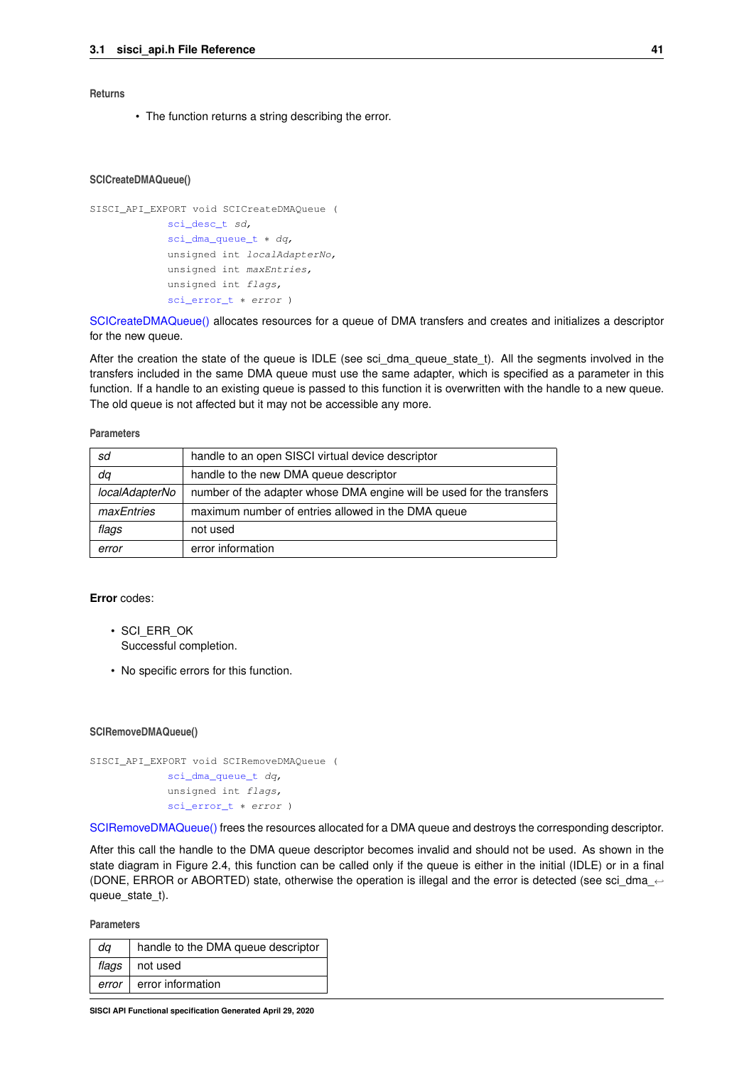**Returns**

- The function returns a string describing the error.

#### SCICreateDMAQueue()

```
SISCI_API_EXPORT void SCICreateDMAQueue (
            sci_desc_t sd,
            sci_dma_queue_t * dq,
            unsigned int localAdapterNo,
            unsigned int maxEntries,
            unsigned int flags,
            sci_error_t * error )
```

SCICreateDMAQueue() allocates resources for a queue of DMA transfers and creates and initializes a descriptor for the new queue.

After the creation the state of the queue is IDLE (see sci_dma_queue_state_t). All the segments involved in the transfers included in the same DMA queue must use the same adapter, which is specified as a parameter in this function. If a handle to an existing queue is passed to this function it is overwritten with the handle to a new queue. The old queue is not affected but it may not be accessible any more.

**Parameters**

| | |
|---|---|
| *sd* | handle to an open SISCI virtual device descriptor |
| *dq* | handle to the new DMA queue descriptor |
| *localAdapterNo* | number of the adapter whose DMA engine will be used for the transfers |
| *maxEntries* | maximum number of entries allowed in the DMA queue |
| *flags* | not used |
| *error* | error information |

**Error** codes:

- SCI_ERR_OK
  Successful completion.
- No specific errors for this function.

#### SCIRemoveDMAQueue()

```
SISCI_API_EXPORT void SCIRemoveDMAQueue (
            sci_dma_queue_t dq,
            unsigned int flags,
            sci_error_t * error )
```

SCIRemoveDMAQueue() frees the resources allocated for a DMA queue and destroys the corresponding descriptor.

After this call the handle to the DMA queue descriptor becomes invalid and should not be used. As shown in the state diagram in Figure 2.4, this function can be called only if the queue is either in the initial (IDLE) or in a final (DONE, ERROR or ABORTED) state, otherwise the operation is illegal and the error is detected (see sci_dma_queue_state_t).

**Parameters**

| | |
|---|---|
| *dq* | handle to the DMA queue descriptor |
| *flags* | not used |
| *error* | error information |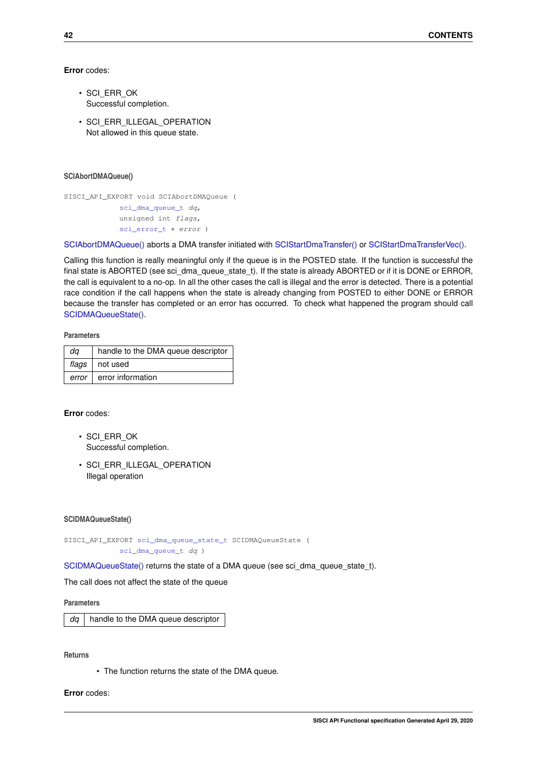**Error** codes:

- SCI_ERR_OK  
  Successful completion.
- SCI_ERR_ILLEGAL_OPERATION  
  Not allowed in this queue state.

#### SCIAbortDMAQueue()

```
SISCI_API_EXPORT void SCIAbortDMAQueue (
            sci_dma_queue_t dq,
            unsigned int flags,
            sci_error_t * error )
```

SCIAbortDMAQueue() aborts a DMA transfer initiated with SCIStartDmaTransfer() or SCIStartDmaTransferVec().

Calling this function is really meaningful only if the queue is in the POSTED state. If the function is successful the final state is ABORTED (see sci_dma_queue_state_t). If the state is already ABORTED or if it is DONE or ERROR, the call is equivalent to a no-op. In all the other cases the call is illegal and the error is detected. There is a potential race condition if the call happens when the state is already changing from POSTED to either DONE or ERROR because the transfer has completed or an error has occurred. To check what happened the program should call SCIDMAQueueState().

**Parameters**

| | |
|---|---|
| *dq* | handle to the DMA queue descriptor |
| *flags* | not used |
| *error* | error information |

**Error** codes:

- SCI_ERR_OK  
  Successful completion.
- SCI_ERR_ILLEGAL_OPERATION  
  Illegal operation

#### SCIDMAQueueState()

```
SISCI_API_EXPORT sci_dma_queue_state_t SCIDMAQueueState (
            sci_dma_queue_t dq )
```

SCIDMAQueueState() returns the state of a DMA queue (see sci_dma_queue_state_t).

The call does not affect the state of the queue

**Parameters**

| | |
|---|---|
| *dq* | handle to the DMA queue descriptor |

**Returns**

- The function returns the state of the DMA queue.

**Error** codes: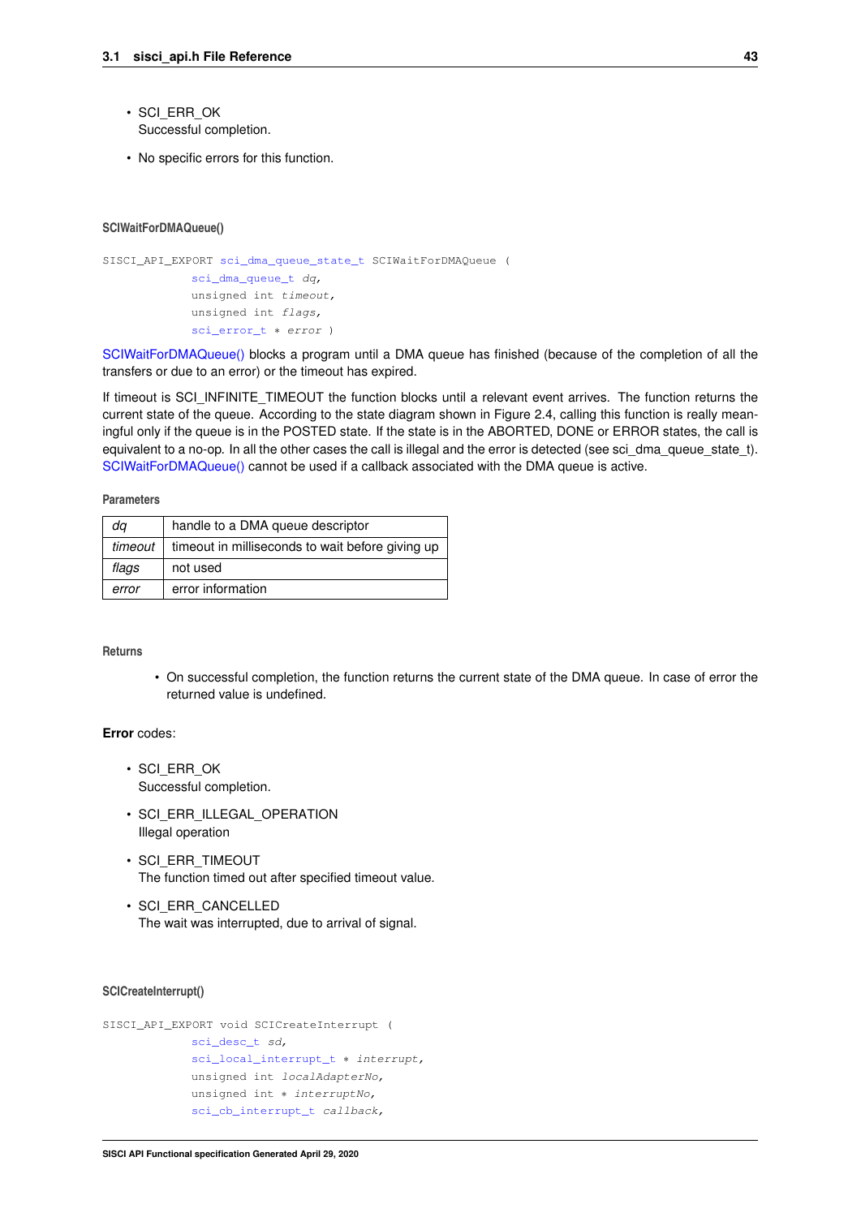- SCI_ERR_OK
  Successful completion.
- No specific errors for this function.

#### SCIWaitForDMAQueue()

```
SISCI_API_EXPORT sci_dma_queue_state_t SCIWaitForDMAQueue (
            sci_dma_queue_t dq,
            unsigned int timeout,
            unsigned int flags,
            sci_error_t * error )
```

SCIWaitForDMAQueue() blocks a program until a DMA queue has finished (because of the completion of all the transfers or due to an error) or the timeout has expired.

If timeout is SCI_INFINITE_TIMEOUT the function blocks until a relevant event arrives. The function returns the current state of the queue. According to the state diagram shown in Figure 2.4, calling this function is really meaningful only if the queue is in the POSTED state. If the state is in the ABORTED, DONE or ERROR states, the call is equivalent to a no-op. In all the other cases the call is illegal and the error is detected (see sci_dma_queue_state_t). SCIWaitForDMAQueue() cannot be used if a callback associated with the DMA queue is active.

**Parameters**

| | |
|---|---|
| *dq* | handle to a DMA queue descriptor |
| *timeout* | timeout in milliseconds to wait before giving up |
| *flags* | not used |
| *error* | error information |

**Returns**

- On successful completion, the function returns the current state of the DMA queue. In case of error the returned value is undefined.

**Error** codes:

- SCI_ERR_OK
  Successful completion.
- SCI_ERR_ILLEGAL_OPERATION
  Illegal operation
- SCI_ERR_TIMEOUT
  The function timed out after specified timeout value.
- SCI_ERR_CANCELLED
  The wait was interrupted, due to arrival of signal.

#### SCICreateInterrupt()

```
SISCI_API_EXPORT void SCICreateInterrupt (
            sci_desc_t sd,
            sci_local_interrupt_t * interrupt,
            unsigned int localAdapterNo,
            unsigned int * interruptNo,
            sci_cb_interrupt_t callback,
```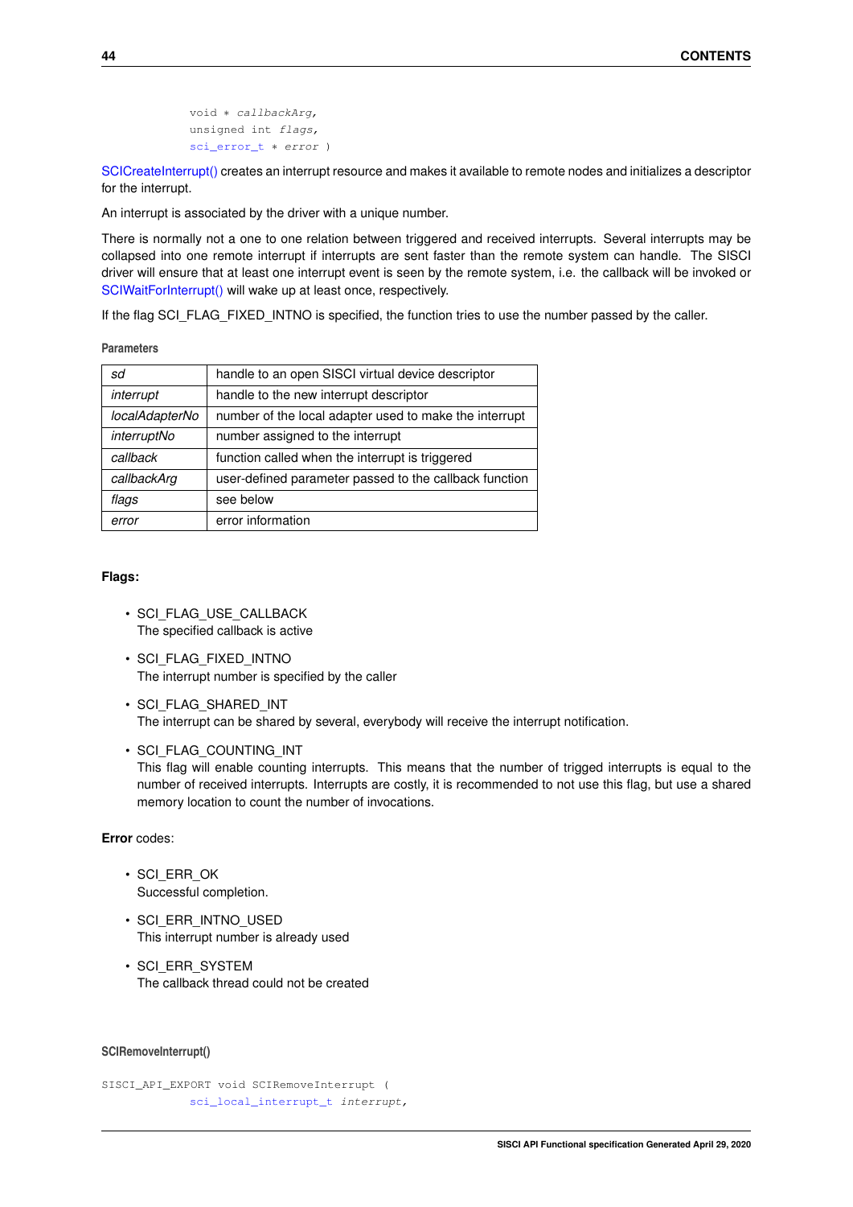```
            void * callbackArg,
            unsigned int flags,
            sci_error_t * error )
```

SCICreateInterrupt() creates an interrupt resource and makes it available to remote nodes and initializes a descriptor for the interrupt.

An interrupt is associated by the driver with a unique number.

There is normally not a one to one relation between triggered and received interrupts. Several interrupts may be collapsed into one remote interrupt if interrupts are sent faster than the remote system can handle. The SISCI driver will ensure that at least one interrupt event is seen by the remote system, i.e. the callback will be invoked or SCIWaitForInterrupt() will wake up at least once, respectively.

If the flag SCI_FLAG_FIXED_INTNO is specified, the function tries to use the number passed by the caller.

**Parameters**

| | |
|---|---|
| *sd* | handle to an open SISCI virtual device descriptor |
| *interrupt* | handle to the new interrupt descriptor |
| *localAdapterNo* | number of the local adapter used to make the interrupt |
| *interruptNo* | number assigned to the interrupt |
| *callback* | function called when the interrupt is triggered |
| *callbackArg* | user-defined parameter passed to the callback function |
| *flags* | see below |
| *error* | error information |

**Flags:**

- SCI_FLAG_USE_CALLBACK
  The specified callback is active
- SCI_FLAG_FIXED_INTNO
  The interrupt number is specified by the caller
- SCI_FLAG_SHARED_INT
  The interrupt can be shared by several, everybody will receive the interrupt notification.
- SCI_FLAG_COUNTING_INT
  This flag will enable counting interrupts. This means that the number of trigged interrupts is equal to the number of received interrupts. Interrupts are costly, it is recommended to not use this flag, but use a shared memory location to count the number of invocations.

**Error** codes:

- SCI_ERR_OK
  Successful completion.
- SCI_ERR_INTNO_USED
  This interrupt number is already used
- SCI_ERR_SYSTEM
  The callback thread could not be created

#### SCIRemoveInterrupt()

```
SISCI_API_EXPORT void SCIRemoveInterrupt (
            sci_local_interrupt_t interrupt,
```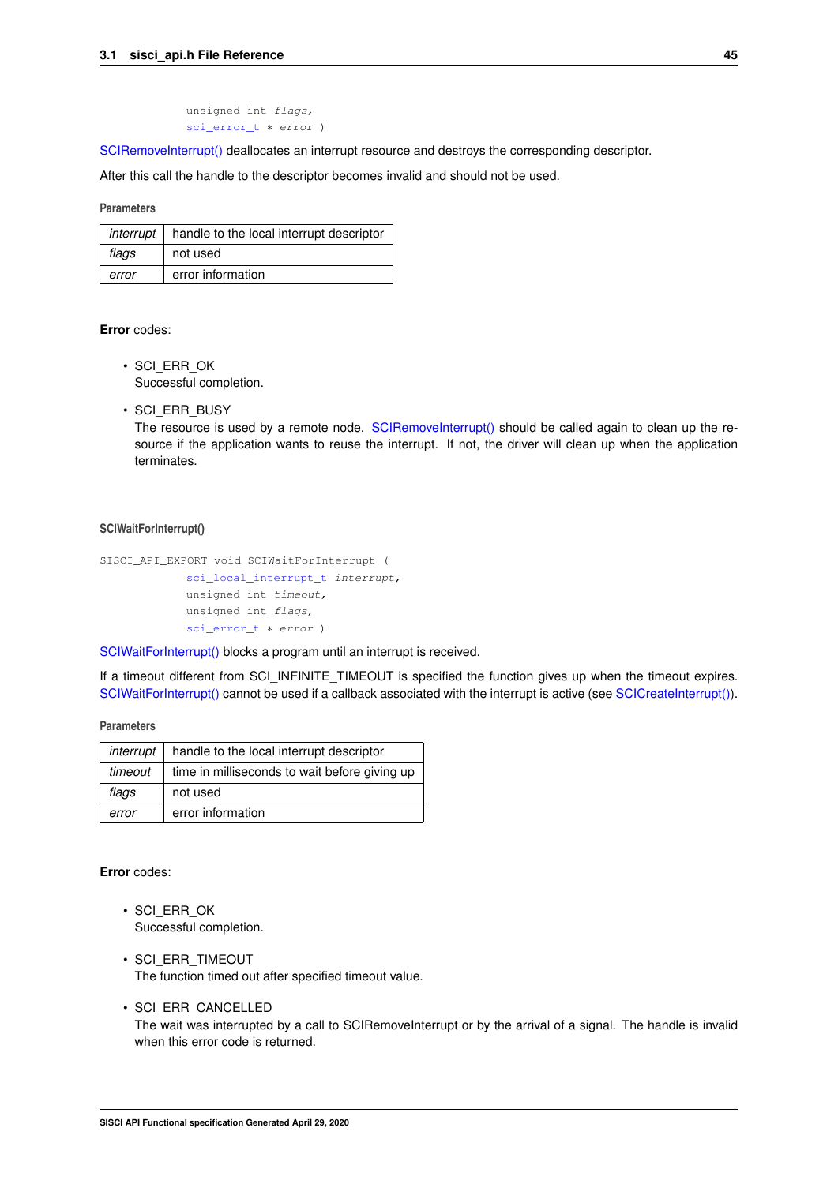```
            unsigned int flags,
            sci_error_t * error )
```

SCIRemoveInterrupt() deallocates an interrupt resource and destroys the corresponding descriptor.

After this call the handle to the descriptor becomes invalid and should not be used.

**Parameters**

| | |
|---|---|
| *interrupt* | handle to the local interrupt descriptor |
| *flags* | not used |
| *error* | error information |

**Error** codes:

- SCI_ERR_OK
  Successful completion.
- SCI_ERR_BUSY
  The resource is used by a remote node. SCIRemoveInterrupt() should be called again to clean up the resource if the application wants to reuse the interrupt. If not, the driver will clean up when the application terminates.

#### SCIWaitForInterrupt()

```
SISCI_API_EXPORT void SCIWaitForInterrupt (
            sci_local_interrupt_t interrupt,
            unsigned int timeout,
            unsigned int flags,
            sci_error_t * error )
```

SCIWaitForInterrupt() blocks a program until an interrupt is received.

If a timeout different from SCI_INFINITE_TIMEOUT is specified the function gives up when the timeout expires. SCIWaitForInterrupt() cannot be used if a callback associated with the interrupt is active (see SCICreateInterrupt()).

**Parameters**

| | |
|---|---|
| *interrupt* | handle to the local interrupt descriptor |
| *timeout* | time in milliseconds to wait before giving up |
| *flags* | not used |
| *error* | error information |

**Error** codes:

- SCI_ERR_OK
  Successful completion.
- SCI_ERR_TIMEOUT
  The function timed out after specified timeout value.
- SCI_ERR_CANCELLED
  The wait was interrupted by a call to SCIRemoveInterrupt or by the arrival of a signal. The handle is invalid when this error code is returned.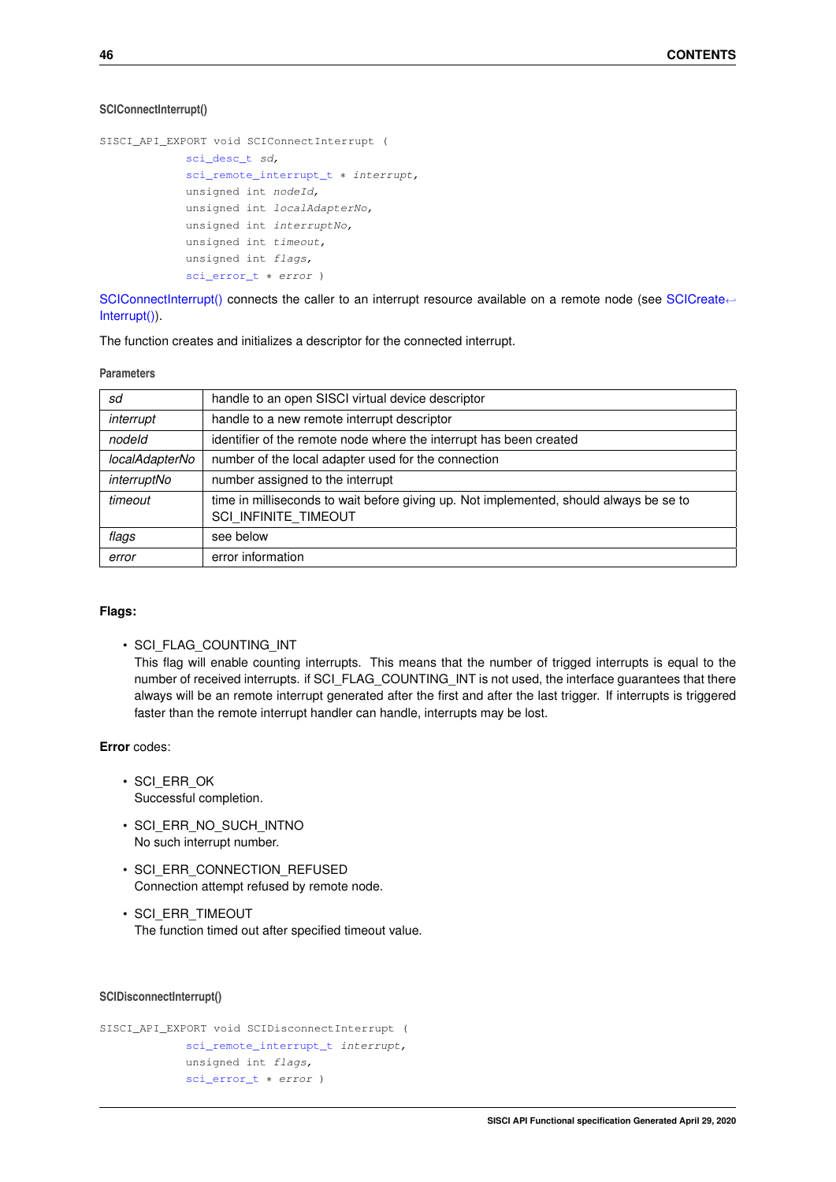#### SCIConnectInterrupt()

```
SISCI_API_EXPORT void SCIConnectInterrupt (
            sci_desc_t sd,
            sci_remote_interrupt_t * interrupt,
            unsigned int nodeId,
            unsigned int localAdapterNo,
            unsigned int interruptNo,
            unsigned int timeout,
            unsigned int flags,
            sci_error_t * error )
```

SCIConnectInterrupt() connects the caller to an interrupt resource available on a remote node (see SCICreateInterrupt()).

The function creates and initializes a descriptor for the connected interrupt.

**Parameters**

| | |
|---|---|
| *sd* | handle to an open SISCI virtual device descriptor |
| *interrupt* | handle to a new remote interrupt descriptor |
| *nodeId* | identifier of the remote node where the interrupt has been created |
| *localAdapterNo* | number of the local adapter used for the connection |
| *interruptNo* | number assigned to the interrupt |
| *timeout* | time in milliseconds to wait before giving up. Not implemented, should always be se to SCI_INFINITE_TIMEOUT |
| *flags* | see below |
| *error* | error information |

**Flags:**

- SCI_FLAG_COUNTING_INT
  This flag will enable counting interrupts. This means that the number of trigged interrupts is equal to the number of received interrupts. if SCI_FLAG_COUNTING_INT is not used, the interface guarantees that there always will be an remote interrupt generated after the first and after the last trigger. If interrupts is triggered faster than the remote interrupt handler can handle, interrupts may be lost.

**Error** codes:

- SCI_ERR_OK
  Successful completion.
- SCI_ERR_NO_SUCH_INTNO
  No such interrupt number.
- SCI_ERR_CONNECTION_REFUSED
  Connection attempt refused by remote node.
- SCI_ERR_TIMEOUT
  The function timed out after specified timeout value.

#### SCIDisconnectInterrupt()

```
SISCI_API_EXPORT void SCIDisconnectInterrupt (
            sci_remote_interrupt_t interrupt,
            unsigned int flags,
            sci_error_t * error )
```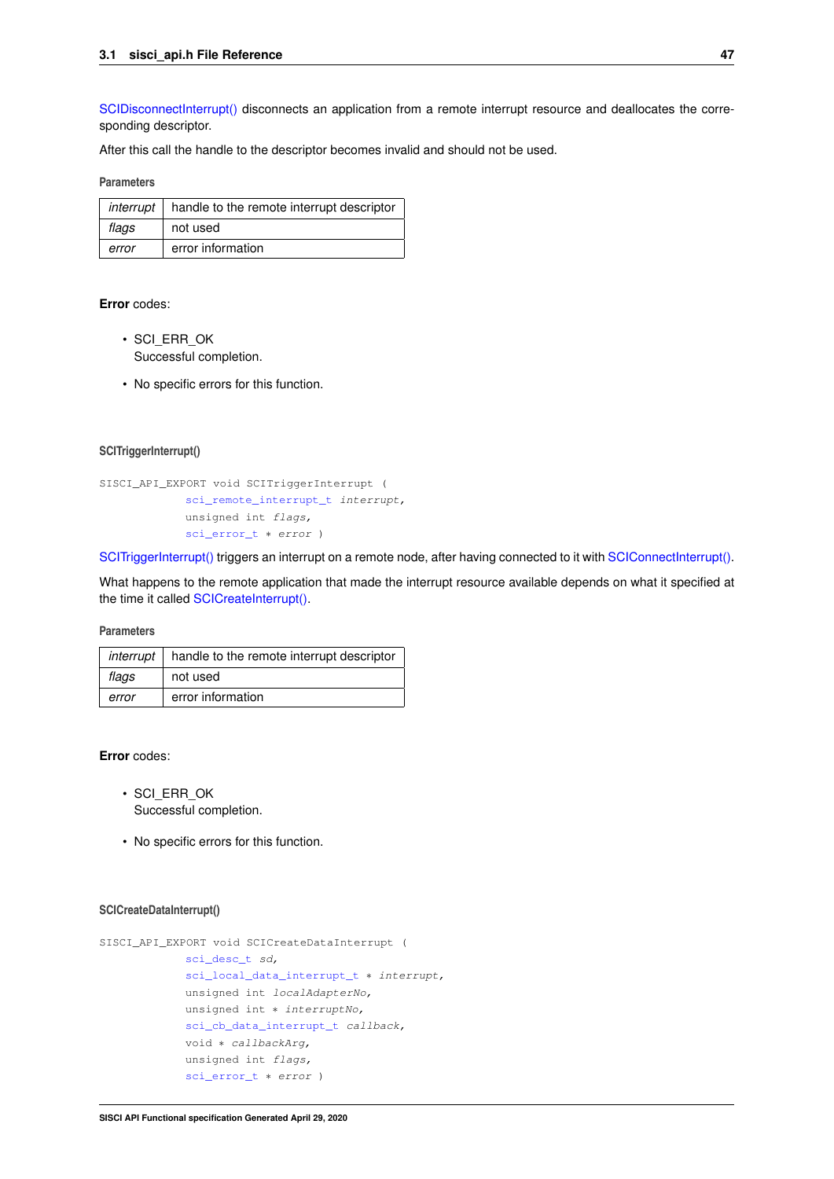SCIDisconnectInterrupt() disconnects an application from a remote interrupt resource and deallocates the corresponding descriptor.

After this call the handle to the descriptor becomes invalid and should not be used.

**Parameters**

| | |
|---|---|
| *interrupt* | handle to the remote interrupt descriptor |
| *flags* | not used |
| *error* | error information |

**Error** codes:

- SCI_ERR_OK
  Successful completion.
- No specific errors for this function.

#### SCITriggerInterrupt()

```
SISCI_API_EXPORT void SCITriggerInterrupt (
            sci_remote_interrupt_t interrupt,
            unsigned int flags,
            sci_error_t * error )
```

SCITriggerInterrupt() triggers an interrupt on a remote node, after having connected to it with SCIConnectInterrupt().

What happens to the remote application that made the interrupt resource available depends on what it specified at the time it called SCICreateInterrupt().

**Parameters**

| | |
|---|---|
| *interrupt* | handle to the remote interrupt descriptor |
| *flags* | not used |
| *error* | error information |

**Error** codes:

- SCI_ERR_OK
  Successful completion.
- No specific errors for this function.

#### SCICreateDataInterrupt()

```
SISCI_API_EXPORT void SCICreateDataInterrupt (
            sci_desc_t sd,
            sci_local_data_interrupt_t * interrupt,
            unsigned int localAdapterNo,
            unsigned int * interruptNo,
            sci_cb_data_interrupt_t callback,
            void * callbackArg,
            unsigned int flags,
            sci_error_t * error )
```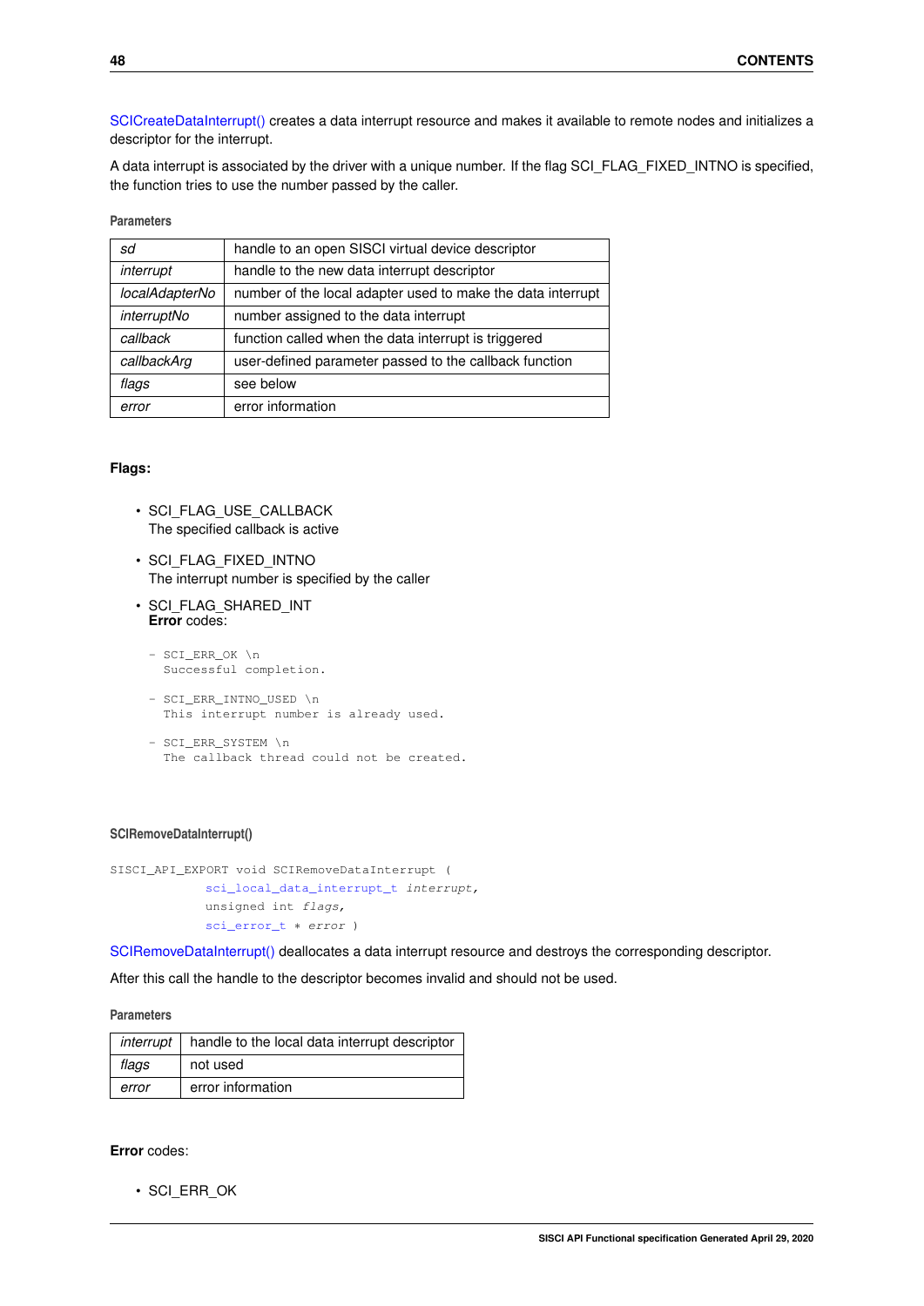SCICreateDataInterrupt() creates a data interrupt resource and makes it available to remote nodes and initializes a descriptor for the interrupt.

A data interrupt is associated by the driver with a unique number. If the flag SCI_FLAG_FIXED_INTNO is specified, the function tries to use the number passed by the caller.

**Parameters**

| | |
|---|---|
| *sd* | handle to an open SISCI virtual device descriptor |
| *interrupt* | handle to the new data interrupt descriptor |
| *localAdapterNo* | number of the local adapter used to make the data interrupt |
| *interruptNo* | number assigned to the data interrupt |
| *callback* | function called when the data interrupt is triggered |
| *callbackArg* | user-defined parameter passed to the callback function |
| *flags* | see below |
| *error* | error information |

**Flags:**

- SCI_FLAG_USE_CALLBACK
  The specified callback is active
- SCI_FLAG_FIXED_INTNO
  The interrupt number is specified by the caller
- SCI_FLAG_SHARED_INT
  **Error** codes:

```
- SCI_ERR_OK \n
  Successful completion.

- SCI_ERR_INTNO_USED \n
  This interrupt number is already used.

- SCI_ERR_SYSTEM \n
  The callback thread could not be created.
```

#### SCIRemoveDataInterrupt()

```
SISCI_API_EXPORT void SCIRemoveDataInterrupt (
            sci_local_data_interrupt_t interrupt,
            unsigned int flags,
            sci_error_t * error )
```

SCIRemoveDataInterrupt() deallocates a data interrupt resource and destroys the corresponding descriptor.

After this call the handle to the descriptor becomes invalid and should not be used.

**Parameters**

| | |
|---|---|
| *interrupt* | handle to the local data interrupt descriptor |
| *flags* | not used |
| *error* | error information |

**Error** codes:

- SCI_ERR_OK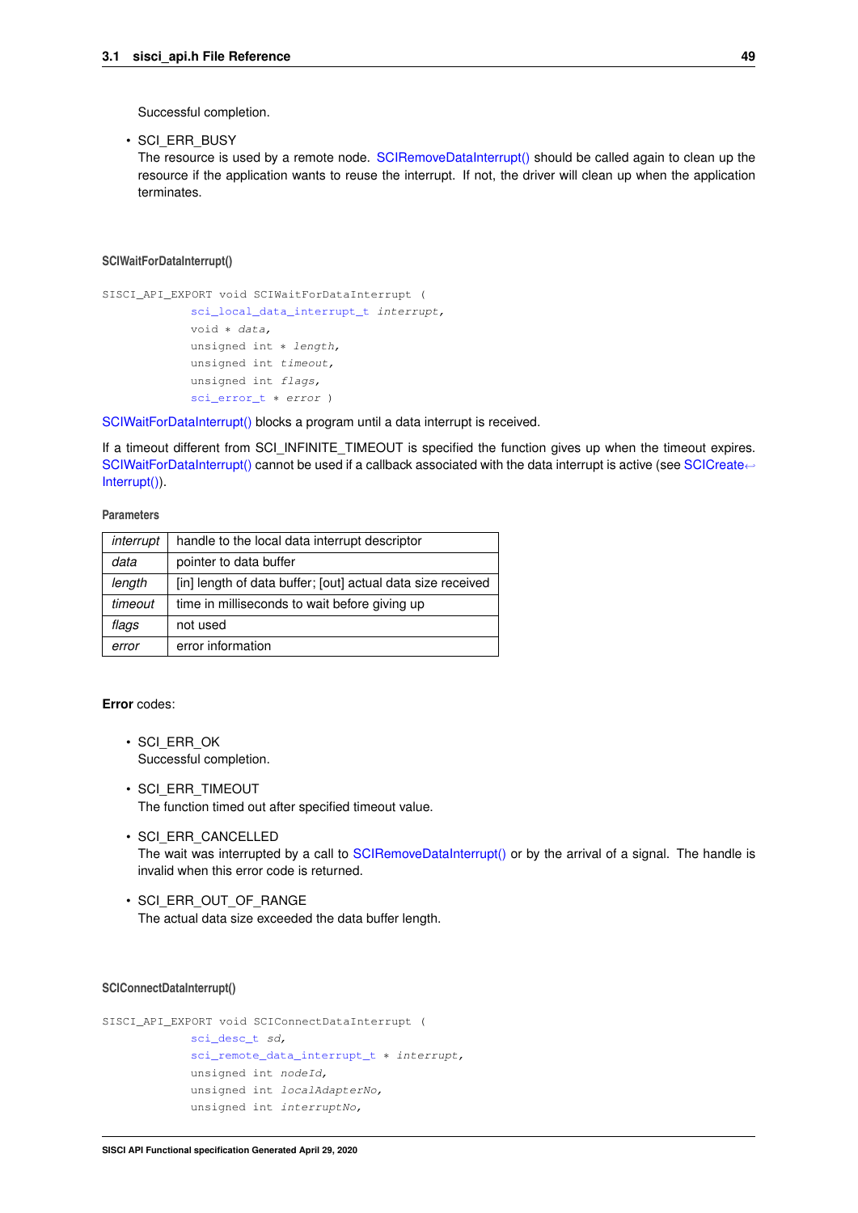Successful completion.

- SCI_ERR_BUSY
  The resource is used by a remote node. SCIRemoveDataInterrupt() should be called again to clean up the resource if the application wants to reuse the interrupt. If not, the driver will clean up when the application terminates.

#### SCIWaitForDataInterrupt()

```
SISCI_API_EXPORT void SCIWaitForDataInterrupt (
            sci_local_data_interrupt_t interrupt,
            void * data,
            unsigned int * length,
            unsigned int timeout,
            unsigned int flags,
            sci_error_t * error )
```

SCIWaitForDataInterrupt() blocks a program until a data interrupt is received.

If a timeout different from SCI_INFINITE_TIMEOUT is specified the function gives up when the timeout expires. SCIWaitForDataInterrupt() cannot be used if a callback associated with the data interrupt is active (see SCICreateInterrupt()).

**Parameters**

| | |
|---|---|
| *interrupt* | handle to the local data interrupt descriptor |
| *data* | pointer to data buffer |
| *length* | [in] length of data buffer; [out] actual data size received |
| *timeout* | time in milliseconds to wait before giving up |
| *flags* | not used |
| *error* | error information |

**Error** codes:

- SCI_ERR_OK
  Successful completion.
- SCI_ERR_TIMEOUT
  The function timed out after specified timeout value.
- SCI_ERR_CANCELLED
  The wait was interrupted by a call to SCIRemoveDataInterrupt() or by the arrival of a signal. The handle is invalid when this error code is returned.
- SCI_ERR_OUT_OF_RANGE
  The actual data size exceeded the data buffer length.

#### SCIConnectDataInterrupt()

```
SISCI_API_EXPORT void SCIConnectDataInterrupt (
            sci_desc_t sd,
            sci_remote_data_interrupt_t * interrupt,
            unsigned int nodeId,
            unsigned int localAdapterNo,
            unsigned int interruptNo,
```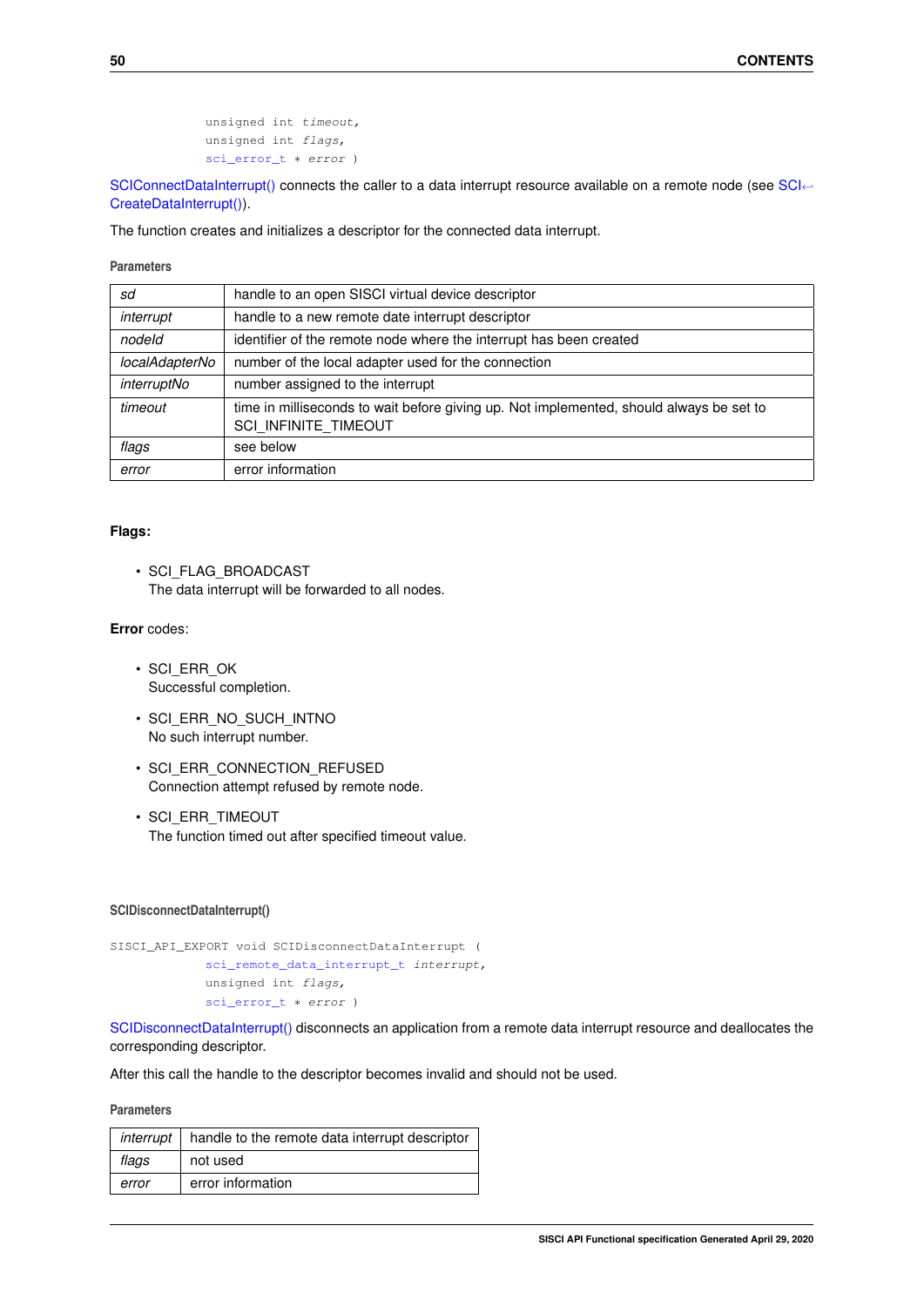```
            unsigned int timeout,
            unsigned int flags,
            sci_error_t * error )
```

SCIConnectDataInterrupt() connects the caller to a data interrupt resource available on a remote node (see SCICreateDataInterrupt()).

The function creates and initializes a descriptor for the connected data interrupt.

**Parameters**

| | |
|---|---|
| *sd* | handle to an open SISCI virtual device descriptor |
| *interrupt* | handle to a new remote date interrupt descriptor |
| *nodeId* | identifier of the remote node where the interrupt has been created |
| *localAdapterNo* | number of the local adapter used for the connection |
| *interruptNo* | number assigned to the interrupt |
| *timeout* | time in milliseconds to wait before giving up. Not implemented, should always be set to SCI_INFINITE_TIMEOUT |
| *flags* | see below |
| *error* | error information |

**Flags:**

- SCI_FLAG_BROADCAST
  The data interrupt will be forwarded to all nodes.

**Error** codes:

- SCI_ERR_OK
  Successful completion.
- SCI_ERR_NO_SUCH_INTNO
  No such interrupt number.
- SCI_ERR_CONNECTION_REFUSED
  Connection attempt refused by remote node.
- SCI_ERR_TIMEOUT
  The function timed out after specified timeout value.

#### SCIDisconnectDataInterrupt()

```
SISCI_API_EXPORT void SCIDisconnectDataInterrupt (
            sci_remote_data_interrupt_t interrupt,
            unsigned int flags,
            sci_error_t * error )
```

SCIDisconnectDataInterrupt() disconnects an application from a remote data interrupt resource and deallocates the corresponding descriptor.

After this call the handle to the descriptor becomes invalid and should not be used.

**Parameters**

| | |
|---|---|
| *interrupt* | handle to the remote data interrupt descriptor |
| *flags* | not used |
| *error* | error information |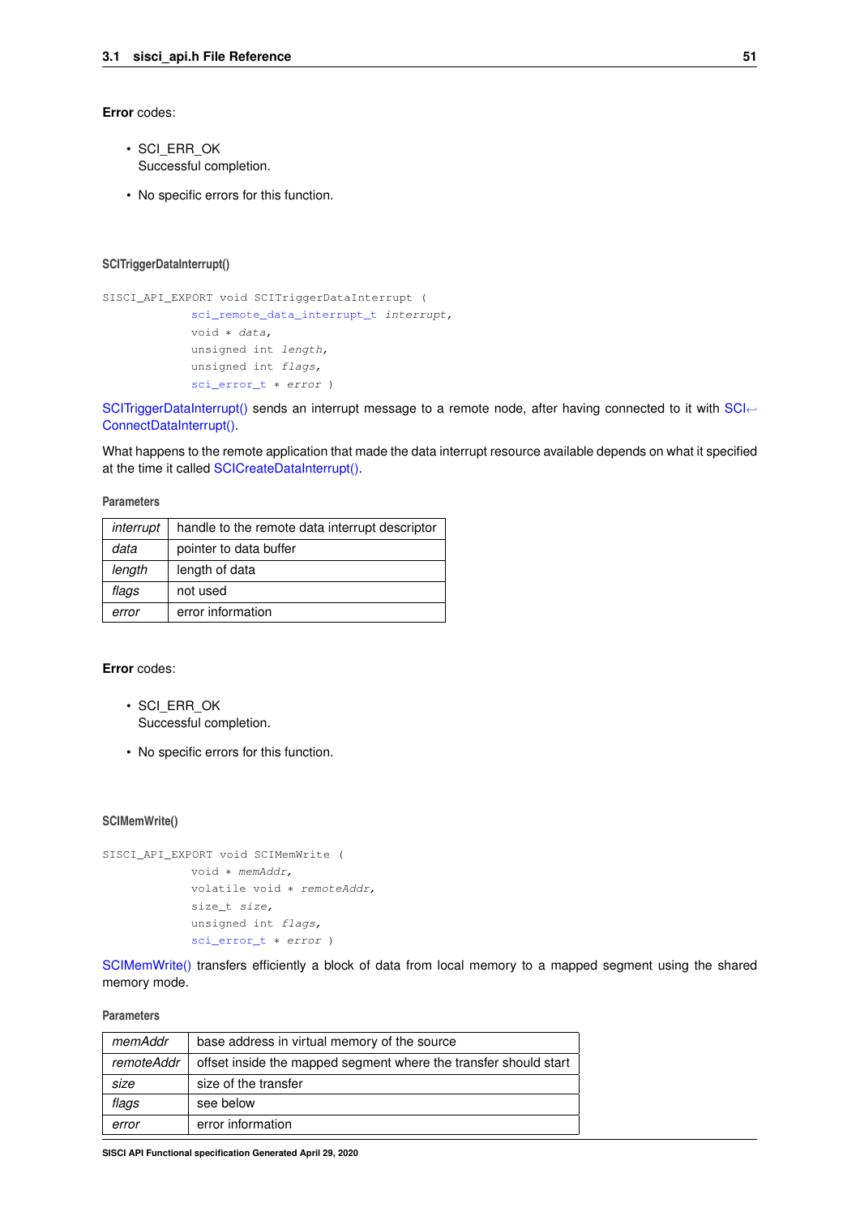**Error** codes:

- SCI_ERR_OK
  Successful completion.
- No specific errors for this function.

#### SCITriggerDataInterrupt()

```
SISCI_API_EXPORT void SCITriggerDataInterrupt (
            sci_remote_data_interrupt_t interrupt,
            void * data,
            unsigned int length,
            unsigned int flags,
            sci_error_t * error )
```

SCITriggerDataInterrupt() sends an interrupt message to a remote node, after having connected to it with SCIConnectDataInterrupt().

What happens to the remote application that made the data interrupt resource available depends on what it specified at the time it called SCICreateDataInterrupt().

**Parameters**

| | |
|---|---|
| *interrupt* | handle to the remote data interrupt descriptor |
| *data* | pointer to data buffer |
| *length* | length of data |
| *flags* | not used |
| *error* | error information |

**Error** codes:

- SCI_ERR_OK
  Successful completion.
- No specific errors for this function.

#### SCIMemWrite()

```
SISCI_API_EXPORT void SCIMemWrite (
            void * memAddr,
            volatile void * remoteAddr,
            size_t size,
            unsigned int flags,
            sci_error_t * error )
```

SCIMemWrite() transfers efficiently a block of data from local memory to a mapped segment using the shared memory mode.

**Parameters**

| | |
|---|---|
| *memAddr* | base address in virtual memory of the source |
| *remoteAddr* | offset inside the mapped segment where the transfer should start |
| *size* | size of the transfer |
| *flags* | see below |
| *error* | error information |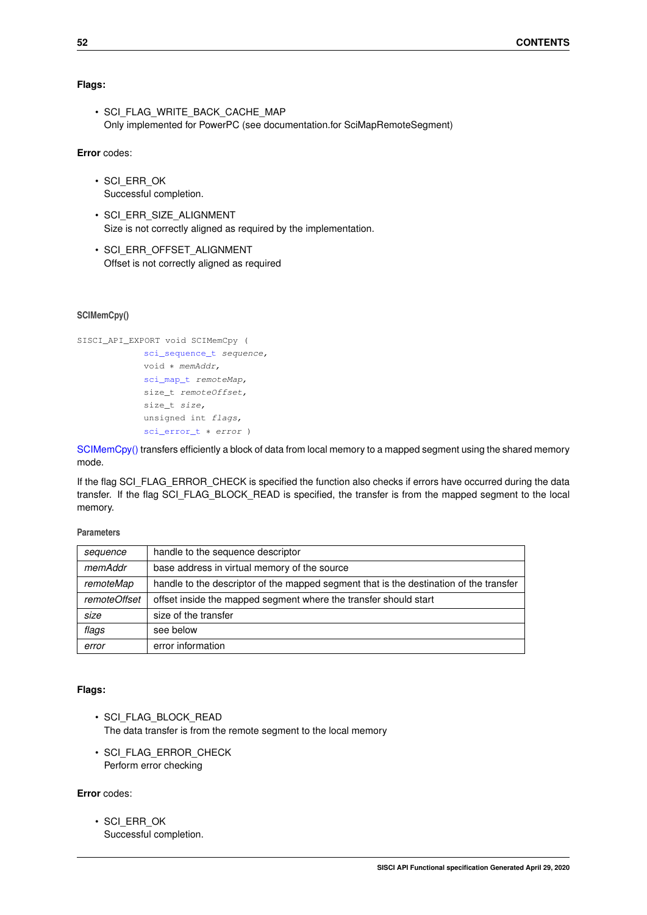**Flags:**

- SCI_FLAG_WRITE_BACK_CACHE_MAP
  Only implemented for PowerPC (see documentation.for SciMapRemoteSegment)

**Error** codes:

- SCI_ERR_OK
  Successful completion.
- SCI_ERR_SIZE_ALIGNMENT
  Size is not correctly aligned as required by the implementation.
- SCI_ERR_OFFSET_ALIGNMENT
  Offset is not correctly aligned as required

#### SCIMemCpy()

```
SISCI_API_EXPORT void SCIMemCpy (
            sci_sequence_t sequence,
            void * memAddr,
            sci_map_t remoteMap,
            size_t remoteOffset,
            size_t size,
            unsigned int flags,
            sci_error_t * error )
```

SCIMemCpy() transfers efficiently a block of data from local memory to a mapped segment using the shared memory mode.

If the flag SCI_FLAG_ERROR_CHECK is specified the function also checks if errors have occurred during the data transfer. If the flag SCI_FLAG_BLOCK_READ is specified, the transfer is from the mapped segment to the local memory.

**Parameters**

| | |
|---|---|
| *sequence* | handle to the sequence descriptor |
| *memAddr* | base address in virtual memory of the source |
| *remoteMap* | handle to the descriptor of the mapped segment that is the destination of the transfer |
| *remoteOffset* | offset inside the mapped segment where the transfer should start |
| *size* | size of the transfer |
| *flags* | see below |
| *error* | error information |

**Flags:**

- SCI_FLAG_BLOCK_READ
  The data transfer is from the remote segment to the local memory
- SCI_FLAG_ERROR_CHECK
  Perform error checking

**Error** codes:

- SCI_ERR_OK
  Successful completion.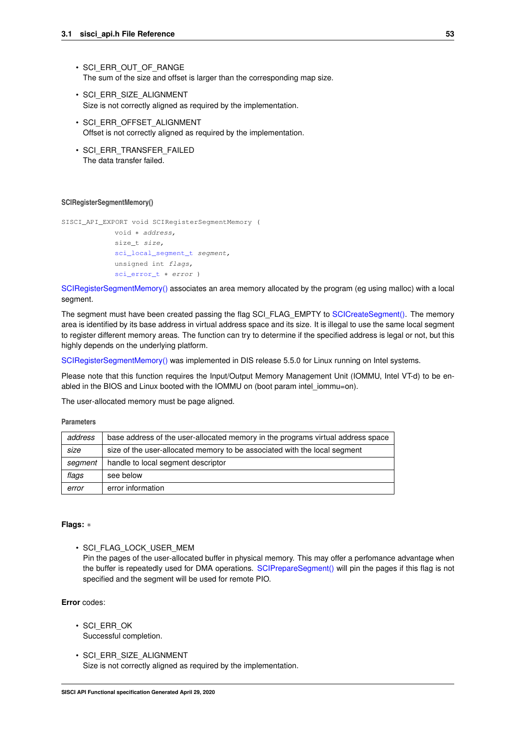- SCI_ERR_OUT_OF_RANGE
  The sum of the size and offset is larger than the corresponding map size.
- SCI_ERR_SIZE_ALIGNMENT
  Size is not correctly aligned as required by the implementation.
- SCI_ERR_OFFSET_ALIGNMENT
  Offset is not correctly aligned as required by the implementation.
- SCI_ERR_TRANSFER_FAILED
  The data transfer failed.

#### SCIRegisterSegmentMemory()

```
SISCI_API_EXPORT void SCIRegisterSegmentMemory (
            void * address,
            size_t size,
            sci_local_segment_t segment,
            unsigned int flags,
            sci_error_t * error )
```

SCIRegisterSegmentMemory() associates an area memory allocated by the program (eg using malloc) with a local segment.

The segment must have been created passing the flag SCI_FLAG_EMPTY to SCICreateSegment(). The memory area is identified by its base address in virtual address space and its size. It is illegal to use the same local segment to register different memory areas. The function can try to determine if the specified address is legal or not, but this highly depends on the underlying platform.

SCIRegisterSegmentMemory() was implemented in DIS release 5.5.0 for Linux running on Intel systems.

Please note that this function requires the Input/Output Memory Management Unit (IOMMU, Intel VT-d) to be enabled in the BIOS and Linux booted with the IOMMU on (boot param intel_iommu=on).

The user-allocated memory must be page aligned.

**Parameters**

| | |
|---|---|
| *address* | base address of the user-allocated memory in the programs virtual address space |
| *size* | size of the user-allocated memory to be associated with the local segment |
| *segment* | handle to local segment descriptor |
| *flags* | see below |
| *error* | error information |

**Flags:** *

- SCI_FLAG_LOCK_USER_MEM
  Pin the pages of the user-allocated buffer in physical memory. This may offer a perfomance advantage when the buffer is repeatedly used for DMA operations. SCIPrepareSegment() will pin the pages if this flag is not specified and the segment will be used for remote PIO.

**Error** codes:

- SCI_ERR_OK
  Successful completion.
- SCI_ERR_SIZE_ALIGNMENT
  Size is not correctly aligned as required by the implementation.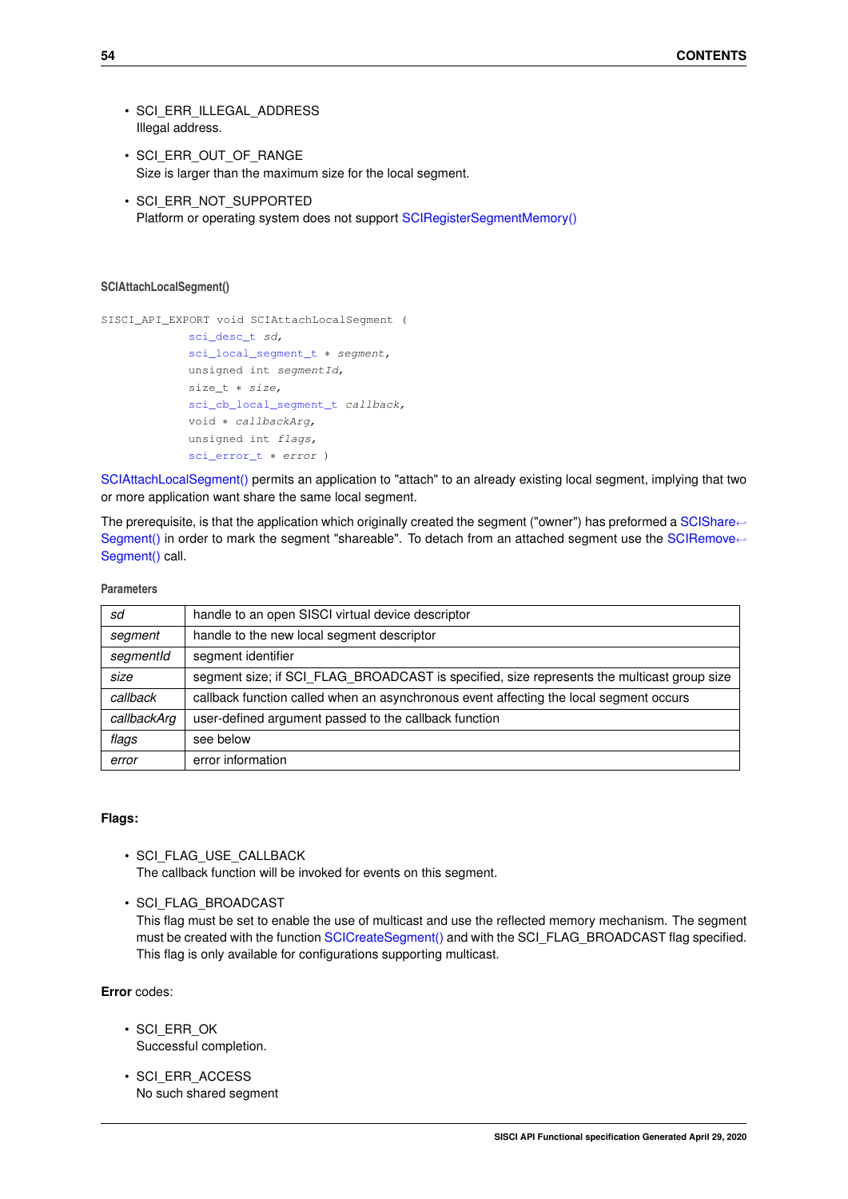- SCI_ERR_ILLEGAL_ADDRESS
  Illegal address.
- SCI_ERR_OUT_OF_RANGE
  Size is larger than the maximum size for the local segment.
- SCI_ERR_NOT_SUPPORTED
  Platform or operating system does not support SCIRegisterSegmentMemory()

#### SCIAttachLocalSegment()

```
SISCI_API_EXPORT void SCIAttachLocalSegment (
            sci_desc_t sd,
            sci_local_segment_t * segment,
            unsigned int segmentId,
            size_t * size,
            sci_cb_local_segment_t callback,
            void * callbackArg,
            unsigned int flags,
            sci_error_t * error )
```

SCIAttachLocalSegment() permits an application to "attach" to an already existing local segment, implying that two or more application want share the same local segment.

The prerequisite, is that the application which originally created the segment ("owner") has preformed a SCIShareSegment() in order to mark the segment "shareable". To detach from an attached segment use the SCIRemoveSegment() call.

**Parameters**

| | |
|---|---|
| *sd* | handle to an open SISCI virtual device descriptor |
| *segment* | handle to the new local segment descriptor |
| *segmentId* | segment identifier |
| *size* | segment size; if SCI_FLAG_BROADCAST is specified, size represents the multicast group size |
| *callback* | callback function called when an asynchronous event affecting the local segment occurs |
| *callbackArg* | user-defined argument passed to the callback function |
| *flags* | see below |
| *error* | error information |

**Flags:**

- SCI_FLAG_USE_CALLBACK
  The callback function will be invoked for events on this segment.
- SCI_FLAG_BROADCAST
  This flag must be set to enable the use of multicast and use the reflected memory mechanism. The segment must be created with the function SCICreateSegment() and with the SCI_FLAG_BROADCAST flag specified. This flag is only available for configurations supporting multicast.

**Error** codes:

- SCI_ERR_OK
  Successful completion.
- SCI_ERR_ACCESS
  No such shared segment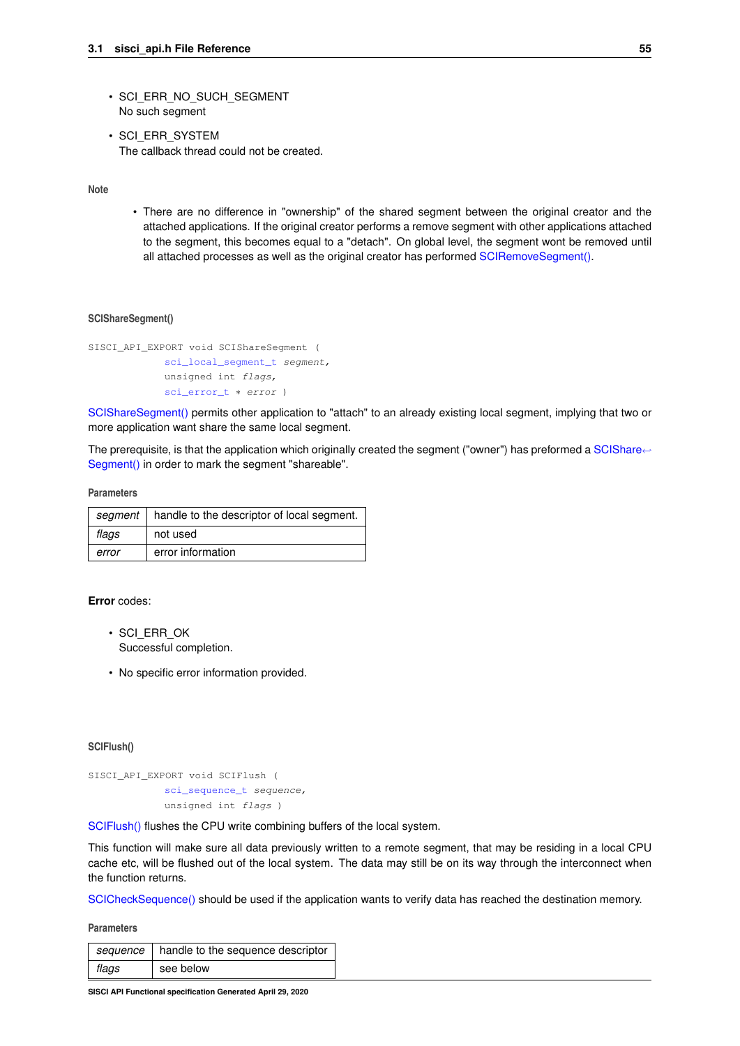- SCI_ERR_NO_SUCH_SEGMENT
  No such segment
- SCI_ERR_SYSTEM
  The callback thread could not be created.

**Note**

- There are no difference in "ownership" of the shared segment between the original creator and the attached applications. If the original creator performs a remove segment with other applications attached to the segment, this becomes equal to a "detach". On global level, the segment wont be removed until all attached processes as well as the original creator has performed SCIRemoveSegment().

#### SCIShareSegment()

```
SISCI_API_EXPORT void SCIShareSegment (
            sci_local_segment_t segment,
            unsigned int flags,
            sci_error_t * error )
```

SCIShareSegment() permits other application to "attach" to an already existing local segment, implying that two or more application want share the same local segment.

The prerequisite, is that the application which originally created the segment ("owner") has preformed a SCIShareSegment() in order to mark the segment "shareable".

**Parameters**

| | |
|---|---|
| *segment* | handle to the descriptor of local segment. |
| *flags* | not used |
| *error* | error information |

**Error** codes:

- SCI_ERR_OK
  Successful completion.
- No specific error information provided.

#### SCIFlush()

```
SISCI_API_EXPORT void SCIFlush (
            sci_sequence_t sequence,
            unsigned int flags )
```

SCIFlush() flushes the CPU write combining buffers of the local system.

This function will make sure all data previously written to a remote segment, that may be residing in a local CPU cache etc, will be flushed out of the local system. The data may still be on its way through the interconnect when the function returns.

SCICheckSequence() should be used if the application wants to verify data has reached the destination memory.

**Parameters**

| | |
|---|---|
| *sequence* | handle to the sequence descriptor |
| *flags* | see below |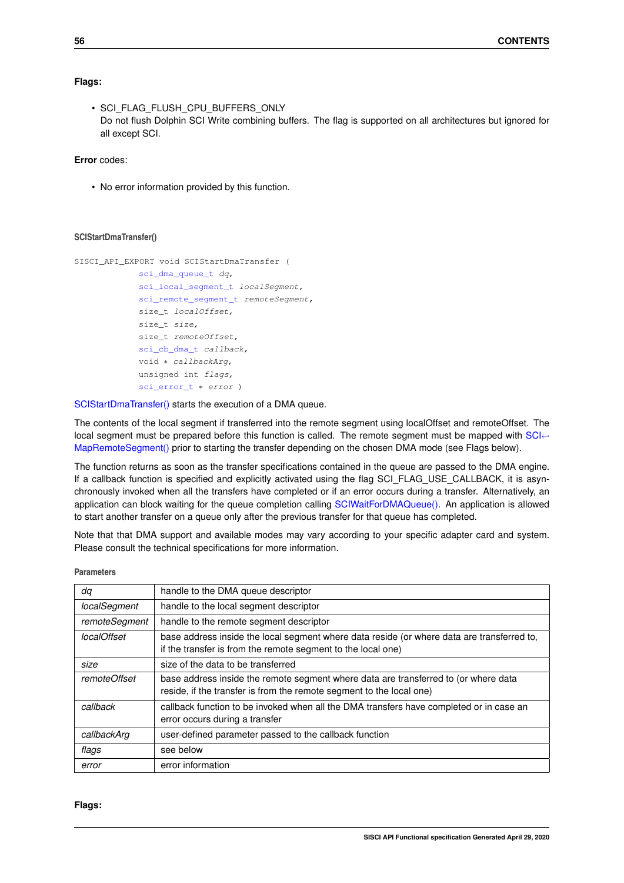**Flags:**

- SCI_FLAG_FLUSH_CPU_BUFFERS_ONLY
  Do not flush Dolphin SCI Write combining buffers. The flag is supported on all architectures but ignored for all except SCI.

**Error** codes:

- No error information provided by this function.

#### SCIStartDmaTransfer()

```
SISCI_API_EXPORT void SCIStartDmaTransfer (
            sci_dma_queue_t dq,
            sci_local_segment_t localSegment,
            sci_remote_segment_t remoteSegment,
            size_t localOffset,
            size_t size,
            size_t remoteOffset,
            sci_cb_dma_t callback,
            void * callbackArg,
            unsigned int flags,
            sci_error_t * error )
```

SCIStartDmaTransfer() starts the execution of a DMA queue.

The contents of the local segment if transferred into the remote segment using localOffset and remoteOffset. The local segment must be prepared before this function is called. The remote segment must be mapped with SCIMapRemoteSegment() prior to starting the transfer depending on the chosen DMA mode (see Flags below).

The function returns as soon as the transfer specifications contained in the queue are passed to the DMA engine. If a callback function is specified and explicitly activated using the flag SCI_FLAG_USE_CALLBACK, it is asynchronously invoked when all the transfers have completed or if an error occurs during a transfer. Alternatively, an application can block waiting for the queue completion calling SCIWaitForDMAQueue(). An application is allowed to start another transfer on a queue only after the previous transfer for that queue has completed.

Note that that DMA support and available modes may vary according to your specific adapter card and system. Please consult the technical specifications for more information.

**Parameters**

| | |
|---|---|
| *dq* | handle to the DMA queue descriptor |
| *localSegment* | handle to the local segment descriptor |
| *remoteSegment* | handle to the remote segment descriptor |
| *localOffset* | base address inside the local segment where data reside (or where data are transferred to, if the transfer is from the remote segment to the local one) |
| *size* | size of the data to be transferred |
| *remoteOffset* | base address inside the remote segment where data are transferred to (or where data reside, if the transfer is from the remote segment to the local one) |
| *callback* | callback function to be invoked when all the DMA transfers have completed or in case an error occurs during a transfer |
| *callbackArg* | user-defined parameter passed to the callback function |
| *flags* | see below |
| *error* | error information |

**Flags:**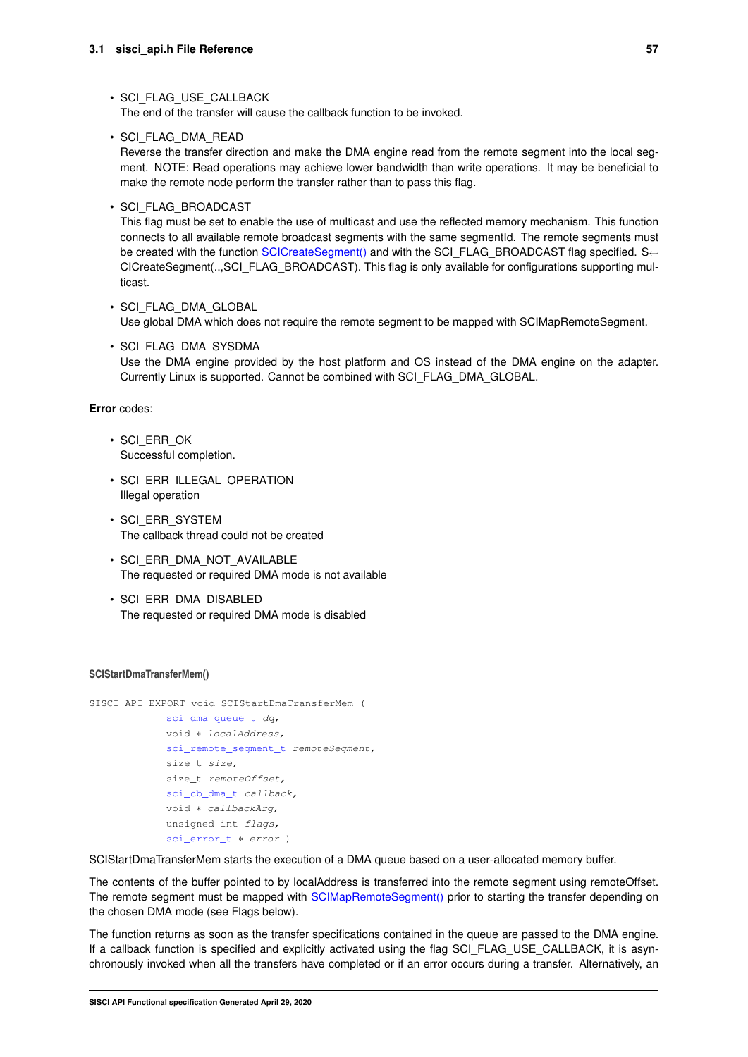- SCI_FLAG_USE_CALLBACK
  The end of the transfer will cause the callback function to be invoked.
- SCI_FLAG_DMA_READ
  Reverse the transfer direction and make the DMA engine read from the remote segment into the local segment. NOTE: Read operations may achieve lower bandwidth than write operations. It may be beneficial to make the remote node perform the transfer rather than to pass this flag.
- SCI_FLAG_BROADCAST
  This flag must be set to enable the use of multicast and use the reflected memory mechanism. This function connects to all available remote broadcast segments with the same segmentId. The remote segments must be created with the function SCICreateSegment() and with the SCI_FLAG_BROADCAST flag specified. SCICreateSegment(..,SCI_FLAG_BROADCAST). This flag is only available for configurations supporting multicast.
- SCI_FLAG_DMA_GLOBAL
  Use global DMA which does not require the remote segment to be mapped with SCIMapRemoteSegment.
- SCI_FLAG_DMA_SYSDMA
  Use the DMA engine provided by the host platform and OS instead of the DMA engine on the adapter. Currently Linux is supported. Cannot be combined with SCI_FLAG_DMA_GLOBAL.

**Error** codes:

- SCI_ERR_OK
  Successful completion.
- SCI_ERR_ILLEGAL_OPERATION
  Illegal operation
- SCI_ERR_SYSTEM
  The callback thread could not be created
- SCI_ERR_DMA_NOT_AVAILABLE
  The requested or required DMA mode is not available
- SCI_ERR_DMA_DISABLED
  The requested or required DMA mode is disabled

#### SCIStartDmaTransferMem()

```
SISCI_API_EXPORT void SCIStartDmaTransferMem (
            sci_dma_queue_t dq,
            void * localAddress,
            sci_remote_segment_t remoteSegment,
            size_t size,
            size_t remoteOffset,
            sci_cb_dma_t callback,
            void * callbackArg,
            unsigned int flags,
            sci_error_t * error )
```

SCIStartDmaTransferMem starts the execution of a DMA queue based on a user-allocated memory buffer.

The contents of the buffer pointed to by localAddress is transferred into the remote segment using remoteOffset. The remote segment must be mapped with SCIMapRemoteSegment() prior to starting the transfer depending on the chosen DMA mode (see Flags below).

The function returns as soon as the transfer specifications contained in the queue are passed to the DMA engine. If a callback function is specified and explicitly activated using the flag SCI_FLAG_USE_CALLBACK, it is asynchronously invoked when all the transfers have completed or if an error occurs during a transfer. Alternatively, an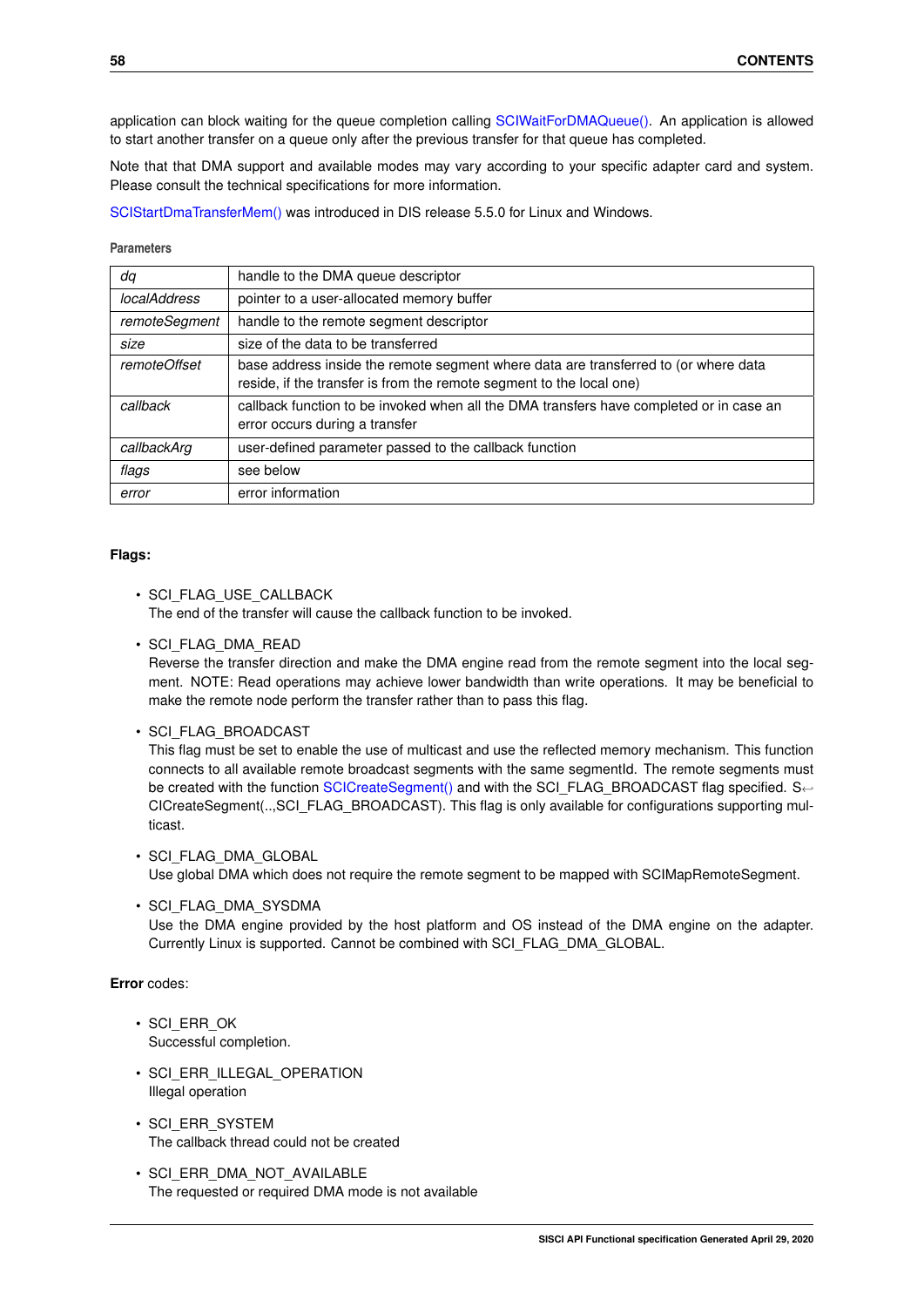application can block waiting for the queue completion calling SCIWaitForDMAQueue(). An application is allowed to start another transfer on a queue only after the previous transfer for that queue has completed.

Note that that DMA support and available modes may vary according to your specific adapter card and system. Please consult the technical specifications for more information.

SCIStartDmaTransferMem() was introduced in DIS release 5.5.0 for Linux and Windows.

**Parameters**

| | |
|---|---|
| *dq* | handle to the DMA queue descriptor |
| *localAddress* | pointer to a user-allocated memory buffer |
| *remoteSegment* | handle to the remote segment descriptor |
| *size* | size of the data to be transferred |
| *remoteOffset* | base address inside the remote segment where data are transferred to (or where data reside, if the transfer is from the remote segment to the local one) |
| *callback* | callback function to be invoked when all the DMA transfers have completed or in case an error occurs during a transfer |
| *callbackArg* | user-defined parameter passed to the callback function |
| *flags* | see below |
| *error* | error information |

**Flags:**

- SCI_FLAG_USE_CALLBACK
  The end of the transfer will cause the callback function to be invoked.
- SCI_FLAG_DMA_READ
  Reverse the transfer direction and make the DMA engine read from the remote segment into the local segment. NOTE: Read operations may achieve lower bandwidth than write operations. It may be beneficial to make the remote node perform the transfer rather than to pass this flag.
- SCI_FLAG_BROADCAST
  This flag must be set to enable the use of multicast and use the reflected memory mechanism. This function connects to all available remote broadcast segments with the same segmentId. The remote segments must be created with the function SCICreateSegment() and with the SCI_FLAG_BROADCAST flag specified. SCICreateSegment(..,SCI_FLAG_BROADCAST). This flag is only available for configurations supporting multicast.
- SCI_FLAG_DMA_GLOBAL
  Use global DMA which does not require the remote segment to be mapped with SCIMapRemoteSegment.
- SCI_FLAG_DMA_SYSDMA
  Use the DMA engine provided by the host platform and OS instead of the DMA engine on the adapter. Currently Linux is supported. Cannot be combined with SCI_FLAG_DMA_GLOBAL.

**Error** codes:

- SCI_ERR_OK
  Successful completion.
- SCI_ERR_ILLEGAL_OPERATION
  Illegal operation
- SCI_ERR_SYSTEM
  The callback thread could not be created
- SCI_ERR_DMA_NOT_AVAILABLE
  The requested or required DMA mode is not available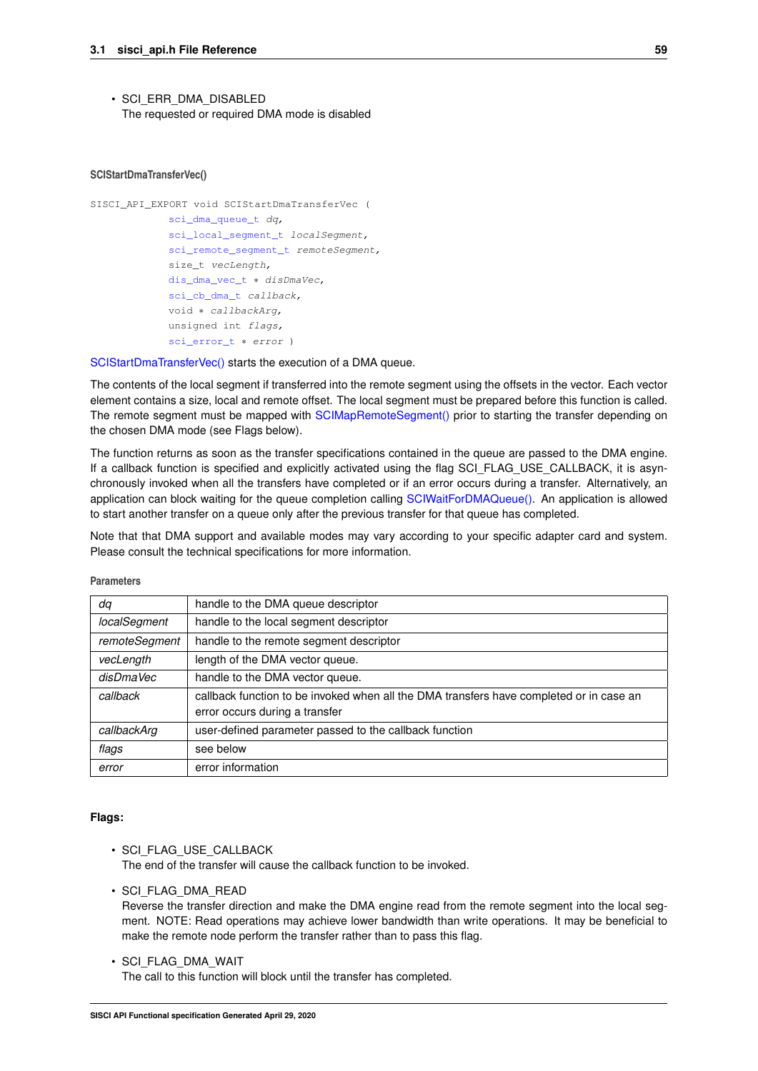- SCI_ERR_DMA_DISABLED
  The requested or required DMA mode is disabled

#### SCIStartDmaTransferVec()

```
SISCI_API_EXPORT void SCIStartDmaTransferVec (
            sci_dma_queue_t dq,
            sci_local_segment_t localSegment,
            sci_remote_segment_t remoteSegment,
            size_t vecLength,
            dis_dma_vec_t * disDmaVec,
            sci_cb_dma_t callback,
            void * callbackArg,
            unsigned int flags,
            sci_error_t * error )
```

SCIStartDmaTransferVec() starts the execution of a DMA queue.

The contents of the local segment if transferred into the remote segment using the offsets in the vector. Each vector element contains a size, local and remote offset. The local segment must be prepared before this function is called. The remote segment must be mapped with SCIMapRemoteSegment() prior to starting the transfer depending on the chosen DMA mode (see Flags below).

The function returns as soon as the transfer specifications contained in the queue are passed to the DMA engine. If a callback function is specified and explicitly activated using the flag SCI_FLAG_USE_CALLBACK, it is asynchronously invoked when all the transfers have completed or if an error occurs during a transfer. Alternatively, an application can block waiting for the queue completion calling SCIWaitForDMAQueue(). An application is allowed to start another transfer on a queue only after the previous transfer for that queue has completed.

Note that that DMA support and available modes may vary according to your specific adapter card and system. Please consult the technical specifications for more information.

**Parameters**

| | |
|---|---|
| *dq* | handle to the DMA queue descriptor |
| *localSegment* | handle to the local segment descriptor |
| *remoteSegment* | handle to the remote segment descriptor |
| *vecLength* | length of the DMA vector queue. |
| *disDmaVec* | handle to the DMA vector queue. |
| *callback* | callback function to be invoked when all the DMA transfers have completed or in case an error occurs during a transfer |
| *callbackArg* | user-defined parameter passed to the callback function |
| *flags* | see below |
| *error* | error information |

**Flags:**

- SCI_FLAG_USE_CALLBACK
  The end of the transfer will cause the callback function to be invoked.
- SCI_FLAG_DMA_READ
  Reverse the transfer direction and make the DMA engine read from the remote segment into the local segment. NOTE: Read operations may achieve lower bandwidth than write operations. It may be beneficial to make the remote node perform the transfer rather than to pass this flag.
- SCI_FLAG_DMA_WAIT
  The call to this function will block until the transfer has completed.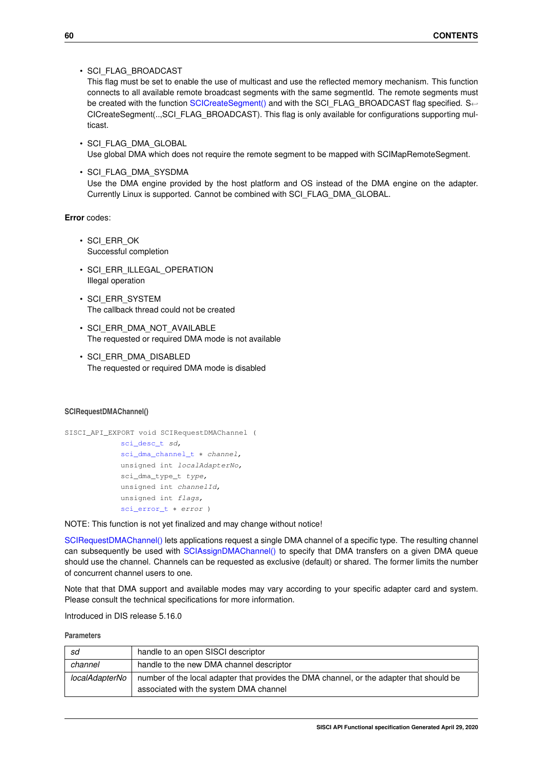- SCI_FLAG_BROADCAST
  This flag must be set to enable the use of multicast and use the reflected memory mechanism. This function connects to all available remote broadcast segments with the same segmentId. The remote segments must be created with the function SCICreateSegment() and with the SCI_FLAG_BROADCAST flag specified. SCICreateSegment(..,SCI_FLAG_BROADCAST). This flag is only available for configurations supporting multicast.
- SCI_FLAG_DMA_GLOBAL
  Use global DMA which does not require the remote segment to be mapped with SCIMapRemoteSegment.
- SCI_FLAG_DMA_SYSDMA
  Use the DMA engine provided by the host platform and OS instead of the DMA engine on the adapter. Currently Linux is supported. Cannot be combined with SCI_FLAG_DMA_GLOBAL.

**Error** codes:

- SCI_ERR_OK
  Successful completion
- SCI_ERR_ILLEGAL_OPERATION
  Illegal operation
- SCI_ERR_SYSTEM
  The callback thread could not be created
- SCI_ERR_DMA_NOT_AVAILABLE
  The requested or required DMA mode is not available
- SCI_ERR_DMA_DISABLED
  The requested or required DMA mode is disabled

#### SCIRequestDMAChannel()

```
SISCI_API_EXPORT void SCIRequestDMAChannel (
            sci_desc_t sd,
            sci_dma_channel_t * channel,
            unsigned int localAdapterNo,
            sci_dma_type_t type,
            unsigned int channelId,
            unsigned int flags,
            sci_error_t * error )
```

NOTE: This function is not yet finalized and may change without notice!

SCIRequestDMAChannel() lets applications request a single DMA channel of a specific type. The resulting channel can subsequently be used with SCIAssignDMAChannel() to specify that DMA transfers on a given DMA queue should use the channel. Channels can be requested as exclusive (default) or shared. The former limits the number of concurrent channel users to one.

Note that that DMA support and available modes may vary according to your specific adapter card and system. Please consult the technical specifications for more information.

Introduced in DIS release 5.16.0

**Parameters**

| | |
|---|---|
| *sd* | handle to an open SISCI descriptor |
| *channel* | handle to the new DMA channel descriptor |
| *localAdapterNo* | number of the local adapter that provides the DMA channel, or the adapter that should be associated with the system DMA channel |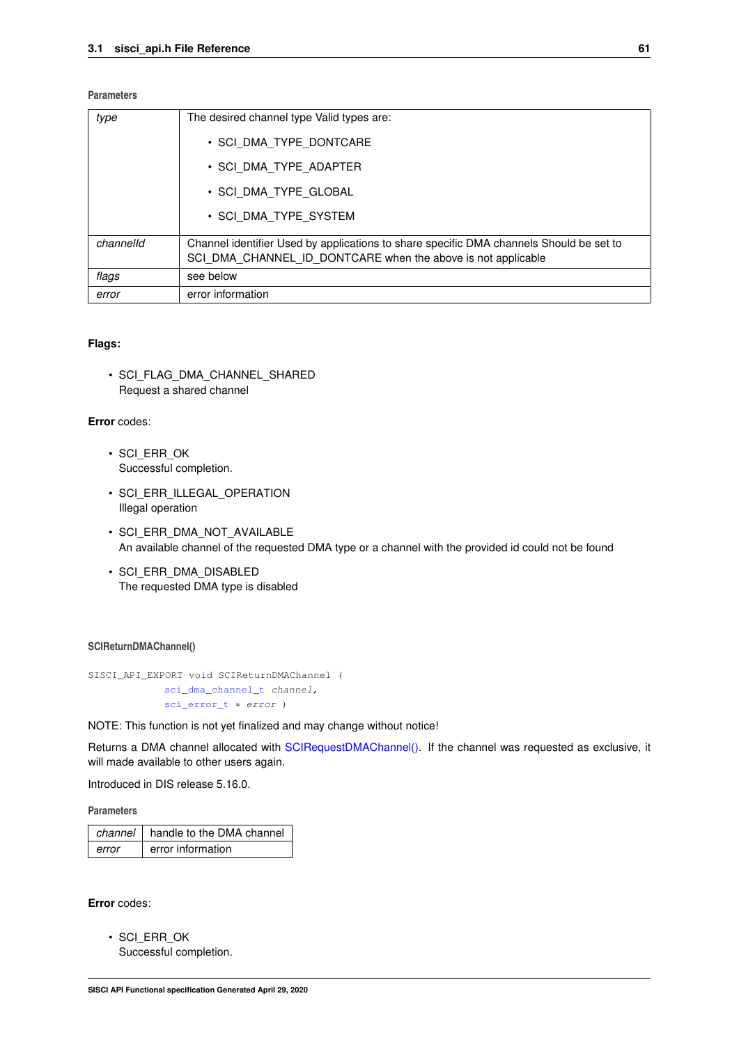**Parameters**

| | |
|---|---|
| *type* | The desired channel type Valid types are:<br>• SCI_DMA_TYPE_DONTCARE<br>• SCI_DMA_TYPE_ADAPTER<br>• SCI_DMA_TYPE_GLOBAL<br>• SCI_DMA_TYPE_SYSTEM |
| *channelId* | Channel identifier Used by applications to share specific DMA channels Should be set to SCI_DMA_CHANNEL_ID_DONTCARE when the above is not applicable |
| *flags* | see below |
| *error* | error information |

**Flags:**

- SCI_FLAG_DMA_CHANNEL_SHARED
  Request a shared channel

**Error** codes:

- SCI_ERR_OK
  Successful completion.
- SCI_ERR_ILLEGAL_OPERATION
  Illegal operation
- SCI_ERR_DMA_NOT_AVAILABLE
  An available channel of the requested DMA type or a channel with the provided id could not be found
- SCI_ERR_DMA_DISABLED
  The requested DMA type is disabled

#### SCIReturnDMAChannel()

```
SISCI_API_EXPORT void SCIReturnDMAChannel (
            sci_dma_channel_t channel,
            sci_error_t * error )
```

NOTE: This function is not yet finalized and may change without notice!

Returns a DMA channel allocated with SCIRequestDMAChannel(). If the channel was requested as exclusive, it will made available to other users again.

Introduced in DIS release 5.16.0.

**Parameters**

| | |
|---|---|
| *channel* | handle to the DMA channel |
| *error* | error information |

**Error** codes:

- SCI_ERR_OK
  Successful completion.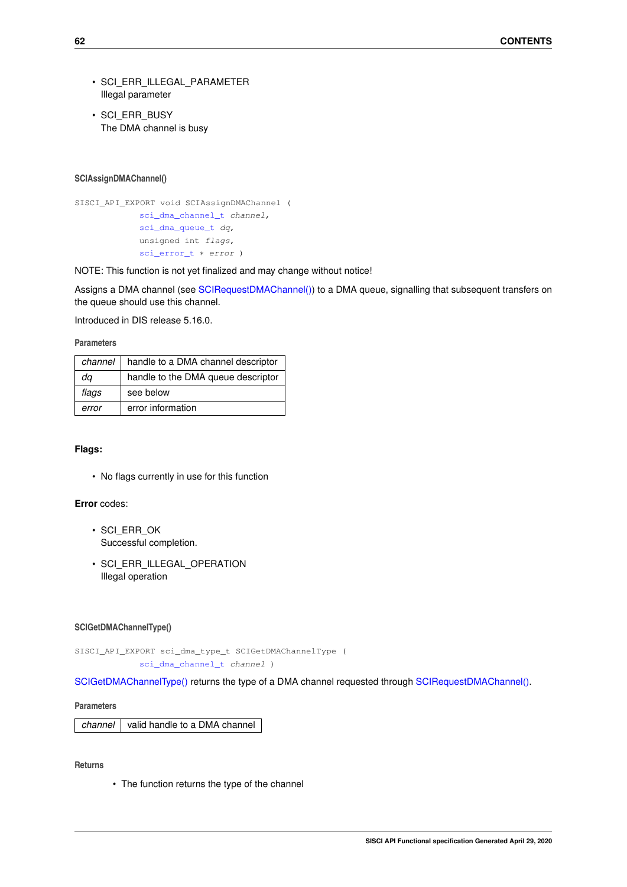- SCI_ERR_ILLEGAL_PARAMETER
  Illegal parameter
- SCI_ERR_BUSY
  The DMA channel is busy

#### SCIAssignDMAChannel()

```
SISCI_API_EXPORT void SCIAssignDMAChannel (
            sci_dma_channel_t channel,
            sci_dma_queue_t dq,
            unsigned int flags,
            sci_error_t * error )
```

NOTE: This function is not yet finalized and may change without notice!

Assigns a DMA channel (see SCIRequestDMAChannel()) to a DMA queue, signalling that subsequent transfers on the queue should use this channel.

Introduced in DIS release 5.16.0.

##### Parameters

| | |
|---|---|
| *channel* | handle to a DMA channel descriptor |
| *dq* | handle to the DMA queue descriptor |
| *flags* | see below |
| *error* | error information |

**Flags:**

- No flags currently in use for this function

**Error** codes:

- SCI_ERR_OK
  Successful completion.
- SCI_ERR_ILLEGAL_OPERATION
  Illegal operation

#### SCIGetDMAChannelType()

```
SISCI_API_EXPORT sci_dma_type_t SCIGetDMAChannelType (
            sci_dma_channel_t channel )
```

SCIGetDMAChannelType() returns the type of a DMA channel requested through SCIRequestDMAChannel().

##### Parameters

| | |
|---|---|
| *channel* | valid handle to a DMA channel |

##### Returns

- The function returns the type of the channel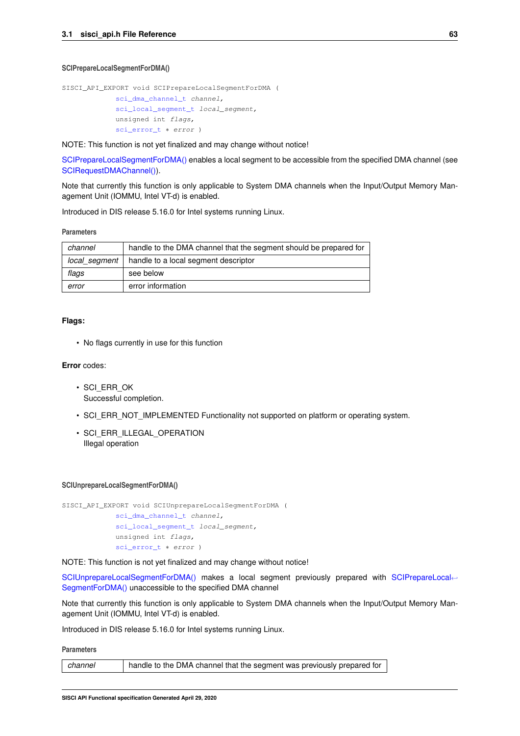#### SCIPrepareLocalSegmentForDMA()

```
SISCI_API_EXPORT void SCIPrepareLocalSegmentForDMA (
            sci_dma_channel_t channel,
            sci_local_segment_t local_segment,
            unsigned int flags,
            sci_error_t * error )
```

NOTE: This function is not yet finalized and may change without notice!

SCIPrepareLocalSegmentForDMA() enables a local segment to be accessible from the specified DMA channel (see SCIRequestDMAChannel()).

Note that currently this function is only applicable to System DMA channels when the Input/Output Memory Management Unit (IOMMU, Intel VT-d) is enabled.

Introduced in DIS release 5.16.0 for Intel systems running Linux.

**Parameters**

| | |
|---|---|
| *channel* | handle to the DMA channel that the segment should be prepared for |
| *local_segment* | handle to a local segment descriptor |
| *flags* | see below |
| *error* | error information |

**Flags:**

- No flags currently in use for this function

**Error** codes:

- SCI_ERR_OK
  Successful completion.
- SCI_ERR_NOT_IMPLEMENTED Functionality not supported on platform or operating system.
- SCI_ERR_ILLEGAL_OPERATION
  Illegal operation

#### SCIUnprepareLocalSegmentForDMA()

```
SISCI_API_EXPORT void SCIUnprepareLocalSegmentForDMA (
            sci_dma_channel_t channel,
            sci_local_segment_t local_segment,
            unsigned int flags,
            sci_error_t * error )
```

NOTE: This function is not yet finalized and may change without notice!

SCIUnprepareLocalSegmentForDMA() makes a local segment previously prepared with SCIPrepareLocalSegmentForDMA() unaccessible to the specified DMA channel

Note that currently this function is only applicable to System DMA channels when the Input/Output Memory Management Unit (IOMMU, Intel VT-d) is enabled.

Introduced in DIS release 5.16.0 for Intel systems running Linux.

**Parameters**

| | |
|---|---|
| *channel* | handle to the DMA channel that the segment was previously prepared for |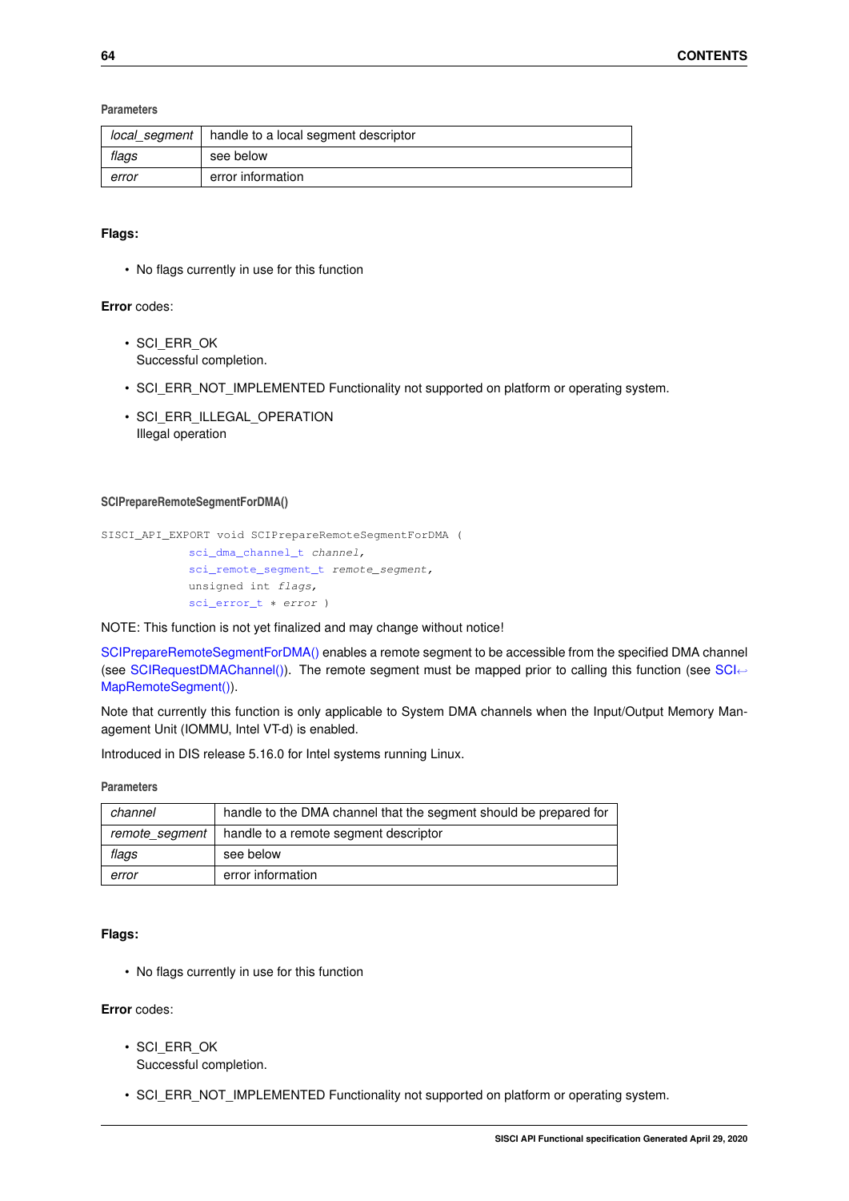**Parameters**

| | |
|---|---|
| *local_segment* | handle to a local segment descriptor |
| *flags* | see below |
| *error* | error information |

**Flags:**

- No flags currently in use for this function

**Error** codes:

- SCI_ERR_OK
  Successful completion.
- SCI_ERR_NOT_IMPLEMENTED Functionality not supported on platform or operating system.
- SCI_ERR_ILLEGAL_OPERATION
  Illegal operation

#### SCIPrepareRemoteSegmentForDMA()

```
SISCI_API_EXPORT void SCIPrepareRemoteSegmentForDMA (
            sci_dma_channel_t channel,
            sci_remote_segment_t remote_segment,
            unsigned int flags,
            sci_error_t * error )
```

NOTE: This function is not yet finalized and may change without notice!

SCIPrepareRemoteSegmentForDMA() enables a remote segment to be accessible from the specified DMA channel (see SCIRequestDMAChannel()). The remote segment must be mapped prior to calling this function (see SCIMapRemoteSegment()).

Note that currently this function is only applicable to System DMA channels when the Input/Output Memory Management Unit (IOMMU, Intel VT-d) is enabled.

Introduced in DIS release 5.16.0 for Intel systems running Linux.

**Parameters**

| | |
|---|---|
| *channel* | handle to the DMA channel that the segment should be prepared for |
| *remote_segment* | handle to a remote segment descriptor |
| *flags* | see below |
| *error* | error information |

**Flags:**

- No flags currently in use for this function

**Error** codes:

- SCI_ERR_OK
  Successful completion.
- SCI_ERR_NOT_IMPLEMENTED Functionality not supported on platform or operating system.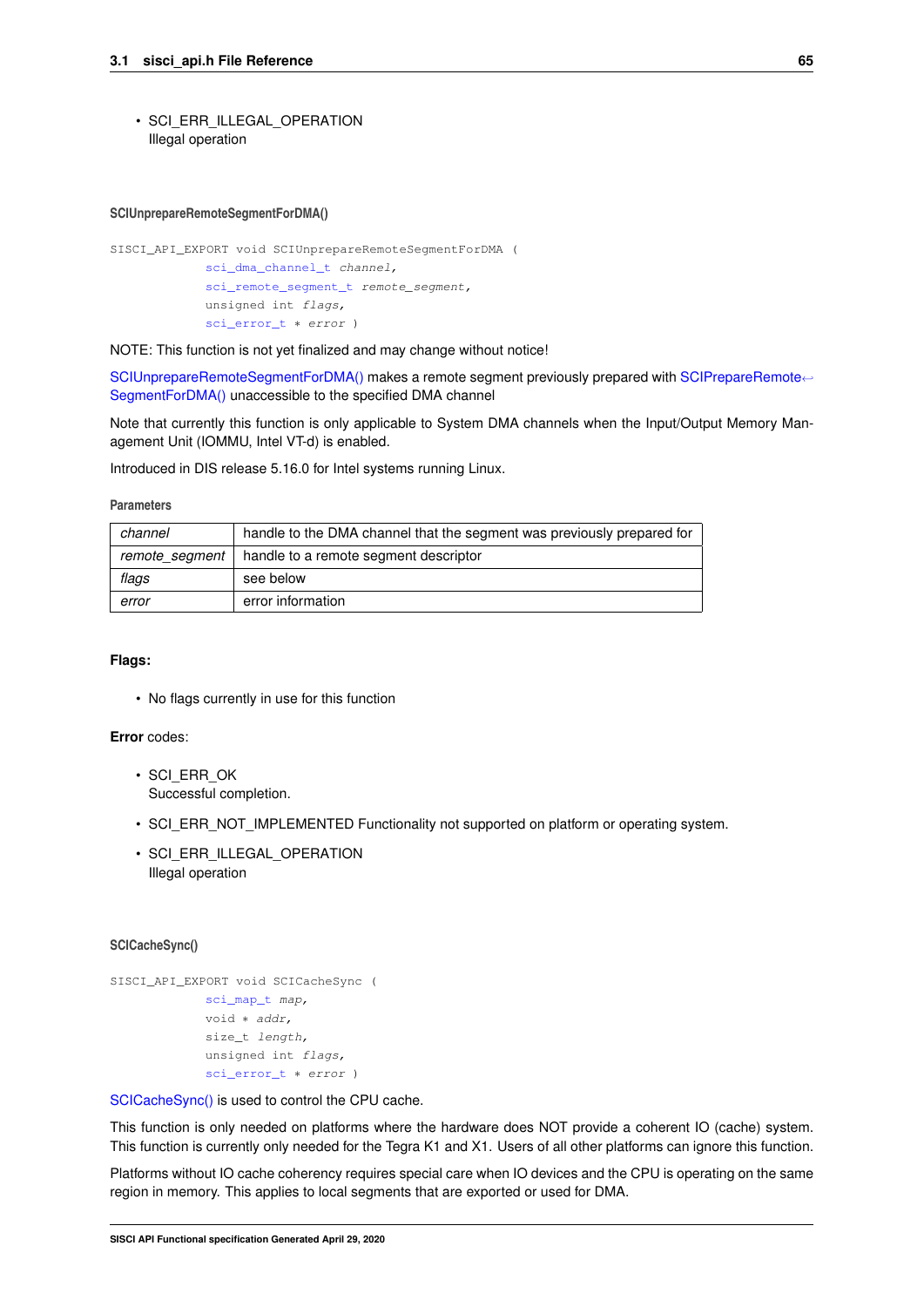- SCI_ERR_ILLEGAL_OPERATION
  Illegal operation

#### SCIUnprepareRemoteSegmentForDMA()

```
SISCI_API_EXPORT void SCIUnprepareRemoteSegmentForDMA (
            sci_dma_channel_t channel,
            sci_remote_segment_t remote_segment,
            unsigned int flags,
            sci_error_t * error )
```

NOTE: This function is not yet finalized and may change without notice!

SCIUnprepareRemoteSegmentForDMA() makes a remote segment previously prepared with SCIPrepareRemoteSegmentForDMA() unaccessible to the specified DMA channel

Note that currently this function is only applicable to System DMA channels when the Input/Output Memory Management Unit (IOMMU, Intel VT-d) is enabled.

Introduced in DIS release 5.16.0 for Intel systems running Linux.

**Parameters**

| | |
|---|---|
| *channel* | handle to the DMA channel that the segment was previously prepared for |
| *remote_segment* | handle to a remote segment descriptor |
| *flags* | see below |
| *error* | error information |

**Flags:**

- No flags currently in use for this function

**Error** codes:

- SCI_ERR_OK
  Successful completion.
- SCI_ERR_NOT_IMPLEMENTED Functionality not supported on platform or operating system.
- SCI_ERR_ILLEGAL_OPERATION
  Illegal operation

#### SCICacheSync()

```
SISCI_API_EXPORT void SCICacheSync (
            sci_map_t map,
            void * addr,
            size_t length,
            unsigned int flags,
            sci_error_t * error )
```

SCICacheSync() is used to control the CPU cache.

This function is only needed on platforms where the hardware does NOT provide a coherent IO (cache) system. This function is currently only needed for the Tegra K1 and X1. Users of all other platforms can ignore this function.

Platforms without IO cache coherency requires special care when IO devices and the CPU is operating on the same region in memory. This applies to local segments that are exported or used for DMA.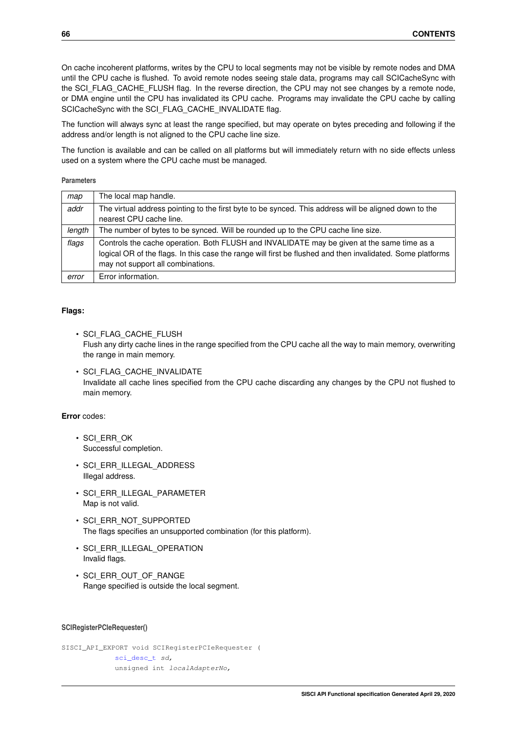On cache incoherent platforms, writes by the CPU to local segments may not be visible by remote nodes and DMA until the CPU cache is flushed. To avoid remote nodes seeing stale data, programs may call SCICacheSync with the SCI_FLAG_CACHE_FLUSH flag. In the reverse direction, the CPU may not see changes by a remote node, or DMA engine until the CPU has invalidated its CPU cache. Programs may invalidate the CPU cache by calling SCICacheSync with the SCI_FLAG_CACHE_INVALIDATE flag.

The function will always sync at least the range specified, but may operate on bytes preceding and following if the address and/or length is not aligned to the CPU cache line size.

The function is available and can be called on all platforms but will immediately return with no side effects unless used on a system where the CPU cache must be managed.

**Parameters**

| | |
|---|---|
| *map* | The local map handle. |
| *addr* | The virtual address pointing to the first byte to be synced. This address will be aligned down to the nearest CPU cache line. |
| *length* | The number of bytes to be synced. Will be rounded up to the CPU cache line size. |
| *flags* | Controls the cache operation. Both FLUSH and INVALIDATE may be given at the same time as a logical OR of the flags. In this case the range will first be flushed and then invalidated. Some platforms may not support all combinations. |
| *error* | Error information. |

**Flags:**

- SCI_FLAG_CACHE_FLUSH
  Flush any dirty cache lines in the range specified from the CPU cache all the way to main memory, overwriting the range in main memory.
- SCI_FLAG_CACHE_INVALIDATE
  Invalidate all cache lines specified from the CPU cache discarding any changes by the CPU not flushed to main memory.

**Error** codes:

- SCI_ERR_OK
  Successful completion.
- SCI_ERR_ILLEGAL_ADDRESS
  Illegal address.
- SCI_ERR_ILLEGAL_PARAMETER
  Map is not valid.
- SCI_ERR_NOT_SUPPORTED
  The flags specifies an unsupported combination (for this platform).
- SCI_ERR_ILLEGAL_OPERATION
  Invalid flags.
- SCI_ERR_OUT_OF_RANGE
  Range specified is outside the local segment.

#### SCIRegisterPCIeRequester()

```
SISCI_API_EXPORT void SCIRegisterPCIeRequester (
            sci_desc_t sd,
            unsigned int localAdapterNo,
```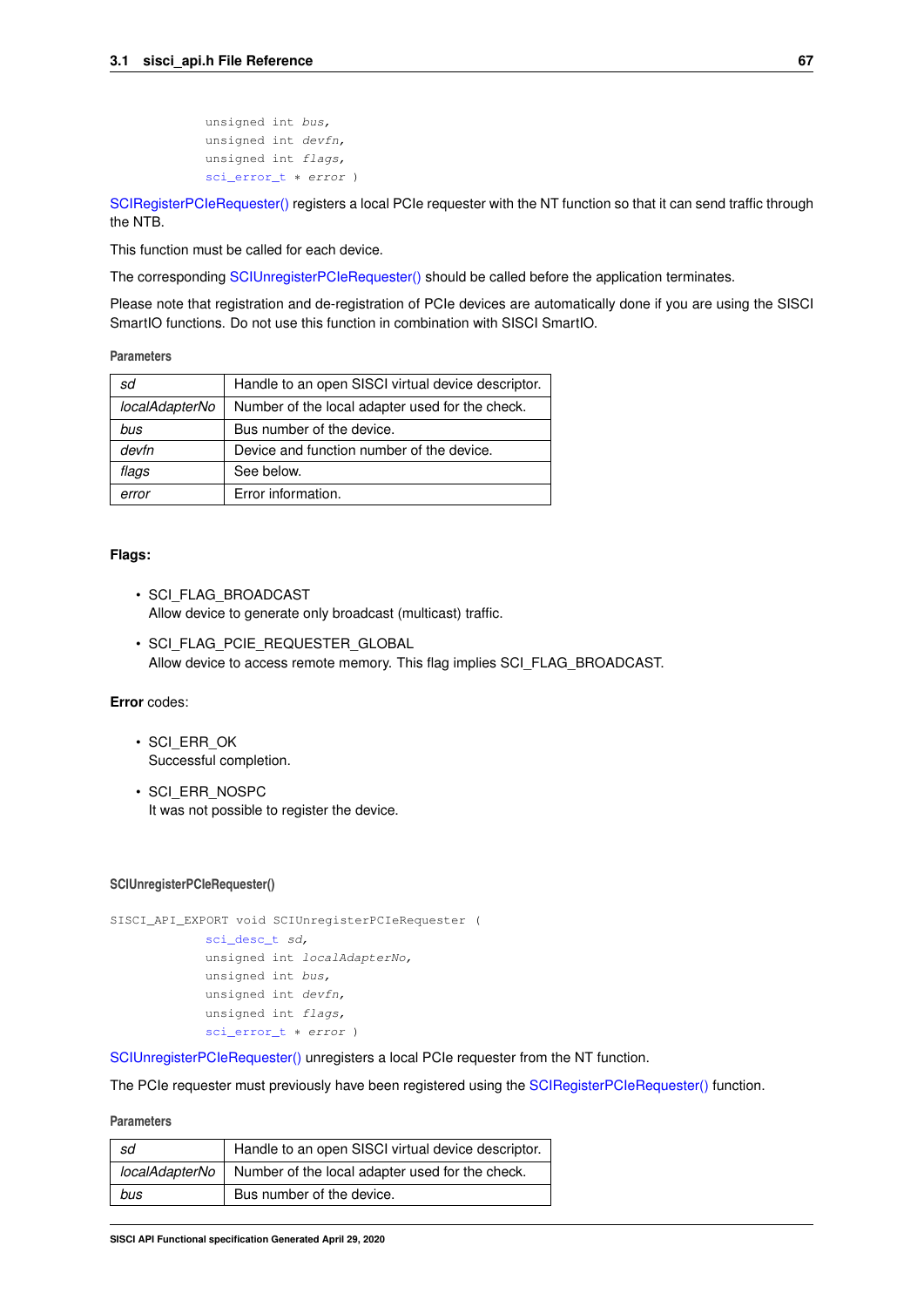```
            unsigned int bus,
            unsigned int devfn,
            unsigned int flags,
            sci_error_t * error )
```

SCIRegisterPCIeRequester() registers a local PCIe requester with the NT function so that it can send traffic through the NTB.

This function must be called for each device.

The corresponding SCIUnregisterPCIeRequester() should be called before the application terminates.

Please note that registration and de-registration of PCIe devices are automatically done if you are using the SISCI SmartIO functions. Do not use this function in combination with SISCI SmartIO.

**Parameters**

| | |
|---|---|
| *sd* | Handle to an open SISCI virtual device descriptor. |
| *localAdapterNo* | Number of the local adapter used for the check. |
| *bus* | Bus number of the device. |
| *devfn* | Device and function number of the device. |
| *flags* | See below. |
| *error* | Error information. |

**Flags:**

- SCI_FLAG_BROADCAST
  Allow device to generate only broadcast (multicast) traffic.
- SCI_FLAG_PCIE_REQUESTER_GLOBAL
  Allow device to access remote memory. This flag implies SCI_FLAG_BROADCAST.

**Error** codes:

- SCI_ERR_OK
  Successful completion.
- SCI_ERR_NOSPC
  It was not possible to register the device.

#### SCIUnregisterPCIeRequester()

```
SISCI_API_EXPORT void SCIUnregisterPCIeRequester (
            sci_desc_t sd,
            unsigned int localAdapterNo,
            unsigned int bus,
            unsigned int devfn,
            unsigned int flags,
            sci_error_t * error )
```

SCIUnregisterPCIeRequester() unregisters a local PCIe requester from the NT function.

The PCIe requester must previously have been registered using the SCIRegisterPCIeRequester() function.

**Parameters**

| | |
|---|---|
| *sd* | Handle to an open SISCI virtual device descriptor. |
| *localAdapterNo* | Number of the local adapter used for the check. |
| *bus* | Bus number of the device. |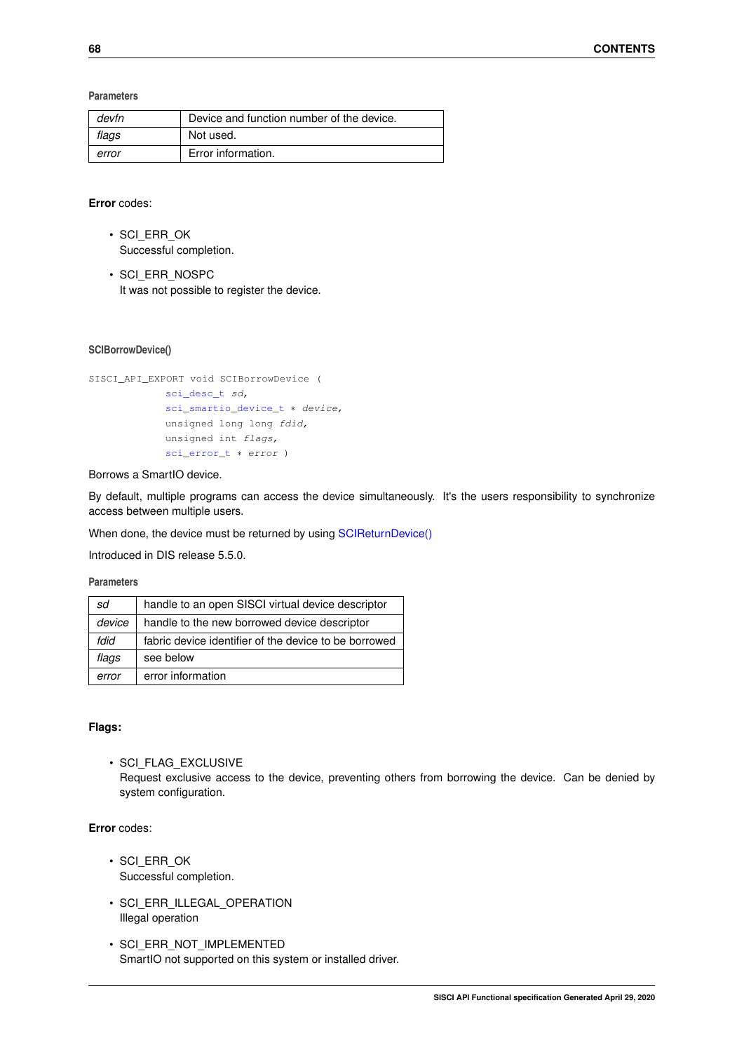#### Parameters

| | |
|---|---|
| *devfn* | Device and function number of the device. |
| *flags* | Not used. |
| *error* | Error information. |

**Error** codes:

- SCI_ERR_OK
  Successful completion.
- SCI_ERR_NOSPC
  It was not possible to register the device.

#### SCIBorrowDevice()

```
SISCI_API_EXPORT void SCIBorrowDevice (
            sci_desc_t sd,
            sci_smartio_device_t * device,
            unsigned long long fdid,
            unsigned int flags,
            sci_error_t * error )
```

Borrows a SmartIO device.

By default, multiple programs can access the device simultaneously. It's the users responsibility to synchronize access between multiple users.

When done, the device must be returned by using SCIReturnDevice()

Introduced in DIS release 5.5.0.

#### Parameters

| | |
|---|---|
| *sd* | handle to an open SISCI virtual device descriptor |
| *device* | handle to the new borrowed device descriptor |
| *fdid* | fabric device identifier of the device to be borrowed |
| *flags* | see below |
| *error* | error information |

**Flags:**

- SCI_FLAG_EXCLUSIVE
  Request exclusive access to the device, preventing others from borrowing the device. Can be denied by system configuration.

**Error** codes:

- SCI_ERR_OK
  Successful completion.
- SCI_ERR_ILLEGAL_OPERATION
  Illegal operation
- SCI_ERR_NOT_IMPLEMENTED
  SmartIO not supported on this system or installed driver.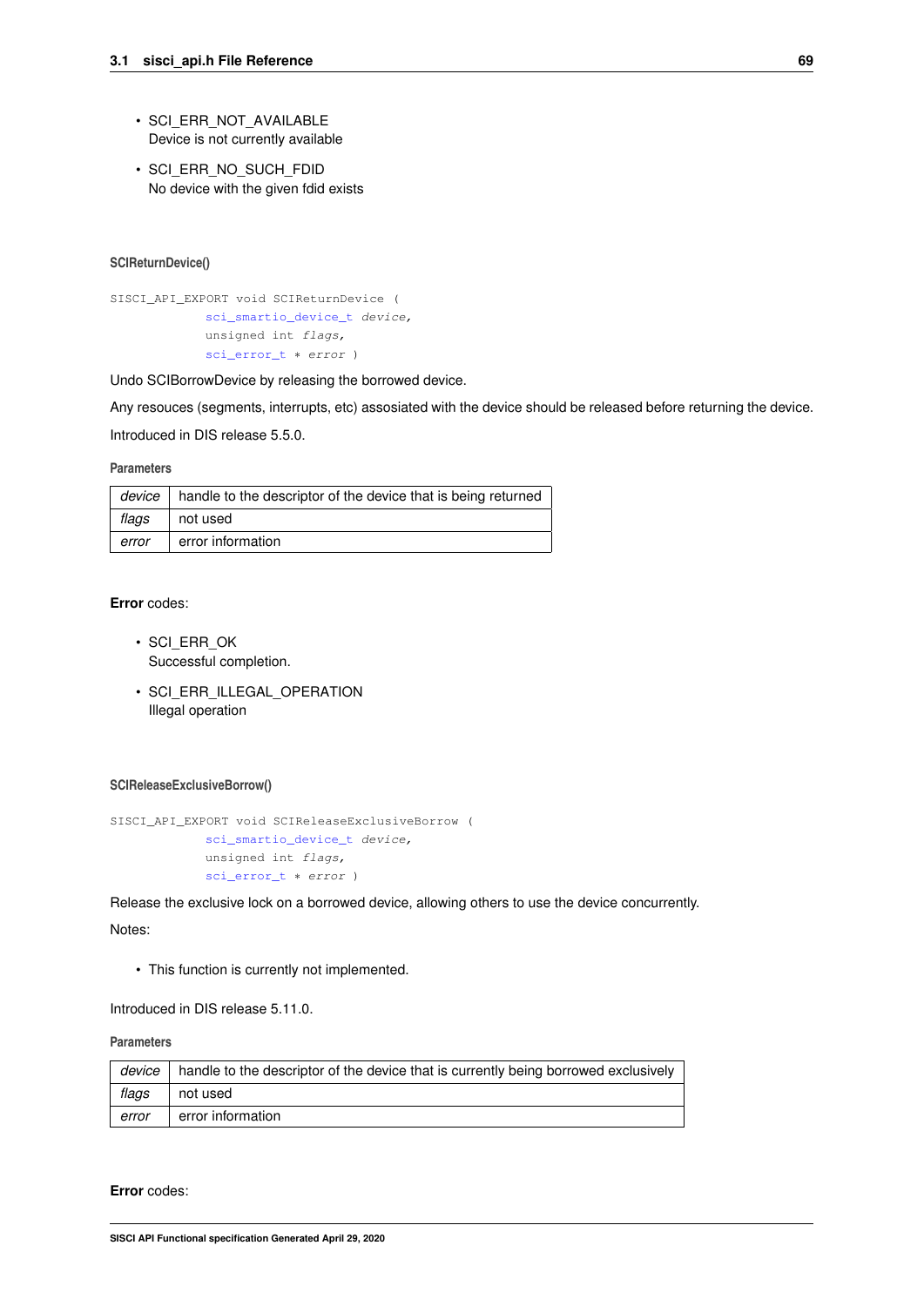- SCI_ERR_NOT_AVAILABLE
  Device is not currently available
- SCI_ERR_NO_SUCH_FDID
  No device with the given fdid exists

#### SCIReturnDevice()

```
SISCI_API_EXPORT void SCIReturnDevice (
            sci_smartio_device_t device,
            unsigned int flags,
            sci_error_t * error )
```

Undo SCIBorrowDevice by releasing the borrowed device.

Any resouces (segments, interrupts, etc) assosiated with the device should be released before returning the device.

Introduced in DIS release 5.5.0.

**Parameters**

| | |
|---|---|
| *device* | handle to the descriptor of the device that is being returned |
| *flags* | not used |
| *error* | error information |

**Error** codes:

- SCI_ERR_OK
  Successful completion.
- SCI_ERR_ILLEGAL_OPERATION
  Illegal operation

#### SCIReleaseExclusiveBorrow()

```
SISCI_API_EXPORT void SCIReleaseExclusiveBorrow (
            sci_smartio_device_t device,
            unsigned int flags,
            sci_error_t * error )
```

Release the exclusive lock on a borrowed device, allowing others to use the device concurrently.

Notes:

- This function is currently not implemented.

Introduced in DIS release 5.11.0.

**Parameters**

| | |
|---|---|
| *device* | handle to the descriptor of the device that is currently being borrowed exclusively |
| *flags* | not used |
| *error* | error information |

**Error** codes: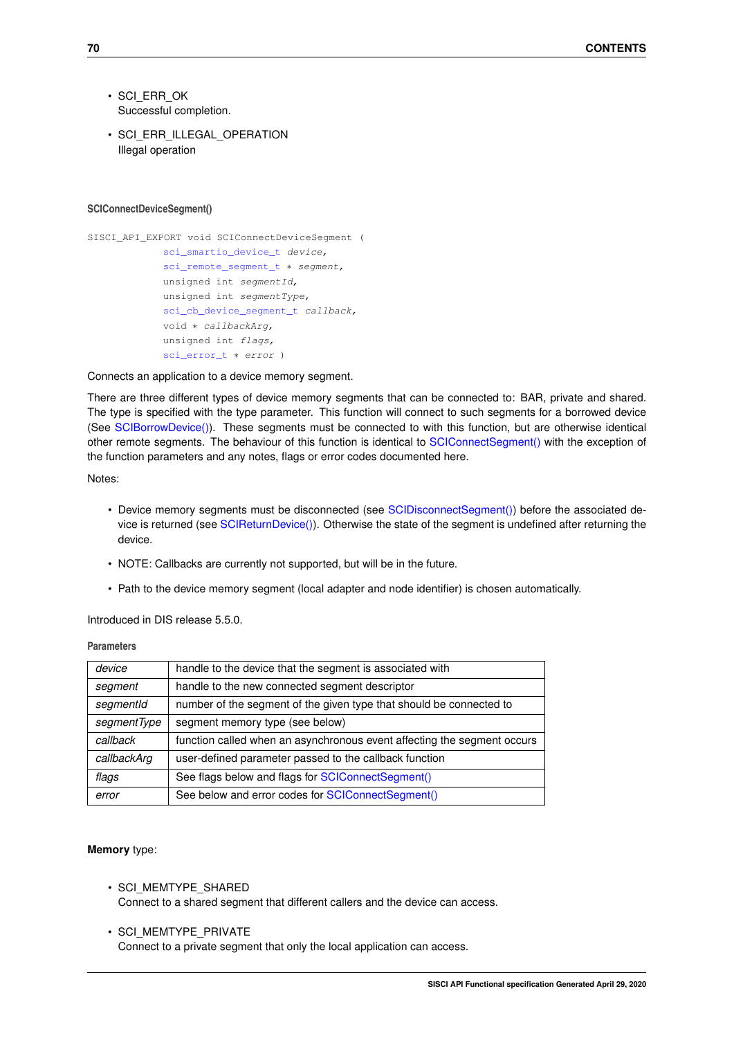- SCI_ERR_OK
  Successful completion.

- SCI_ERR_ILLEGAL_OPERATION
  Illegal operation

#### SCIConnectDeviceSegment()

```
SISCI_API_EXPORT void SCIConnectDeviceSegment (
            sci_smartio_device_t device,
            sci_remote_segment_t * segment,
            unsigned int segmentId,
            unsigned int segmentType,
            sci_cb_device_segment_t callback,
            void * callbackArg,
            unsigned int flags,
            sci_error_t * error )
```

Connects an application to a device memory segment.

There are three different types of device memory segments that can be connected to: BAR, private and shared. The type is specified with the type parameter. This function will connect to such segments for a borrowed device (See SCIBorrowDevice()). These segments must be connected to with this function, but are otherwise identical other remote segments. The behaviour of this function is identical to SCIConnectSegment() with the exception of the function parameters and any notes, flags or error codes documented here.

Notes:

- Device memory segments must be disconnected (see SCIDisconnectSegment()) before the associated device is returned (see SCIReturnDevice()). Otherwise the state of the segment is undefined after returning the device.
- NOTE: Callbacks are currently not supported, but will be in the future.
- Path to the device memory segment (local adapter and node identifier) is chosen automatically.

Introduced in DIS release 5.5.0.

**Parameters**

| | |
|---|---|
| *device* | handle to the device that the segment is associated with |
| *segment* | handle to the new connected segment descriptor |
| *segmentId* | number of the segment of the given type that should be connected to |
| *segmentType* | segment memory type (see below) |
| *callback* | function called when an asynchronous event affecting the segment occurs |
| *callbackArg* | user-defined parameter passed to the callback function |
| *flags* | See flags below and flags for SCIConnectSegment() |
| *error* | See below and error codes for SCIConnectSegment() |

**Memory** type:

- SCI_MEMTYPE_SHARED
  Connect to a shared segment that different callers and the device can access.

- SCI_MEMTYPE_PRIVATE
  Connect to a private segment that only the local application can access.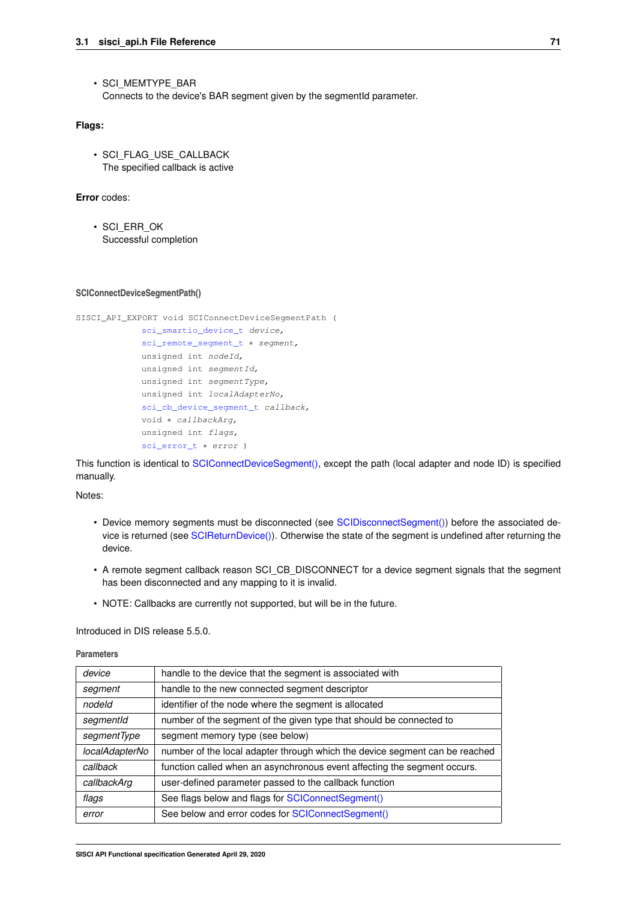- SCI_MEMTYPE_BAR
  Connects to the device's BAR segment given by the segmentId parameter.

**Flags:**

- SCI_FLAG_USE_CALLBACK
  The specified callback is active

**Error** codes:

- SCI_ERR_OK
  Successful completion

#### SCIConnectDeviceSegmentPath()

```
SISCI_API_EXPORT void SCIConnectDeviceSegmentPath (
            sci_smartio_device_t device,
            sci_remote_segment_t * segment,
            unsigned int nodeId,
            unsigned int segmentId,
            unsigned int segmentType,
            unsigned int localAdapterNo,
            sci_cb_device_segment_t callback,
            void * callbackArg,
            unsigned int flags,
            sci_error_t * error )
```

This function is identical to SCIConnectDeviceSegment(), except the path (local adapter and node ID) is specified manually.

Notes:

- Device memory segments must be disconnected (see SCIDisconnectSegment()) before the associated device is returned (see SCIReturnDevice()). Otherwise the state of the segment is undefined after returning the device.
- A remote segment callback reason SCI_CB_DISCONNECT for a device segment signals that the segment has been disconnected and any mapping to it is invalid.
- NOTE: Callbacks are currently not supported, but will be in the future.

Introduced in DIS release 5.5.0.

**Parameters**

| | |
|---|---|
| *device* | handle to the device that the segment is associated with |
| *segment* | handle to the new connected segment descriptor |
| *nodeId* | identifier of the node where the segment is allocated |
| *segmentId* | number of the segment of the given type that should be connected to |
| *segmentType* | segment memory type (see below) |
| *localAdapterNo* | number of the local adapter through which the device segment can be reached |
| *callback* | function called when an asynchronous event affecting the segment occurs. |
| *callbackArg* | user-defined parameter passed to the callback function |
| *flags* | See flags below and flags for SCIConnectSegment() |
| *error* | See below and error codes for SCIConnectSegment() |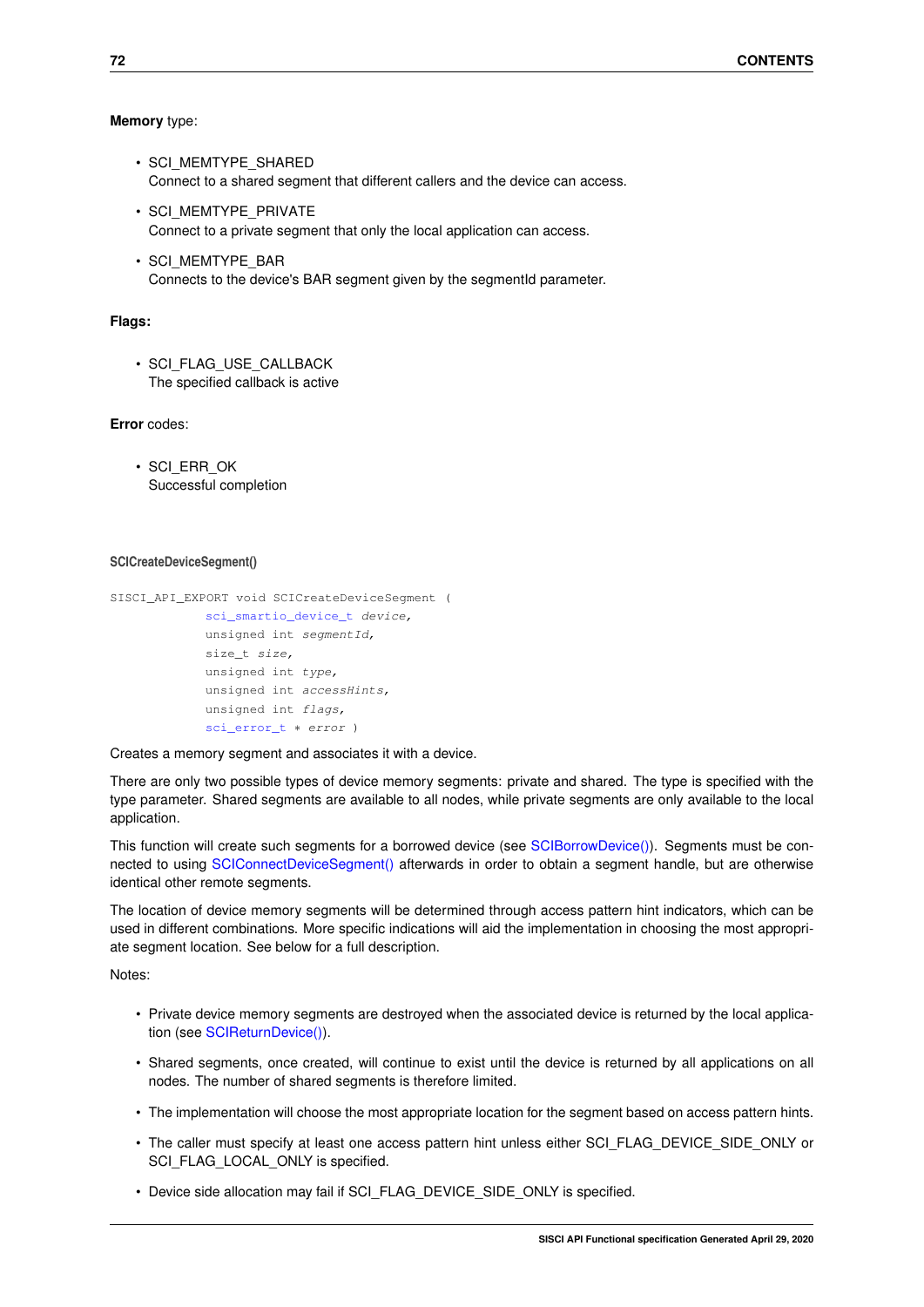**Memory** type:

- SCI_MEMTYPE_SHARED
  Connect to a shared segment that different callers and the device can access.
- SCI_MEMTYPE_PRIVATE
  Connect to a private segment that only the local application can access.
- SCI_MEMTYPE_BAR
  Connects to the device's BAR segment given by the segmentId parameter.

**Flags:**

- SCI_FLAG_USE_CALLBACK
  The specified callback is active

**Error** codes:

- SCI_ERR_OK
  Successful completion

#### SCICreateDeviceSegment()

```
SISCI_API_EXPORT void SCICreateDeviceSegment (
            sci_smartio_device_t device,
            unsigned int segmentId,
            size_t size,
            unsigned int type,
            unsigned int accessHints,
            unsigned int flags,
            sci_error_t * error )
```

Creates a memory segment and associates it with a device.

There are only two possible types of device memory segments: private and shared. The type is specified with the type parameter. Shared segments are available to all nodes, while private segments are only available to the local application.

This function will create such segments for a borrowed device (see SCIBorrowDevice()). Segments must be connected to using SCIConnectDeviceSegment() afterwards in order to obtain a segment handle, but are otherwise identical other remote segments.

The location of device memory segments will be determined through access pattern hint indicators, which can be used in different combinations. More specific indications will aid the implementation in choosing the most appropriate segment location. See below for a full description.

Notes:

- Private device memory segments are destroyed when the associated device is returned by the local application (see SCIReturnDevice()).
- Shared segments, once created, will continue to exist until the device is returned by all applications on all nodes. The number of shared segments is therefore limited.
- The implementation will choose the most appropriate location for the segment based on access pattern hints.
- The caller must specify at least one access pattern hint unless either SCI_FLAG_DEVICE_SIDE_ONLY or SCI_FLAG_LOCAL_ONLY is specified.
- Device side allocation may fail if SCI_FLAG_DEVICE_SIDE_ONLY is specified.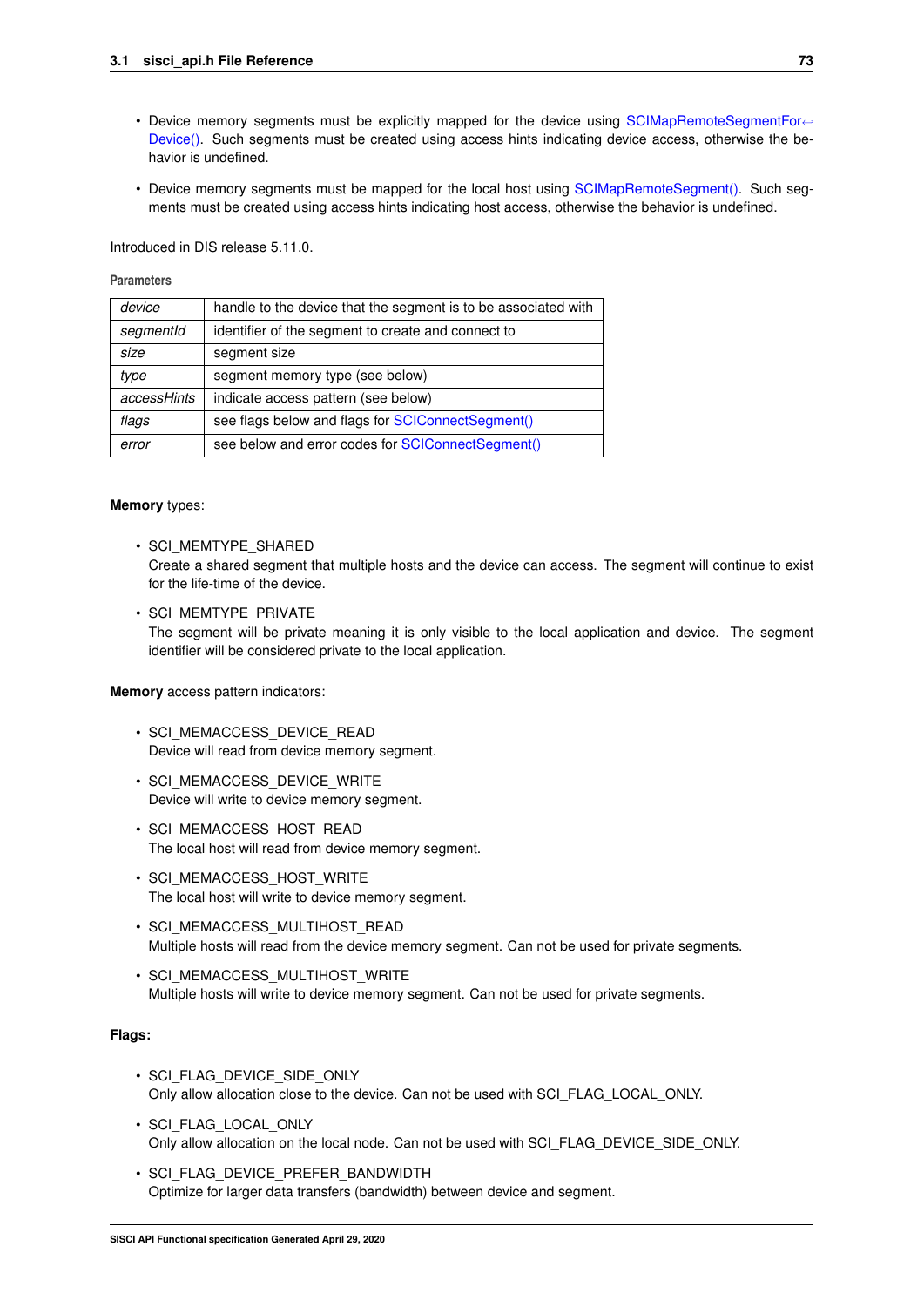- Device memory segments must be explicitly mapped for the device using SCIMapRemoteSegmentForDevice(). Such segments must be created using access hints indicating device access, otherwise the behavior is undefined.
- Device memory segments must be mapped for the local host using SCIMapRemoteSegment(). Such segments must be created using access hints indicating host access, otherwise the behavior is undefined.

Introduced in DIS release 5.11.0.

**Parameters**

| | |
|---|---|
| *device* | handle to the device that the segment is to be associated with |
| *segmentId* | identifier of the segment to create and connect to |
| *size* | segment size |
| *type* | segment memory type (see below) |
| *accessHints* | indicate access pattern (see below) |
| *flags* | see flags below and flags for SCIConnectSegment() |
| *error* | see below and error codes for SCIConnectSegment() |

**Memory** types:

- SCI_MEMTYPE_SHARED
  Create a shared segment that multiple hosts and the device can access. The segment will continue to exist for the life-time of the device.
- SCI_MEMTYPE_PRIVATE
  The segment will be private meaning it is only visible to the local application and device. The segment identifier will be considered private to the local application.

**Memory** access pattern indicators:

- SCI_MEMACCESS_DEVICE_READ
  Device will read from device memory segment.
- SCI_MEMACCESS_DEVICE_WRITE
  Device will write to device memory segment.
- SCI_MEMACCESS_HOST_READ
  The local host will read from device memory segment.
- SCI_MEMACCESS_HOST_WRITE
  The local host will write to device memory segment.
- SCI_MEMACCESS_MULTIHOST_READ
  Multiple hosts will read from the device memory segment. Can not be used for private segments.
- SCI_MEMACCESS_MULTIHOST_WRITE
  Multiple hosts will write to device memory segment. Can not be used for private segments.

**Flags:**

- SCI_FLAG_DEVICE_SIDE_ONLY
  Only allow allocation close to the device. Can not be used with SCI_FLAG_LOCAL_ONLY.
- SCI_FLAG_LOCAL_ONLY
  Only allow allocation on the local node. Can not be used with SCI_FLAG_DEVICE_SIDE_ONLY.
- SCI_FLAG_DEVICE_PREFER_BANDWIDTH
  Optimize for larger data transfers (bandwidth) between device and segment.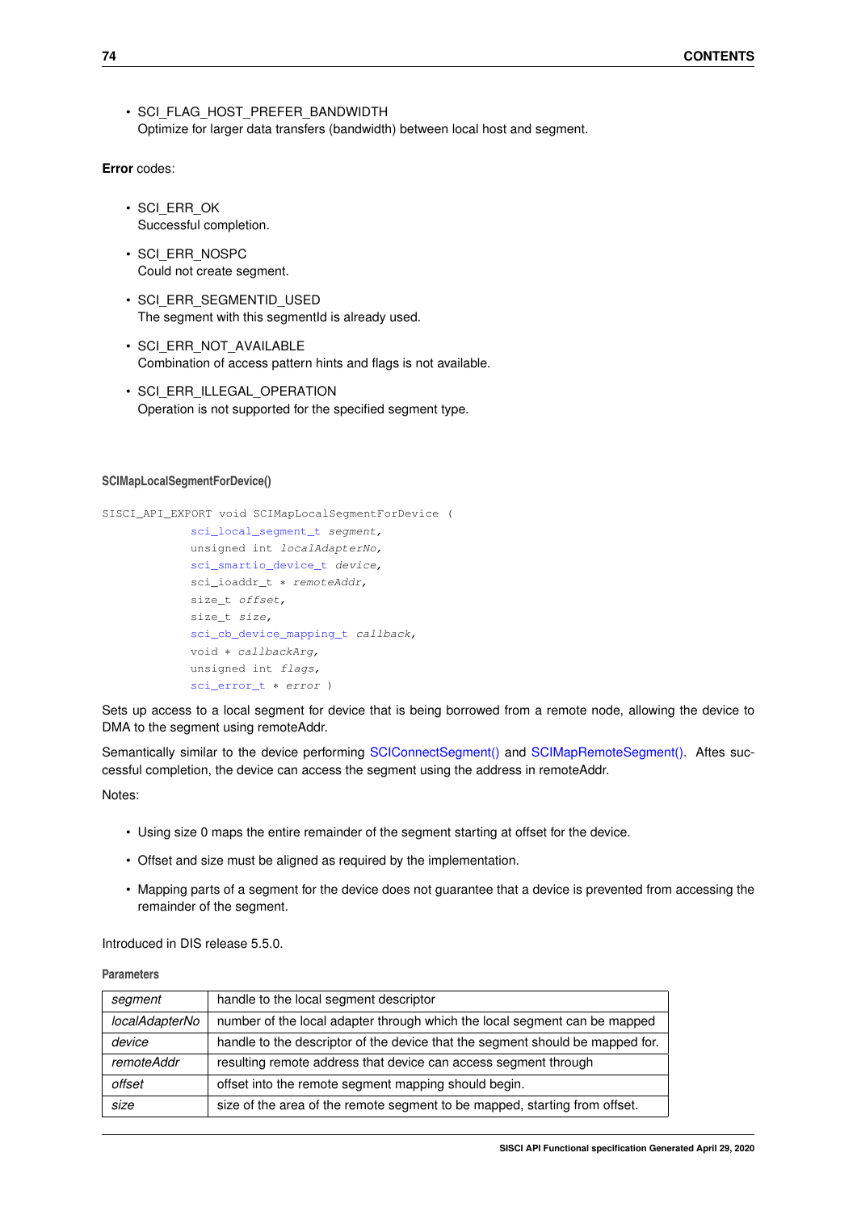- SCI_FLAG_HOST_PREFER_BANDWIDTH
  Optimize for larger data transfers (bandwidth) between local host and segment.

**Error** codes:

- SCI_ERR_OK
  Successful completion.
- SCI_ERR_NOSPC
  Could not create segment.
- SCI_ERR_SEGMENTID_USED
  The segment with this segmentId is already used.
- SCI_ERR_NOT_AVAILABLE
  Combination of access pattern hints and flags is not available.
- SCI_ERR_ILLEGAL_OPERATION
  Operation is not supported for the specified segment type.

#### SCIMapLocalSegmentForDevice()

```
SISCI_API_EXPORT void SCIMapLocalSegmentForDevice (
            sci_local_segment_t segment,
            unsigned int localAdapterNo,
            sci_smartio_device_t device,
            sci_ioaddr_t * remoteAddr,
            size_t offset,
            size_t size,
            sci_cb_device_mapping_t callback,
            void * callbackArg,
            unsigned int flags,
            sci_error_t * error )
```

Sets up access to a local segment for device that is being borrowed from a remote node, allowing the device to DMA to the segment using remoteAddr.

Semantically similar to the device performing SCIConnectSegment() and SCIMapRemoteSegment(). Aftes successful completion, the device can access the segment using the address in remoteAddr.

Notes:

- Using size 0 maps the entire remainder of the segment starting at offset for the device.
- Offset and size must be aligned as required by the implementation.
- Mapping parts of a segment for the device does not guarantee that a device is prevented from accessing the remainder of the segment.

Introduced in DIS release 5.5.0.

**Parameters**

| | |
|---|---|
| *segment* | handle to the local segment descriptor |
| *localAdapterNo* | number of the local adapter through which the local segment can be mapped |
| *device* | handle to the descriptor of the device that the segment should be mapped for. |
| *remoteAddr* | resulting remote address that device can access segment through |
| *offset* | offset into the remote segment mapping should begin. |
| *size* | size of the area of the remote segment to be mapped, starting from offset. |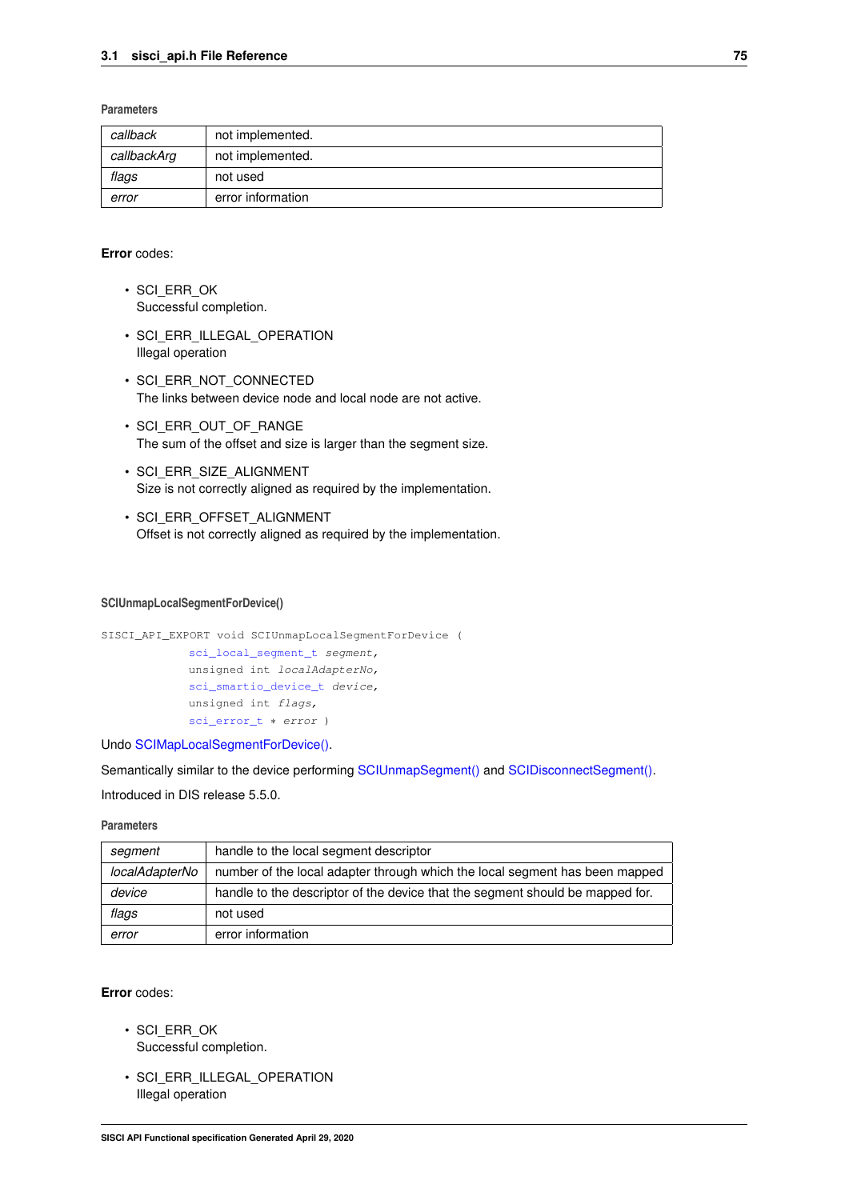**Parameters**

| | |
|---|---|
| *callback* | not implemented. |
| *callbackArg* | not implemented. |
| *flags* | not used |
| *error* | error information |

**Error** codes:

- SCI_ERR_OK
  Successful completion.
- SCI_ERR_ILLEGAL_OPERATION
  Illegal operation
- SCI_ERR_NOT_CONNECTED
  The links between device node and local node are not active.
- SCI_ERR_OUT_OF_RANGE
  The sum of the offset and size is larger than the segment size.
- SCI_ERR_SIZE_ALIGNMENT
  Size is not correctly aligned as required by the implementation.
- SCI_ERR_OFFSET_ALIGNMENT
  Offset is not correctly aligned as required by the implementation.

#### SCIUnmapLocalSegmentForDevice()

```
SISCI_API_EXPORT void SCIUnmapLocalSegmentForDevice (
            sci_local_segment_t segment,
            unsigned int localAdapterNo,
            sci_smartio_device_t device,
            unsigned int flags,
            sci_error_t * error )
```

Undo SCIMapLocalSegmentForDevice().

Semantically similar to the device performing SCIUnmapSegment() and SCIDisconnectSegment().

Introduced in DIS release 5.5.0.

**Parameters**

| | |
|---|---|
| *segment* | handle to the local segment descriptor |
| *localAdapterNo* | number of the local adapter through which the local segment has been mapped |
| *device* | handle to the descriptor of the device that the segment should be mapped for. |
| *flags* | not used |
| *error* | error information |

**Error** codes:

- SCI_ERR_OK
  Successful completion.
- SCI_ERR_ILLEGAL_OPERATION
  Illegal operation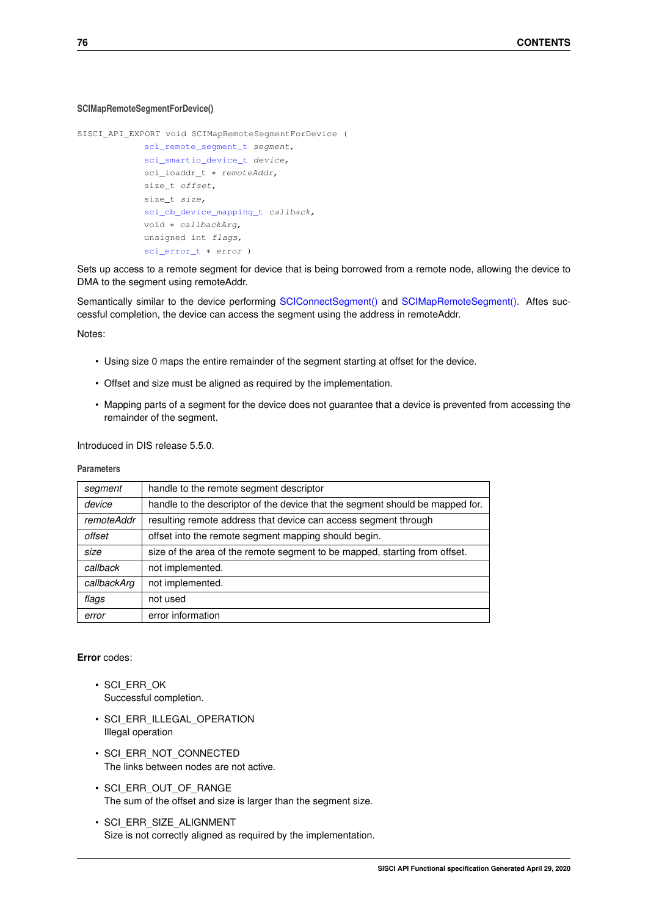#### SCIMapRemoteSegmentForDevice()

```
SISCI_API_EXPORT void SCIMapRemoteSegmentForDevice (
            sci_remote_segment_t segment,
            sci_smartio_device_t device,
            sci_ioaddr_t * remoteAddr,
            size_t offset,
            size_t size,
            sci_cb_device_mapping_t callback,
            void * callbackArg,
            unsigned int flags,
            sci_error_t * error )
```

Sets up access to a remote segment for device that is being borrowed from a remote node, allowing the device to DMA to the segment using remoteAddr.

Semantically similar to the device performing SCIConnectSegment() and SCIMapRemoteSegment(). Aftes successful completion, the device can access the segment using the address in remoteAddr.

Notes:

- Using size 0 maps the entire remainder of the segment starting at offset for the device.
- Offset and size must be aligned as required by the implementation.
- Mapping parts of a segment for the device does not guarantee that a device is prevented from accessing the remainder of the segment.

Introduced in DIS release 5.5.0.

**Parameters**

| | |
|---|---|
| *segment* | handle to the remote segment descriptor |
| *device* | handle to the descriptor of the device that the segment should be mapped for. |
| *remoteAddr* | resulting remote address that device can access segment through |
| *offset* | offset into the remote segment mapping should begin. |
| *size* | size of the area of the remote segment to be mapped, starting from offset. |
| *callback* | not implemented. |
| *callbackArg* | not implemented. |
| *flags* | not used |
| *error* | error information |

**Error** codes:

- SCI_ERR_OK
  Successful completion.
- SCI_ERR_ILLEGAL_OPERATION
  Illegal operation
- SCI_ERR_NOT_CONNECTED
  The links between nodes are not active.
- SCI_ERR_OUT_OF_RANGE
  The sum of the offset and size is larger than the segment size.
- SCI_ERR_SIZE_ALIGNMENT
  Size is not correctly aligned as required by the implementation.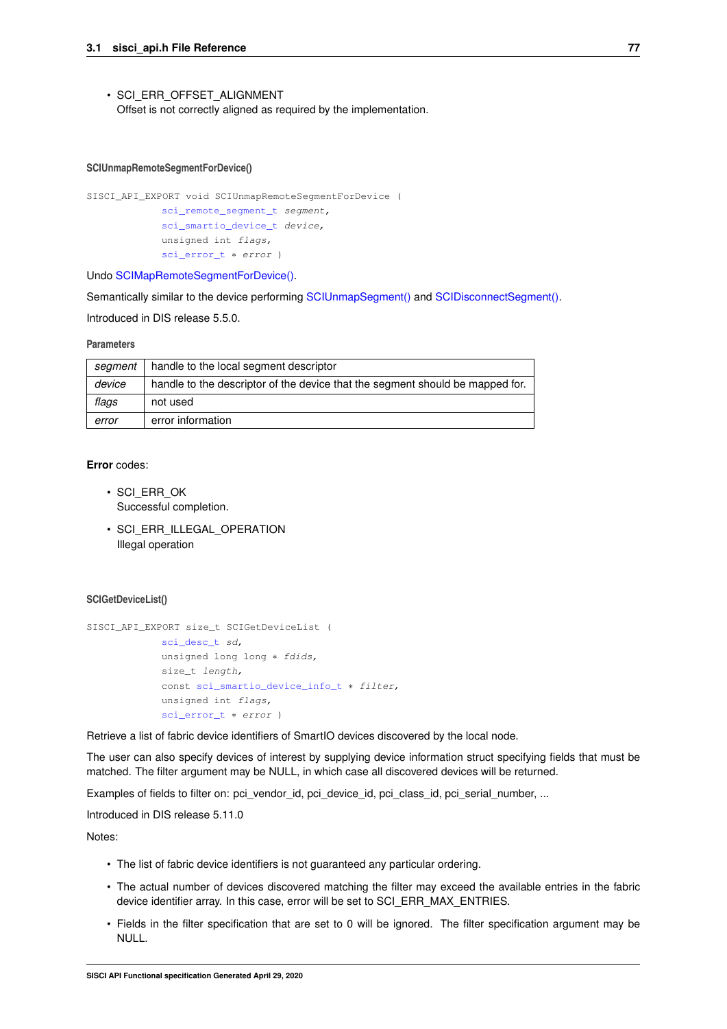- SCI_ERR_OFFSET_ALIGNMENT
  Offset is not correctly aligned as required by the implementation.

#### SCIUnmapRemoteSegmentForDevice()

```
SISCI_API_EXPORT void SCIUnmapRemoteSegmentForDevice (
            sci_remote_segment_t segment,
            sci_smartio_device_t device,
            unsigned int flags,
            sci_error_t * error )
```

Undo SCIMapRemoteSegmentForDevice().

Semantically similar to the device performing SCIUnmapSegment() and SCIDisconnectSegment().

Introduced in DIS release 5.5.0.

**Parameters**

| | |
|---|---|
| *segment* | handle to the local segment descriptor |
| *device* | handle to the descriptor of the device that the segment should be mapped for. |
| *flags* | not used |
| *error* | error information |

**Error** codes:

- SCI_ERR_OK
  Successful completion.
- SCI_ERR_ILLEGAL_OPERATION
  Illegal operation

#### SCIGetDeviceList()

```
SISCI_API_EXPORT size_t SCIGetDeviceList (
            sci_desc_t sd,
            unsigned long long * fdids,
            size_t length,
            const sci_smartio_device_info_t * filter,
            unsigned int flags,
            sci_error_t * error )
```

Retrieve a list of fabric device identifiers of SmartIO devices discovered by the local node.

The user can also specify devices of interest by supplying device information struct specifying fields that must be matched. The filter argument may be NULL, in which case all discovered devices will be returned.

Examples of fields to filter on: pci_vendor_id, pci_device_id, pci_class_id, pci_serial_number, ...

Introduced in DIS release 5.11.0

Notes:

- The list of fabric device identifiers is not guaranteed any particular ordering.
- The actual number of devices discovered matching the filter may exceed the available entries in the fabric device identifier array. In this case, error will be set to SCI_ERR_MAX_ENTRIES.
- Fields in the filter specification that are set to 0 will be ignored. The filter specification argument may be NULL.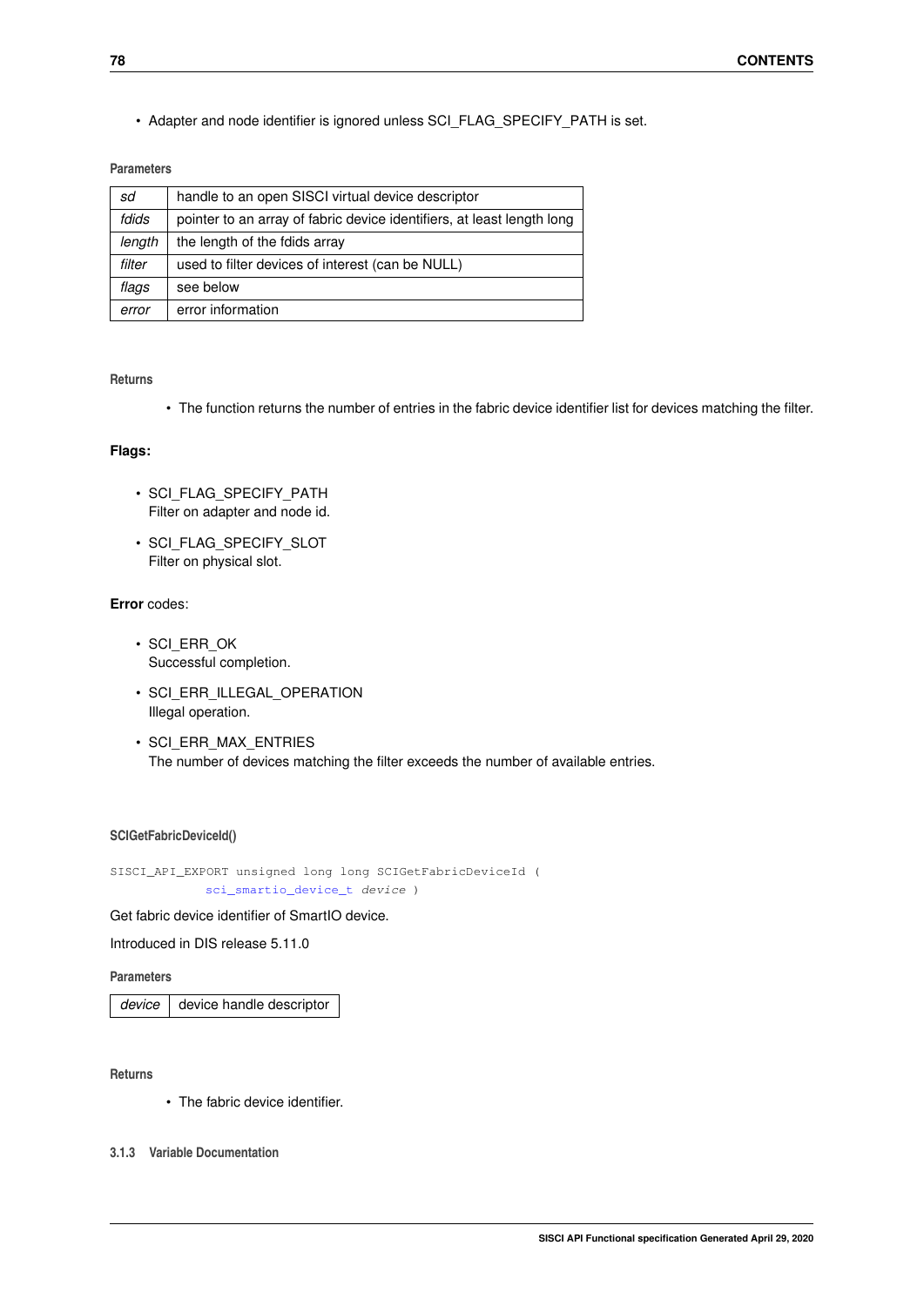- Adapter and node identifier is ignored unless SCI_FLAG_SPECIFY_PATH is set.

**Parameters**

| | |
|---|---|
| *sd* | handle to an open SISCI virtual device descriptor |
| *fdids* | pointer to an array of fabric device identifiers, at least length long |
| *length* | the length of the fdids array |
| *filter* | used to filter devices of interest (can be NULL) |
| *flags* | see below |
| *error* | error information |

**Returns**

- The function returns the number of entries in the fabric device identifier list for devices matching the filter.

**Flags:**

- SCI_FLAG_SPECIFY_PATH
  Filter on adapter and node id.
- SCI_FLAG_SPECIFY_SLOT
  Filter on physical slot.

**Error** codes:

- SCI_ERR_OK
  Successful completion.
- SCI_ERR_ILLEGAL_OPERATION
  Illegal operation.
- SCI_ERR_MAX_ENTRIES
  The number of devices matching the filter exceeds the number of available entries.

#### SCIGetFabricDeviceId()

```
SISCI_API_EXPORT unsigned long long SCIGetFabricDeviceId (
            sci_smartio_device_t device )
```

Get fabric device identifier of SmartIO device.

Introduced in DIS release 5.11.0

**Parameters**

| | |
|---|---|
| *device* | device handle descriptor |

**Returns**

- The fabric device identifier.

### 3.1.3 Variable Documentation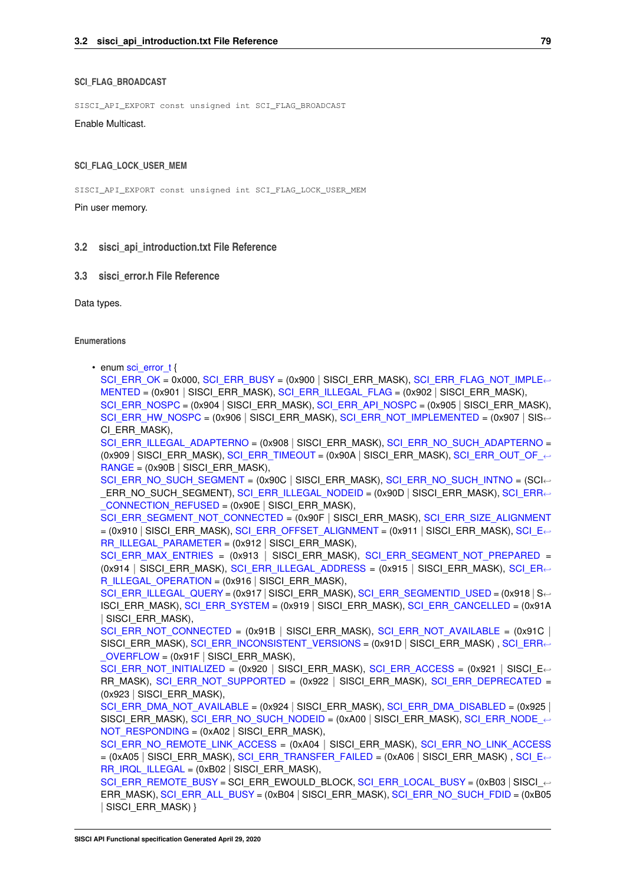#### SCI_FLAG_BROADCAST

```
SISCI_API_EXPORT const unsigned int SCI_FLAG_BROADCAST
```

Enable Multicast.

#### SCI_FLAG_LOCK_USER_MEM

```
SISCI_API_EXPORT const unsigned int SCI_FLAG_LOCK_USER_MEM
```

Pin user memory.

## 3.2 sisci_api_introduction.txt File Reference

## 3.3 sisci_error.h File Reference

Data types.

### Enumerations

- enum sci_error_t {
  SCI_ERR_OK = 0x000, SCI_ERR_BUSY = (0x900 | SISCI_ERR_MASK), SCI_ERR_FLAG_NOT_IMPLEMENTED = (0x901 | SISCI_ERR_MASK), SCI_ERR_ILLEGAL_FLAG = (0x902 | SISCI_ERR_MASK),
  SCI_ERR_NOSPC = (0x904 | SISCI_ERR_MASK), SCI_ERR_API_NOSPC = (0x905 | SISCI_ERR_MASK),
  SCI_ERR_HW_NOSPC = (0x906 | SISCI_ERR_MASK), SCI_ERR_NOT_IMPLEMENTED = (0x907 | SISCI_ERR_MASK),
  SCI_ERR_ILLEGAL_ADAPTERNO = (0x908 | SISCI_ERR_MASK), SCI_ERR_NO_SUCH_ADAPTERNO = (0x909 | SISCI_ERR_MASK), SCI_ERR_TIMEOUT = (0x90A | SISCI_ERR_MASK), SCI_ERR_OUT_OF_RANGE = (0x90B | SISCI_ERR_MASK),
  SCI_ERR_NO_SUCH_SEGMENT = (0x90C | SISCI_ERR_MASK), SCI_ERR_NO_SUCH_INTNO = (SCI_ERR_NO_SUCH_SEGMENT), SCI_ERR_ILLEGAL_NODEID = (0x90D | SISCI_ERR_MASK), SCI_ERR_CONNECTION_REFUSED = (0x90E | SISCI_ERR_MASK),
  SCI_ERR_SEGMENT_NOT_CONNECTED = (0x90F | SISCI_ERR_MASK), SCI_ERR_SIZE_ALIGNMENT = (0x910 | SISCI_ERR_MASK), SCI_ERR_OFFSET_ALIGNMENT = (0x911 | SISCI_ERR_MASK), SCI_ERR_ILLEGAL_PARAMETER = (0x912 | SISCI_ERR_MASK),
  SCI_ERR_MAX_ENTRIES = (0x913 | SISCI_ERR_MASK), SCI_ERR_SEGMENT_NOT_PREPARED = (0x914 | SISCI_ERR_MASK), SCI_ERR_ILLEGAL_ADDRESS = (0x915 | SISCI_ERR_MASK), SCI_ERR_ILLEGAL_OPERATION = (0x916 | SISCI_ERR_MASK),
  SCI_ERR_ILLEGAL_QUERY = (0x917 | SISCI_ERR_MASK), SCI_ERR_SEGMENTID_USED = (0x918 | SISCI_ERR_MASK), SCI_ERR_SYSTEM = (0x919 | SISCI_ERR_MASK), SCI_ERR_CANCELLED = (0x91A | SISCI_ERR_MASK),
  SCI_ERR_NOT_CONNECTED = (0x91B | SISCI_ERR_MASK), SCI_ERR_NOT_AVAILABLE = (0x91C | SISCI_ERR_MASK), SCI_ERR_INCONSISTENT_VERSIONS = (0x91D | SISCI_ERR_MASK) , SCI_ERR_OVERFLOW = (0x91F | SISCI_ERR_MASK),
  SCI_ERR_NOT_INITIALIZED = (0x920 | SISCI_ERR_MASK), SCI_ERR_ACCESS = (0x921 | SISCI_ERR_MASK), SCI_ERR_NOT_SUPPORTED = (0x922 | SISCI_ERR_MASK), SCI_ERR_DEPRECATED = (0x923 | SISCI_ERR_MASK),
  SCI_ERR_DMA_NOT_AVAILABLE = (0x924 | SISCI_ERR_MASK), SCI_ERR_DMA_DISABLED = (0x925 | SISCI_ERR_MASK), SCI_ERR_NO_SUCH_NODEID = (0xA00 | SISCI_ERR_MASK), SCI_ERR_NODE_NOT_RESPONDING = (0xA02 | SISCI_ERR_MASK),
  SCI_ERR_NO_REMOTE_LINK_ACCESS = (0xA04 | SISCI_ERR_MASK), SCI_ERR_NO_LINK_ACCESS = (0xA05 | SISCI_ERR_MASK), SCI_ERR_TRANSFER_FAILED = (0xA06 | SISCI_ERR_MASK) , SCI_ERR_IRQL_ILLEGAL = (0xB02 | SISCI_ERR_MASK),
  SCI_ERR_REMOTE_BUSY = SCI_ERR_EWOULD_BLOCK, SCI_ERR_LOCAL_BUSY = (0xB03 | SISCI_ERR_MASK), SCI_ERR_ALL_BUSY = (0xB04 | SISCI_ERR_MASK), SCI_ERR_NO_SUCH_FDID = (0xB05 | SISCI_ERR_MASK) }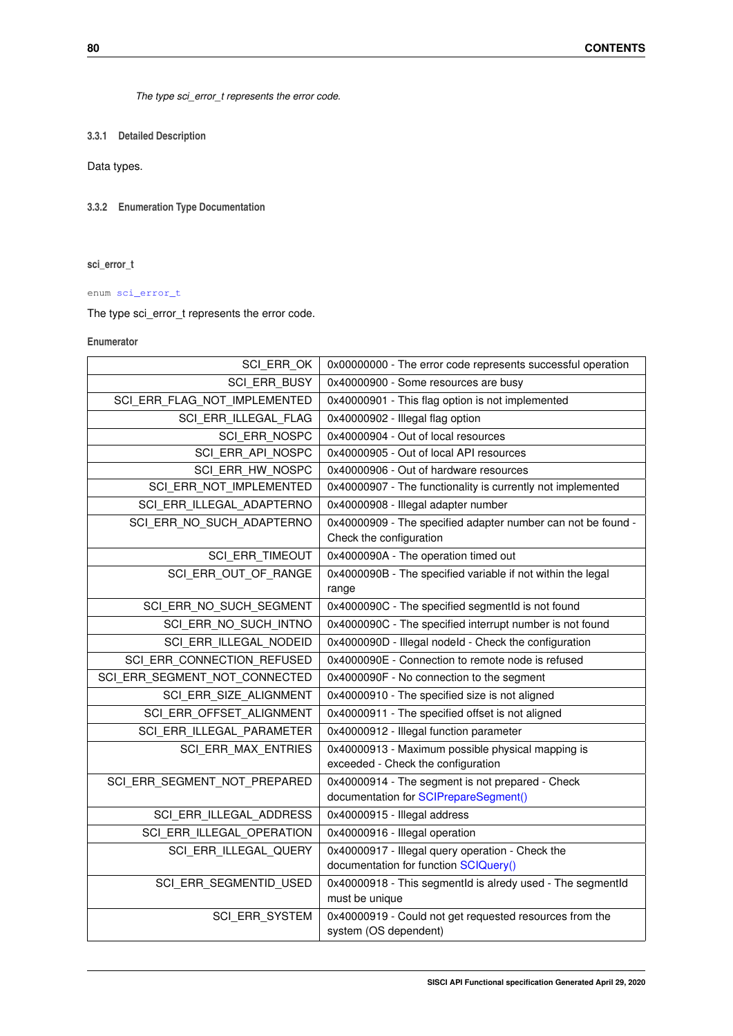*The type sci_error_t represents the error code.*

### 3.3.1 Detailed Description

Data types.

### 3.3.2 Enumeration Type Documentation

#### sci_error_t

```
enum sci_error_t
```

The type sci_error_t represents the error code.

**Enumerator**

| | |
|---|---|
| SCI_ERR_OK | 0x00000000 - The error code represents successful operation |
| SCI_ERR_BUSY | 0x40000900 - Some resources are busy |
| SCI_ERR_FLAG_NOT_IMPLEMENTED | 0x40000901 - This flag option is not implemented |
| SCI_ERR_ILLEGAL_FLAG | 0x40000902 - Illegal flag option |
| SCI_ERR_NOSPC | 0x40000904 - Out of local resources |
| SCI_ERR_API_NOSPC | 0x40000905 - Out of local API resources |
| SCI_ERR_HW_NOSPC | 0x40000906 - Out of hardware resources |
| SCI_ERR_NOT_IMPLEMENTED | 0x40000907 - The functionality is currently not implemented |
| SCI_ERR_ILLEGAL_ADAPTERNO | 0x40000908 - Illegal adapter number |
| SCI_ERR_NO_SUCH_ADAPTERNO | 0x40000909 - The specified adapter number can not be found - Check the configuration |
| SCI_ERR_TIMEOUT | 0x4000090A - The operation timed out |
| SCI_ERR_OUT_OF_RANGE | 0x4000090B - The specified variable if not within the legal range |
| SCI_ERR_NO_SUCH_SEGMENT | 0x4000090C - The specified segmentId is not found |
| SCI_ERR_NO_SUCH_INTNO | 0x4000090C - The specified interrupt number is not found |
| SCI_ERR_ILLEGAL_NODEID | 0x4000090D - Illegal nodeId - Check the configuration |
| SCI_ERR_CONNECTION_REFUSED | 0x4000090E - Connection to remote node is refused |
| SCI_ERR_SEGMENT_NOT_CONNECTED | 0x4000090F - No connection to the segment |
| SCI_ERR_SIZE_ALIGNMENT | 0x40000910 - The specified size is not aligned |
| SCI_ERR_OFFSET_ALIGNMENT | 0x40000911 - The specified offset is not aligned |
| SCI_ERR_ILLEGAL_PARAMETER | 0x40000912 - Illegal function parameter |
| SCI_ERR_MAX_ENTRIES | 0x40000913 - Maximum possible physical mapping is exceeded - Check the configuration |
| SCI_ERR_SEGMENT_NOT_PREPARED | 0x40000914 - The segment is not prepared - Check documentation for SCIPrepareSegment() |
| SCI_ERR_ILLEGAL_ADDRESS | 0x40000915 - Illegal address |
| SCI_ERR_ILLEGAL_OPERATION | 0x40000916 - Illegal operation |
| SCI_ERR_ILLEGAL_QUERY | 0x40000917 - Illegal query operation - Check the documentation for function SCIQuery() |
| SCI_ERR_SEGMENTID_USED | 0x40000918 - This segmentId is alredy used - The segmentId must be unique |
| SCI_ERR_SYSTEM | 0x40000919 - Could not get requested resources from the system (OS dependent) |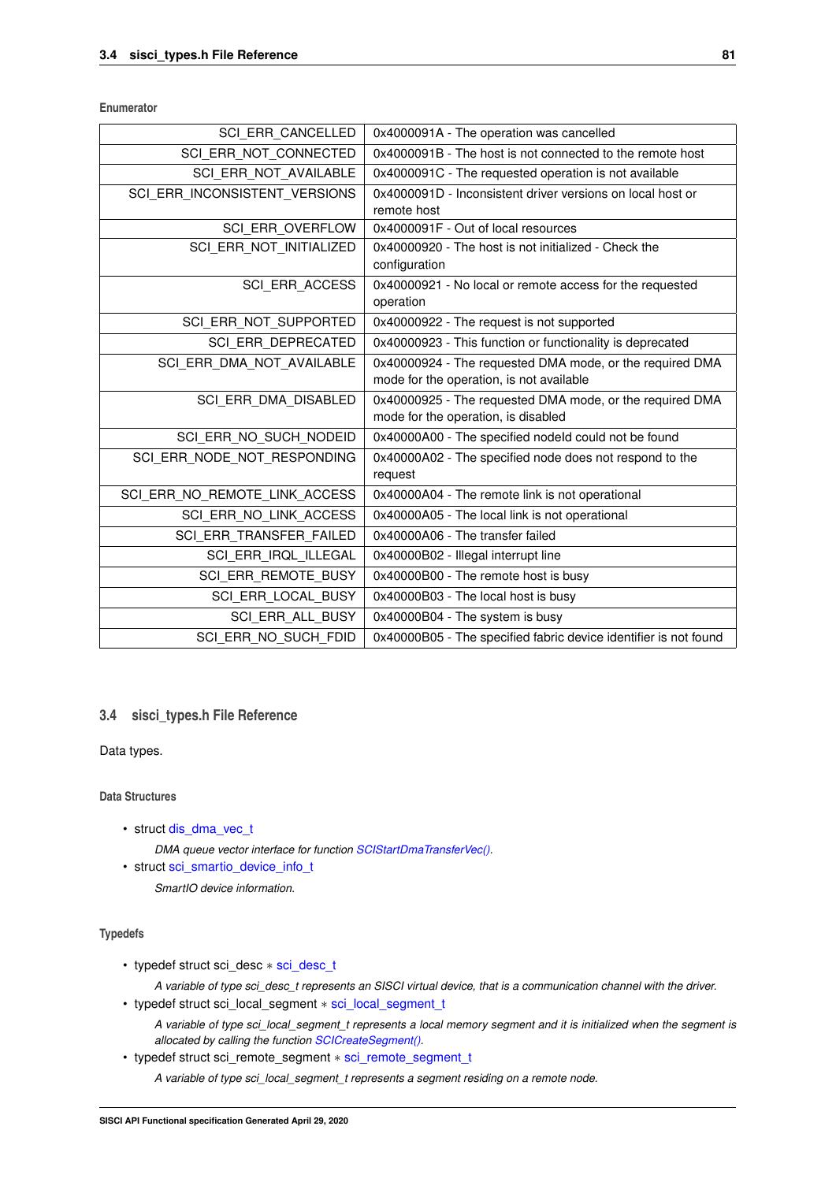**Enumerator**

| | |
|---|---|
| SCI_ERR_CANCELLED | 0x4000091A - The operation was cancelled |
| SCI_ERR_NOT_CONNECTED | 0x4000091B - The host is not connected to the remote host |
| SCI_ERR_NOT_AVAILABLE | 0x4000091C - The requested operation is not available |
| SCI_ERR_INCONSISTENT_VERSIONS | 0x4000091D - Inconsistent driver versions on local host or remote host |
| SCI_ERR_OVERFLOW | 0x4000091F - Out of local resources |
| SCI_ERR_NOT_INITIALIZED | 0x40000920 - The host is not initialized - Check the configuration |
| SCI_ERR_ACCESS | 0x40000921 - No local or remote access for the requested operation |
| SCI_ERR_NOT_SUPPORTED | 0x40000922 - The request is not supported |
| SCI_ERR_DEPRECATED | 0x40000923 - This function or functionality is deprecated |
| SCI_ERR_DMA_NOT_AVAILABLE | 0x40000924 - The requested DMA mode, or the required DMA mode for the operation, is not available |
| SCI_ERR_DMA_DISABLED | 0x40000925 - The requested DMA mode, or the required DMA mode for the operation, is disabled |
| SCI_ERR_NO_SUCH_NODEID | 0x40000A00 - The specified nodeId could not be found |
| SCI_ERR_NODE_NOT_RESPONDING | 0x40000A02 - The specified node does not respond to the request |
| SCI_ERR_NO_REMOTE_LINK_ACCESS | 0x40000A04 - The remote link is not operational |
| SCI_ERR_NO_LINK_ACCESS | 0x40000A05 - The local link is not operational |
| SCI_ERR_TRANSFER_FAILED | 0x40000A06 - The transfer failed |
| SCI_ERR_IRQL_ILLEGAL | 0x40000B02 - Illegal interrupt line |
| SCI_ERR_REMOTE_BUSY | 0x40000B00 - The remote host is busy |
| SCI_ERR_LOCAL_BUSY | 0x40000B03 - The local host is busy |
| SCI_ERR_ALL_BUSY | 0x40000B04 - The system is busy |
| SCI_ERR_NO_SUCH_FDID | 0x40000B05 - The specified fabric device identifier is not found |

## 3.4 sisci_types.h File Reference

Data types.

### Data Structures

- struct dis_dma_vec_t

  *DMA queue vector interface for function SCIStartDmaTransferVec().*
- struct sci_smartio_device_info_t

  *SmartIO device information.*

### Typedefs

- typedef struct sci_desc * sci_desc_t

  *A variable of type sci_desc_t represents an SISCI virtual device, that is a communication channel with the driver.*
- typedef struct sci_local_segment * sci_local_segment_t

  *A variable of type sci_local_segment_t represents a local memory segment and it is initialized when the segment is allocated by calling the function SCICreateSegment().*
- typedef struct sci_remote_segment * sci_remote_segment_t

  *A variable of type sci_local_segment_t represents a segment residing on a remote node.*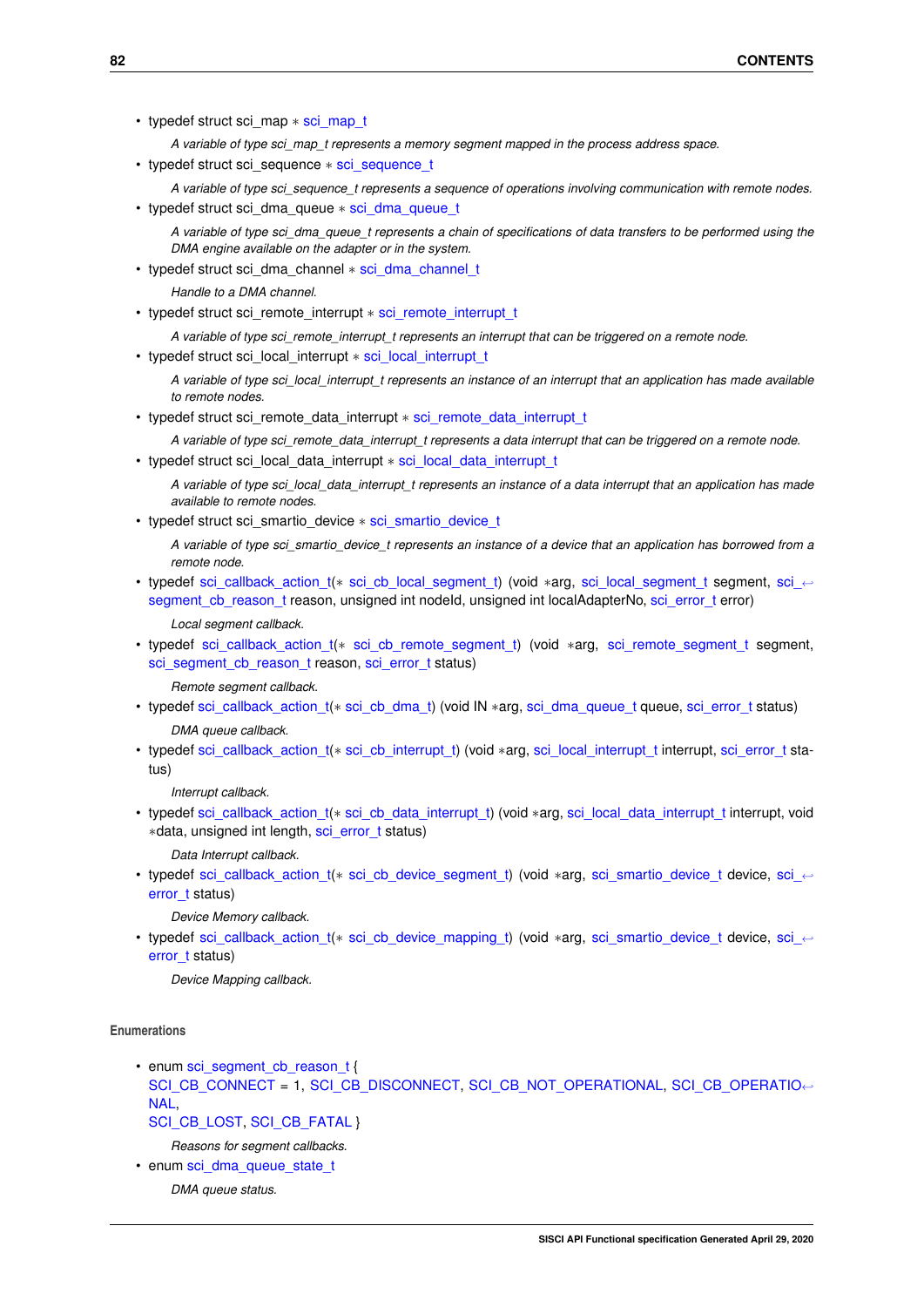- typedef struct sci_map * sci_map_t

  *A variable of type sci_map_t represents a memory segment mapped in the process address space.*
- typedef struct sci_sequence * sci_sequence_t

  *A variable of type sci_sequence_t represents a sequence of operations involving communication with remote nodes.*
- typedef struct sci_dma_queue * sci_dma_queue_t

  *A variable of type sci_dma_queue_t represents a chain of specifications of data transfers to be performed using the DMA engine available on the adapter or in the system.*
- typedef struct sci_dma_channel * sci_dma_channel_t

  *Handle to a DMA channel.*
- typedef struct sci_remote_interrupt * sci_remote_interrupt_t

  *A variable of type sci_remote_interrupt_t represents an interrupt that can be triggered on a remote node.*
- typedef struct sci_local_interrupt * sci_local_interrupt_t

  *A variable of type sci_local_interrupt_t represents an instance of an interrupt that an application has made available to remote nodes.*
- typedef struct sci_remote_data_interrupt * sci_remote_data_interrupt_t

  *A variable of type sci_remote_data_interrupt_t represents a data interrupt that can be triggered on a remote node.*
- typedef struct sci_local_data_interrupt * sci_local_data_interrupt_t

  *A variable of type sci_local_data_interrupt_t represents an instance of a data interrupt that an application has made available to remote nodes.*
- typedef struct sci_smartio_device * sci_smartio_device_t

  *A variable of type sci_smartio_device_t represents an instance of a device that an application has borrowed from a remote node.*
- typedef sci_callback_action_t(* sci_cb_local_segment_t) (void *arg, sci_local_segment_t segment, sci_segment_cb_reason_t reason, unsigned int nodeId, unsigned int localAdapterNo, sci_error_t error)

  *Local segment callback.*
- typedef sci_callback_action_t(* sci_cb_remote_segment_t) (void *arg, sci_remote_segment_t segment, sci_segment_cb_reason_t reason, sci_error_t status)

  *Remote segment callback.*
- typedef sci_callback_action_t(* sci_cb_dma_t) (void IN *arg, sci_dma_queue_t queue, sci_error_t status)

  *DMA queue callback.*
- typedef sci_callback_action_t(* sci_cb_interrupt_t) (void *arg, sci_local_interrupt_t interrupt, sci_error_t status)

  *Interrupt callback.*
- typedef sci_callback_action_t(* sci_cb_data_interrupt_t) (void *arg, sci_local_data_interrupt_t interrupt, void *data, unsigned int length, sci_error_t status)

  *Data Interrupt callback.*
- typedef sci_callback_action_t(* sci_cb_device_segment_t) (void *arg, sci_smartio_device_t device, sci_error_t status)

  *Device Memory callback.*
- typedef sci_callback_action_t(* sci_cb_device_mapping_t) (void *arg, sci_smartio_device_t device, sci_error_t status)

  *Device Mapping callback.*

#### Enumerations

- enum sci_segment_cb_reason_t {
  SCI_CB_CONNECT = 1, SCI_CB_DISCONNECT, SCI_CB_NOT_OPERATIONAL, SCI_CB_OPERATIONAL,
  SCI_CB_LOST, SCI_CB_FATAL }

  *Reasons for segment callbacks.*
- enum sci_dma_queue_state_t

  *DMA queue status.*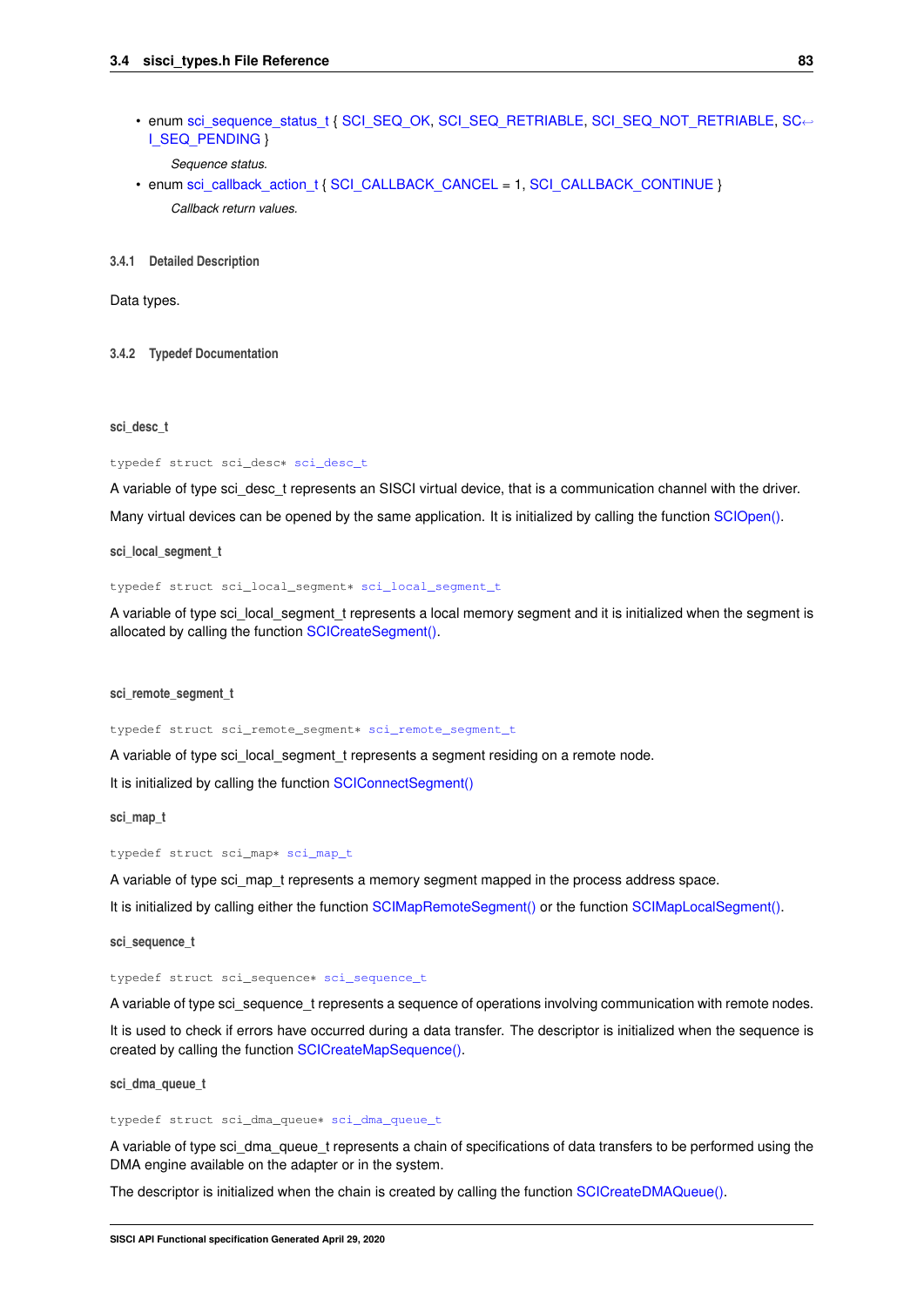- enum sci_sequence_status_t { SCI_SEQ_OK, SCI_SEQ_RETRIABLE, SCI_SEQ_NOT_RETRIABLE, SCI_SEQ_PENDING }

  *Sequence status.*
- enum sci_callback_action_t { SCI_CALLBACK_CANCEL = 1, SCI_CALLBACK_CONTINUE }

  *Callback return values.*

### 3.4.1 Detailed Description

Data types.

### 3.4.2 Typedef Documentation

#### sci_desc_t

```
typedef struct sci_desc* sci_desc_t
```

A variable of type sci_desc_t represents an SISCI virtual device, that is a communication channel with the driver.

Many virtual devices can be opened by the same application. It is initialized by calling the function SCIOpen().

#### sci_local_segment_t

```
typedef struct sci_local_segment* sci_local_segment_t
```

A variable of type sci_local_segment_t represents a local memory segment and it is initialized when the segment is allocated by calling the function SCICreateSegment().

#### sci_remote_segment_t

```
typedef struct sci_remote_segment* sci_remote_segment_t
```

A variable of type sci_local_segment_t represents a segment residing on a remote node.

It is initialized by calling the function SCIConnectSegment()

#### sci_map_t

```
typedef struct sci_map* sci_map_t
```

A variable of type sci_map_t represents a memory segment mapped in the process address space.

It is initialized by calling either the function SCIMapRemoteSegment() or the function SCIMapLocalSegment().

#### sci_sequence_t

```
typedef struct sci_sequence* sci_sequence_t
```

A variable of type sci_sequence_t represents a sequence of operations involving communication with remote nodes.

It is used to check if errors have occurred during a data transfer. The descriptor is initialized when the sequence is created by calling the function SCICreateMapSequence().

#### sci_dma_queue_t

```
typedef struct sci_dma_queue* sci_dma_queue_t
```

A variable of type sci_dma_queue_t represents a chain of specifications of data transfers to be performed using the DMA engine available on the adapter or in the system.

The descriptor is initialized when the chain is created by calling the function SCICreateDMAQueue().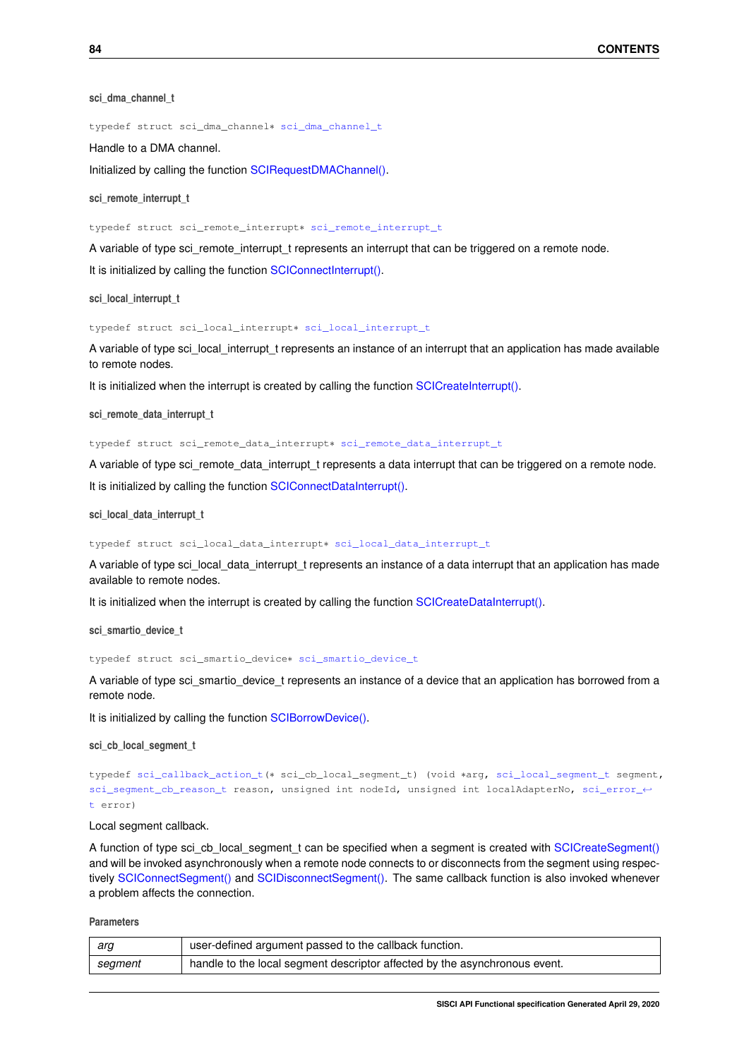#### sci_dma_channel_t

```
typedef struct sci_dma_channel* sci_dma_channel_t
```

Handle to a DMA channel.

Initialized by calling the function SCIRequestDMAChannel().

#### sci_remote_interrupt_t

```
typedef struct sci_remote_interrupt* sci_remote_interrupt_t
```

A variable of type sci_remote_interrupt_t represents an interrupt that can be triggered on a remote node.

It is initialized by calling the function SCIConnectInterrupt().

#### sci_local_interrupt_t

```
typedef struct sci_local_interrupt* sci_local_interrupt_t
```

A variable of type sci_local_interrupt_t represents an instance of an interrupt that an application has made available to remote nodes.

It is initialized when the interrupt is created by calling the function SCICreateInterrupt().

#### sci_remote_data_interrupt_t

```
typedef struct sci_remote_data_interrupt* sci_remote_data_interrupt_t
```

A variable of type sci_remote_data_interrupt_t represents a data interrupt that can be triggered on a remote node.

It is initialized by calling the function SCIConnectDataInterrupt().

#### sci_local_data_interrupt_t

```
typedef struct sci_local_data_interrupt* sci_local_data_interrupt_t
```

A variable of type sci_local_data_interrupt_t represents an instance of a data interrupt that an application has made available to remote nodes.

It is initialized when the interrupt is created by calling the function SCICreateDataInterrupt().

#### sci_smartio_device_t

```
typedef struct sci_smartio_device* sci_smartio_device_t
```

A variable of type sci_smartio_device_t represents an instance of a device that an application has borrowed from a remote node.

It is initialized by calling the function SCIBorrowDevice().

#### sci_cb_local_segment_t

```
typedef sci_callback_action_t(* sci_cb_local_segment_t) (void *arg, sci_local_segment_t segment,
sci_segment_cb_reason_t reason, unsigned int nodeId, unsigned int localAdapterNo, sci_error_t error)
```

Local segment callback.

A function of type sci_cb_local_segment_t can be specified when a segment is created with SCICreateSegment() and will be invoked asynchronously when a remote node connects to or disconnects from the segment using respectively SCIConnectSegment() and SCIDisconnectSegment(). The same callback function is also invoked whenever a problem affects the connection.

**Parameters**

| | |
|---|---|
| *arg* | user-defined argument passed to the callback function. |
| *segment* | handle to the local segment descriptor affected by the asynchronous event. |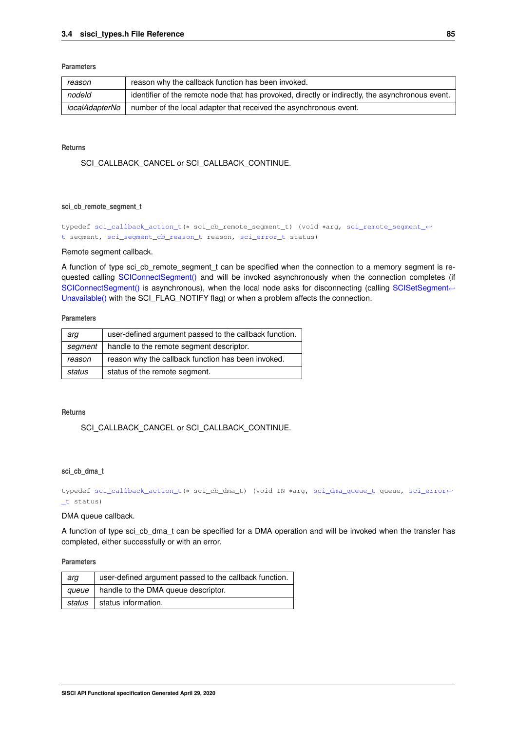**Parameters**

| | |
|---|---|
| *reason* | reason why the callback function has been invoked. |
| *nodeId* | identifier of the remote node that has provoked, directly or indirectly, the asynchronous event. |
| *localAdapterNo* | number of the local adapter that received the asynchronous event. |

**Returns**

SCI_CALLBACK_CANCEL or SCI_CALLBACK_CONTINUE.

#### sci_cb_remote_segment_t

```
typedef sci_callback_action_t(* sci_cb_remote_segment_t) (void *arg, sci_remote_segment_t segment, sci_segment_cb_reason_t reason, sci_error_t status)
```

Remote segment callback.

A function of type sci_cb_remote_segment_t can be specified when the connection to a memory segment is requested calling SCIConnectSegment() and will be invoked asynchronously when the connection completes (if SCIConnectSegment() is asynchronous), when the local node asks for disconnecting (calling SCISetSegmentUnavailable() with the SCI_FLAG_NOTIFY flag) or when a problem affects the connection.

**Parameters**

| | |
|---|---|
| *arg* | user-defined argument passed to the callback function. |
| *segment* | handle to the remote segment descriptor. |
| *reason* | reason why the callback function has been invoked. |
| *status* | status of the remote segment. |

**Returns**

SCI_CALLBACK_CANCEL or SCI_CALLBACK_CONTINUE.

#### sci_cb_dma_t

```
typedef sci_callback_action_t(* sci_cb_dma_t) (void IN *arg, sci_dma_queue_t queue, sci_error_t status)
```

DMA queue callback.

A function of type sci_cb_dma_t can be specified for a DMA operation and will be invoked when the transfer has completed, either successfully or with an error.

**Parameters**

| | |
|---|---|
| *arg* | user-defined argument passed to the callback function. |
| *queue* | handle to the DMA queue descriptor. |
| *status* | status information. |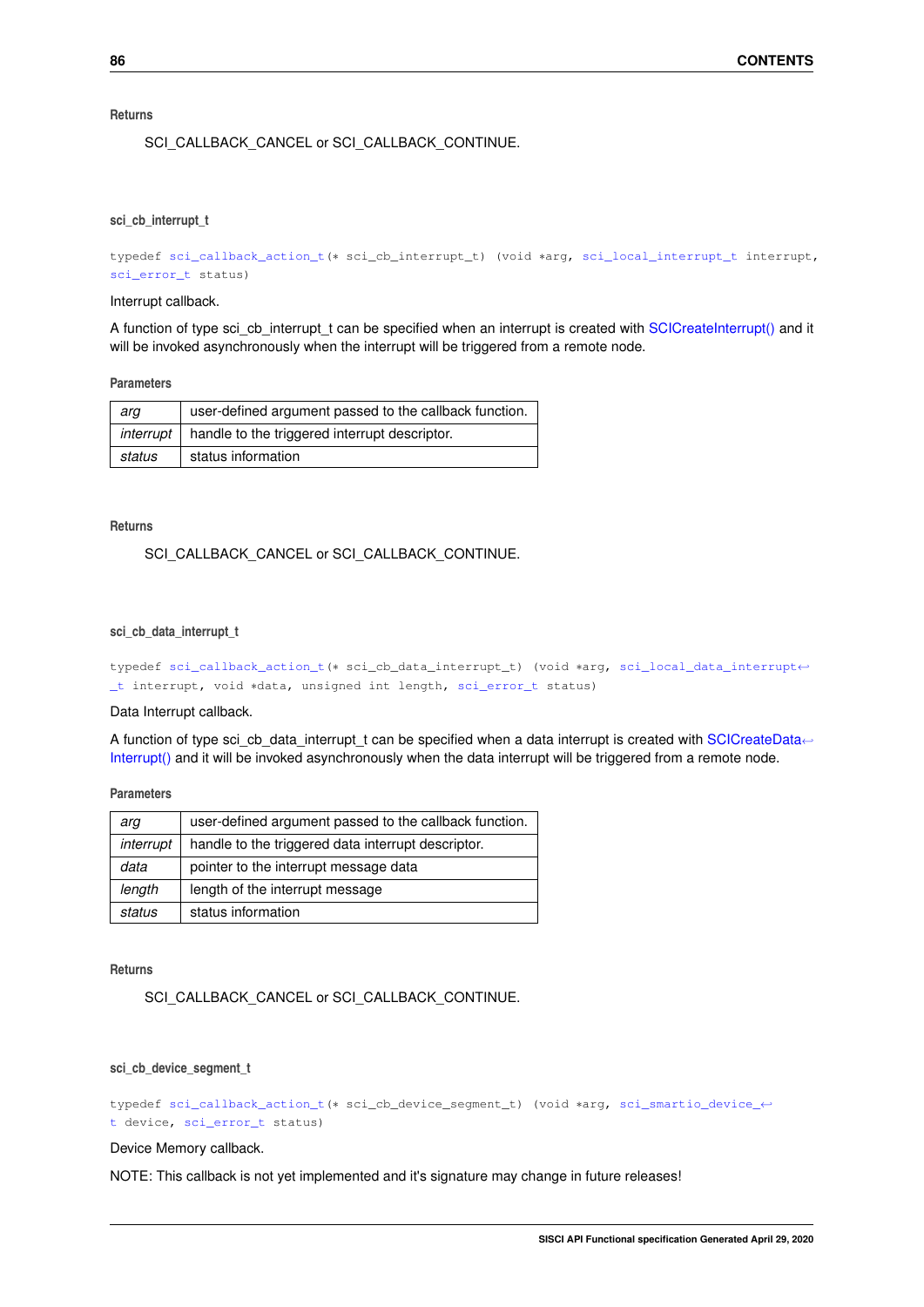**Returns**

SCI_CALLBACK_CANCEL or SCI_CALLBACK_CONTINUE.

#### sci_cb_interrupt_t

```
typedef sci_callback_action_t(* sci_cb_interrupt_t) (void *arg, sci_local_interrupt_t interrupt,
sci_error_t status)
```

Interrupt callback.

A function of type sci_cb_interrupt_t can be specified when an interrupt is created with SCICreateInterrupt() and it will be invoked asynchronously when the interrupt will be triggered from a remote node.

**Parameters**

| | |
|---|---|
| *arg* | user-defined argument passed to the callback function. |
| *interrupt* | handle to the triggered interrupt descriptor. |
| *status* | status information |

**Returns**

SCI_CALLBACK_CANCEL or SCI_CALLBACK_CONTINUE.

#### sci_cb_data_interrupt_t

```
typedef sci_callback_action_t(* sci_cb_data_interrupt_t) (void *arg, sci_local_data_interrupt_t interrupt, void *data, unsigned int length, sci_error_t status)
```

Data Interrupt callback.

A function of type sci_cb_data_interrupt_t can be specified when a data interrupt is created with SCICreateDataInterrupt() and it will be invoked asynchronously when the data interrupt will be triggered from a remote node.

**Parameters**

| | |
|---|---|
| *arg* | user-defined argument passed to the callback function. |
| *interrupt* | handle to the triggered data interrupt descriptor. |
| *data* | pointer to the interrupt message data |
| *length* | length of the interrupt message |
| *status* | status information |

**Returns**

SCI_CALLBACK_CANCEL or SCI_CALLBACK_CONTINUE.

#### sci_cb_device_segment_t

```
typedef sci_callback_action_t(* sci_cb_device_segment_t) (void *arg, sci_smartio_device_t device, sci_error_t status)
```

Device Memory callback.

NOTE: This callback is not yet implemented and it's signature may change in future releases!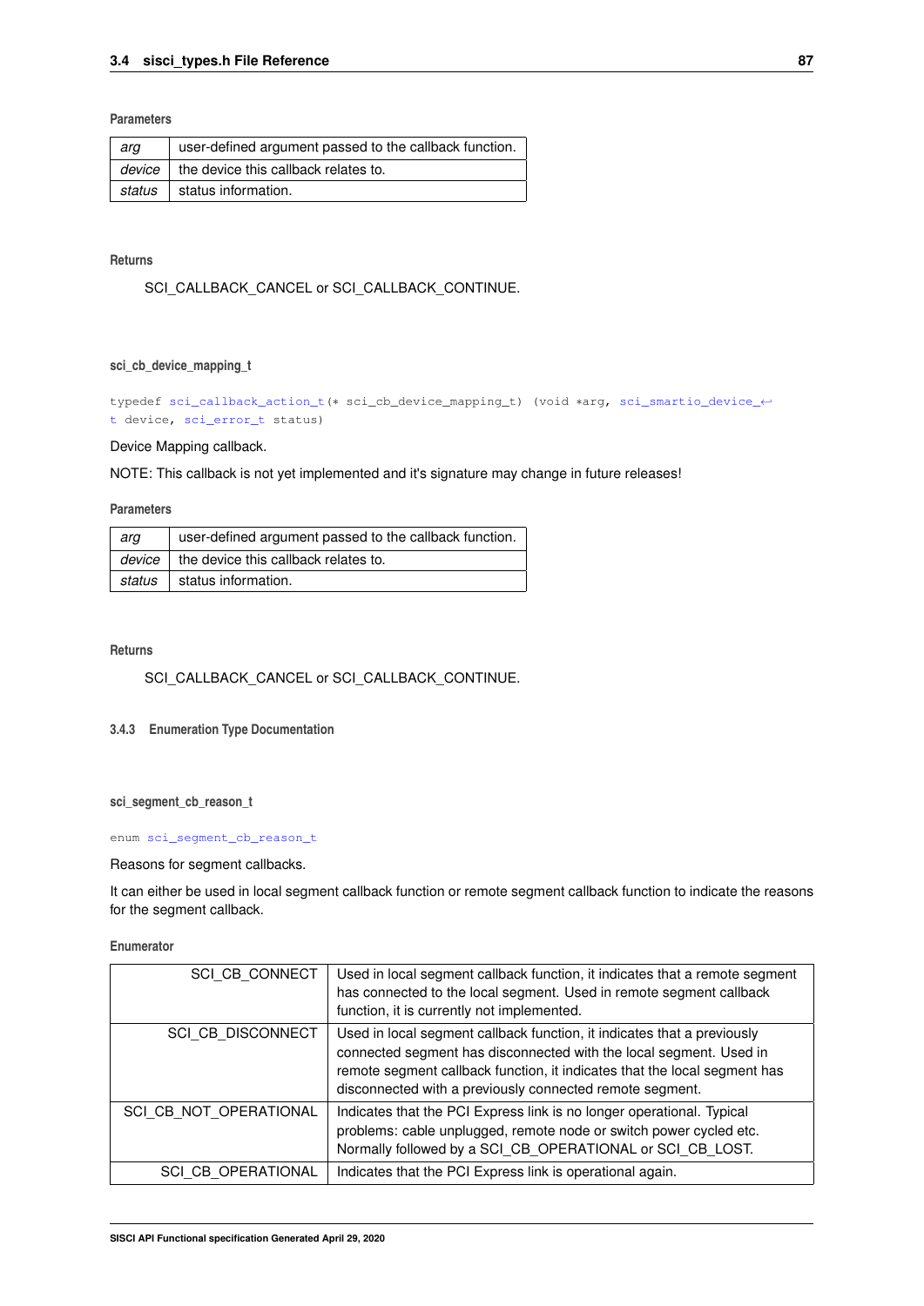**Parameters**

| arg | user-defined argument passed to the callback function. |
|---|---|
| device | the device this callback relates to. |
| status | status information. |

**Returns**

SCI_CALLBACK_CANCEL or SCI_CALLBACK_CONTINUE.

#### sci_cb_device_mapping_t

```
typedef sci_callback_action_t(* sci_cb_device_mapping_t) (void *arg, sci_smartio_device_t device, sci_error_t status)
```

Device Mapping callback.

NOTE: This callback is not yet implemented and it's signature may change in future releases!

**Parameters**

| arg | user-defined argument passed to the callback function. |
|---|---|
| device | the device this callback relates to. |
| status | status information. |

**Returns**

SCI_CALLBACK_CANCEL or SCI_CALLBACK_CONTINUE.

### 3.4.3 Enumeration Type Documentation

#### sci_segment_cb_reason_t

```
enum sci_segment_cb_reason_t
```

Reasons for segment callbacks.

It can either be used in local segment callback function or remote segment callback function to indicate the reasons for the segment callback.

**Enumerator**

| SCI_CB_CONNECT | Used in local segment callback function, it indicates that a remote segment has connected to the local segment. Used in remote segment callback function, it is currently not implemented. |
|---|---|
| SCI_CB_DISCONNECT | Used in local segment callback function, it indicates that a previously connected segment has disconnected with the local segment. Used in remote segment callback function, it indicates that the local segment has disconnected with a previously connected remote segment. |
| SCI_CB_NOT_OPERATIONAL | Indicates that the PCI Express link is no longer operational. Typical problems: cable unplugged, remote node or switch power cycled etc. Normally followed by a SCI_CB_OPERATIONAL or SCI_CB_LOST. |
| SCI_CB_OPERATIONAL | Indicates that the PCI Express link is operational again. |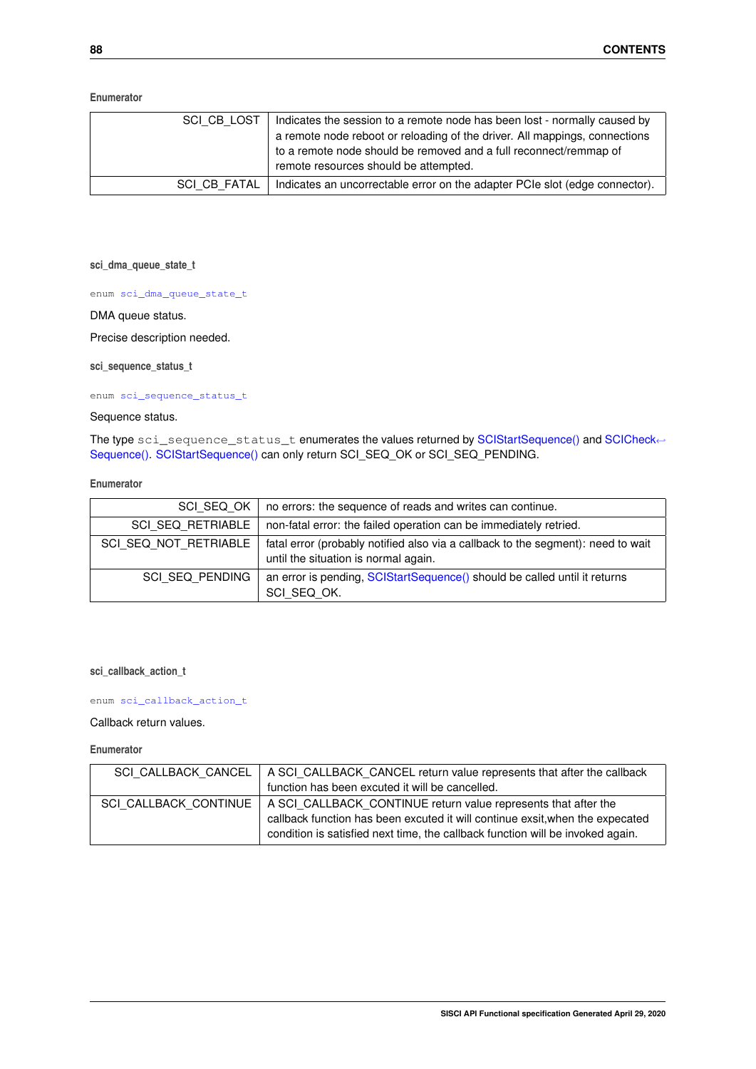**Enumerator**

| | |
|---|---|
| SCI_CB_LOST | Indicates the session to a remote node has been lost - normally caused by a remote node reboot or reloading of the driver. All mappings, connections to a remote node should be removed and a full reconnect/remmap of remote resources should be attempted. |
| SCI_CB_FATAL | Indicates an uncorrectable error on the adapter PCIe slot (edge connector). |

#### sci_dma_queue_state_t

```
enum sci_dma_queue_state_t
```

DMA queue status.

Precise description needed.

#### sci_sequence_status_t

```
enum sci_sequence_status_t
```

Sequence status.

The type `sci_sequence_status_t` enumerates the values returned by SCIStartSequence() and SCICheckSequence(). SCIStartSequence() can only return SCI_SEQ_OK or SCI_SEQ_PENDING.

**Enumerator**

| | |
|---|---|
| SCI_SEQ_OK | no errors: the sequence of reads and writes can continue. |
| SCI_SEQ_RETRIABLE | non-fatal error: the failed operation can be immediately retried. |
| SCI_SEQ_NOT_RETRIABLE | fatal error (probably notified also via a callback to the segment): need to wait until the situation is normal again. |
| SCI_SEQ_PENDING | an error is pending, SCIStartSequence() should be called until it returns SCI_SEQ_OK. |

#### sci_callback_action_t

```
enum sci_callback_action_t
```

Callback return values.

**Enumerator**

| | |
|---|---|
| SCI_CALLBACK_CANCEL | A SCI_CALLBACK_CANCEL return value represents that after the callback function has been excuted it will be cancelled. |
| SCI_CALLBACK_CONTINUE | A SCI_CALLBACK_CONTINUE return value represents that after the callback function has been excuted it will continue exsit,when the expecated condition is satisfied next time, the callback function will be invoked again. |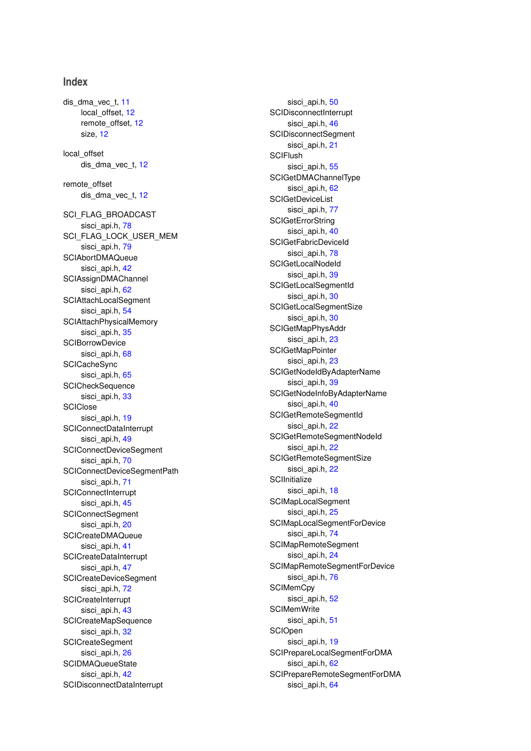# Index

dis_dma_vec_t, 11
- local_offset, 12
- remote_offset, 12
- size, 12

local_offset
- dis_dma_vec_t, 12

remote_offset
- dis_dma_vec_t, 12

SCI_FLAG_BROADCAST
- sisci_api.h, 78

SCI_FLAG_LOCK_USER_MEM
- sisci_api.h, 79

SCIAbortDMAQueue
- sisci_api.h, 42

SCIAssignDMAChannel
- sisci_api.h, 62

SCIAttachLocalSegment
- sisci_api.h, 54

SCIAttachPhysicalMemory
- sisci_api.h, 35

SCIBorrowDevice
- sisci_api.h, 68

SCICacheSync
- sisci_api.h, 65

SCICheckSequence
- sisci_api.h, 33

SCIClose
- sisci_api.h, 19

SCIConnectDataInterrupt
- sisci_api.h, 49

SCIConnectDeviceSegment
- sisci_api.h, 70

SCIConnectDeviceSegmentPath
- sisci_api.h, 71

SCIConnectInterrupt
- sisci_api.h, 45

SCIConnectSegment
- sisci_api.h, 20

SCICreateDMAQueue
- sisci_api.h, 41

SCICreateDataInterrupt
- sisci_api.h, 47

SCICreateDeviceSegment
- sisci_api.h, 72

SCICreateInterrupt
- sisci_api.h, 43

SCICreateMapSequence
- sisci_api.h, 32

SCICreateSegment
- sisci_api.h, 26

SCIDMAQueueState
- sisci_api.h, 42

SCIDisconnectDataInterrupt
- sisci_api.h, 50

SCIDisconnectInterrupt
- sisci_api.h, 46

SCIDisconnectSegment
- sisci_api.h, 21

SCIFlush
- sisci_api.h, 55

SCIGetDMAChannelType
- sisci_api.h, 62

SCIGetDeviceList
- sisci_api.h, 77

SCIGetErrorString
- sisci_api.h, 40

SCIGetFabricDeviceId
- sisci_api.h, 78

SCIGetLocalNodeId
- sisci_api.h, 39

SCIGetLocalSegmentId
- sisci_api.h, 30

SCIGetLocalSegmentSize
- sisci_api.h, 30

SCIGetMapPhysAddr
- sisci_api.h, 23

SCIGetMapPointer
- sisci_api.h, 23

SCIGetNodeIdByAdapterName
- sisci_api.h, 39

SCIGetNodeInfoByAdapterName
- sisci_api.h, 40

SCIGetRemoteSegmentId
- sisci_api.h, 22

SCIGetRemoteSegmentNodeId
- sisci_api.h, 22

SCIGetRemoteSegmentSize
- sisci_api.h, 22

SCIInitialize
- sisci_api.h, 18

SCIMapLocalSegment
- sisci_api.h, 25

SCIMapLocalSegmentForDevice
- sisci_api.h, 74

SCIMapRemoteSegment
- sisci_api.h, 24

SCIMapRemoteSegmentForDevice
- sisci_api.h, 76

SCIMemCpy
- sisci_api.h, 52

SCIMemWrite
- sisci_api.h, 51

SCIOpen
- sisci_api.h, 19

SCIPrepareLocalSegmentForDMA
- sisci_api.h, 62

SCIPrepareRemoteSegmentForDMA
- sisci_api.h, 64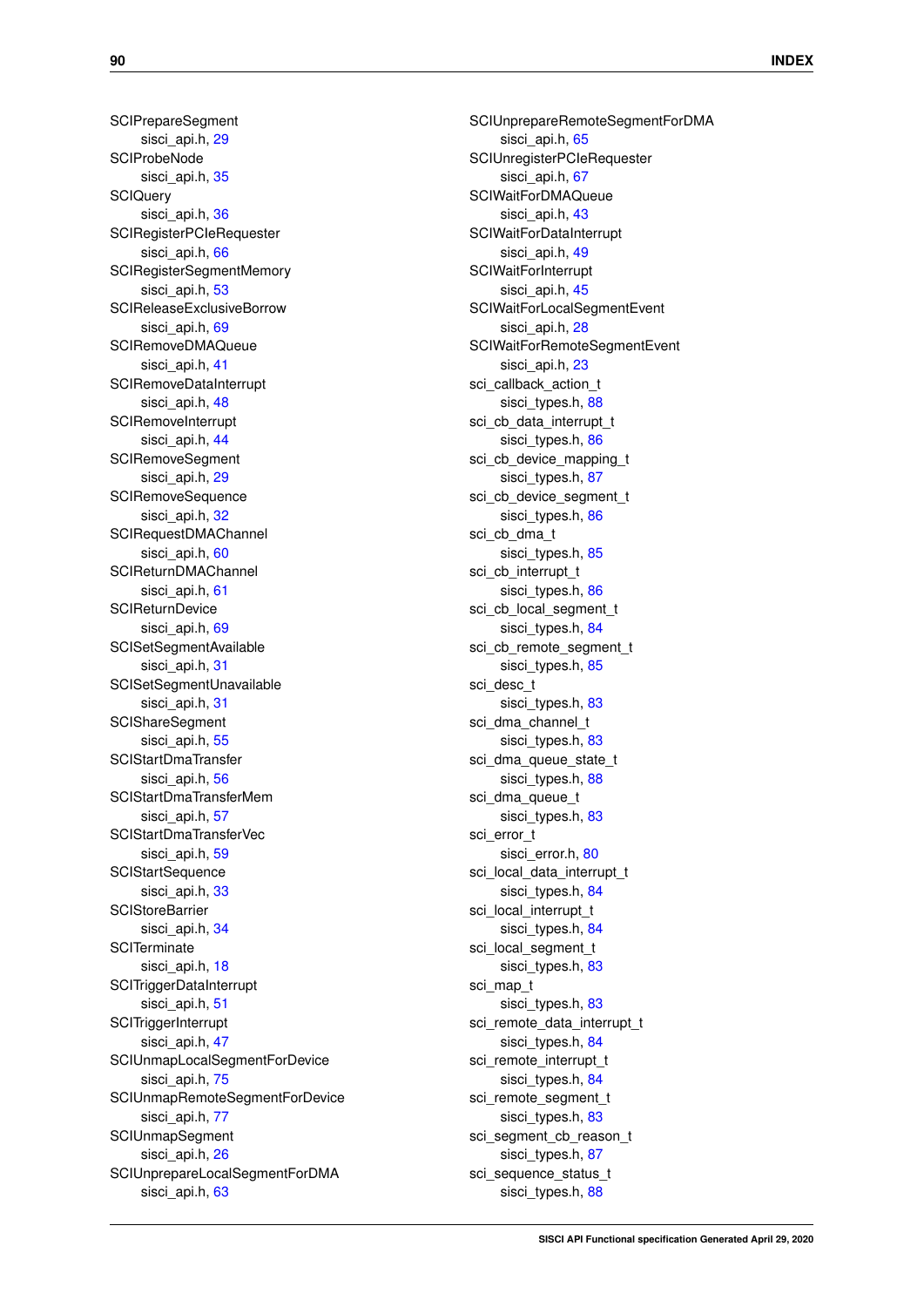SCIPrepareSegment
    sisci_api.h, 29
SCIProbeNode
    sisci_api.h, 35
SCIQuery
    sisci_api.h, 36
SCIRegisterPCIeRequester
    sisci_api.h, 66
SCIRegisterSegmentMemory
    sisci_api.h, 53
SCIReleaseExclusiveBorrow
    sisci_api.h, 69
SCIRemoveDMAQueue
    sisci_api.h, 41
SCIRemoveDataInterrupt
    sisci_api.h, 48
SCIRemoveInterrupt
    sisci_api.h, 44
SCIRemoveSegment
    sisci_api.h, 29
SCIRemoveSequence
    sisci_api.h, 32
SCIRequestDMAChannel
    sisci_api.h, 60
SCIReturnDMAChannel
    sisci_api.h, 61
SCIReturnDevice
    sisci_api.h, 69
SCISetSegmentAvailable
    sisci_api.h, 31
SCISetSegmentUnavailable
    sisci_api.h, 31
SCIShareSegment
    sisci_api.h, 55
SCIStartDmaTransfer
    sisci_api.h, 56
SCIStartDmaTransferMem
    sisci_api.h, 57
SCIStartDmaTransferVec
    sisci_api.h, 59
SCIStartSequence
    sisci_api.h, 33
SCIStoreBarrier
    sisci_api.h, 34
SCITerminate
    sisci_api.h, 18
SCITriggerDataInterrupt
    sisci_api.h, 51
SCITriggerInterrupt
    sisci_api.h, 47
SCIUnmapLocalSegmentForDevice
    sisci_api.h, 75
SCIUnmapRemoteSegmentForDevice
    sisci_api.h, 77
SCIUnmapSegment
    sisci_api.h, 26
SCIUnprepareLocalSegmentForDMA
    sisci_api.h, 63
SCIUnprepareRemoteSegmentForDMA
    sisci_api.h, 65
SCIUnregisterPCIeRequester
    sisci_api.h, 67
SCIWaitForDMAQueue
    sisci_api.h, 43
SCIWaitForDataInterrupt
    sisci_api.h, 49
SCIWaitForInterrupt
    sisci_api.h, 45
SCIWaitForLocalSegmentEvent
    sisci_api.h, 28
SCIWaitForRemoteSegmentEvent
    sisci_api.h, 23
sci_callback_action_t
    sisci_types.h, 88
sci_cb_data_interrupt_t
    sisci_types.h, 86
sci_cb_device_mapping_t
    sisci_types.h, 87
sci_cb_device_segment_t
    sisci_types.h, 86
sci_cb_dma_t
    sisci_types.h, 85
sci_cb_interrupt_t
    sisci_types.h, 86
sci_cb_local_segment_t
    sisci_types.h, 84
sci_cb_remote_segment_t
    sisci_types.h, 85
sci_desc_t
    sisci_types.h, 83
sci_dma_channel_t
    sisci_types.h, 83
sci_dma_queue_state_t
    sisci_types.h, 88
sci_dma_queue_t
    sisci_types.h, 83
sci_error_t
    sisci_error.h, 80
sci_local_data_interrupt_t
    sisci_types.h, 84
sci_local_interrupt_t
    sisci_types.h, 84
sci_local_segment_t
    sisci_types.h, 83
sci_map_t
    sisci_types.h, 83
sci_remote_data_interrupt_t
    sisci_types.h, 84
sci_remote_interrupt_t
    sisci_types.h, 84
sci_remote_segment_t
    sisci_types.h, 83
sci_segment_cb_reason_t
    sisci_types.h, 87
sci_sequence_status_t
    sisci_types.h, 88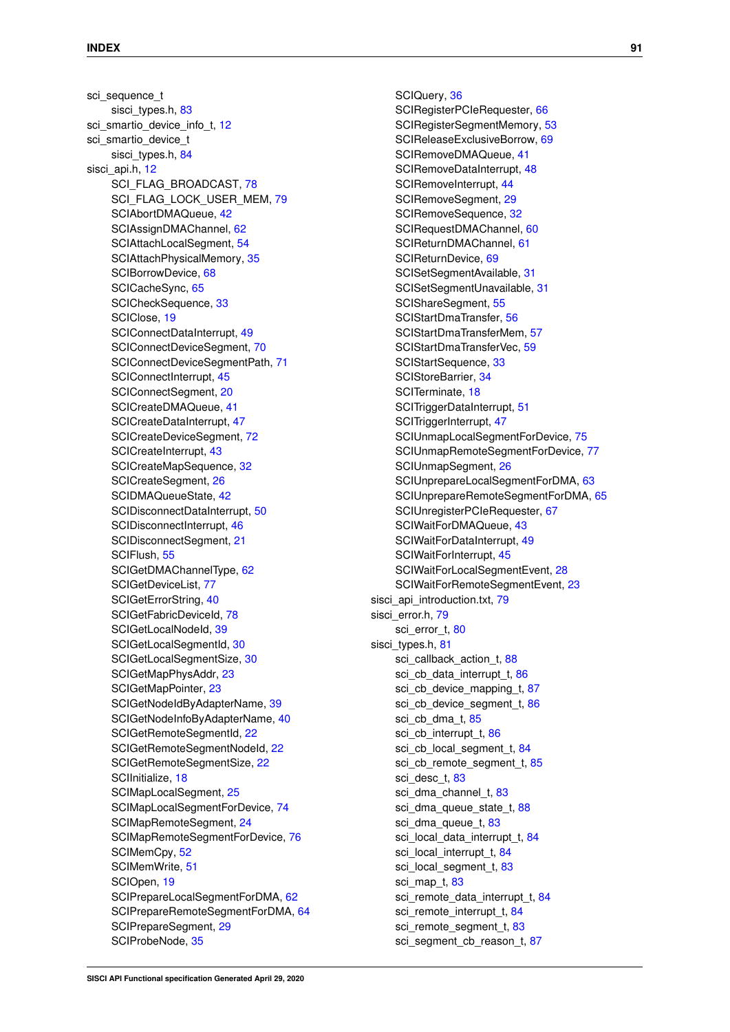sci_sequence_t
- sisci_types.h, 83

sci_smartio_device_info_t, 12

sci_smartio_device_t
- sisci_types.h, 84

sisci_api.h, 12
- SCI_FLAG_BROADCAST, 78
- SCI_FLAG_LOCK_USER_MEM, 79
- SCIAbortDMAQueue, 42
- SCIAssignDMAChannel, 62
- SCIAttachLocalSegment, 54
- SCIAttachPhysicalMemory, 35
- SCIBorrowDevice, 68
- SCICacheSync, 65
- SCICheckSequence, 33
- SCIClose, 19
- SCIConnectDataInterrupt, 49
- SCIConnectDeviceSegment, 70
- SCIConnectDeviceSegmentPath, 71
- SCIConnectInterrupt, 45
- SCIConnectSegment, 20
- SCICreateDMAQueue, 41
- SCICreateDataInterrupt, 47
- SCICreateDeviceSegment, 72
- SCICreateInterrupt, 43
- SCICreateMapSequence, 32
- SCICreateSegment, 26
- SCIDMAQueueState, 42
- SCIDisconnectDataInterrupt, 50
- SCIDisconnectInterrupt, 46
- SCIDisconnectSegment, 21
- SCIFlush, 55
- SCIGetDMAChannelType, 62
- SCIGetDeviceList, 77
- SCIGetErrorString, 40
- SCIGetFabricDeviceId, 78
- SCIGetLocalNodeId, 39
- SCIGetLocalSegmentId, 30
- SCIGetLocalSegmentSize, 30
- SCIGetMapPhysAddr, 23
- SCIGetMapPointer, 23
- SCIGetNodeIdByAdapterName, 39
- SCIGetNodeInfoByAdapterName, 40
- SCIGetRemoteSegmentId, 22
- SCIGetRemoteSegmentNodeId, 22
- SCIGetRemoteSegmentSize, 22
- SCIInitialize, 18
- SCIMapLocalSegment, 25
- SCIMapLocalSegmentForDevice, 74
- SCIMapRemoteSegment, 24
- SCIMapRemoteSegmentForDevice, 76
- SCIMemCpy, 52
- SCIMemWrite, 51
- SCIOpen, 19
- SCIPrepareLocalSegmentForDMA, 62
- SCIPrepareRemoteSegmentForDMA, 64
- SCIPrepareSegment, 29
- SCIProbeNode, 35
- SCIQuery, 36
- SCIRegisterPCIeRequester, 66
- SCIRegisterSegmentMemory, 53
- SCIReleaseExclusiveBorrow, 69
- SCIRemoveDMAQueue, 41
- SCIRemoveDataInterrupt, 48
- SCIRemoveInterrupt, 44
- SCIRemoveSegment, 29
- SCIRemoveSequence, 32
- SCIRequestDMAChannel, 60
- SCIReturnDMAChannel, 61
- SCIReturnDevice, 69
- SCISetSegmentAvailable, 31
- SCISetSegmentUnavailable, 31
- SCIShareSegment, 55
- SCIStartDmaTransfer, 56
- SCIStartDmaTransferMem, 57
- SCIStartDmaTransferVec, 59
- SCIStartSequence, 33
- SCIStoreBarrier, 34
- SCITerminate, 18
- SCITriggerDataInterrupt, 51
- SCITriggerInterrupt, 47
- SCIUnmapLocalSegmentForDevice, 75
- SCIUnmapRemoteSegmentForDevice, 77
- SCIUnmapSegment, 26
- SCIUnprepareLocalSegmentForDMA, 63
- SCIUnprepareRemoteSegmentForDMA, 65
- SCIUnregisterPCIeRequester, 67
- SCIWaitForDMAQueue, 43
- SCIWaitForDataInterrupt, 49
- SCIWaitForInterrupt, 45
- SCIWaitForLocalSegmentEvent, 28
- SCIWaitForRemoteSegmentEvent, 23

sisci_api_introduction.txt, 79

sisci_error.h, 79
- sci_error_t, 80

sisci_types.h, 81
- sci_callback_action_t, 88
- sci_cb_data_interrupt_t, 86
- sci_cb_device_mapping_t, 87
- sci_cb_device_segment_t, 86
- sci_cb_dma_t, 85
- sci_cb_interrupt_t, 86
- sci_cb_local_segment_t, 84
- sci_cb_remote_segment_t, 85
- sci_desc_t, 83
- sci_dma_channel_t, 83
- sci_dma_queue_state_t, 88
- sci_dma_queue_t, 83
- sci_local_data_interrupt_t, 84
- sci_local_interrupt_t, 84
- sci_local_segment_t, 83
- sci_map_t, 83
- sci_remote_data_interrupt_t, 84
- sci_remote_interrupt_t, 84
- sci_remote_segment_t, 83
- sci_segment_cb_reason_t, 87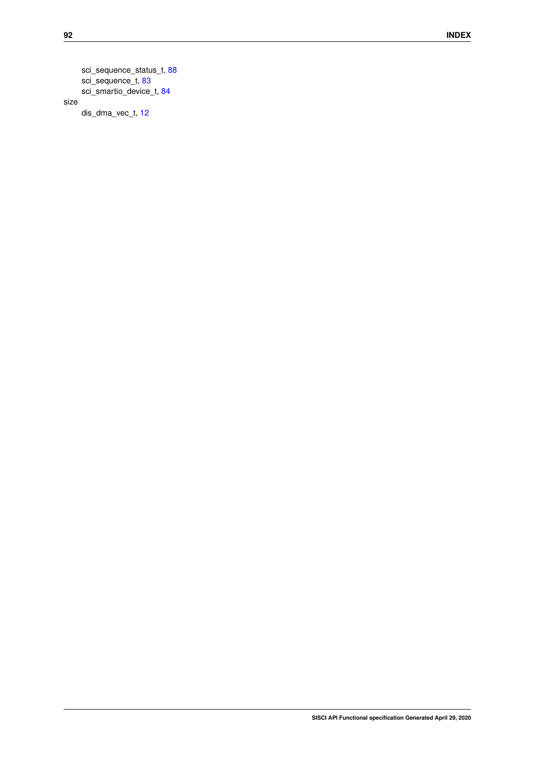sci_sequence_status_t, 88
sci_sequence_t, 83
sci_smartio_device_t, 84

size

dis_dma_vec_t, 12